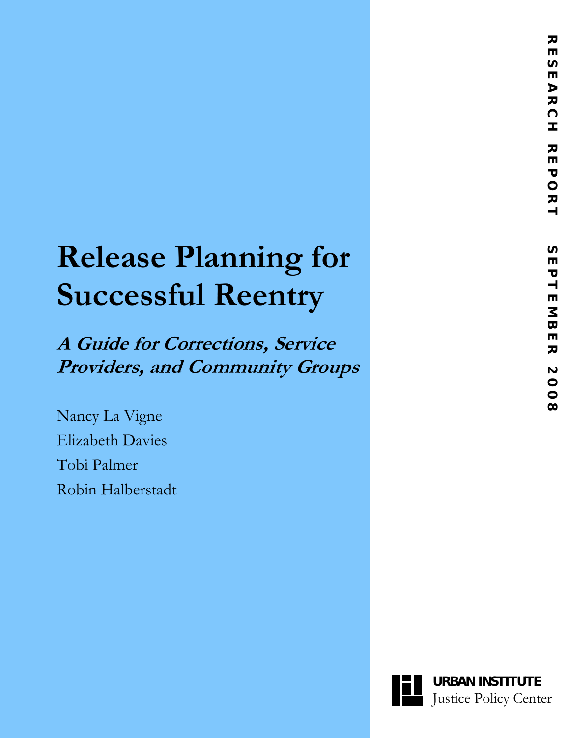# Release Planning for Successful Reentry

## *A Guide for Corrections, Service Providers, and Community Groups*

Nancy La Vigne

Elizabeth Davies

Tobi Palmer

Robin Halberstadt

RESEARCH REPORT SEPTEMBER 2008

**URBAN INSTITUTE**
Justice Policy Center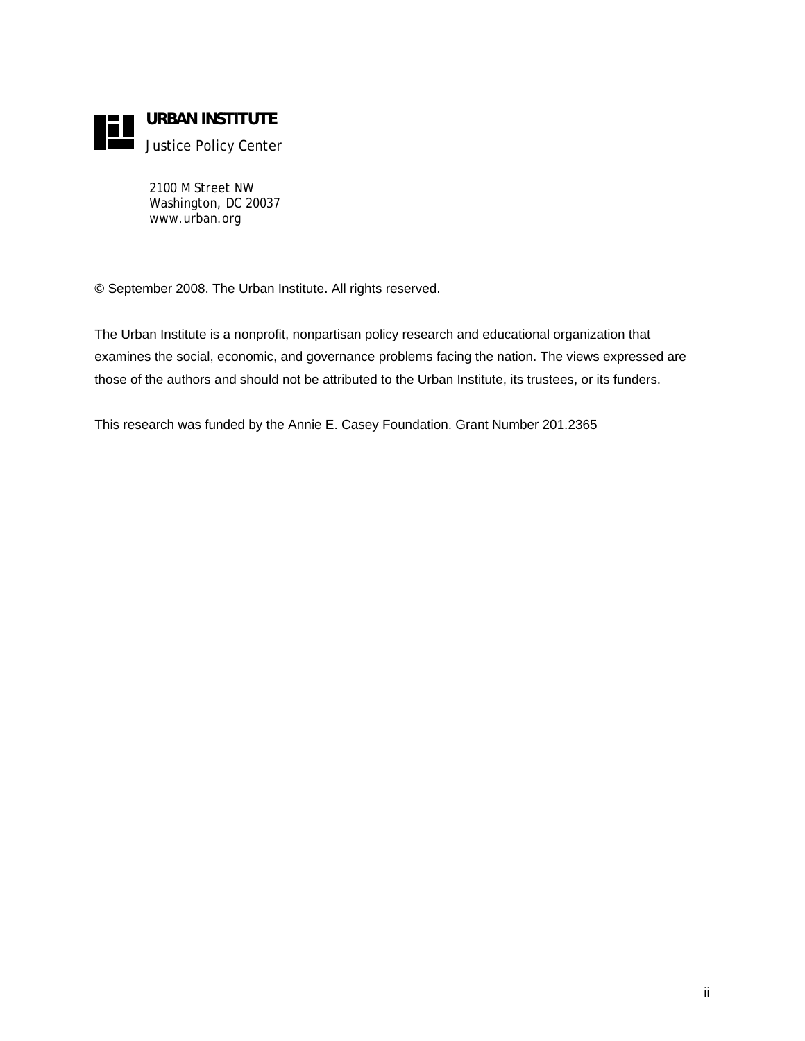**URBAN INSTITUTE**

*Justice Policy Center*

2100 M Street NW
Washington, DC 20037
www.urban.org

© September 2008. The Urban Institute. All rights reserved.

The Urban Institute is a nonprofit, nonpartisan policy research and educational organization that examines the social, economic, and governance problems facing the nation. The views expressed are those of the authors and should not be attributed to the Urban Institute, its trustees, or its funders.

This research was funded by the Annie E. Casey Foundation. Grant Number 201.2365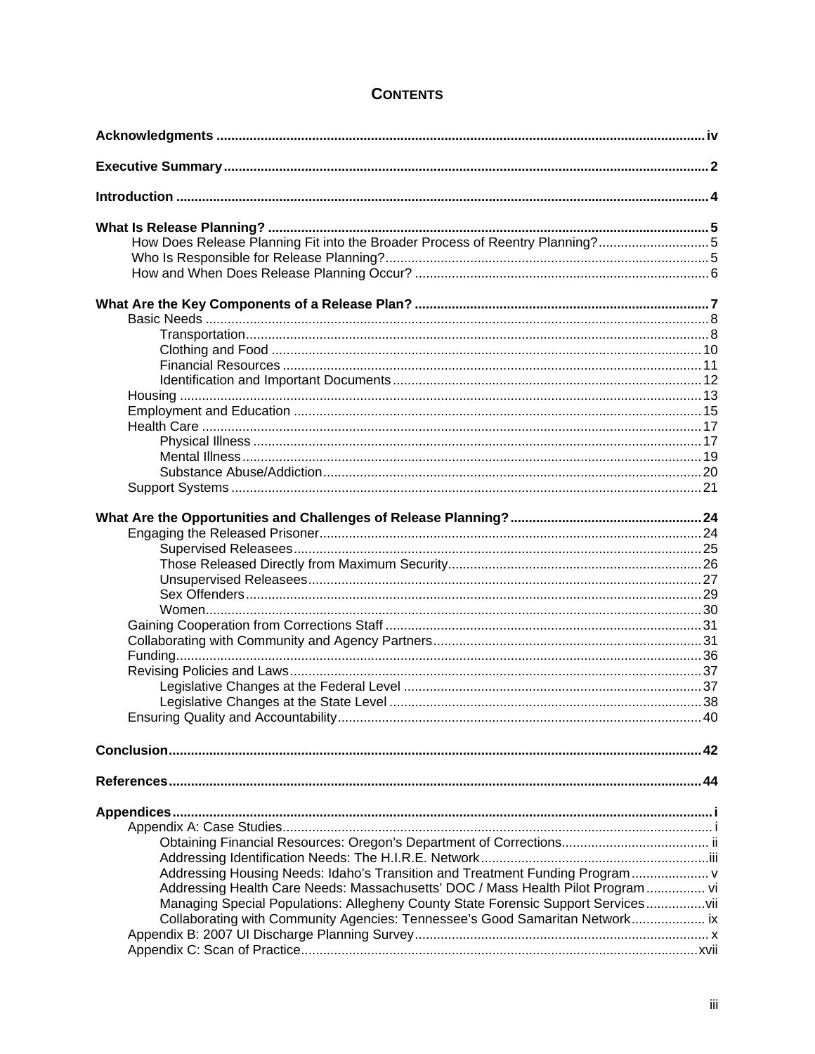# Contents

**Acknowledgments** ..... iv

**Executive Summary** ..... 2

**Introduction** ..... 4

**What Is Release Planning?** ..... 5
- How Does Release Planning Fit into the Broader Process of Reentry Planning? ..... 5
- Who Is Responsible for Release Planning? ..... 5
- How and When Does Release Planning Occur? ..... 6

**What Are the Key Components of a Release Plan?** ..... 7
- Basic Needs ..... 8
  - Transportation ..... 8
  - Clothing and Food ..... 10
  - Financial Resources ..... 11
  - Identification and Important Documents ..... 12
- Housing ..... 13
- Employment and Education ..... 15
- Health Care ..... 17
  - Physical Illness ..... 17
  - Mental Illness ..... 19
  - Substance Abuse/Addiction ..... 20
- Support Systems ..... 21

**What Are the Opportunities and Challenges of Release Planning?** ..... 24
- Engaging the Released Prisoner ..... 24
  - Supervised Releasees ..... 25
  - Those Released Directly from Maximum Security ..... 26
  - Unsupervised Releasees ..... 27
  - Sex Offenders ..... 29
  - Women ..... 30
- Gaining Cooperation from Corrections Staff ..... 31
- Collaborating with Community and Agency Partners ..... 31
- Funding ..... 36
- Revising Policies and Laws ..... 37
  - Legislative Changes at the Federal Level ..... 37
  - Legislative Changes at the State Level ..... 38
- Ensuring Quality and Accountability ..... 40

**Conclusion** ..... 42

**References** ..... 44

**Appendices** ..... i
- Appendix A: Case Studies ..... i
  - Obtaining Financial Resources: Oregon's Department of Corrections ..... ii
  - Addressing Identification Needs: The H.I.R.E. Network ..... iii
  - Addressing Housing Needs: Idaho's Transition and Treatment Funding Program ..... v
  - Addressing Health Care Needs: Massachusetts' DOC / Mass Health Pilot Program ..... vi
  - Managing Special Populations: Allegheny County State Forensic Support Services ..... vii
  - Collaborating with Community Agencies: Tennessee's Good Samaritan Network ..... ix
- Appendix B: 2007 UI Discharge Planning Survey ..... x
- Appendix C: Scan of Practice ..... xvii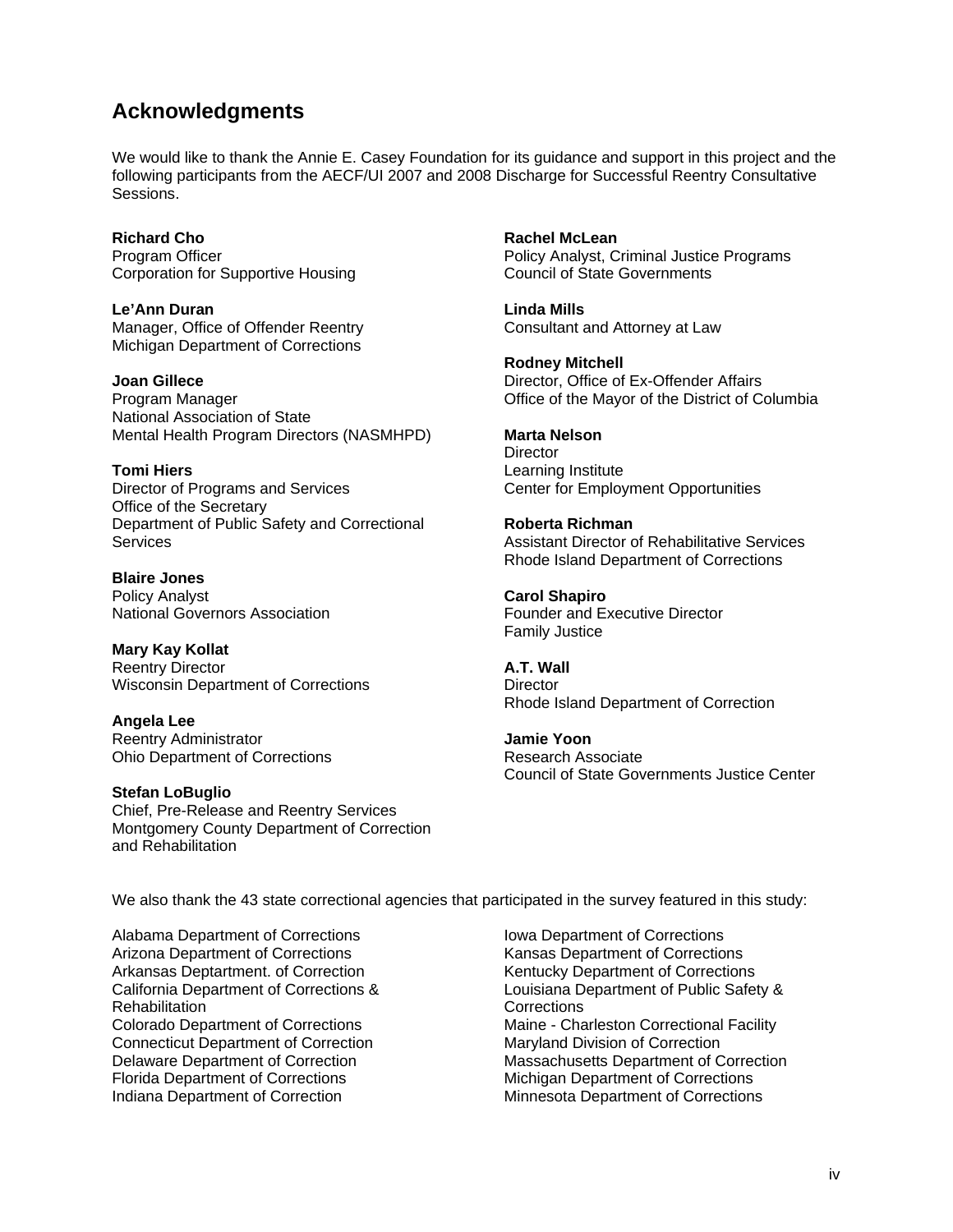## Acknowledgments

We would like to thank the Annie E. Casey Foundation for its guidance and support in this project and the following participants from the AECF/UI 2007 and 2008 Discharge for Successful Reentry Consultative Sessions.

**Richard Cho**
Program Officer
Corporation for Supportive Housing

**Le'Ann Duran**
Manager, Office of Offender Reentry
Michigan Department of Corrections

**Joan Gillece**
Program Manager
National Association of State
Mental Health Program Directors (NASMHPD)

**Tomi Hiers**
Director of Programs and Services
Office of the Secretary
Department of Public Safety and Correctional Services

**Blaire Jones**
Policy Analyst
National Governors Association

**Mary Kay Kollat**
Reentry Director
Wisconsin Department of Corrections

**Angela Lee**
Reentry Administrator
Ohio Department of Corrections

**Stefan LoBuglio**
Chief, Pre-Release and Reentry Services
Montgomery County Department of Correction and Rehabilitation

**Rachel McLean**
Policy Analyst, Criminal Justice Programs
Council of State Governments

**Linda Mills**
Consultant and Attorney at Law

**Rodney Mitchell**
Director, Office of Ex-Offender Affairs
Office of the Mayor of the District of Columbia

**Marta Nelson**
Director
Learning Institute
Center for Employment Opportunities

**Roberta Richman**
Assistant Director of Rehabilitative Services
Rhode Island Department of Corrections

**Carol Shapiro**
Founder and Executive Director
Family Justice

**A.T. Wall**
Director
Rhode Island Department of Correction

**Jamie Yoon**
Research Associate
Council of State Governments Justice Center

We also thank the 43 state correctional agencies that participated in the survey featured in this study:

Alabama Department of Corrections
Arizona Department of Corrections
Arkansas Deptartment. of Correction
California Department of Corrections & Rehabilitation
Colorado Department of Corrections
Connecticut Department of Correction
Delaware Department of Correction
Florida Department of Corrections
Indiana Department of Correction
Iowa Department of Corrections
Kansas Department of Corrections
Kentucky Department of Corrections
Louisiana Department of Public Safety & Corrections
Maine - Charleston Correctional Facility
Maryland Division of Correction
Massachusetts Department of Correction
Michigan Department of Corrections
Minnesota Department of Corrections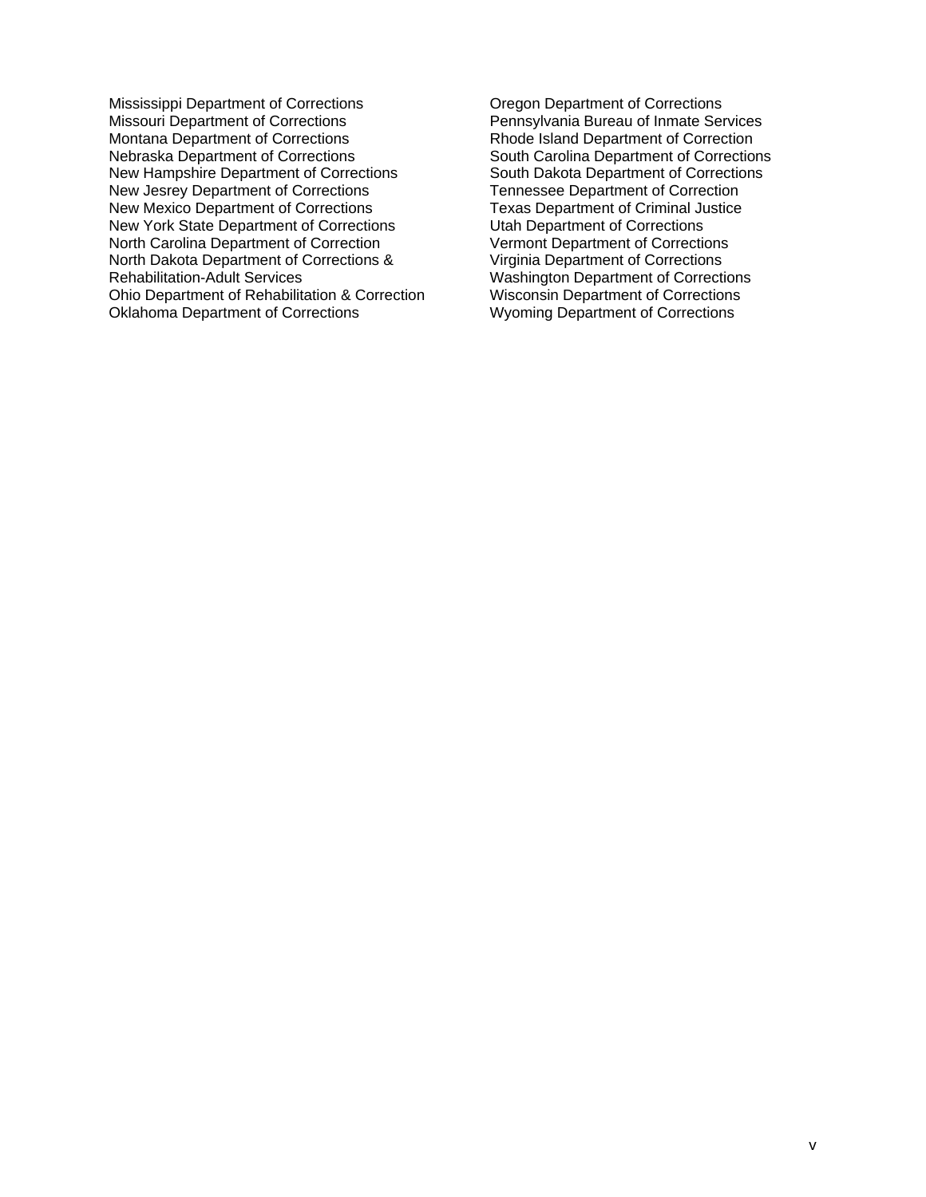Mississippi Department of Corrections
Missouri Department of Corrections
Montana Department of Corrections
Nebraska Department of Corrections
New Hampshire Department of Corrections
New Jesrey Department of Corrections
New Mexico Department of Corrections
New York State Department of Corrections
North Carolina Department of Correction
North Dakota Department of Corrections & Rehabilitation-Adult Services
Ohio Department of Rehabilitation & Correction
Oklahoma Department of Corrections
Oregon Department of Corrections
Pennsylvania Bureau of Inmate Services
Rhode Island Department of Correction
South Carolina Department of Corrections
South Dakota Department of Corrections
Tennessee Department of Correction
Texas Department of Criminal Justice
Utah Department of Corrections
Vermont Department of Corrections
Virginia Department of Corrections
Washington Department of Corrections
Wisconsin Department of Corrections
Wyoming Department of Corrections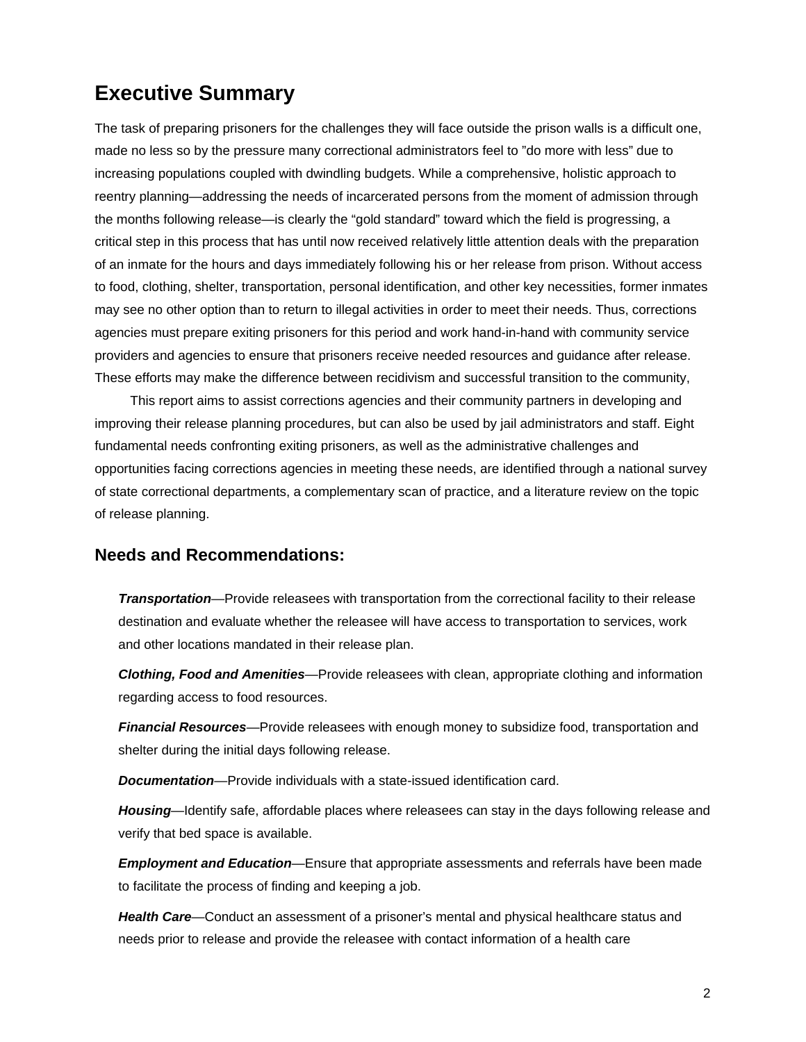# Executive Summary

The task of preparing prisoners for the challenges they will face outside the prison walls is a difficult one, made no less so by the pressure many correctional administrators feel to "do more with less" due to increasing populations coupled with dwindling budgets. While a comprehensive, holistic approach to reentry planning—addressing the needs of incarcerated persons from the moment of admission through the months following release—is clearly the "gold standard" toward which the field is progressing, a critical step in this process that has until now received relatively little attention deals with the preparation of an inmate for the hours and days immediately following his or her release from prison. Without access to food, clothing, shelter, transportation, personal identification, and other key necessities, former inmates may see no other option than to return to illegal activities in order to meet their needs. Thus, corrections agencies must prepare exiting prisoners for this period and work hand-in-hand with community service providers and agencies to ensure that prisoners receive needed resources and guidance after release. These efforts may make the difference between recidivism and successful transition to the community,

This report aims to assist corrections agencies and their community partners in developing and improving their release planning procedures, but can also be used by jail administrators and staff. Eight fundamental needs confronting exiting prisoners, as well as the administrative challenges and opportunities facing corrections agencies in meeting these needs, are identified through a national survey of state correctional departments, a complementary scan of practice, and a literature review on the topic of release planning.

## Needs and Recommendations:

***Transportation***—Provide releasees with transportation from the correctional facility to their release destination and evaluate whether the releasee will have access to transportation to services, work and other locations mandated in their release plan.

***Clothing, Food and Amenities***—Provide releasees with clean, appropriate clothing and information regarding access to food resources.

***Financial Resources***—Provide releasees with enough money to subsidize food, transportation and shelter during the initial days following release.

***Documentation***—Provide individuals with a state-issued identification card.

***Housing***—Identify safe, affordable places where releasees can stay in the days following release and verify that bed space is available.

***Employment and Education***—Ensure that appropriate assessments and referrals have been made to facilitate the process of finding and keeping a job.

***Health Care***—Conduct an assessment of a prisoner's mental and physical healthcare status and needs prior to release and provide the releasee with contact information of a health care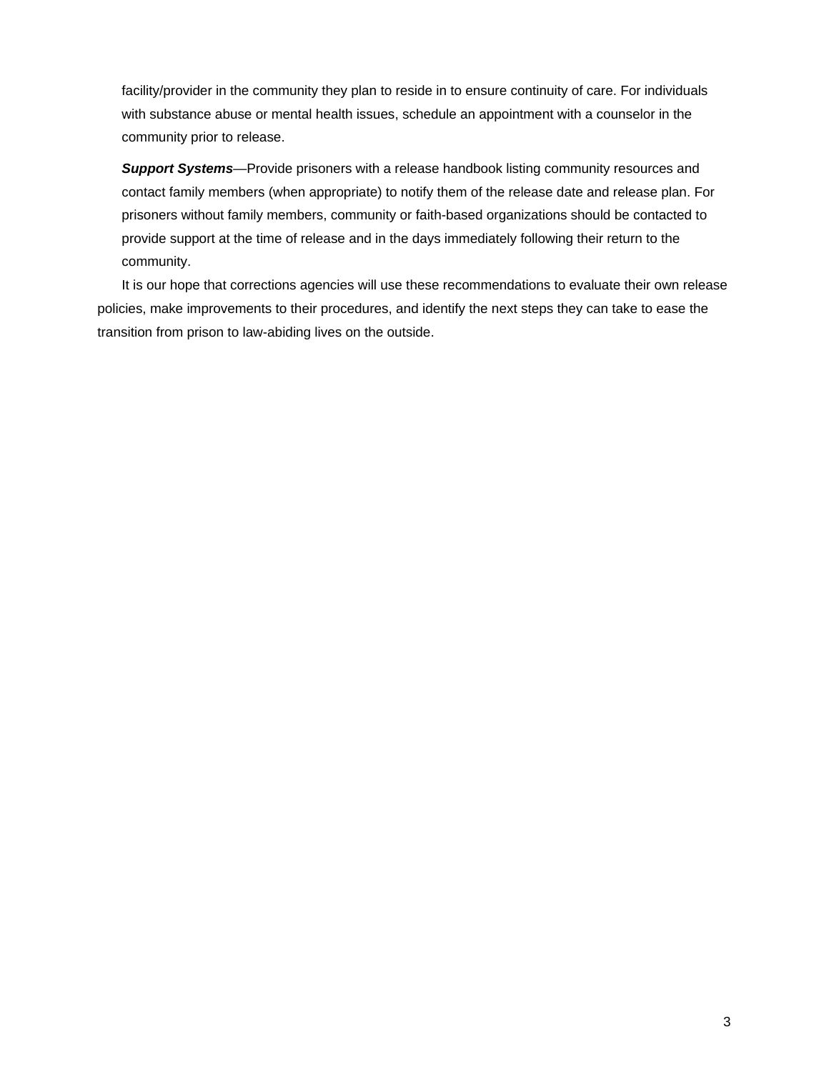facility/provider in the community they plan to reside in to ensure continuity of care. For individuals with substance abuse or mental health issues, schedule an appointment with a counselor in the community prior to release.

***Support Systems***—Provide prisoners with a release handbook listing community resources and contact family members (when appropriate) to notify them of the release date and release plan. For prisoners without family members, community or faith-based organizations should be contacted to provide support at the time of release and in the days immediately following their return to the community.

It is our hope that corrections agencies will use these recommendations to evaluate their own release policies, make improvements to their procedures, and identify the next steps they can take to ease the transition from prison to law-abiding lives on the outside.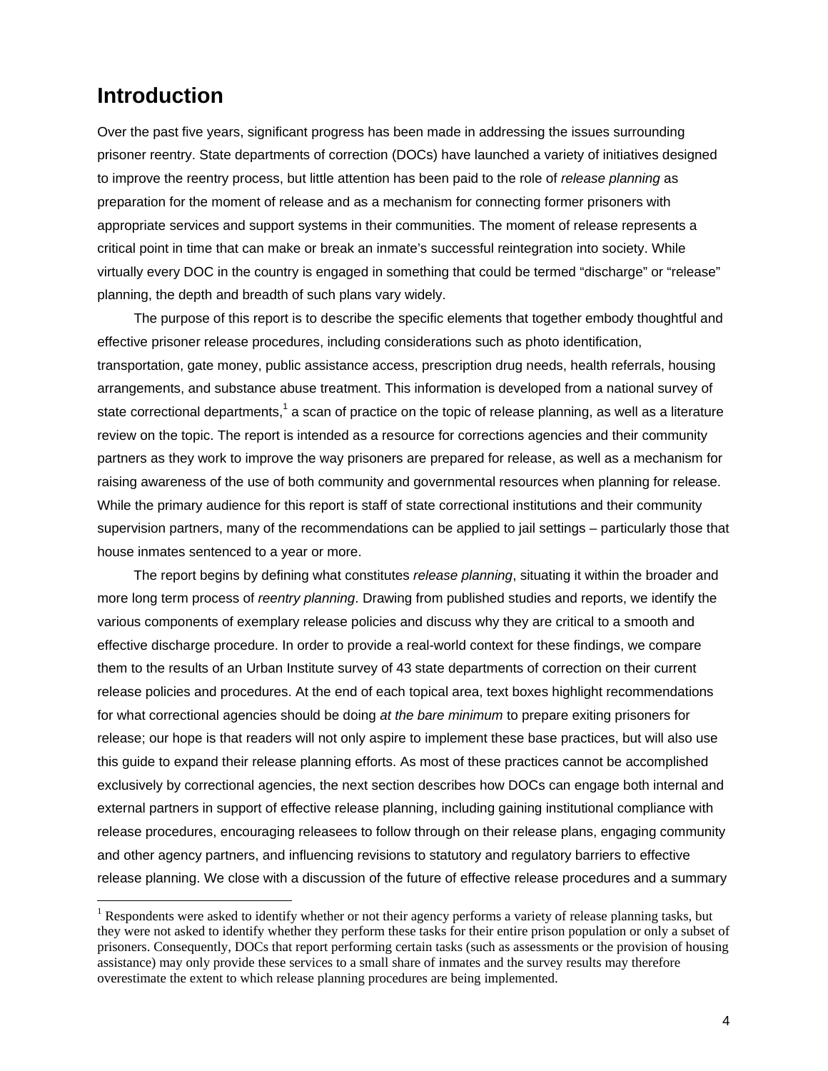# Introduction

Over the past five years, significant progress has been made in addressing the issues surrounding prisoner reentry. State departments of correction (DOCs) have launched a variety of initiatives designed to improve the reentry process, but little attention has been paid to the role of *release planning* as preparation for the moment of release and as a mechanism for connecting former prisoners with appropriate services and support systems in their communities. The moment of release represents a critical point in time that can make or break an inmate's successful reintegration into society. While virtually every DOC in the country is engaged in something that could be termed "discharge" or "release" planning, the depth and breadth of such plans vary widely.

The purpose of this report is to describe the specific elements that together embody thoughtful and effective prisoner release procedures, including considerations such as photo identification, transportation, gate money, public assistance access, prescription drug needs, health referrals, housing arrangements, and substance abuse treatment. This information is developed from a national survey of state correctional departments,[1] a scan of practice on the topic of release planning, as well as a literature review on the topic. The report is intended as a resource for corrections agencies and their community partners as they work to improve the way prisoners are prepared for release, as well as a mechanism for raising awareness of the use of both community and governmental resources when planning for release. While the primary audience for this report is staff of state correctional institutions and their community supervision partners, many of the recommendations can be applied to jail settings – particularly those that house inmates sentenced to a year or more.

The report begins by defining what constitutes *release planning*, situating it within the broader and more long term process of *reentry planning*. Drawing from published studies and reports, we identify the various components of exemplary release policies and discuss why they are critical to a smooth and effective discharge procedure. In order to provide a real-world context for these findings, we compare them to the results of an Urban Institute survey of 43 state departments of correction on their current release policies and procedures. At the end of each topical area, text boxes highlight recommendations for what correctional agencies should be doing *at the bare minimum* to prepare exiting prisoners for release; our hope is that readers will not only aspire to implement these base practices, but will also use this guide to expand their release planning efforts. As most of these practices cannot be accomplished exclusively by correctional agencies, the next section describes how DOCs can engage both internal and external partners in support of effective release planning, including gaining institutional compliance with release procedures, encouraging releasees to follow through on their release plans, engaging community and other agency partners, and influencing revisions to statutory and regulatory barriers to effective release planning. We close with a discussion of the future of effective release procedures and a summary

[1] Respondents were asked to identify whether or not their agency performs a variety of release planning tasks, but they were not asked to identify whether they perform these tasks for their entire prison population or only a subset of prisoners. Consequently, DOCs that report performing certain tasks (such as assessments or the provision of housing assistance) may only provide these services to a small share of inmates and the survey results may therefore overestimate the extent to which release planning procedures are being implemented.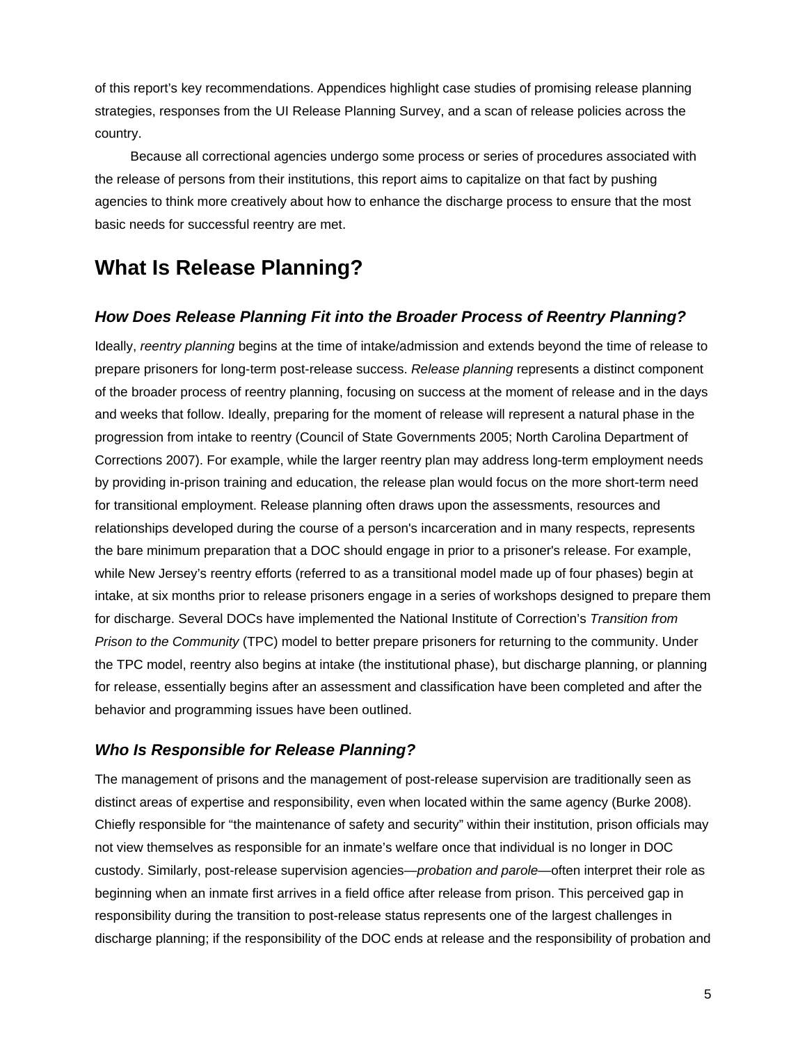of this report's key recommendations. Appendices highlight case studies of promising release planning strategies, responses from the UI Release Planning Survey, and a scan of release policies across the country.

Because all correctional agencies undergo some process or series of procedures associated with the release of persons from their institutions, this report aims to capitalize on that fact by pushing agencies to think more creatively about how to enhance the discharge process to ensure that the most basic needs for successful reentry are met.

# What Is Release Planning?

## *How Does Release Planning Fit into the Broader Process of Reentry Planning?*

Ideally, *reentry planning* begins at the time of intake/admission and extends beyond the time of release to prepare prisoners for long-term post-release success. *Release planning* represents a distinct component of the broader process of reentry planning, focusing on success at the moment of release and in the days and weeks that follow. Ideally, preparing for the moment of release will represent a natural phase in the progression from intake to reentry (Council of State Governments 2005; North Carolina Department of Corrections 2007). For example, while the larger reentry plan may address long-term employment needs by providing in-prison training and education, the release plan would focus on the more short-term need for transitional employment. Release planning often draws upon the assessments, resources and relationships developed during the course of a person's incarceration and in many respects, represents the bare minimum preparation that a DOC should engage in prior to a prisoner's release. For example, while New Jersey's reentry efforts (referred to as a transitional model made up of four phases) begin at intake, at six months prior to release prisoners engage in a series of workshops designed to prepare them for discharge. Several DOCs have implemented the National Institute of Correction's *Transition from Prison to the Community* (TPC) model to better prepare prisoners for returning to the community. Under the TPC model, reentry also begins at intake (the institutional phase), but discharge planning, or planning for release, essentially begins after an assessment and classification have been completed and after the behavior and programming issues have been outlined.

## *Who Is Responsible for Release Planning?*

The management of prisons and the management of post-release supervision are traditionally seen as distinct areas of expertise and responsibility, even when located within the same agency (Burke 2008). Chiefly responsible for "the maintenance of safety and security" within their institution, prison officials may not view themselves as responsible for an inmate's welfare once that individual is no longer in DOC custody. Similarly, post-release supervision agencies—*probation and parole*—often interpret their role as beginning when an inmate first arrives in a field office after release from prison. This perceived gap in responsibility during the transition to post-release status represents one of the largest challenges in discharge planning; if the responsibility of the DOC ends at release and the responsibility of probation and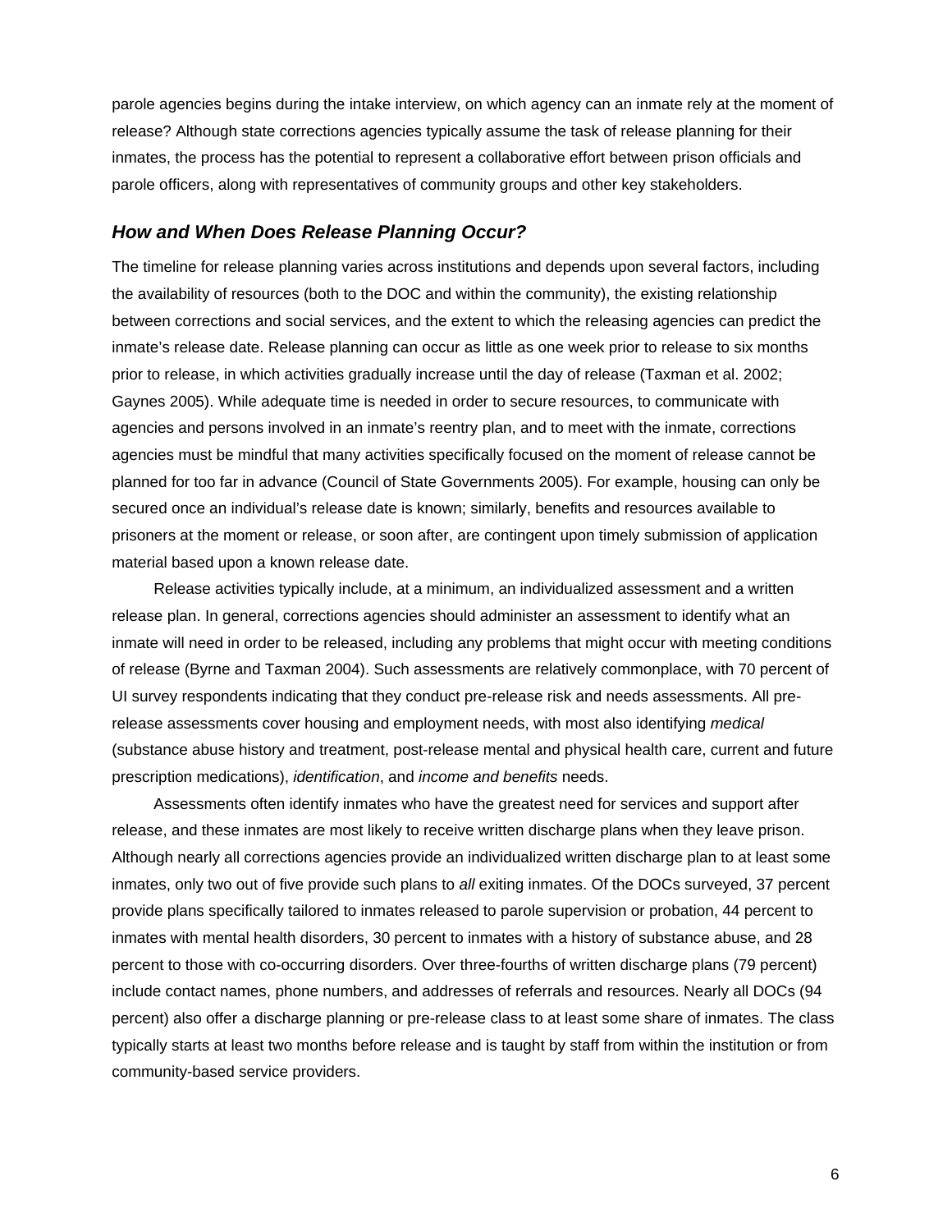parole agencies begins during the intake interview, on which agency can an inmate rely at the moment of release? Although state corrections agencies typically assume the task of release planning for their inmates, the process has the potential to represent a collaborative effort between prison officials and parole officers, along with representatives of community groups and other key stakeholders.

### *How and When Does Release Planning Occur?*

The timeline for release planning varies across institutions and depends upon several factors, including the availability of resources (both to the DOC and within the community), the existing relationship between corrections and social services, and the extent to which the releasing agencies can predict the inmate's release date. Release planning can occur as little as one week prior to release to six months prior to release, in which activities gradually increase until the day of release (Taxman et al. 2002; Gaynes 2005). While adequate time is needed in order to secure resources, to communicate with agencies and persons involved in an inmate's reentry plan, and to meet with the inmate, corrections agencies must be mindful that many activities specifically focused on the moment of release cannot be planned for too far in advance (Council of State Governments 2005). For example, housing can only be secured once an individual's release date is known; similarly, benefits and resources available to prisoners at the moment or release, or soon after, are contingent upon timely submission of application material based upon a known release date.

Release activities typically include, at a minimum, an individualized assessment and a written release plan. In general, corrections agencies should administer an assessment to identify what an inmate will need in order to be released, including any problems that might occur with meeting conditions of release (Byrne and Taxman 2004). Such assessments are relatively commonplace, with 70 percent of UI survey respondents indicating that they conduct pre-release risk and needs assessments. All pre-release assessments cover housing and employment needs, with most also identifying *medical* (substance abuse history and treatment, post-release mental and physical health care, current and future prescription medications), *identification*, and *income and benefits* needs.

Assessments often identify inmates who have the greatest need for services and support after release, and these inmates are most likely to receive written discharge plans when they leave prison. Although nearly all corrections agencies provide an individualized written discharge plan to at least some inmates, only two out of five provide such plans to *all* exiting inmates. Of the DOCs surveyed, 37 percent provide plans specifically tailored to inmates released to parole supervision or probation, 44 percent to inmates with mental health disorders, 30 percent to inmates with a history of substance abuse, and 28 percent to those with co-occurring disorders. Over three-fourths of written discharge plans (79 percent) include contact names, phone numbers, and addresses of referrals and resources. Nearly all DOCs (94 percent) also offer a discharge planning or pre-release class to at least some share of inmates. The class typically starts at least two months before release and is taught by staff from within the institution or from community-based service providers.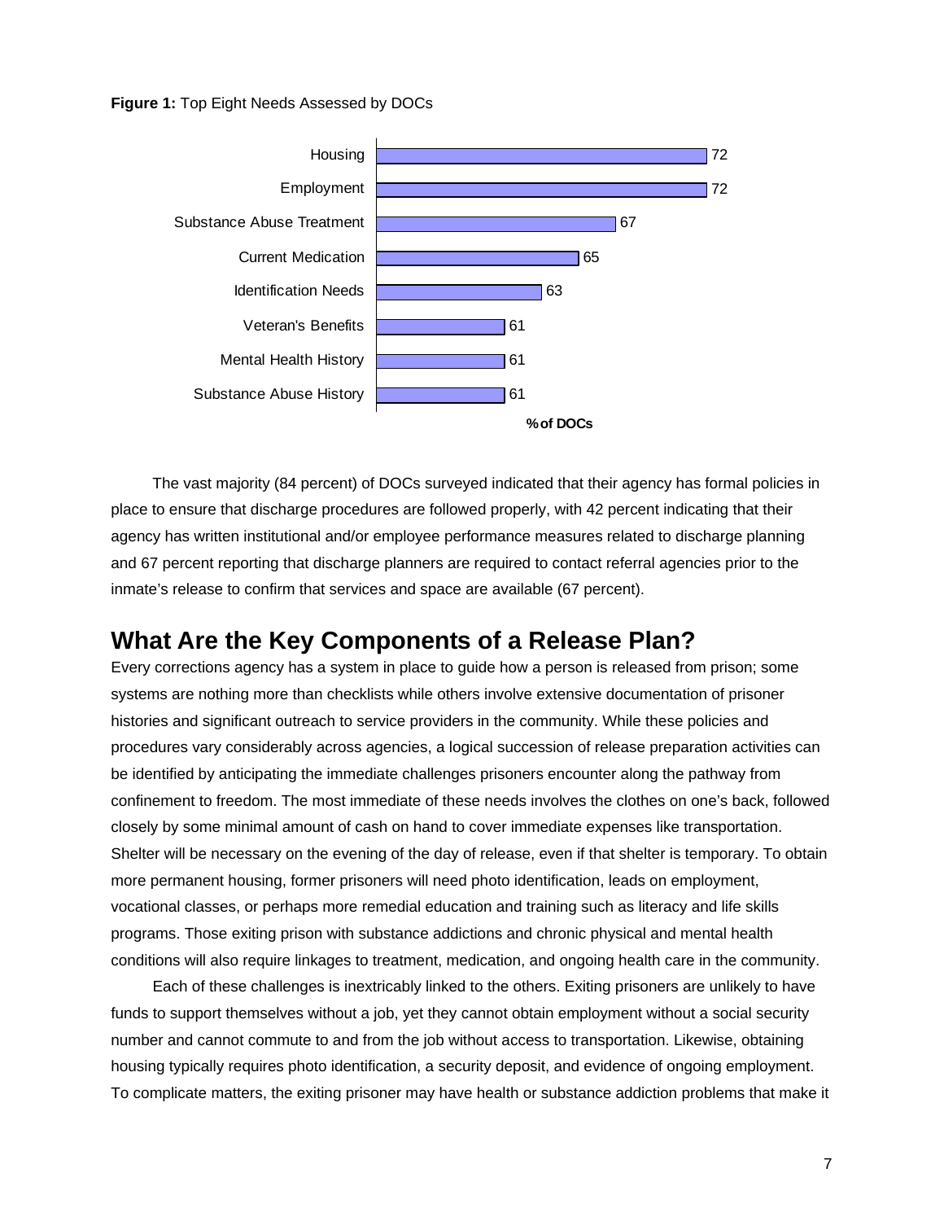**Figure 1:** Top Eight Needs Assessed by DOCs

| Need | % of DOCs |
|---|---|
| Housing | 72 |
| Employment | 72 |
| Substance Abuse Treatment | 67 |
| Current Medication | 65 |
| Identification Needs | 63 |
| Veteran's Benefits | 61 |
| Mental Health History | 61 |
| Substance Abuse History | 61 |

The vast majority (84 percent) of DOCs surveyed indicated that their agency has formal policies in place to ensure that discharge procedures are followed properly, with 42 percent indicating that their agency has written institutional and/or employee performance measures related to discharge planning and 67 percent reporting that discharge planners are required to contact referral agencies prior to the inmate's release to confirm that services and space are available (67 percent).

## What Are the Key Components of a Release Plan?

Every corrections agency has a system in place to guide how a person is released from prison; some systems are nothing more than checklists while others involve extensive documentation of prisoner histories and significant outreach to service providers in the community. While these policies and procedures vary considerably across agencies, a logical succession of release preparation activities can be identified by anticipating the immediate challenges prisoners encounter along the pathway from confinement to freedom. The most immediate of these needs involves the clothes on one's back, followed closely by some minimal amount of cash on hand to cover immediate expenses like transportation. Shelter will be necessary on the evening of the day of release, even if that shelter is temporary. To obtain more permanent housing, former prisoners will need photo identification, leads on employment, vocational classes, or perhaps more remedial education and training such as literacy and life skills programs. Those exiting prison with substance addictions and chronic physical and mental health conditions will also require linkages to treatment, medication, and ongoing health care in the community.

Each of these challenges is inextricably linked to the others. Exiting prisoners are unlikely to have funds to support themselves without a job, yet they cannot obtain employment without a social security number and cannot commute to and from the job without access to transportation. Likewise, obtaining housing typically requires photo identification, a security deposit, and evidence of ongoing employment. To complicate matters, the exiting prisoner may have health or substance addiction problems that make it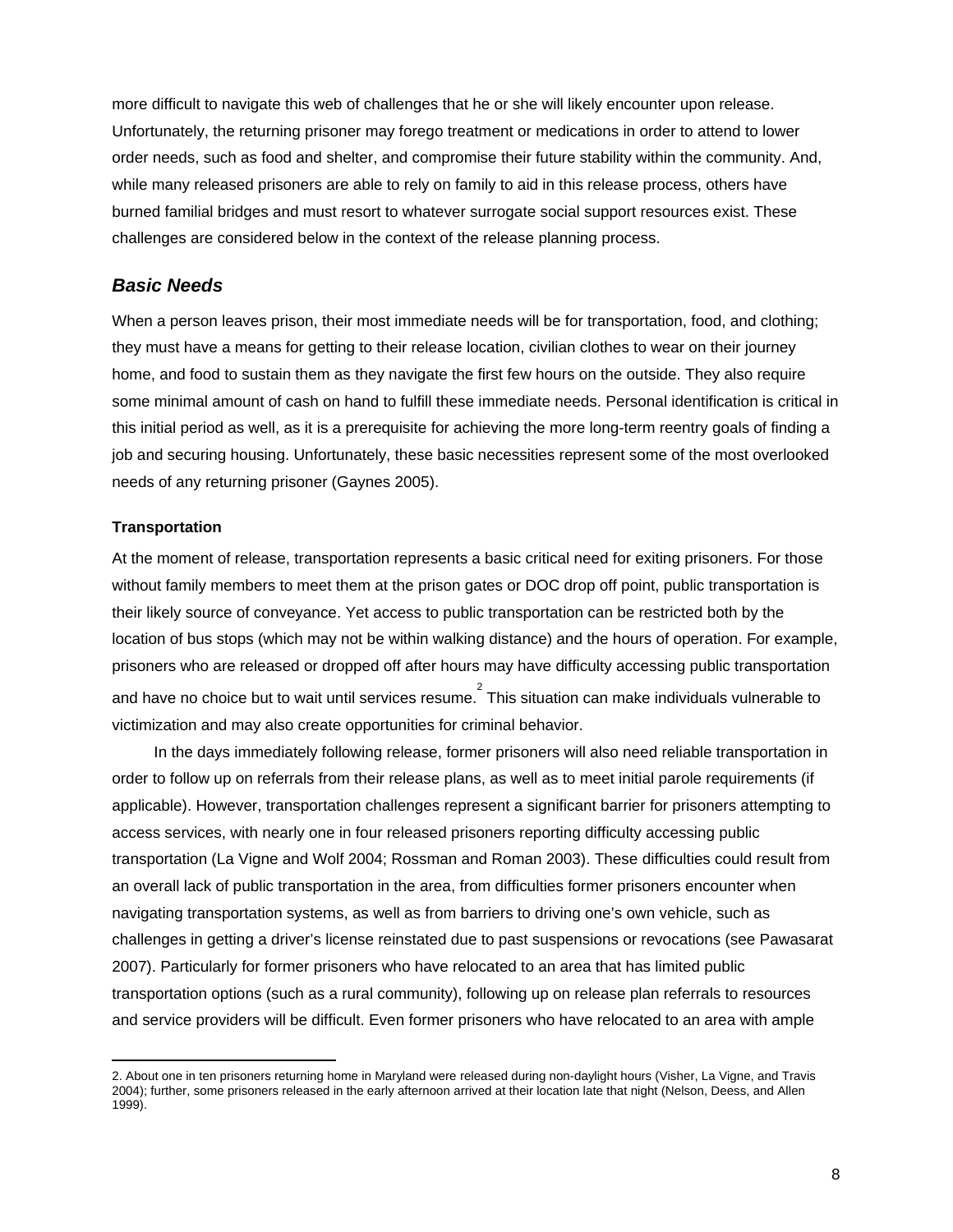more difficult to navigate this web of challenges that he or she will likely encounter upon release. Unfortunately, the returning prisoner may forego treatment or medications in order to attend to lower order needs, such as food and shelter, and compromise their future stability within the community. And, while many released prisoners are able to rely on family to aid in this release process, others have burned familial bridges and must resort to whatever surrogate social support resources exist. These challenges are considered below in the context of the release planning process.

## *Basic Needs*

When a person leaves prison, their most immediate needs will be for transportation, food, and clothing; they must have a means for getting to their release location, civilian clothes to wear on their journey home, and food to sustain them as they navigate the first few hours on the outside. They also require some minimal amount of cash on hand to fulfill these immediate needs. Personal identification is critical in this initial period as well, as it is a prerequisite for achieving the more long-term reentry goals of finding a job and securing housing. Unfortunately, these basic necessities represent some of the most overlooked needs of any returning prisoner (Gaynes 2005).

### **Transportation**

At the moment of release, transportation represents a basic critical need for exiting prisoners. For those without family members to meet them at the prison gates or DOC drop off point, public transportation is their likely source of conveyance. Yet access to public transportation can be restricted both by the location of bus stops (which may not be within walking distance) and the hours of operation. For example, prisoners who are released or dropped off after hours may have difficulty accessing public transportation and have no choice but to wait until services resume.[2] This situation can make individuals vulnerable to victimization and may also create opportunities for criminal behavior.

In the days immediately following release, former prisoners will also need reliable transportation in order to follow up on referrals from their release plans, as well as to meet initial parole requirements (if applicable). However, transportation challenges represent a significant barrier for prisoners attempting to access services, with nearly one in four released prisoners reporting difficulty accessing public transportation (La Vigne and Wolf 2004; Rossman and Roman 2003). These difficulties could result from an overall lack of public transportation in the area, from difficulties former prisoners encounter when navigating transportation systems, as well as from barriers to driving one's own vehicle, such as challenges in getting a driver's license reinstated due to past suspensions or revocations (see Pawasarat 2007). Particularly for former prisoners who have relocated to an area that has limited public transportation options (such as a rural community), following up on release plan referrals to resources and service providers will be difficult. Even former prisoners who have relocated to an area with ample

---

2. About one in ten prisoners returning home in Maryland were released during non-daylight hours (Visher, La Vigne, and Travis 2004); further, some prisoners released in the early afternoon arrived at their location late that night (Nelson, Deess, and Allen 1999).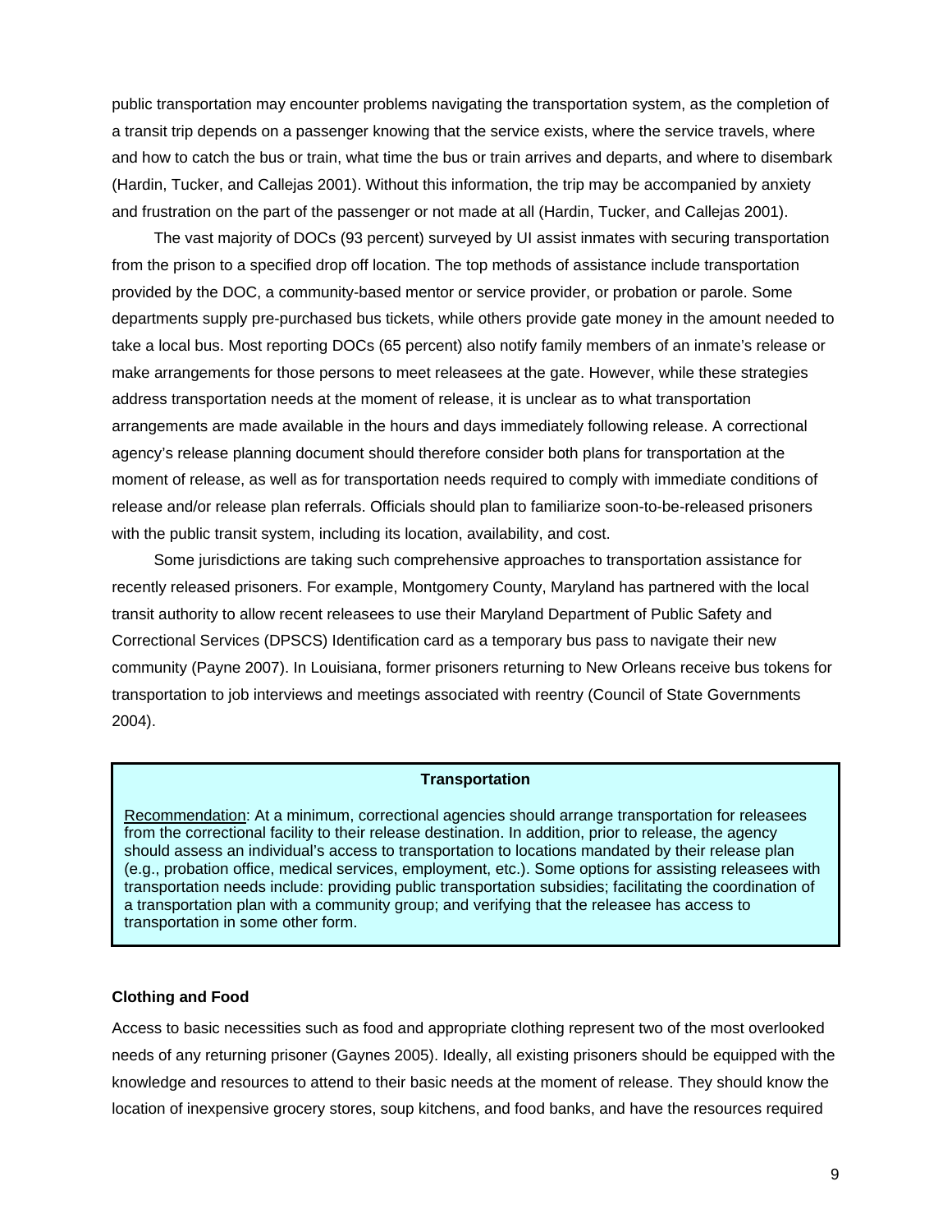public transportation may encounter problems navigating the transportation system, as the completion of a transit trip depends on a passenger knowing that the service exists, where the service travels, where and how to catch the bus or train, what time the bus or train arrives and departs, and where to disembark (Hardin, Tucker, and Callejas 2001). Without this information, the trip may be accompanied by anxiety and frustration on the part of the passenger or not made at all (Hardin, Tucker, and Callejas 2001).

The vast majority of DOCs (93 percent) surveyed by UI assist inmates with securing transportation from the prison to a specified drop off location. The top methods of assistance include transportation provided by the DOC, a community-based mentor or service provider, or probation or parole. Some departments supply pre-purchased bus tickets, while others provide gate money in the amount needed to take a local bus. Most reporting DOCs (65 percent) also notify family members of an inmate's release or make arrangements for those persons to meet releasees at the gate. However, while these strategies address transportation needs at the moment of release, it is unclear as to what transportation arrangements are made available in the hours and days immediately following release. A correctional agency's release planning document should therefore consider both plans for transportation at the moment of release, as well as for transportation needs required to comply with immediate conditions of release and/or release plan referrals. Officials should plan to familiarize soon-to-be-released prisoners with the public transit system, including its location, availability, and cost.

Some jurisdictions are taking such comprehensive approaches to transportation assistance for recently released prisoners. For example, Montgomery County, Maryland has partnered with the local transit authority to allow recent releasees to use their Maryland Department of Public Safety and Correctional Services (DPSCS) Identification card as a temporary bus pass to navigate their new community (Payne 2007). In Louisiana, former prisoners returning to New Orleans receive bus tokens for transportation to job interviews and meetings associated with reentry (Council of State Governments 2004).

**Transportation**

Recommendation: At a minimum, correctional agencies should arrange transportation for releasees from the correctional facility to their release destination. In addition, prior to release, the agency should assess an individual's access to transportation to locations mandated by their release plan (e.g., probation office, medical services, employment, etc.). Some options for assisting releasees with transportation needs include: providing public transportation subsidies; facilitating the coordination of a transportation plan with a community group; and verifying that the releasee has access to transportation in some other form.

### Clothing and Food

Access to basic necessities such as food and appropriate clothing represent two of the most overlooked needs of any returning prisoner (Gaynes 2005). Ideally, all existing prisoners should be equipped with the knowledge and resources to attend to their basic needs at the moment of release. They should know the location of inexpensive grocery stores, soup kitchens, and food banks, and have the resources required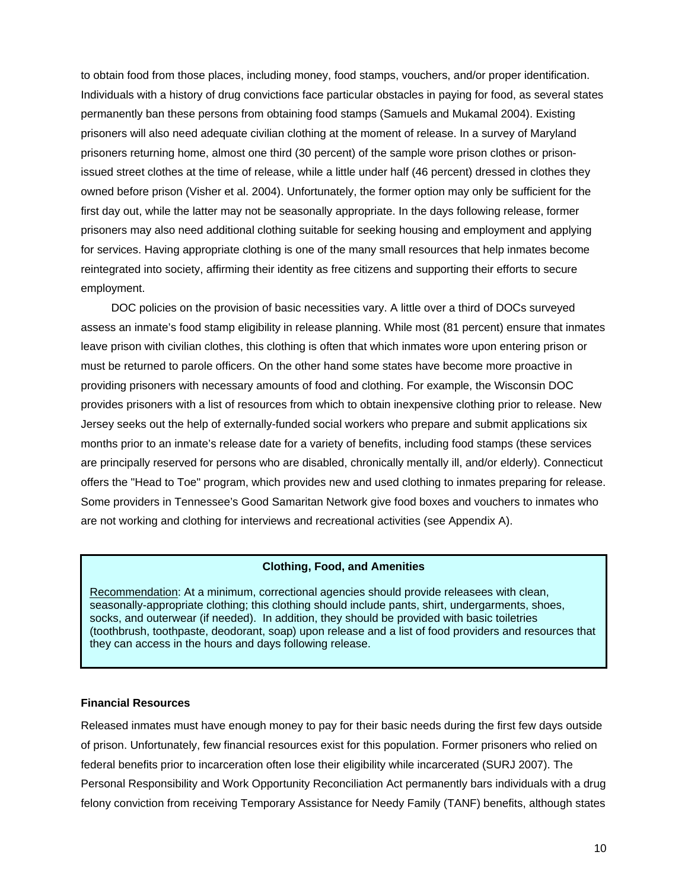to obtain food from those places, including money, food stamps, vouchers, and/or proper identification. Individuals with a history of drug convictions face particular obstacles in paying for food, as several states permanently ban these persons from obtaining food stamps (Samuels and Mukamal 2004). Existing prisoners will also need adequate civilian clothing at the moment of release. In a survey of Maryland prisoners returning home, almost one third (30 percent) of the sample wore prison clothes or prison-issued street clothes at the time of release, while a little under half (46 percent) dressed in clothes they owned before prison (Visher et al. 2004). Unfortunately, the former option may only be sufficient for the first day out, while the latter may not be seasonally appropriate. In the days following release, former prisoners may also need additional clothing suitable for seeking housing and employment and applying for services. Having appropriate clothing is one of the many small resources that help inmates become reintegrated into society, affirming their identity as free citizens and supporting their efforts to secure employment.

DOC policies on the provision of basic necessities vary. A little over a third of DOCs surveyed assess an inmate's food stamp eligibility in release planning. While most (81 percent) ensure that inmates leave prison with civilian clothes, this clothing is often that which inmates wore upon entering prison or must be returned to parole officers. On the other hand some states have become more proactive in providing prisoners with necessary amounts of food and clothing. For example, the Wisconsin DOC provides prisoners with a list of resources from which to obtain inexpensive clothing prior to release. New Jersey seeks out the help of externally-funded social workers who prepare and submit applications six months prior to an inmate's release date for a variety of benefits, including food stamps (these services are principally reserved for persons who are disabled, chronically mentally ill, and/or elderly). Connecticut offers the "Head to Toe" program, which provides new and used clothing to inmates preparing for release. Some providers in Tennessee's Good Samaritan Network give food boxes and vouchers to inmates who are not working and clothing for interviews and recreational activities (see Appendix A).

**Clothing, Food, and Amenities**

Recommendation: At a minimum, correctional agencies should provide releasees with clean, seasonally-appropriate clothing; this clothing should include pants, shirt, undergarments, shoes, socks, and outerwear (if needed). In addition, they should be provided with basic toiletries (toothbrush, toothpaste, deodorant, soap) upon release and a list of food providers and resources that they can access in the hours and days following release.

**Financial Resources**

Released inmates must have enough money to pay for their basic needs during the first few days outside of prison. Unfortunately, few financial resources exist for this population. Former prisoners who relied on federal benefits prior to incarceration often lose their eligibility while incarcerated (SURJ 2007). The Personal Responsibility and Work Opportunity Reconciliation Act permanently bars individuals with a drug felony conviction from receiving Temporary Assistance for Needy Family (TANF) benefits, although states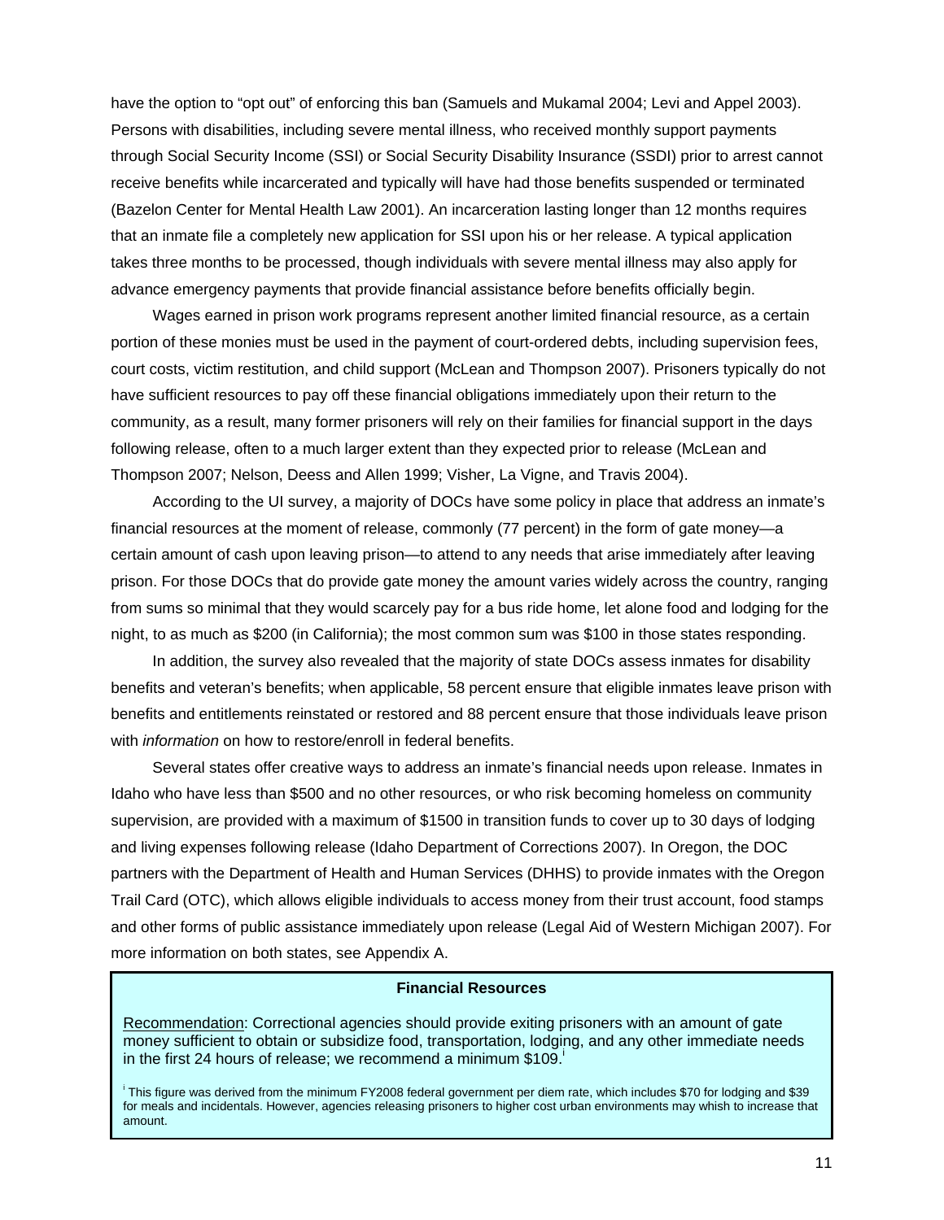have the option to "opt out" of enforcing this ban (Samuels and Mukamal 2004; Levi and Appel 2003). Persons with disabilities, including severe mental illness, who received monthly support payments through Social Security Income (SSI) or Social Security Disability Insurance (SSDI) prior to arrest cannot receive benefits while incarcerated and typically will have had those benefits suspended or terminated (Bazelon Center for Mental Health Law 2001). An incarceration lasting longer than 12 months requires that an inmate file a completely new application for SSI upon his or her release. A typical application takes three months to be processed, though individuals with severe mental illness may also apply for advance emergency payments that provide financial assistance before benefits officially begin.

Wages earned in prison work programs represent another limited financial resource, as a certain portion of these monies must be used in the payment of court-ordered debts, including supervision fees, court costs, victim restitution, and child support (McLean and Thompson 2007). Prisoners typically do not have sufficient resources to pay off these financial obligations immediately upon their return to the community, as a result, many former prisoners will rely on their families for financial support in the days following release, often to a much larger extent than they expected prior to release (McLean and Thompson 2007; Nelson, Deess and Allen 1999; Visher, La Vigne, and Travis 2004).

According to the UI survey, a majority of DOCs have some policy in place that address an inmate's financial resources at the moment of release, commonly (77 percent) in the form of gate money—a certain amount of cash upon leaving prison—to attend to any needs that arise immediately after leaving prison. For those DOCs that do provide gate money the amount varies widely across the country, ranging from sums so minimal that they would scarcely pay for a bus ride home, let alone food and lodging for the night, to as much as $200 (in California); the most common sum was $100 in those states responding.

In addition, the survey also revealed that the majority of state DOCs assess inmates for disability benefits and veteran's benefits; when applicable, 58 percent ensure that eligible inmates leave prison with benefits and entitlements reinstated or restored and 88 percent ensure that those individuals leave prison with *information* on how to restore/enroll in federal benefits.

Several states offer creative ways to address an inmate's financial needs upon release. Inmates in Idaho who have less than $500 and no other resources, or who risk becoming homeless on community supervision, are provided with a maximum of $1500 in transition funds to cover up to 30 days of lodging and living expenses following release (Idaho Department of Corrections 2007). In Oregon, the DOC partners with the Department of Health and Human Services (DHHS) to provide inmates with the Oregon Trail Card (OTC), which allows eligible individuals to access money from their trust account, food stamps and other forms of public assistance immediately upon release (Legal Aid of Western Michigan 2007). For more information on both states, see Appendix A.

**Financial Resources**

Recommendation: Correctional agencies should provide exiting prisoners with an amount of gate money sufficient to obtain or subsidize food, transportation, lodging, and any other immediate needs in the first 24 hours of release; we recommend a minimum $109.[i]

[i] This figure was derived from the minimum FY2008 federal government per diem rate, which includes $70 for lodging and $39 for meals and incidentals. However, agencies releasing prisoners to higher cost urban environments may whish to increase that amount.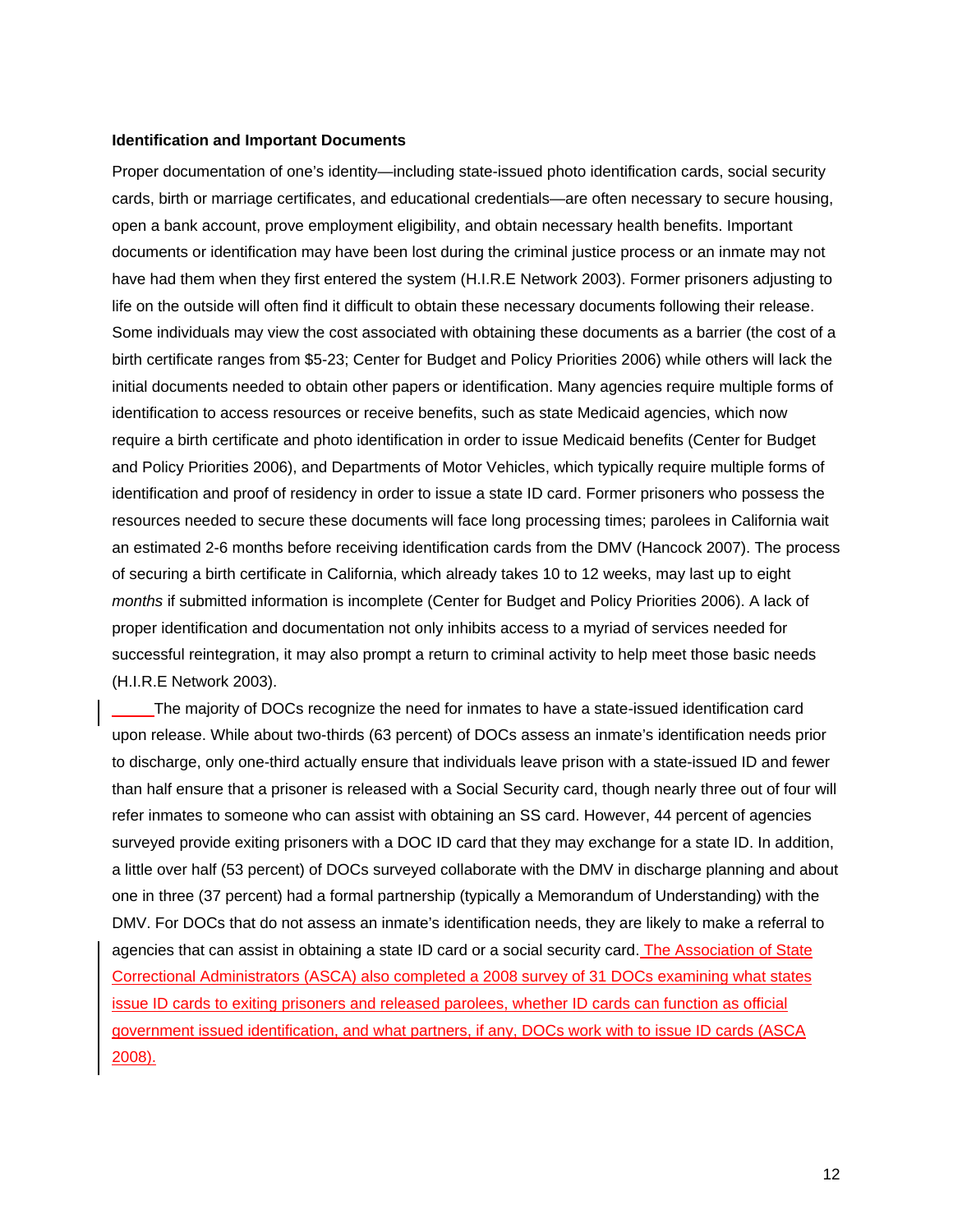**Identification and Important Documents**

Proper documentation of one's identity—including state-issued photo identification cards, social security cards, birth or marriage certificates, and educational credentials—are often necessary to secure housing, open a bank account, prove employment eligibility, and obtain necessary health benefits. Important documents or identification may have been lost during the criminal justice process or an inmate may not have had them when they first entered the system (H.I.R.E Network 2003). Former prisoners adjusting to life on the outside will often find it difficult to obtain these necessary documents following their release. Some individuals may view the cost associated with obtaining these documents as a barrier (the cost of a birth certificate ranges from $5-23; Center for Budget and Policy Priorities 2006) while others will lack the initial documents needed to obtain other papers or identification. Many agencies require multiple forms of identification to access resources or receive benefits, such as state Medicaid agencies, which now require a birth certificate and photo identification in order to issue Medicaid benefits (Center for Budget and Policy Priorities 2006), and Departments of Motor Vehicles, which typically require multiple forms of identification and proof of residency in order to issue a state ID card. Former prisoners who possess the resources needed to secure these documents will face long processing times; parolees in California wait an estimated 2-6 months before receiving identification cards from the DMV (Hancock 2007). The process of securing a birth certificate in California, which already takes 10 to 12 weeks, may last up to eight *months* if submitted information is incomplete (Center for Budget and Policy Priorities 2006). A lack of proper identification and documentation not only inhibits access to a myriad of services needed for successful reintegration, it may also prompt a return to criminal activity to help meet those basic needs (H.I.R.E Network 2003).

The majority of DOCs recognize the need for inmates to have a state-issued identification card upon release. While about two-thirds (63 percent) of DOCs assess an inmate's identification needs prior to discharge, only one-third actually ensure that individuals leave prison with a state-issued ID and fewer than half ensure that a prisoner is released with a Social Security card, though nearly three out of four will refer inmates to someone who can assist with obtaining an SS card. However, 44 percent of agencies surveyed provide exiting prisoners with a DOC ID card that they may exchange for a state ID. In addition, a little over half (53 percent) of DOCs surveyed collaborate with the DMV in discharge planning and about one in three (37 percent) had a formal partnership (typically a Memorandum of Understanding) with the DMV. For DOCs that do not assess an inmate's identification needs, they are likely to make a referral to agencies that can assist in obtaining a state ID card or a social security card. The Association of State Correctional Administrators (ASCA) also completed a 2008 survey of 31 DOCs examining what states issue ID cards to exiting prisoners and released parolees, whether ID cards can function as official government issued identification, and what partners, if any, DOCs work with to issue ID cards (ASCA 2008).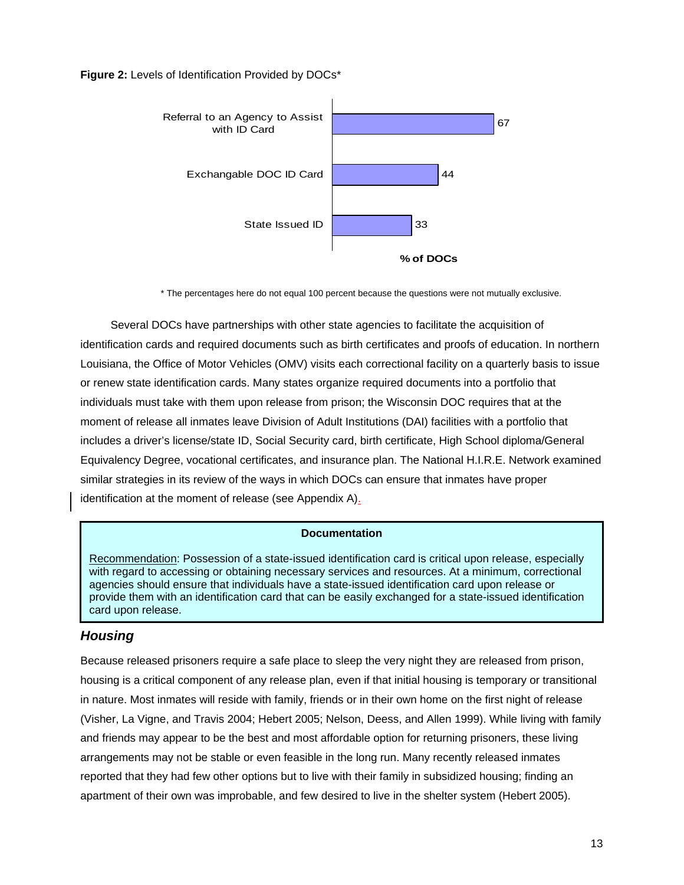**Figure 2:** Levels of Identification Provided by DOCs*

| Level of Identification | % of DOCs |
|---|---|
| Referral to an Agency to Assist with ID Card | 67 |
| Exchangable DOC ID Card | 44 |
| State Issued ID | 33 |

\* The percentages here do not equal 100 percent because the questions were not mutually exclusive.

Several DOCs have partnerships with other state agencies to facilitate the acquisition of identification cards and required documents such as birth certificates and proofs of education. In northern Louisiana, the Office of Motor Vehicles (OMV) visits each correctional facility on a quarterly basis to issue or renew state identification cards. Many states organize required documents into a portfolio that individuals must take with them upon release from prison; the Wisconsin DOC requires that at the moment of release all inmates leave Division of Adult Institutions (DAI) facilities with a portfolio that includes a driver's license/state ID, Social Security card, birth certificate, High School diploma/General Equivalency Degree, vocational certificates, and insurance plan. The National H.I.R.E. Network examined similar strategies in its review of the ways in which DOCs can ensure that inmates have proper identification at the moment of release (see Appendix A).

> **Documentation**
>
> Recommendation: Possession of a state-issued identification card is critical upon release, especially with regard to accessing or obtaining necessary services and resources. At a minimum, correctional agencies should ensure that individuals have a state-issued identification card upon release or provide them with an identification card that can be easily exchanged for a state-issued identification card upon release.

## *Housing*

Because released prisoners require a safe place to sleep the very night they are released from prison, housing is a critical component of any release plan, even if that initial housing is temporary or transitional in nature. Most inmates will reside with family, friends or in their own home on the first night of release (Visher, La Vigne, and Travis 2004; Hebert 2005; Nelson, Deess, and Allen 1999). While living with family and friends may appear to be the best and most affordable option for returning prisoners, these living arrangements may not be stable or even feasible in the long run. Many recently released inmates reported that they had few other options but to live with their family in subsidized housing; finding an apartment of their own was improbable, and few desired to live in the shelter system (Hebert 2005).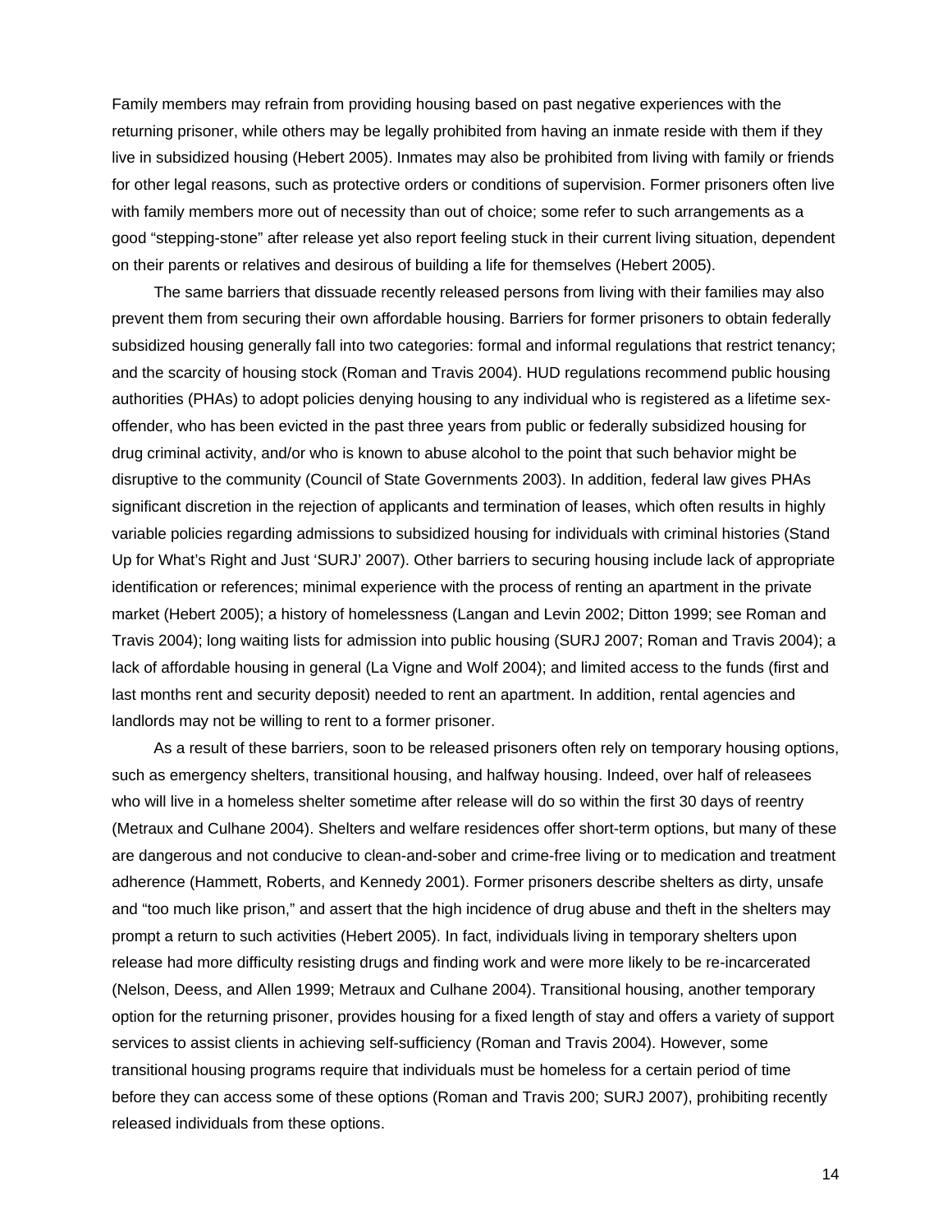Family members may refrain from providing housing based on past negative experiences with the returning prisoner, while others may be legally prohibited from having an inmate reside with them if they live in subsidized housing (Hebert 2005). Inmates may also be prohibited from living with family or friends for other legal reasons, such as protective orders or conditions of supervision. Former prisoners often live with family members more out of necessity than out of choice; some refer to such arrangements as a good “stepping-stone” after release yet also report feeling stuck in their current living situation, dependent on their parents or relatives and desirous of building a life for themselves (Hebert 2005).

The same barriers that dissuade recently released persons from living with their families may also prevent them from securing their own affordable housing. Barriers for former prisoners to obtain federally subsidized housing generally fall into two categories: formal and informal regulations that restrict tenancy; and the scarcity of housing stock (Roman and Travis 2004). HUD regulations recommend public housing authorities (PHAs) to adopt policies denying housing to any individual who is registered as a lifetime sex-offender, who has been evicted in the past three years from public or federally subsidized housing for drug criminal activity, and/or who is known to abuse alcohol to the point that such behavior might be disruptive to the community (Council of State Governments 2003). In addition, federal law gives PHAs significant discretion in the rejection of applicants and termination of leases, which often results in highly variable policies regarding admissions to subsidized housing for individuals with criminal histories (Stand Up for What’s Right and Just ‘SURJ’ 2007). Other barriers to securing housing include lack of appropriate identification or references; minimal experience with the process of renting an apartment in the private market (Hebert 2005); a history of homelessness (Langan and Levin 2002; Ditton 1999; see Roman and Travis 2004); long waiting lists for admission into public housing (SURJ 2007; Roman and Travis 2004); a lack of affordable housing in general (La Vigne and Wolf 2004); and limited access to the funds (first and last months rent and security deposit) needed to rent an apartment. In addition, rental agencies and landlords may not be willing to rent to a former prisoner.

As a result of these barriers, soon to be released prisoners often rely on temporary housing options, such as emergency shelters, transitional housing, and halfway housing. Indeed, over half of releasees who will live in a homeless shelter sometime after release will do so within the first 30 days of reentry (Metraux and Culhane 2004). Shelters and welfare residences offer short-term options, but many of these are dangerous and not conducive to clean-and-sober and crime-free living or to medication and treatment adherence (Hammett, Roberts, and Kennedy 2001). Former prisoners describe shelters as dirty, unsafe and “too much like prison,” and assert that the high incidence of drug abuse and theft in the shelters may prompt a return to such activities (Hebert 2005). In fact, individuals living in temporary shelters upon release had more difficulty resisting drugs and finding work and were more likely to be re-incarcerated (Nelson, Deess, and Allen 1999; Metraux and Culhane 2004). Transitional housing, another temporary option for the returning prisoner, provides housing for a fixed length of stay and offers a variety of support services to assist clients in achieving self-sufficiency (Roman and Travis 2004). However, some transitional housing programs require that individuals must be homeless for a certain period of time before they can access some of these options (Roman and Travis 200; SURJ 2007), prohibiting recently released individuals from these options.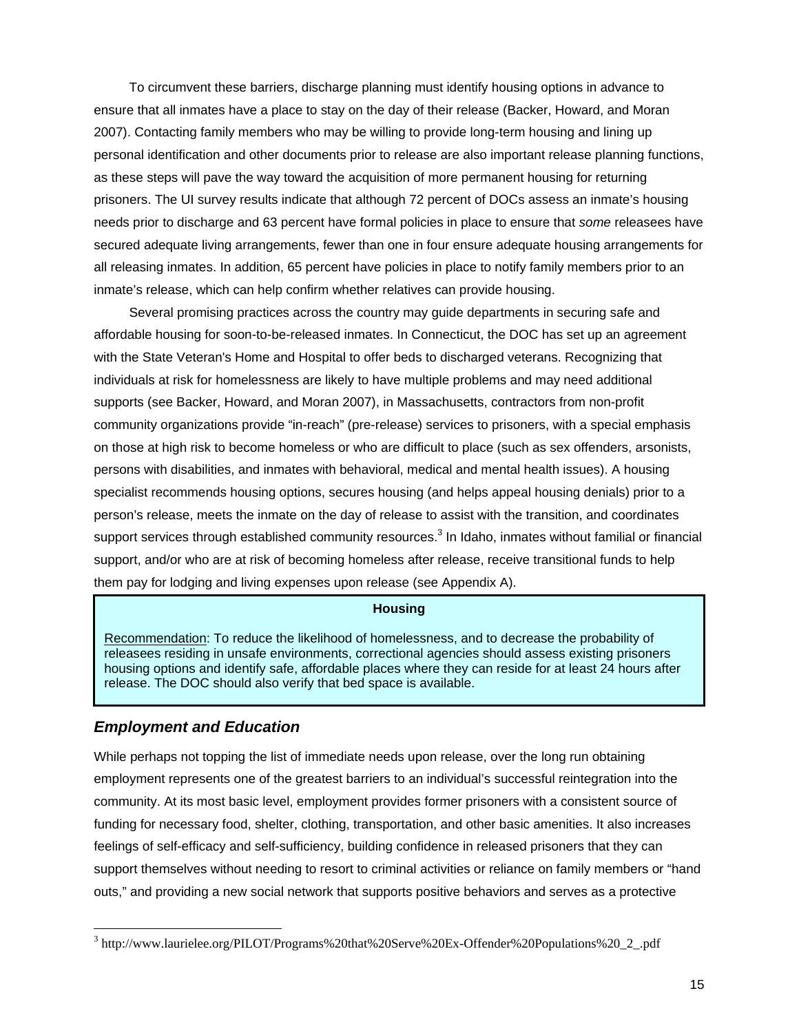To circumvent these barriers, discharge planning must identify housing options in advance to ensure that all inmates have a place to stay on the day of their release (Backer, Howard, and Moran 2007). Contacting family members who may be willing to provide long-term housing and lining up personal identification and other documents prior to release are also important release planning functions, as these steps will pave the way toward the acquisition of more permanent housing for returning prisoners. The UI survey results indicate that although 72 percent of DOCs assess an inmate's housing needs prior to discharge and 63 percent have formal policies in place to ensure that *some* releasees have secured adequate living arrangements, fewer than one in four ensure adequate housing arrangements for all releasing inmates. In addition, 65 percent have policies in place to notify family members prior to an inmate's release, which can help confirm whether relatives can provide housing.

Several promising practices across the country may guide departments in securing safe and affordable housing for soon-to-be-released inmates. In Connecticut, the DOC has set up an agreement with the State Veteran's Home and Hospital to offer beds to discharged veterans. Recognizing that individuals at risk for homelessness are likely to have multiple problems and may need additional supports (see Backer, Howard, and Moran 2007), in Massachusetts, contractors from non-profit community organizations provide "in-reach" (pre-release) services to prisoners, with a special emphasis on those at high risk to become homeless or who are difficult to place (such as sex offenders, arsonists, persons with disabilities, and inmates with behavioral, medical and mental health issues). A housing specialist recommends housing options, secures housing (and helps appeal housing denials) prior to a person's release, meets the inmate on the day of release to assist with the transition, and coordinates support services through established community resources.[3] In Idaho, inmates without familial or financial support, and/or who are at risk of becoming homeless after release, receive transitional funds to help them pay for lodging and living expenses upon release (see Appendix A).

> **Housing**
>
> Recommendation: To reduce the likelihood of homelessness, and to decrease the probability of releasees residing in unsafe environments, correctional agencies should assess existing prisoners housing options and identify safe, affordable places where they can reside for at least 24 hours after release. The DOC should also verify that bed space is available.

## *Employment and Education*

While perhaps not topping the list of immediate needs upon release, over the long run obtaining employment represents one of the greatest barriers to an individual's successful reintegration into the community. At its most basic level, employment provides former prisoners with a consistent source of funding for necessary food, shelter, clothing, transportation, and other basic amenities. It also increases feelings of self-efficacy and self-sufficiency, building confidence in released prisoners that they can support themselves without needing to resort to criminal activities or reliance on family members or "hand outs," and providing a new social network that supports positive behaviors and serves as a protective

[3] http://www.laurielee.org/PILOT/Programs%20that%20Serve%20Ex-Offender%20Populations%20_2_.pdf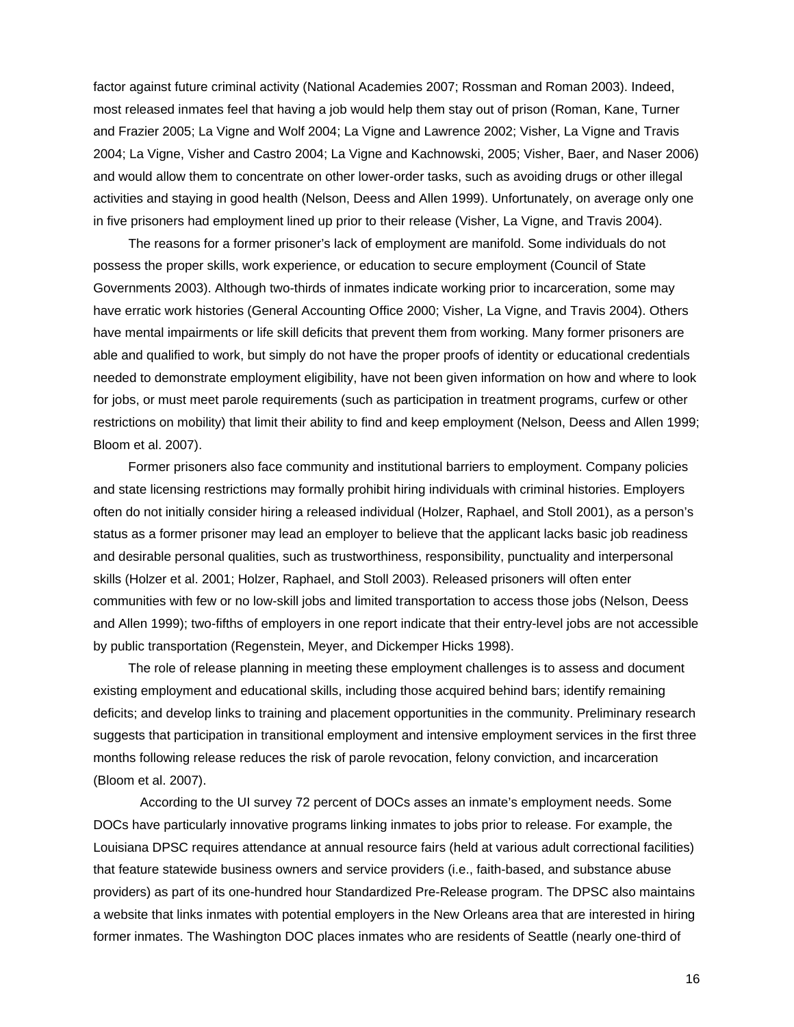factor against future criminal activity (National Academies 2007; Rossman and Roman 2003). Indeed, most released inmates feel that having a job would help them stay out of prison (Roman, Kane, Turner and Frazier 2005; La Vigne and Wolf 2004; La Vigne and Lawrence 2002; Visher, La Vigne and Travis 2004; La Vigne, Visher and Castro 2004; La Vigne and Kachnowski, 2005; Visher, Baer, and Naser 2006) and would allow them to concentrate on other lower-order tasks, such as avoiding drugs or other illegal activities and staying in good health (Nelson, Deess and Allen 1999). Unfortunately, on average only one in five prisoners had employment lined up prior to their release (Visher, La Vigne, and Travis 2004).

The reasons for a former prisoner's lack of employment are manifold. Some individuals do not possess the proper skills, work experience, or education to secure employment (Council of State Governments 2003). Although two-thirds of inmates indicate working prior to incarceration, some may have erratic work histories (General Accounting Office 2000; Visher, La Vigne, and Travis 2004). Others have mental impairments or life skill deficits that prevent them from working. Many former prisoners are able and qualified to work, but simply do not have the proper proofs of identity or educational credentials needed to demonstrate employment eligibility, have not been given information on how and where to look for jobs, or must meet parole requirements (such as participation in treatment programs, curfew or other restrictions on mobility) that limit their ability to find and keep employment (Nelson, Deess and Allen 1999; Bloom et al. 2007).

Former prisoners also face community and institutional barriers to employment. Company policies and state licensing restrictions may formally prohibit hiring individuals with criminal histories. Employers often do not initially consider hiring a released individual (Holzer, Raphael, and Stoll 2001), as a person's status as a former prisoner may lead an employer to believe that the applicant lacks basic job readiness and desirable personal qualities, such as trustworthiness, responsibility, punctuality and interpersonal skills (Holzer et al. 2001; Holzer, Raphael, and Stoll 2003). Released prisoners will often enter communities with few or no low-skill jobs and limited transportation to access those jobs (Nelson, Deess and Allen 1999); two-fifths of employers in one report indicate that their entry-level jobs are not accessible by public transportation (Regenstein, Meyer, and Dickemper Hicks 1998).

The role of release planning in meeting these employment challenges is to assess and document existing employment and educational skills, including those acquired behind bars; identify remaining deficits; and develop links to training and placement opportunities in the community. Preliminary research suggests that participation in transitional employment and intensive employment services in the first three months following release reduces the risk of parole revocation, felony conviction, and incarceration (Bloom et al. 2007).

According to the UI survey 72 percent of DOCs asses an inmate's employment needs. Some DOCs have particularly innovative programs linking inmates to jobs prior to release. For example, the Louisiana DPSC requires attendance at annual resource fairs (held at various adult correctional facilities) that feature statewide business owners and service providers (i.e., faith-based, and substance abuse providers) as part of its one-hundred hour Standardized Pre-Release program. The DPSC also maintains a website that links inmates with potential employers in the New Orleans area that are interested in hiring former inmates. The Washington DOC places inmates who are residents of Seattle (nearly one-third of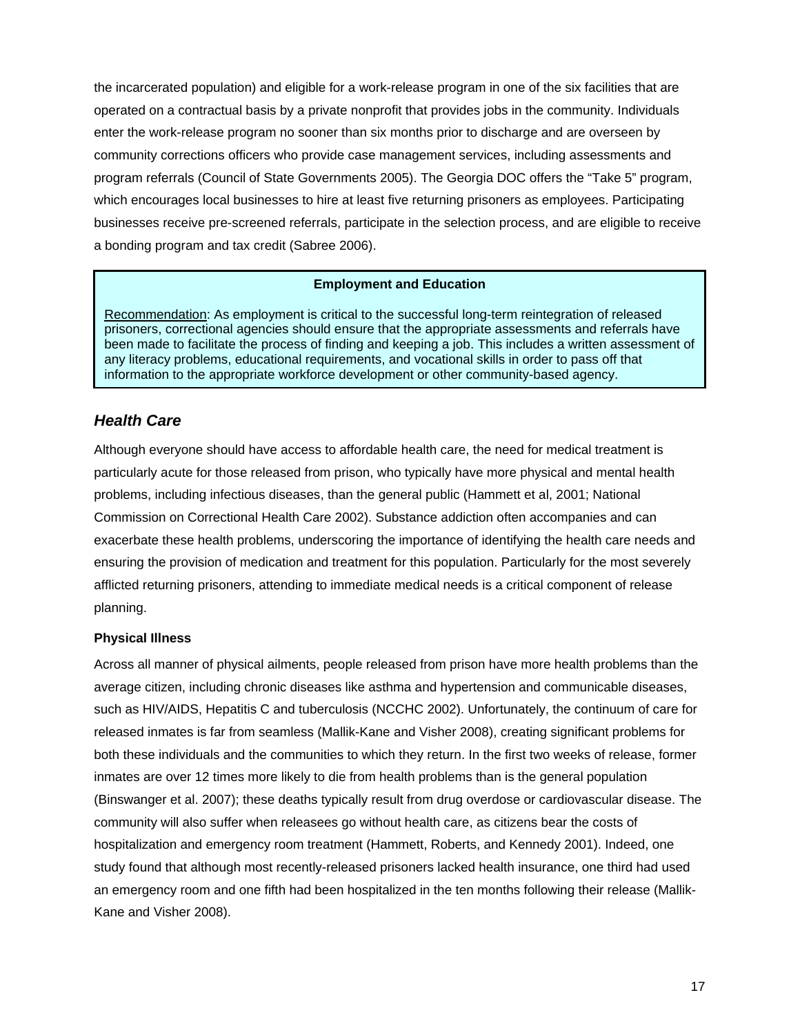the incarcerated population) and eligible for a work-release program in one of the six facilities that are operated on a contractual basis by a private nonprofit that provides jobs in the community. Individuals enter the work-release program no sooner than six months prior to discharge and are overseen by community corrections officers who provide case management services, including assessments and program referrals (Council of State Governments 2005). The Georgia DOC offers the "Take 5" program, which encourages local businesses to hire at least five returning prisoners as employees. Participating businesses receive pre-screened referrals, participate in the selection process, and are eligible to receive a bonding program and tax credit (Sabree 2006).

> **Employment and Education**
>
> Recommendation: As employment is critical to the successful long-term reintegration of released prisoners, correctional agencies should ensure that the appropriate assessments and referrals have been made to facilitate the process of finding and keeping a job. This includes a written assessment of any literacy problems, educational requirements, and vocational skills in order to pass off that information to the appropriate workforce development or other community-based agency.

## *Health Care*

Although everyone should have access to affordable health care, the need for medical treatment is particularly acute for those released from prison, who typically have more physical and mental health problems, including infectious diseases, than the general public (Hammett et al, 2001; National Commission on Correctional Health Care 2002). Substance addiction often accompanies and can exacerbate these health problems, underscoring the importance of identifying the health care needs and ensuring the provision of medication and treatment for this population. Particularly for the most severely afflicted returning prisoners, attending to immediate medical needs is a critical component of release planning.

### Physical Illness

Across all manner of physical ailments, people released from prison have more health problems than the average citizen, including chronic diseases like asthma and hypertension and communicable diseases, such as HIV/AIDS, Hepatitis C and tuberculosis (NCCHC 2002). Unfortunately, the continuum of care for released inmates is far from seamless (Mallik-Kane and Visher 2008), creating significant problems for both these individuals and the communities to which they return. In the first two weeks of release, former inmates are over 12 times more likely to die from health problems than is the general population (Binswanger et al. 2007); these deaths typically result from drug overdose or cardiovascular disease. The community will also suffer when releasees go without health care, as citizens bear the costs of hospitalization and emergency room treatment (Hammett, Roberts, and Kennedy 2001). Indeed, one study found that although most recently-released prisoners lacked health insurance, one third had used an emergency room and one fifth had been hospitalized in the ten months following their release (Mallik-Kane and Visher 2008).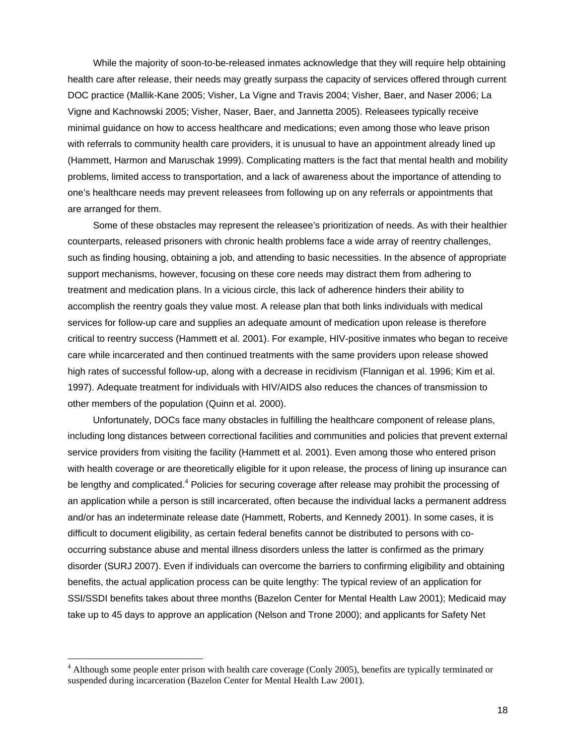While the majority of soon-to-be-released inmates acknowledge that they will require help obtaining health care after release, their needs may greatly surpass the capacity of services offered through current DOC practice (Mallik-Kane 2005; Visher, La Vigne and Travis 2004; Visher, Baer, and Naser 2006; La Vigne and Kachnowski 2005; Visher, Naser, Baer, and Jannetta 2005). Releasees typically receive minimal guidance on how to access healthcare and medications; even among those who leave prison with referrals to community health care providers, it is unusual to have an appointment already lined up (Hammett, Harmon and Maruschak 1999). Complicating matters is the fact that mental health and mobility problems, limited access to transportation, and a lack of awareness about the importance of attending to one's healthcare needs may prevent releasees from following up on any referrals or appointments that are arranged for them.

Some of these obstacles may represent the releasee's prioritization of needs. As with their healthier counterparts, released prisoners with chronic health problems face a wide array of reentry challenges, such as finding housing, obtaining a job, and attending to basic necessities. In the absence of appropriate support mechanisms, however, focusing on these core needs may distract them from adhering to treatment and medication plans. In a vicious circle, this lack of adherence hinders their ability to accomplish the reentry goals they value most. A release plan that both links individuals with medical services for follow-up care and supplies an adequate amount of medication upon release is therefore critical to reentry success (Hammett et al. 2001). For example, HIV-positive inmates who began to receive care while incarcerated and then continued treatments with the same providers upon release showed high rates of successful follow-up, along with a decrease in recidivism (Flannigan et al. 1996; Kim et al. 1997). Adequate treatment for individuals with HIV/AIDS also reduces the chances of transmission to other members of the population (Quinn et al. 2000).

Unfortunately, DOCs face many obstacles in fulfilling the healthcare component of release plans, including long distances between correctional facilities and communities and policies that prevent external service providers from visiting the facility (Hammett et al. 2001). Even among those who entered prison with health coverage or are theoretically eligible for it upon release, the process of lining up insurance can be lengthy and complicated.[4] Policies for securing coverage after release may prohibit the processing of an application while a person is still incarcerated, often because the individual lacks a permanent address and/or has an indeterminate release date (Hammett, Roberts, and Kennedy 2001). In some cases, it is difficult to document eligibility, as certain federal benefits cannot be distributed to persons with co-occurring substance abuse and mental illness disorders unless the latter is confirmed as the primary disorder (SURJ 2007). Even if individuals can overcome the barriers to confirming eligibility and obtaining benefits, the actual application process can be quite lengthy: The typical review of an application for SSI/SSDI benefits takes about three months (Bazelon Center for Mental Health Law 2001); Medicaid may take up to 45 days to approve an application (Nelson and Trone 2000); and applicants for Safety Net

[4] Although some people enter prison with health care coverage (Conly 2005), benefits are typically terminated or suspended during incarceration (Bazelon Center for Mental Health Law 2001).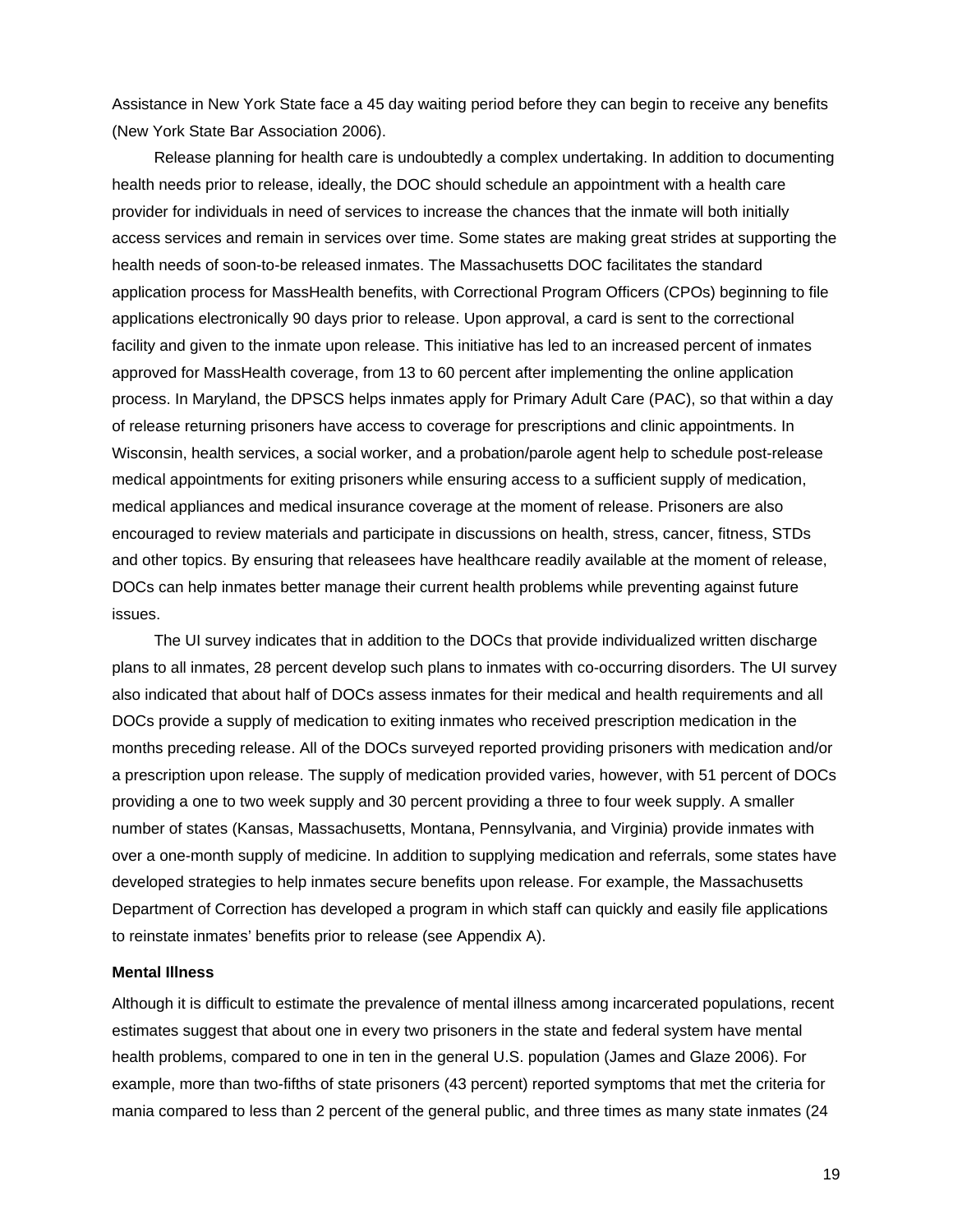Assistance in New York State face a 45 day waiting period before they can begin to receive any benefits (New York State Bar Association 2006).

Release planning for health care is undoubtedly a complex undertaking. In addition to documenting health needs prior to release, ideally, the DOC should schedule an appointment with a health care provider for individuals in need of services to increase the chances that the inmate will both initially access services and remain in services over time. Some states are making great strides at supporting the health needs of soon-to-be released inmates. The Massachusetts DOC facilitates the standard application process for MassHealth benefits, with Correctional Program Officers (CPOs) beginning to file applications electronically 90 days prior to release. Upon approval, a card is sent to the correctional facility and given to the inmate upon release. This initiative has led to an increased percent of inmates approved for MassHealth coverage, from 13 to 60 percent after implementing the online application process. In Maryland, the DPSCS helps inmates apply for Primary Adult Care (PAC), so that within a day of release returning prisoners have access to coverage for prescriptions and clinic appointments. In Wisconsin, health services, a social worker, and a probation/parole agent help to schedule post-release medical appointments for exiting prisoners while ensuring access to a sufficient supply of medication, medical appliances and medical insurance coverage at the moment of release. Prisoners are also encouraged to review materials and participate in discussions on health, stress, cancer, fitness, STDs and other topics. By ensuring that releasees have healthcare readily available at the moment of release, DOCs can help inmates better manage their current health problems while preventing against future issues.

The UI survey indicates that in addition to the DOCs that provide individualized written discharge plans to all inmates, 28 percent develop such plans to inmates with co-occurring disorders. The UI survey also indicated that about half of DOCs assess inmates for their medical and health requirements and all DOCs provide a supply of medication to exiting inmates who received prescription medication in the months preceding release. All of the DOCs surveyed reported providing prisoners with medication and/or a prescription upon release. The supply of medication provided varies, however, with 51 percent of DOCs providing a one to two week supply and 30 percent providing a three to four week supply. A smaller number of states (Kansas, Massachusetts, Montana, Pennsylvania, and Virginia) provide inmates with over a one-month supply of medicine. In addition to supplying medication and referrals, some states have developed strategies to help inmates secure benefits upon release. For example, the Massachusetts Department of Correction has developed a program in which staff can quickly and easily file applications to reinstate inmates' benefits prior to release (see Appendix A).

### Mental Illness

Although it is difficult to estimate the prevalence of mental illness among incarcerated populations, recent estimates suggest that about one in every two prisoners in the state and federal system have mental health problems, compared to one in ten in the general U.S. population (James and Glaze 2006). For example, more than two-fifths of state prisoners (43 percent) reported symptoms that met the criteria for mania compared to less than 2 percent of the general public, and three times as many state inmates (24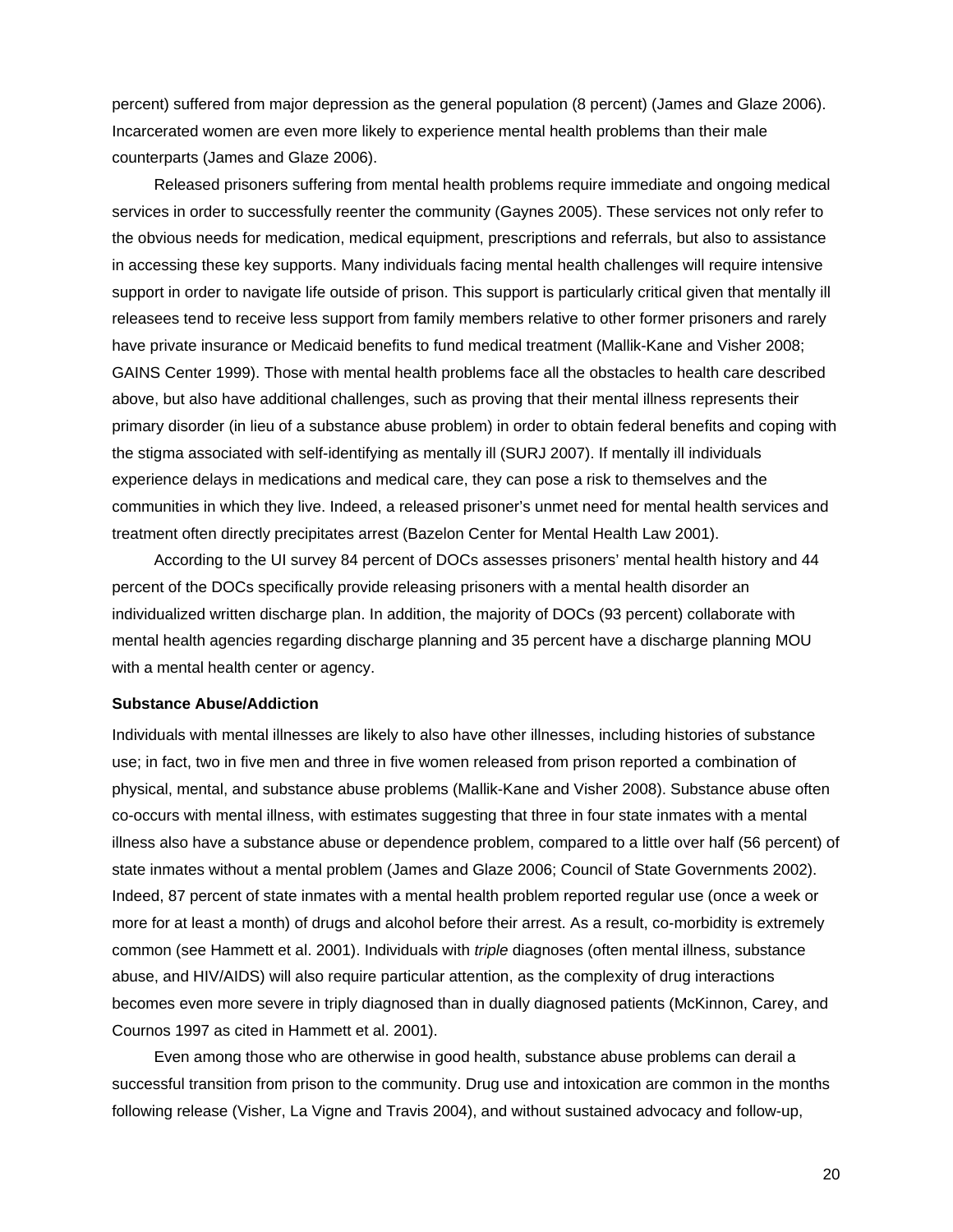percent) suffered from major depression as the general population (8 percent) (James and Glaze 2006). Incarcerated women are even more likely to experience mental health problems than their male counterparts (James and Glaze 2006).

Released prisoners suffering from mental health problems require immediate and ongoing medical services in order to successfully reenter the community (Gaynes 2005). These services not only refer to the obvious needs for medication, medical equipment, prescriptions and referrals, but also to assistance in accessing these key supports. Many individuals facing mental health challenges will require intensive support in order to navigate life outside of prison. This support is particularly critical given that mentally ill releasees tend to receive less support from family members relative to other former prisoners and rarely have private insurance or Medicaid benefits to fund medical treatment (Mallik-Kane and Visher 2008; GAINS Center 1999). Those with mental health problems face all the obstacles to health care described above, but also have additional challenges, such as proving that their mental illness represents their primary disorder (in lieu of a substance abuse problem) in order to obtain federal benefits and coping with the stigma associated with self-identifying as mentally ill (SURJ 2007). If mentally ill individuals experience delays in medications and medical care, they can pose a risk to themselves and the communities in which they live. Indeed, a released prisoner's unmet need for mental health services and treatment often directly precipitates arrest (Bazelon Center for Mental Health Law 2001).

According to the UI survey 84 percent of DOCs assesses prisoners' mental health history and 44 percent of the DOCs specifically provide releasing prisoners with a mental health disorder an individualized written discharge plan. In addition, the majority of DOCs (93 percent) collaborate with mental health agencies regarding discharge planning and 35 percent have a discharge planning MOU with a mental health center or agency.

**Substance Abuse/Addiction**

Individuals with mental illnesses are likely to also have other illnesses, including histories of substance use; in fact, two in five men and three in five women released from prison reported a combination of physical, mental, and substance abuse problems (Mallik-Kane and Visher 2008). Substance abuse often co-occurs with mental illness, with estimates suggesting that three in four state inmates with a mental illness also have a substance abuse or dependence problem, compared to a little over half (56 percent) of state inmates without a mental problem (James and Glaze 2006; Council of State Governments 2002). Indeed, 87 percent of state inmates with a mental health problem reported regular use (once a week or more for at least a month) of drugs and alcohol before their arrest. As a result, co-morbidity is extremely common (see Hammett et al. 2001). Individuals with *triple* diagnoses (often mental illness, substance abuse, and HIV/AIDS) will also require particular attention, as the complexity of drug interactions becomes even more severe in triply diagnosed than in dually diagnosed patients (McKinnon, Carey, and Cournos 1997 as cited in Hammett et al. 2001).

Even among those who are otherwise in good health, substance abuse problems can derail a successful transition from prison to the community. Drug use and intoxication are common in the months following release (Visher, La Vigne and Travis 2004), and without sustained advocacy and follow-up,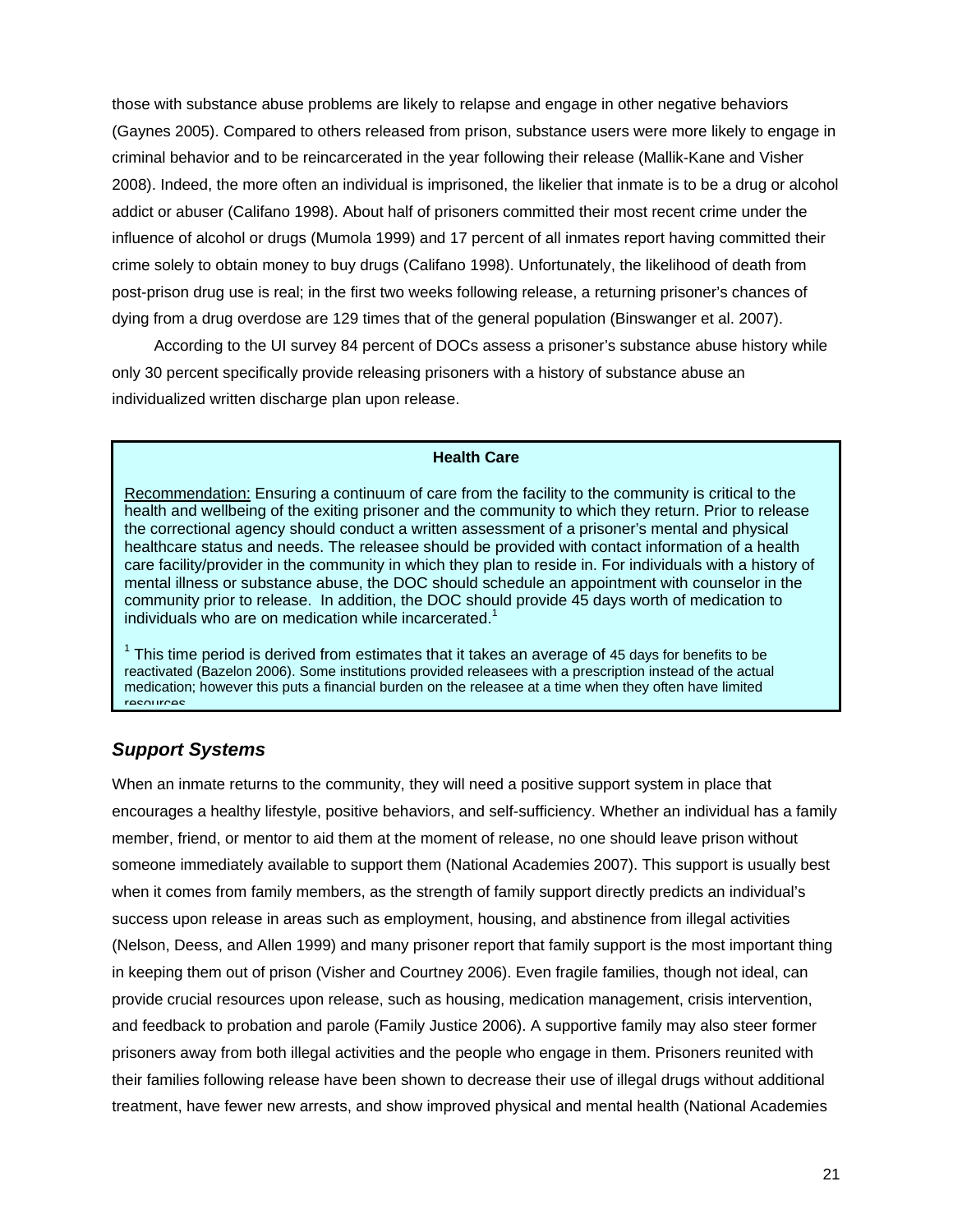those with substance abuse problems are likely to relapse and engage in other negative behaviors (Gaynes 2005). Compared to others released from prison, substance users were more likely to engage in criminal behavior and to be reincarcerated in the year following their release (Mallik-Kane and Visher 2008). Indeed, the more often an individual is imprisoned, the likelier that inmate is to be a drug or alcohol addict or abuser (Califano 1998). About half of prisoners committed their most recent crime under the influence of alcohol or drugs (Mumola 1999) and 17 percent of all inmates report having committed their crime solely to obtain money to buy drugs (Califano 1998). Unfortunately, the likelihood of death from post-prison drug use is real; in the first two weeks following release, a returning prisoner's chances of dying from a drug overdose are 129 times that of the general population (Binswanger et al. 2007).

According to the UI survey 84 percent of DOCs assess a prisoner's substance abuse history while only 30 percent specifically provide releasing prisoners with a history of substance abuse an individualized written discharge plan upon release.

> **Health Care**
>
> Recommendation: Ensuring a continuum of care from the facility to the community is critical to the health and wellbeing of the exiting prisoner and the community to which they return. Prior to release the correctional agency should conduct a written assessment of a prisoner's mental and physical healthcare status and needs. The releasee should be provided with contact information of a health care facility/provider in the community in which they plan to reside in. For individuals with a history of mental illness or substance abuse, the DOC should schedule an appointment with counselor in the community prior to release. In addition, the DOC should provide 45 days worth of medication to individuals who are on medication while incarcerated.[1]
>
> [1] This time period is derived from estimates that it takes an average of 45 days for benefits to be reactivated (Bazelon 2006). Some institutions provided releasees with a prescription instead of the actual medication; however this puts a financial burden on the releasee at a time when they often have limited resources.

### *Support Systems*

When an inmate returns to the community, they will need a positive support system in place that encourages a healthy lifestyle, positive behaviors, and self-sufficiency. Whether an individual has a family member, friend, or mentor to aid them at the moment of release, no one should leave prison without someone immediately available to support them (National Academies 2007). This support is usually best when it comes from family members, as the strength of family support directly predicts an individual's success upon release in areas such as employment, housing, and abstinence from illegal activities (Nelson, Deess, and Allen 1999) and many prisoner report that family support is the most important thing in keeping them out of prison (Visher and Courtney 2006). Even fragile families, though not ideal, can provide crucial resources upon release, such as housing, medication management, crisis intervention, and feedback to probation and parole (Family Justice 2006). A supportive family may also steer former prisoners away from both illegal activities and the people who engage in them. Prisoners reunited with their families following release have been shown to decrease their use of illegal drugs without additional treatment, have fewer new arrests, and show improved physical and mental health (National Academies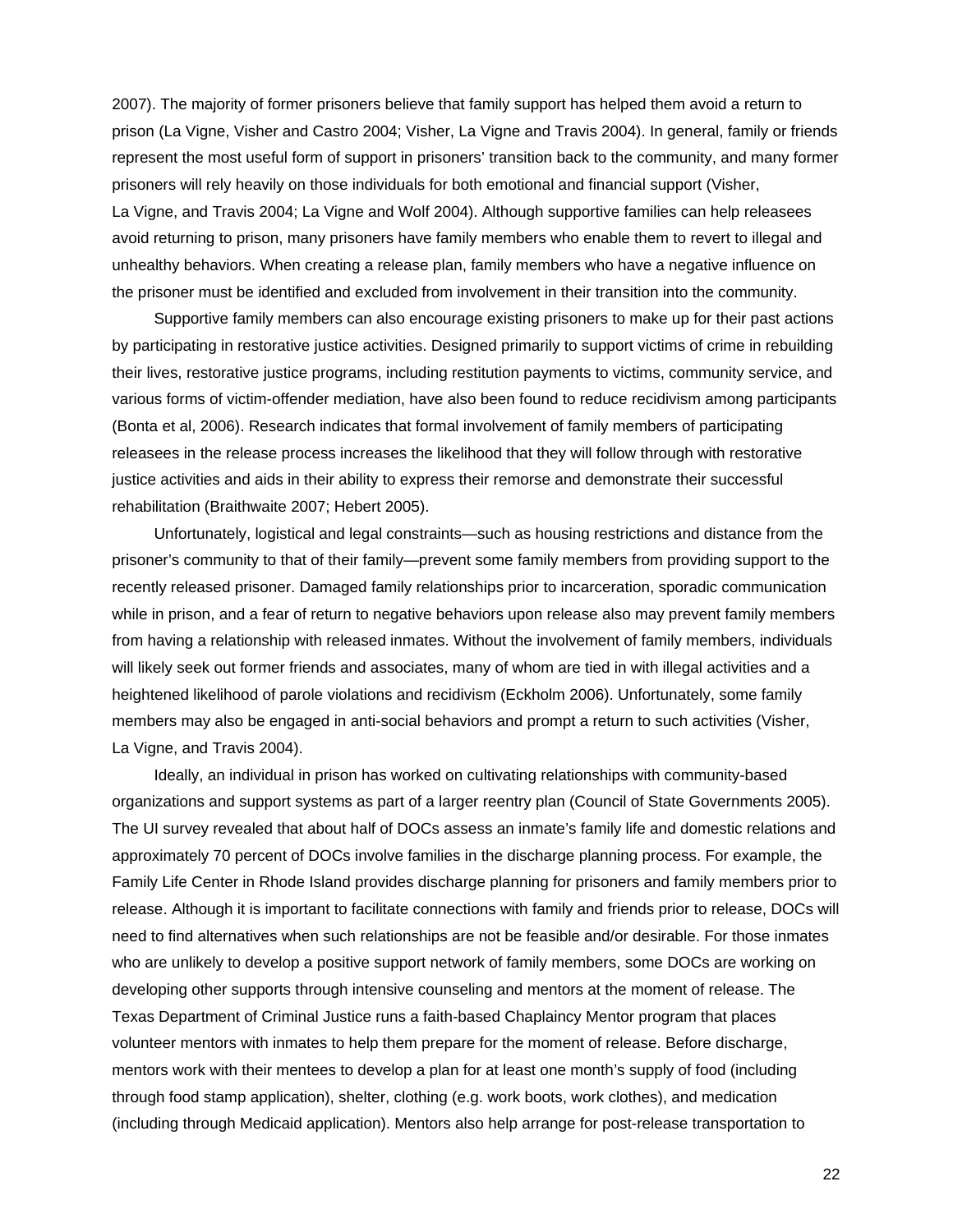2007). The majority of former prisoners believe that family support has helped them avoid a return to prison (La Vigne, Visher and Castro 2004; Visher, La Vigne and Travis 2004). In general, family or friends represent the most useful form of support in prisoners' transition back to the community, and many former prisoners will rely heavily on those individuals for both emotional and financial support (Visher, La Vigne, and Travis 2004; La Vigne and Wolf 2004). Although supportive families can help releasees avoid returning to prison, many prisoners have family members who enable them to revert to illegal and unhealthy behaviors. When creating a release plan, family members who have a negative influence on the prisoner must be identified and excluded from involvement in their transition into the community.

Supportive family members can also encourage existing prisoners to make up for their past actions by participating in restorative justice activities. Designed primarily to support victims of crime in rebuilding their lives, restorative justice programs, including restitution payments to victims, community service, and various forms of victim-offender mediation, have also been found to reduce recidivism among participants (Bonta et al, 2006). Research indicates that formal involvement of family members of participating releasees in the release process increases the likelihood that they will follow through with restorative justice activities and aids in their ability to express their remorse and demonstrate their successful rehabilitation (Braithwaite 2007; Hebert 2005).

Unfortunately, logistical and legal constraints—such as housing restrictions and distance from the prisoner's community to that of their family—prevent some family members from providing support to the recently released prisoner. Damaged family relationships prior to incarceration, sporadic communication while in prison, and a fear of return to negative behaviors upon release also may prevent family members from having a relationship with released inmates. Without the involvement of family members, individuals will likely seek out former friends and associates, many of whom are tied in with illegal activities and a heightened likelihood of parole violations and recidivism (Eckholm 2006). Unfortunately, some family members may also be engaged in anti-social behaviors and prompt a return to such activities (Visher, La Vigne, and Travis 2004).

Ideally, an individual in prison has worked on cultivating relationships with community-based organizations and support systems as part of a larger reentry plan (Council of State Governments 2005). The UI survey revealed that about half of DOCs assess an inmate's family life and domestic relations and approximately 70 percent of DOCs involve families in the discharge planning process. For example, the Family Life Center in Rhode Island provides discharge planning for prisoners and family members prior to release. Although it is important to facilitate connections with family and friends prior to release, DOCs will need to find alternatives when such relationships are not be feasible and/or desirable. For those inmates who are unlikely to develop a positive support network of family members, some DOCs are working on developing other supports through intensive counseling and mentors at the moment of release. The Texas Department of Criminal Justice runs a faith-based Chaplaincy Mentor program that places volunteer mentors with inmates to help them prepare for the moment of release. Before discharge, mentors work with their mentees to develop a plan for at least one month's supply of food (including through food stamp application), shelter, clothing (e.g. work boots, work clothes), and medication (including through Medicaid application). Mentors also help arrange for post-release transportation to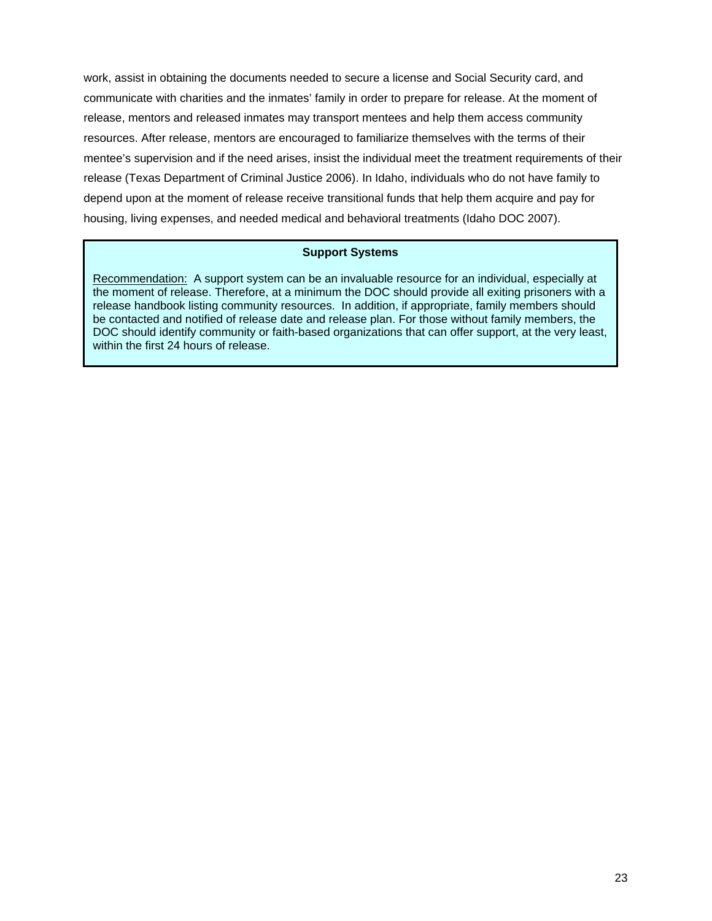work, assist in obtaining the documents needed to secure a license and Social Security card, and communicate with charities and the inmates' family in order to prepare for release. At the moment of release, mentors and released inmates may transport mentees and help them access community resources. After release, mentors are encouraged to familiarize themselves with the terms of their mentee's supervision and if the need arises, insist the individual meet the treatment requirements of their release (Texas Department of Criminal Justice 2006). In Idaho, individuals who do not have family to depend upon at the moment of release receive transitional funds that help them acquire and pay for housing, living expenses, and needed medical and behavioral treatments (Idaho DOC 2007).

**Support Systems**

Recommendation: A support system can be an invaluable resource for an individual, especially at the moment of release. Therefore, at a minimum the DOC should provide all exiting prisoners with a release handbook listing community resources. In addition, if appropriate, family members should be contacted and notified of release date and release plan. For those without family members, the DOC should identify community or faith-based organizations that can offer support, at the very least, within the first 24 hours of release.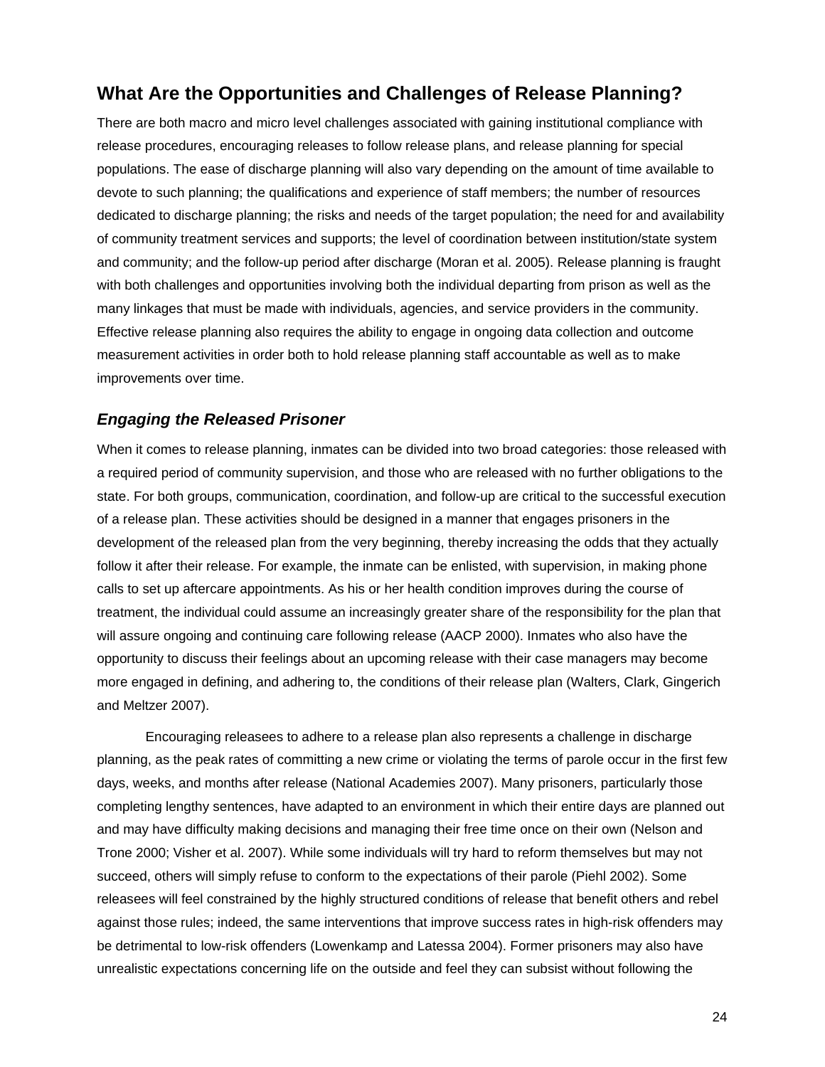## What Are the Opportunities and Challenges of Release Planning?

There are both macro and micro level challenges associated with gaining institutional compliance with release procedures, encouraging releases to follow release plans, and release planning for special populations. The ease of discharge planning will also vary depending on the amount of time available to devote to such planning; the qualifications and experience of staff members; the number of resources dedicated to discharge planning; the risks and needs of the target population; the need for and availability of community treatment services and supports; the level of coordination between institution/state system and community; and the follow-up period after discharge (Moran et al. 2005). Release planning is fraught with both challenges and opportunities involving both the individual departing from prison as well as the many linkages that must be made with individuals, agencies, and service providers in the community. Effective release planning also requires the ability to engage in ongoing data collection and outcome measurement activities in order both to hold release planning staff accountable as well as to make improvements over time.

### *Engaging the Released Prisoner*

When it comes to release planning, inmates can be divided into two broad categories: those released with a required period of community supervision, and those who are released with no further obligations to the state. For both groups, communication, coordination, and follow-up are critical to the successful execution of a release plan. These activities should be designed in a manner that engages prisoners in the development of the released plan from the very beginning, thereby increasing the odds that they actually follow it after their release. For example, the inmate can be enlisted, with supervision, in making phone calls to set up aftercare appointments. As his or her health condition improves during the course of treatment, the individual could assume an increasingly greater share of the responsibility for the plan that will assure ongoing and continuing care following release (AACP 2000). Inmates who also have the opportunity to discuss their feelings about an upcoming release with their case managers may become more engaged in defining, and adhering to, the conditions of their release plan (Walters, Clark, Gingerich and Meltzer 2007).

Encouraging releasees to adhere to a release plan also represents a challenge in discharge planning, as the peak rates of committing a new crime or violating the terms of parole occur in the first few days, weeks, and months after release (National Academies 2007). Many prisoners, particularly those completing lengthy sentences, have adapted to an environment in which their entire days are planned out and may have difficulty making decisions and managing their free time once on their own (Nelson and Trone 2000; Visher et al. 2007). While some individuals will try hard to reform themselves but may not succeed, others will simply refuse to conform to the expectations of their parole (Piehl 2002). Some releasees will feel constrained by the highly structured conditions of release that benefit others and rebel against those rules; indeed, the same interventions that improve success rates in high-risk offenders may be detrimental to low-risk offenders (Lowenkamp and Latessa 2004). Former prisoners may also have unrealistic expectations concerning life on the outside and feel they can subsist without following the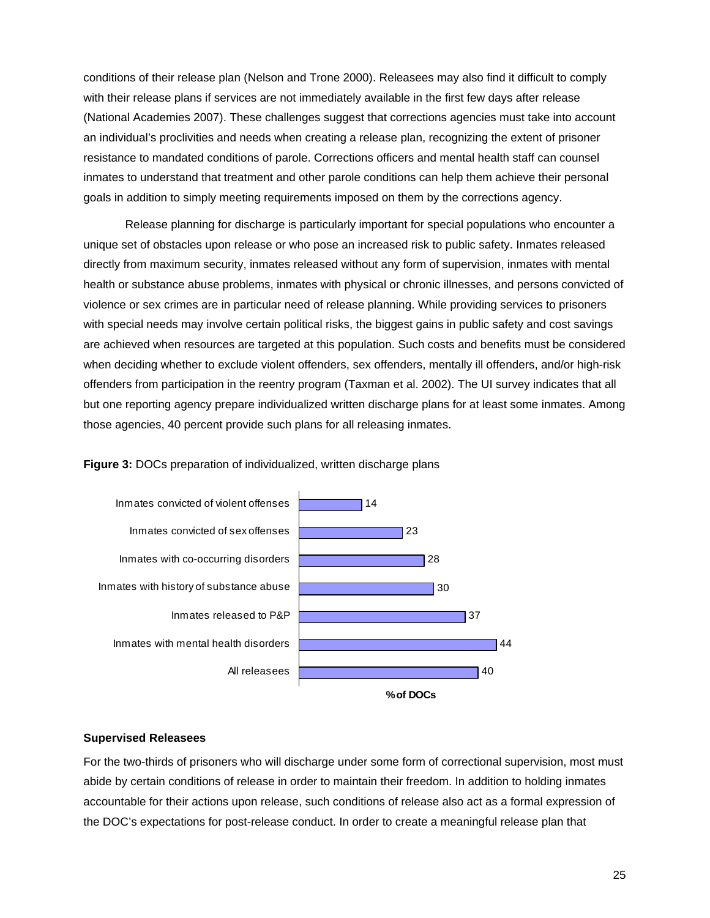conditions of their release plan (Nelson and Trone 2000). Releasees may also find it difficult to comply with their release plans if services are not immediately available in the first few days after release (National Academies 2007). These challenges suggest that corrections agencies must take into account an individual's proclivities and needs when creating a release plan, recognizing the extent of prisoner resistance to mandated conditions of parole. Corrections officers and mental health staff can counsel inmates to understand that treatment and other parole conditions can help them achieve their personal goals in addition to simply meeting requirements imposed on them by the corrections agency.

Release planning for discharge is particularly important for special populations who encounter a unique set of obstacles upon release or who pose an increased risk to public safety. Inmates released directly from maximum security, inmates released without any form of supervision, inmates with mental health or substance abuse problems, inmates with physical or chronic illnesses, and persons convicted of violence or sex crimes are in particular need of release planning. While providing services to prisoners with special needs may involve certain political risks, the biggest gains in public safety and cost savings are achieved when resources are targeted at this population. Such costs and benefits must be considered when deciding whether to exclude violent offenders, sex offenders, mentally ill offenders, and/or high-risk offenders from participation in the reentry program (Taxman et al. 2002). The UI survey indicates that all but one reporting agency prepare individualized written discharge plans for at least some inmates. Among those agencies, 40 percent provide such plans for all releasing inmates.

**Figure 3:** DOCs preparation of individualized, written discharge plans

| | % of DOCs |
|---|---|
| Inmates convicted of violent offenses | 14 |
| Inmates convicted of sex offenses | 23 |
| Inmates with co-occurring disorders | 28 |
| Inmates with history of substance abuse | 30 |
| Inmates released to P&P | 37 |
| Inmates with mental health disorders | 44 |
| All releasees | 40 |

### Supervised Releasees

For the two-thirds of prisoners who will discharge under some form of correctional supervision, most must abide by certain conditions of release in order to maintain their freedom. In addition to holding inmates accountable for their actions upon release, such conditions of release also act as a formal expression of the DOC's expectations for post-release conduct. In order to create a meaningful release plan that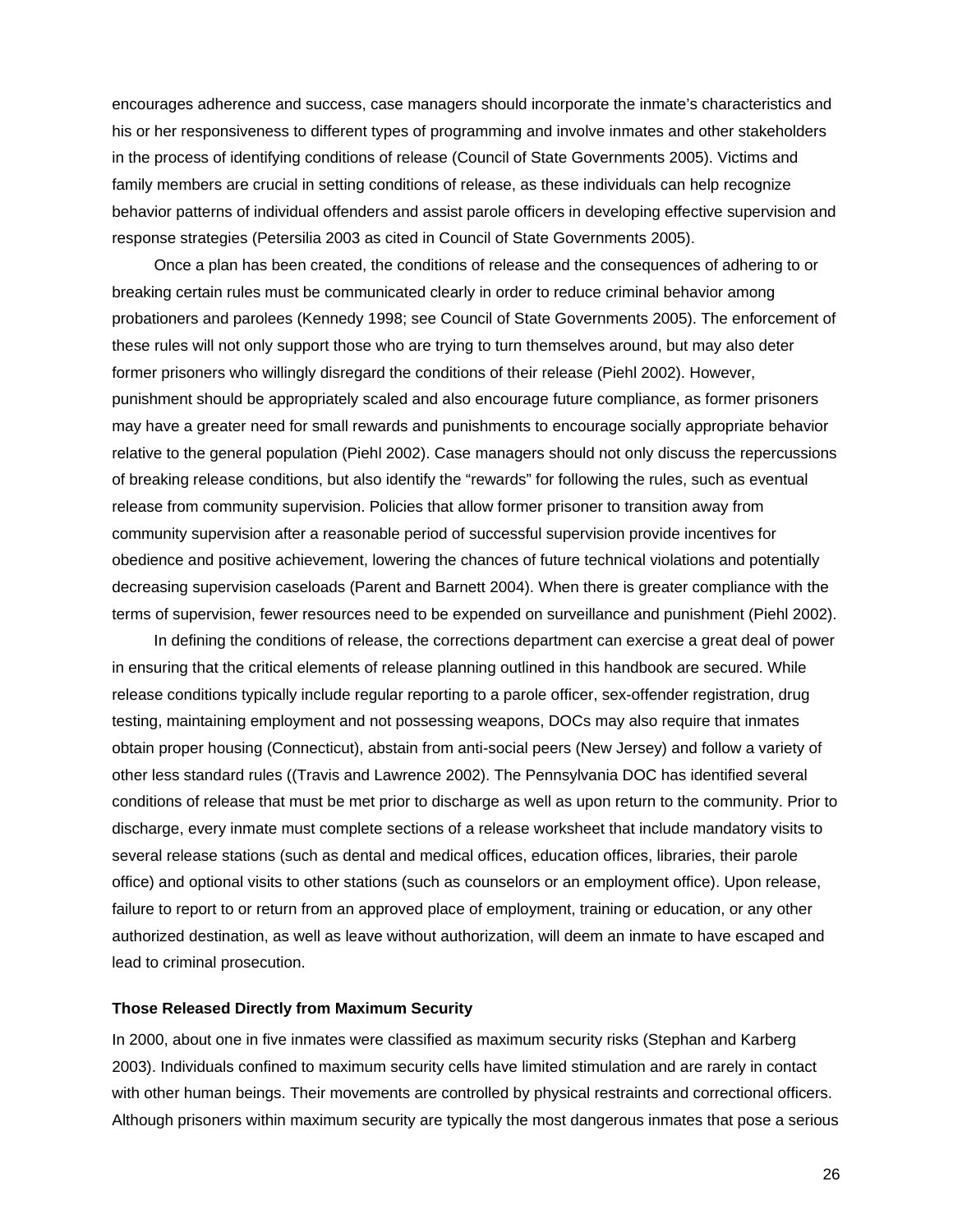encourages adherence and success, case managers should incorporate the inmate's characteristics and his or her responsiveness to different types of programming and involve inmates and other stakeholders in the process of identifying conditions of release (Council of State Governments 2005). Victims and family members are crucial in setting conditions of release, as these individuals can help recognize behavior patterns of individual offenders and assist parole officers in developing effective supervision and response strategies (Petersilia 2003 as cited in Council of State Governments 2005).

Once a plan has been created, the conditions of release and the consequences of adhering to or breaking certain rules must be communicated clearly in order to reduce criminal behavior among probationers and parolees (Kennedy 1998; see Council of State Governments 2005). The enforcement of these rules will not only support those who are trying to turn themselves around, but may also deter former prisoners who willingly disregard the conditions of their release (Piehl 2002). However, punishment should be appropriately scaled and also encourage future compliance, as former prisoners may have a greater need for small rewards and punishments to encourage socially appropriate behavior relative to the general population (Piehl 2002). Case managers should not only discuss the repercussions of breaking release conditions, but also identify the "rewards" for following the rules, such as eventual release from community supervision. Policies that allow former prisoner to transition away from community supervision after a reasonable period of successful supervision provide incentives for obedience and positive achievement, lowering the chances of future technical violations and potentially decreasing supervision caseloads (Parent and Barnett 2004). When there is greater compliance with the terms of supervision, fewer resources need to be expended on surveillance and punishment (Piehl 2002).

In defining the conditions of release, the corrections department can exercise a great deal of power in ensuring that the critical elements of release planning outlined in this handbook are secured. While release conditions typically include regular reporting to a parole officer, sex-offender registration, drug testing, maintaining employment and not possessing weapons, DOCs may also require that inmates obtain proper housing (Connecticut), abstain from anti-social peers (New Jersey) and follow a variety of other less standard rules ((Travis and Lawrence 2002). The Pennsylvania DOC has identified several conditions of release that must be met prior to discharge as well as upon return to the community. Prior to discharge, every inmate must complete sections of a release worksheet that include mandatory visits to several release stations (such as dental and medical offices, education offices, libraries, their parole office) and optional visits to other stations (such as counselors or an employment office). Upon release, failure to report to or return from an approved place of employment, training or education, or any other authorized destination, as well as leave without authorization, will deem an inmate to have escaped and lead to criminal prosecution.

**Those Released Directly from Maximum Security**

In 2000, about one in five inmates were classified as maximum security risks (Stephan and Karberg 2003). Individuals confined to maximum security cells have limited stimulation and are rarely in contact with other human beings. Their movements are controlled by physical restraints and correctional officers. Although prisoners within maximum security are typically the most dangerous inmates that pose a serious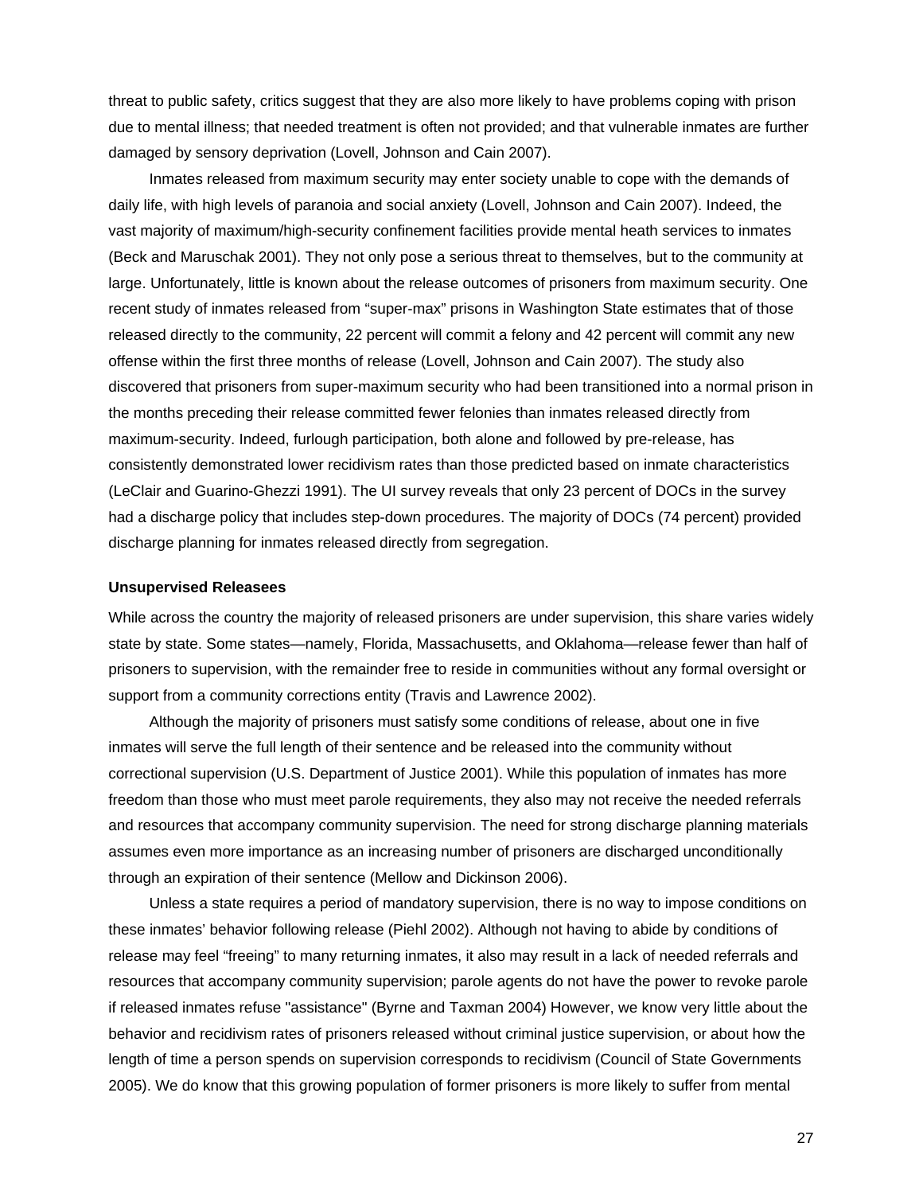threat to public safety, critics suggest that they are also more likely to have problems coping with prison due to mental illness; that needed treatment is often not provided; and that vulnerable inmates are further damaged by sensory deprivation (Lovell, Johnson and Cain 2007).

Inmates released from maximum security may enter society unable to cope with the demands of daily life, with high levels of paranoia and social anxiety (Lovell, Johnson and Cain 2007). Indeed, the vast majority of maximum/high-security confinement facilities provide mental heath services to inmates (Beck and Maruschak 2001). They not only pose a serious threat to themselves, but to the community at large. Unfortunately, little is known about the release outcomes of prisoners from maximum security. One recent study of inmates released from "super-max" prisons in Washington State estimates that of those released directly to the community, 22 percent will commit a felony and 42 percent will commit any new offense within the first three months of release (Lovell, Johnson and Cain 2007). The study also discovered that prisoners from super-maximum security who had been transitioned into a normal prison in the months preceding their release committed fewer felonies than inmates released directly from maximum-security. Indeed, furlough participation, both alone and followed by pre-release, has consistently demonstrated lower recidivism rates than those predicted based on inmate characteristics (LeClair and Guarino-Ghezzi 1991). The UI survey reveals that only 23 percent of DOCs in the survey had a discharge policy that includes step-down procedures. The majority of DOCs (74 percent) provided discharge planning for inmates released directly from segregation.

**Unsupervised Releasees**

While across the country the majority of released prisoners are under supervision, this share varies widely state by state. Some states—namely, Florida, Massachusetts, and Oklahoma—release fewer than half of prisoners to supervision, with the remainder free to reside in communities without any formal oversight or support from a community corrections entity (Travis and Lawrence 2002).

Although the majority of prisoners must satisfy some conditions of release, about one in five inmates will serve the full length of their sentence and be released into the community without correctional supervision (U.S. Department of Justice 2001). While this population of inmates has more freedom than those who must meet parole requirements, they also may not receive the needed referrals and resources that accompany community supervision. The need for strong discharge planning materials assumes even more importance as an increasing number of prisoners are discharged unconditionally through an expiration of their sentence (Mellow and Dickinson 2006).

Unless a state requires a period of mandatory supervision, there is no way to impose conditions on these inmates' behavior following release (Piehl 2002). Although not having to abide by conditions of release may feel "freeing" to many returning inmates, it also may result in a lack of needed referrals and resources that accompany community supervision; parole agents do not have the power to revoke parole if released inmates refuse "assistance" (Byrne and Taxman 2004) However, we know very little about the behavior and recidivism rates of prisoners released without criminal justice supervision, or about how the length of time a person spends on supervision corresponds to recidivism (Council of State Governments 2005). We do know that this growing population of former prisoners is more likely to suffer from mental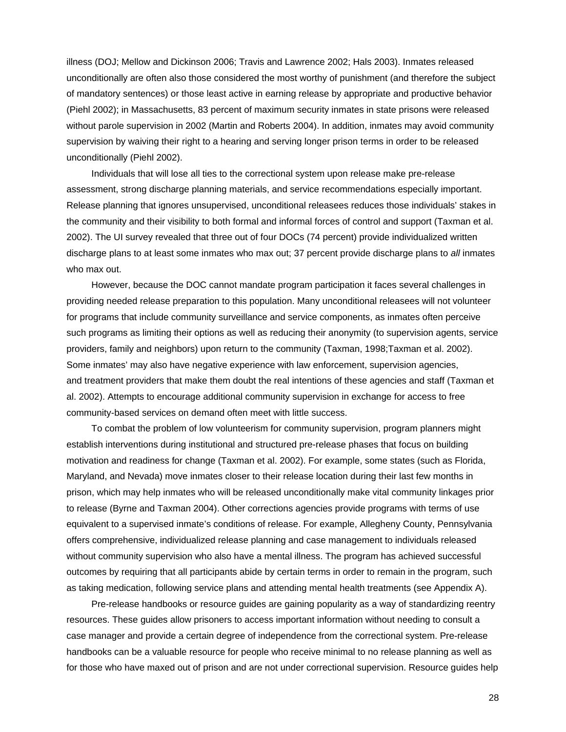illness (DOJ; Mellow and Dickinson 2006; Travis and Lawrence 2002; Hals 2003). Inmates released unconditionally are often also those considered the most worthy of punishment (and therefore the subject of mandatory sentences) or those least active in earning release by appropriate and productive behavior (Piehl 2002); in Massachusetts, 83 percent of maximum security inmates in state prisons were released without parole supervision in 2002 (Martin and Roberts 2004). In addition, inmates may avoid community supervision by waiving their right to a hearing and serving longer prison terms in order to be released unconditionally (Piehl 2002).

Individuals that will lose all ties to the correctional system upon release make pre-release assessment, strong discharge planning materials, and service recommendations especially important. Release planning that ignores unsupervised, unconditional releasees reduces those individuals' stakes in the community and their visibility to both formal and informal forces of control and support (Taxman et al. 2002). The UI survey revealed that three out of four DOCs (74 percent) provide individualized written discharge plans to at least some inmates who max out; 37 percent provide discharge plans to *all* inmates who max out.

However, because the DOC cannot mandate program participation it faces several challenges in providing needed release preparation to this population. Many unconditional releasees will not volunteer for programs that include community surveillance and service components, as inmates often perceive such programs as limiting their options as well as reducing their anonymity (to supervision agents, service providers, family and neighbors) upon return to the community (Taxman, 1998;Taxman et al. 2002). Some inmates' may also have negative experience with law enforcement, supervision agencies, and treatment providers that make them doubt the real intentions of these agencies and staff (Taxman et al. 2002). Attempts to encourage additional community supervision in exchange for access to free community-based services on demand often meet with little success.

To combat the problem of low volunteerism for community supervision, program planners might establish interventions during institutional and structured pre-release phases that focus on building motivation and readiness for change (Taxman et al. 2002). For example, some states (such as Florida, Maryland, and Nevada) move inmates closer to their release location during their last few months in prison, which may help inmates who will be released unconditionally make vital community linkages prior to release (Byrne and Taxman 2004). Other corrections agencies provide programs with terms of use equivalent to a supervised inmate's conditions of release. For example, Allegheny County, Pennsylvania offers comprehensive, individualized release planning and case management to individuals released without community supervision who also have a mental illness. The program has achieved successful outcomes by requiring that all participants abide by certain terms in order to remain in the program, such as taking medication, following service plans and attending mental health treatments (see Appendix A).

Pre-release handbooks or resource guides are gaining popularity as a way of standardizing reentry resources. These guides allow prisoners to access important information without needing to consult a case manager and provide a certain degree of independence from the correctional system. Pre-release handbooks can be a valuable resource for people who receive minimal to no release planning as well as for those who have maxed out of prison and are not under correctional supervision. Resource guides help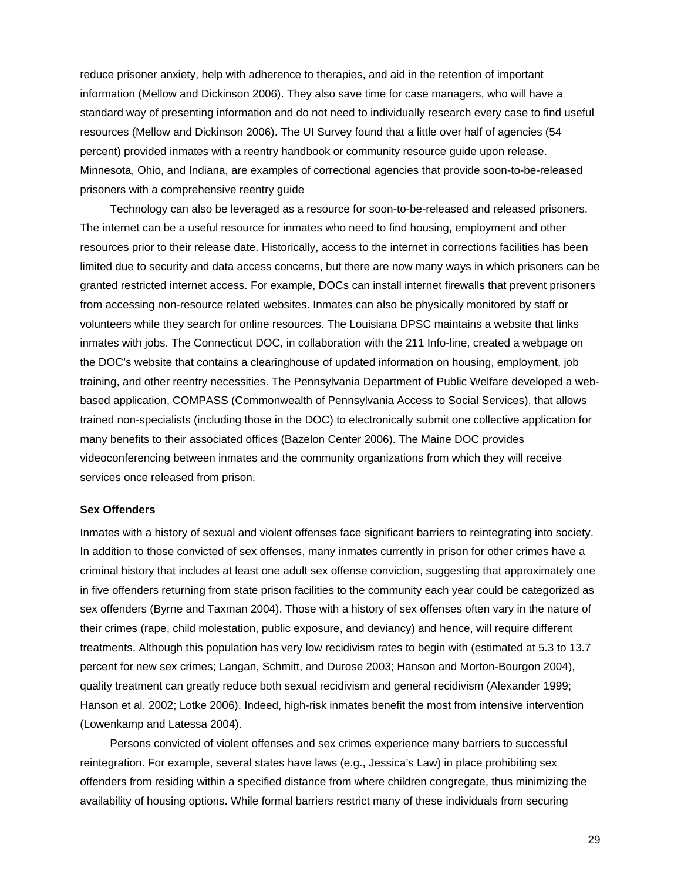reduce prisoner anxiety, help with adherence to therapies, and aid in the retention of important information (Mellow and Dickinson 2006). They also save time for case managers, who will have a standard way of presenting information and do not need to individually research every case to find useful resources (Mellow and Dickinson 2006). The UI Survey found that a little over half of agencies (54 percent) provided inmates with a reentry handbook or community resource guide upon release. Minnesota, Ohio, and Indiana, are examples of correctional agencies that provide soon-to-be-released prisoners with a comprehensive reentry guide

Technology can also be leveraged as a resource for soon-to-be-released and released prisoners. The internet can be a useful resource for inmates who need to find housing, employment and other resources prior to their release date. Historically, access to the internet in corrections facilities has been limited due to security and data access concerns, but there are now many ways in which prisoners can be granted restricted internet access. For example, DOCs can install internet firewalls that prevent prisoners from accessing non-resource related websites. Inmates can also be physically monitored by staff or volunteers while they search for online resources. The Louisiana DPSC maintains a website that links inmates with jobs. The Connecticut DOC, in collaboration with the 211 Info-line, created a webpage on the DOC's website that contains a clearinghouse of updated information on housing, employment, job training, and other reentry necessities. The Pennsylvania Department of Public Welfare developed a web-based application, COMPASS (Commonwealth of Pennsylvania Access to Social Services), that allows trained non-specialists (including those in the DOC) to electronically submit one collective application for many benefits to their associated offices (Bazelon Center 2006). The Maine DOC provides videoconferencing between inmates and the community organizations from which they will receive services once released from prison.

**Sex Offenders**

Inmates with a history of sexual and violent offenses face significant barriers to reintegrating into society. In addition to those convicted of sex offenses, many inmates currently in prison for other crimes have a criminal history that includes at least one adult sex offense conviction, suggesting that approximately one in five offenders returning from state prison facilities to the community each year could be categorized as sex offenders (Byrne and Taxman 2004). Those with a history of sex offenses often vary in the nature of their crimes (rape, child molestation, public exposure, and deviancy) and hence, will require different treatments. Although this population has very low recidivism rates to begin with (estimated at 5.3 to 13.7 percent for new sex crimes; Langan, Schmitt, and Durose 2003; Hanson and Morton-Bourgon 2004), quality treatment can greatly reduce both sexual recidivism and general recidivism (Alexander 1999; Hanson et al. 2002; Lotke 2006). Indeed, high-risk inmates benefit the most from intensive intervention (Lowenkamp and Latessa 2004).

Persons convicted of violent offenses and sex crimes experience many barriers to successful reintegration. For example, several states have laws (e.g., Jessica's Law) in place prohibiting sex offenders from residing within a specified distance from where children congregate, thus minimizing the availability of housing options. While formal barriers restrict many of these individuals from securing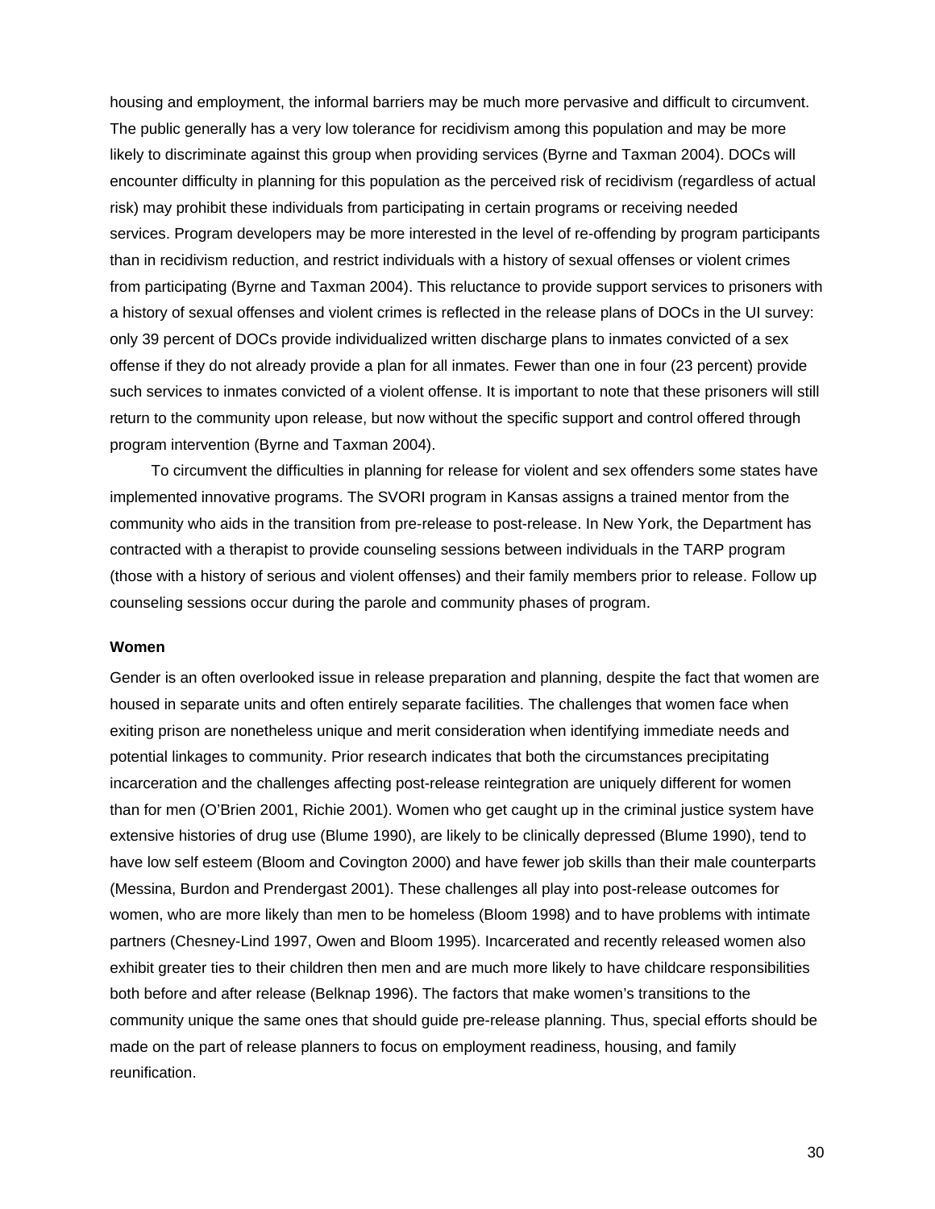housing and employment, the informal barriers may be much more pervasive and difficult to circumvent. The public generally has a very low tolerance for recidivism among this population and may be more likely to discriminate against this group when providing services (Byrne and Taxman 2004). DOCs will encounter difficulty in planning for this population as the perceived risk of recidivism (regardless of actual risk) may prohibit these individuals from participating in certain programs or receiving needed services. Program developers may be more interested in the level of re-offending by program participants than in recidivism reduction, and restrict individuals with a history of sexual offenses or violent crimes from participating (Byrne and Taxman 2004). This reluctance to provide support services to prisoners with a history of sexual offenses and violent crimes is reflected in the release plans of DOCs in the UI survey: only 39 percent of DOCs provide individualized written discharge plans to inmates convicted of a sex offense if they do not already provide a plan for all inmates. Fewer than one in four (23 percent) provide such services to inmates convicted of a violent offense. It is important to note that these prisoners will still return to the community upon release, but now without the specific support and control offered through program intervention (Byrne and Taxman 2004).

To circumvent the difficulties in planning for release for violent and sex offenders some states have implemented innovative programs. The SVORI program in Kansas assigns a trained mentor from the community who aids in the transition from pre-release to post-release. In New York, the Department has contracted with a therapist to provide counseling sessions between individuals in the TARP program (those with a history of serious and violent offenses) and their family members prior to release. Follow up counseling sessions occur during the parole and community phases of program.

**Women**

Gender is an often overlooked issue in release preparation and planning, despite the fact that women are housed in separate units and often entirely separate facilities. The challenges that women face when exiting prison are nonetheless unique and merit consideration when identifying immediate needs and potential linkages to community. Prior research indicates that both the circumstances precipitating incarceration and the challenges affecting post-release reintegration are uniquely different for women than for men (O'Brien 2001, Richie 2001). Women who get caught up in the criminal justice system have extensive histories of drug use (Blume 1990), are likely to be clinically depressed (Blume 1990), tend to have low self esteem (Bloom and Covington 2000) and have fewer job skills than their male counterparts (Messina, Burdon and Prendergast 2001). These challenges all play into post-release outcomes for women, who are more likely than men to be homeless (Bloom 1998) and to have problems with intimate partners (Chesney-Lind 1997, Owen and Bloom 1995). Incarcerated and recently released women also exhibit greater ties to their children then men and are much more likely to have childcare responsibilities both before and after release (Belknap 1996). The factors that make women's transitions to the community unique the same ones that should guide pre-release planning. Thus, special efforts should be made on the part of release planners to focus on employment readiness, housing, and family reunification.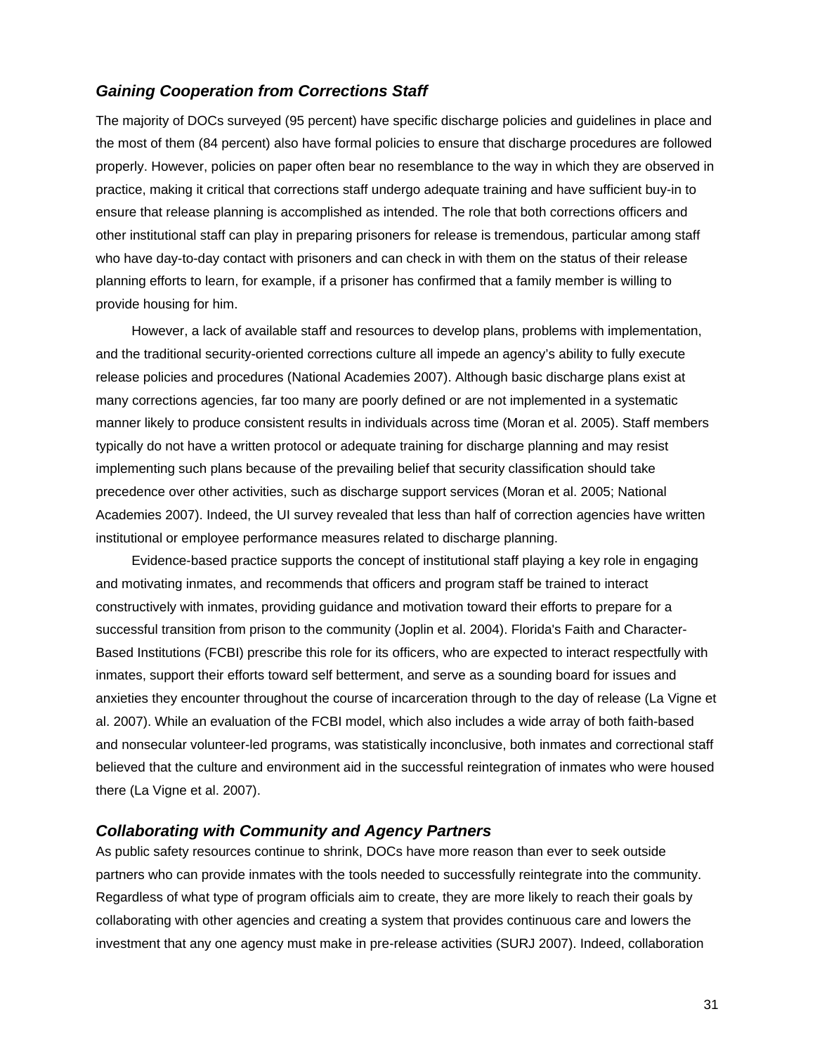### *Gaining Cooperation from Corrections Staff*

The majority of DOCs surveyed (95 percent) have specific discharge policies and guidelines in place and the most of them (84 percent) also have formal policies to ensure that discharge procedures are followed properly. However, policies on paper often bear no resemblance to the way in which they are observed in practice, making it critical that corrections staff undergo adequate training and have sufficient buy-in to ensure that release planning is accomplished as intended. The role that both corrections officers and other institutional staff can play in preparing prisoners for release is tremendous, particular among staff who have day-to-day contact with prisoners and can check in with them on the status of their release planning efforts to learn, for example, if a prisoner has confirmed that a family member is willing to provide housing for him.

However, a lack of available staff and resources to develop plans, problems with implementation, and the traditional security-oriented corrections culture all impede an agency's ability to fully execute release policies and procedures (National Academies 2007). Although basic discharge plans exist at many corrections agencies, far too many are poorly defined or are not implemented in a systematic manner likely to produce consistent results in individuals across time (Moran et al. 2005). Staff members typically do not have a written protocol or adequate training for discharge planning and may resist implementing such plans because of the prevailing belief that security classification should take precedence over other activities, such as discharge support services (Moran et al. 2005; National Academies 2007). Indeed, the UI survey revealed that less than half of correction agencies have written institutional or employee performance measures related to discharge planning.

Evidence-based practice supports the concept of institutional staff playing a key role in engaging and motivating inmates, and recommends that officers and program staff be trained to interact constructively with inmates, providing guidance and motivation toward their efforts to prepare for a successful transition from prison to the community (Joplin et al. 2004). Florida's Faith and Character-Based Institutions (FCBI) prescribe this role for its officers, who are expected to interact respectfully with inmates, support their efforts toward self betterment, and serve as a sounding board for issues and anxieties they encounter throughout the course of incarceration through to the day of release (La Vigne et al. 2007). While an evaluation of the FCBI model, which also includes a wide array of both faith-based and nonsecular volunteer-led programs, was statistically inconclusive, both inmates and correctional staff believed that the culture and environment aid in the successful reintegration of inmates who were housed there (La Vigne et al. 2007).

### *Collaborating with Community and Agency Partners*

As public safety resources continue to shrink, DOCs have more reason than ever to seek outside partners who can provide inmates with the tools needed to successfully reintegrate into the community. Regardless of what type of program officials aim to create, they are more likely to reach their goals by collaborating with other agencies and creating a system that provides continuous care and lowers the investment that any one agency must make in pre-release activities (SURJ 2007). Indeed, collaboration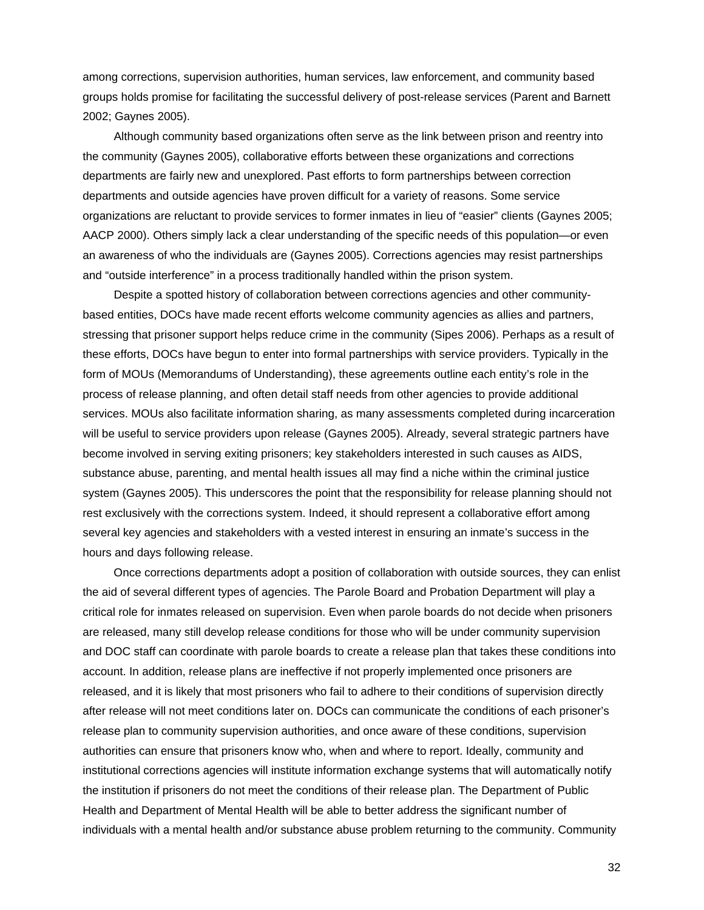among corrections, supervision authorities, human services, law enforcement, and community based groups holds promise for facilitating the successful delivery of post-release services (Parent and Barnett 2002; Gaynes 2005).

Although community based organizations often serve as the link between prison and reentry into the community (Gaynes 2005), collaborative efforts between these organizations and corrections departments are fairly new and unexplored. Past efforts to form partnerships between correction departments and outside agencies have proven difficult for a variety of reasons. Some service organizations are reluctant to provide services to former inmates in lieu of "easier" clients (Gaynes 2005; AACP 2000). Others simply lack a clear understanding of the specific needs of this population—or even an awareness of who the individuals are (Gaynes 2005). Corrections agencies may resist partnerships and "outside interference" in a process traditionally handled within the prison system.

Despite a spotted history of collaboration between corrections agencies and other community-based entities, DOCs have made recent efforts welcome community agencies as allies and partners, stressing that prisoner support helps reduce crime in the community (Sipes 2006). Perhaps as a result of these efforts, DOCs have begun to enter into formal partnerships with service providers. Typically in the form of MOUs (Memorandums of Understanding), these agreements outline each entity's role in the process of release planning, and often detail staff needs from other agencies to provide additional services. MOUs also facilitate information sharing, as many assessments completed during incarceration will be useful to service providers upon release (Gaynes 2005). Already, several strategic partners have become involved in serving exiting prisoners; key stakeholders interested in such causes as AIDS, substance abuse, parenting, and mental health issues all may find a niche within the criminal justice system (Gaynes 2005). This underscores the point that the responsibility for release planning should not rest exclusively with the corrections system. Indeed, it should represent a collaborative effort among several key agencies and stakeholders with a vested interest in ensuring an inmate's success in the hours and days following release.

Once corrections departments adopt a position of collaboration with outside sources, they can enlist the aid of several different types of agencies. The Parole Board and Probation Department will play a critical role for inmates released on supervision. Even when parole boards do not decide when prisoners are released, many still develop release conditions for those who will be under community supervision and DOC staff can coordinate with parole boards to create a release plan that takes these conditions into account. In addition, release plans are ineffective if not properly implemented once prisoners are released, and it is likely that most prisoners who fail to adhere to their conditions of supervision directly after release will not meet conditions later on. DOCs can communicate the conditions of each prisoner's release plan to community supervision authorities, and once aware of these conditions, supervision authorities can ensure that prisoners know who, when and where to report. Ideally, community and institutional corrections agencies will institute information exchange systems that will automatically notify the institution if prisoners do not meet the conditions of their release plan. The Department of Public Health and Department of Mental Health will be able to better address the significant number of individuals with a mental health and/or substance abuse problem returning to the community. Community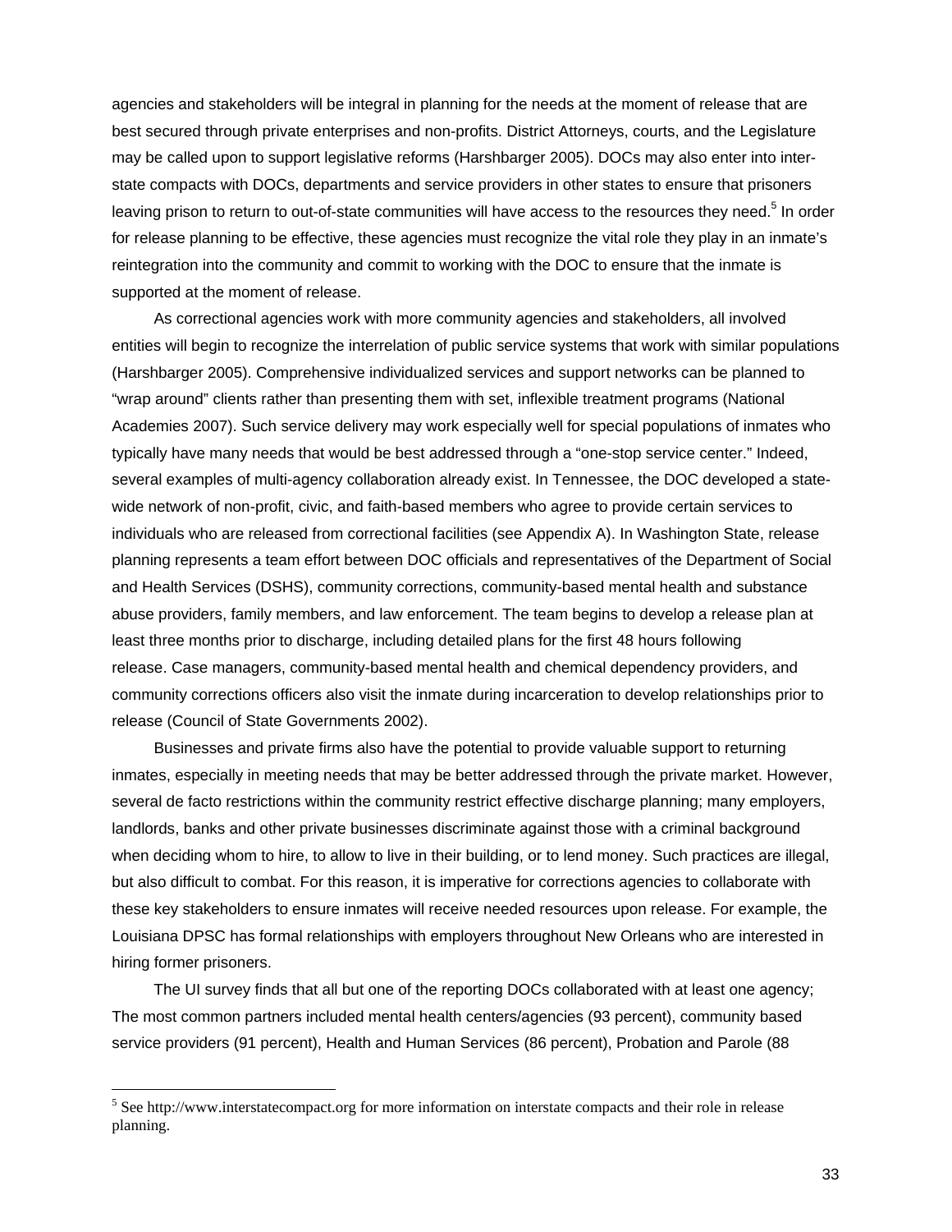agencies and stakeholders will be integral in planning for the needs at the moment of release that are best secured through private enterprises and non-profits. District Attorneys, courts, and the Legislature may be called upon to support legislative reforms (Harshbarger 2005). DOCs may also enter into inter-state compacts with DOCs, departments and service providers in other states to ensure that prisoners leaving prison to return to out-of-state communities will have access to the resources they need.[5] In order for release planning to be effective, these agencies must recognize the vital role they play in an inmate's reintegration into the community and commit to working with the DOC to ensure that the inmate is supported at the moment of release.

As correctional agencies work with more community agencies and stakeholders, all involved entities will begin to recognize the interrelation of public service systems that work with similar populations (Harshbarger 2005). Comprehensive individualized services and support networks can be planned to "wrap around" clients rather than presenting them with set, inflexible treatment programs (National Academies 2007). Such service delivery may work especially well for special populations of inmates who typically have many needs that would be best addressed through a "one-stop service center." Indeed, several examples of multi-agency collaboration already exist. In Tennessee, the DOC developed a state-wide network of non-profit, civic, and faith-based members who agree to provide certain services to individuals who are released from correctional facilities (see Appendix A). In Washington State, release planning represents a team effort between DOC officials and representatives of the Department of Social and Health Services (DSHS), community corrections, community-based mental health and substance abuse providers, family members, and law enforcement. The team begins to develop a release plan at least three months prior to discharge, including detailed plans for the first 48 hours following release. Case managers, community-based mental health and chemical dependency providers, and community corrections officers also visit the inmate during incarceration to develop relationships prior to release (Council of State Governments 2002).

Businesses and private firms also have the potential to provide valuable support to returning inmates, especially in meeting needs that may be better addressed through the private market. However, several de facto restrictions within the community restrict effective discharge planning; many employers, landlords, banks and other private businesses discriminate against those with a criminal background when deciding whom to hire, to allow to live in their building, or to lend money. Such practices are illegal, but also difficult to combat. For this reason, it is imperative for corrections agencies to collaborate with these key stakeholders to ensure inmates will receive needed resources upon release. For example, the Louisiana DPSC has formal relationships with employers throughout New Orleans who are interested in hiring former prisoners.

The UI survey finds that all but one of the reporting DOCs collaborated with at least one agency; The most common partners included mental health centers/agencies (93 percent), community based service providers (91 percent), Health and Human Services (86 percent), Probation and Parole (88

[5] See http://www.interstatecompact.org for more information on interstate compacts and their role in release planning.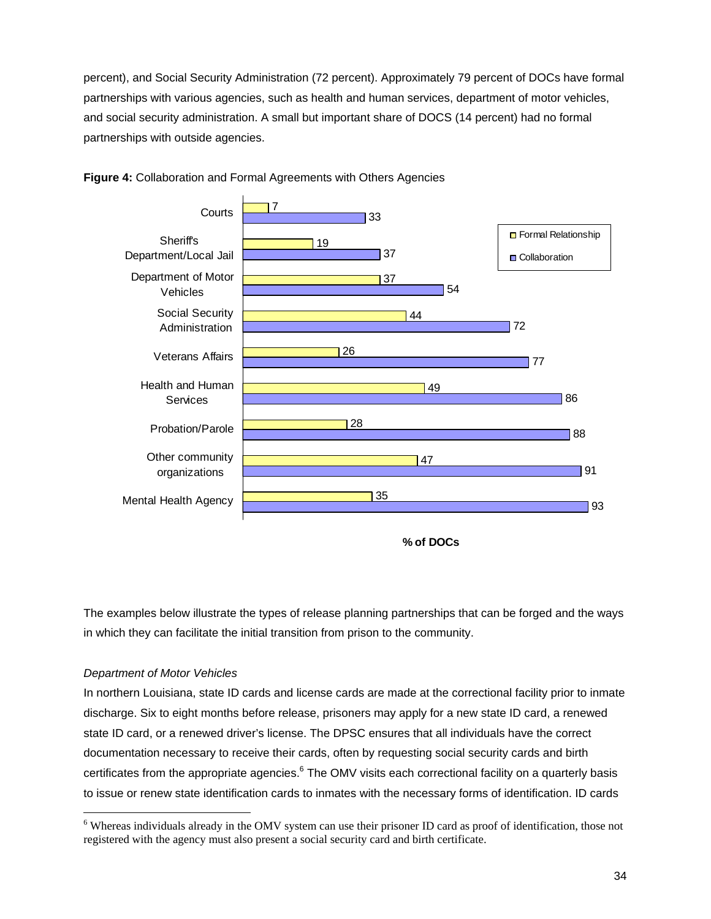percent), and Social Security Administration (72 percent). Approximately 79 percent of DOCs have formal partnerships with various agencies, such as health and human services, department of motor vehicles, and social security administration. A small but important share of DOCS (14 percent) had no formal partnerships with outside agencies.

**Figure 4:** Collaboration and Formal Agreements with Others Agencies

| Agency | Formal Relationship | Collaboration |
| --- | --- | --- |
| Courts | 7 | 33 |
| Sheriff's Department/Local Jail | 19 | 37 |
| Department of Motor Vehicles | 37 | 54 |
| Social Security Administration | 44 | 72 |
| Veterans Affairs | 26 | 77 |
| Health and Human Services | 49 | 86 |
| Probation/Parole | 28 | 88 |
| Other community organizations | 47 | 91 |
| Mental Health Agency | 35 | 93 |

% of DOCs

The examples below illustrate the types of release planning partnerships that can be forged and the ways in which they can facilitate the initial transition from prison to the community.

*Department of Motor Vehicles*

In northern Louisiana, state ID cards and license cards are made at the correctional facility prior to inmate discharge. Six to eight months before release, prisoners may apply for a new state ID card, a renewed state ID card, or a renewed driver's license. The DPSC ensures that all individuals have the correct documentation necessary to receive their cards, often by requesting social security cards and birth certificates from the appropriate agencies.[6] The OMV visits each correctional facility on a quarterly basis to issue or renew state identification cards to inmates with the necessary forms of identification. ID cards

[6] Whereas individuals already in the OMV system can use their prisoner ID card as proof of identification, those not registered with the agency must also present a social security card and birth certificate.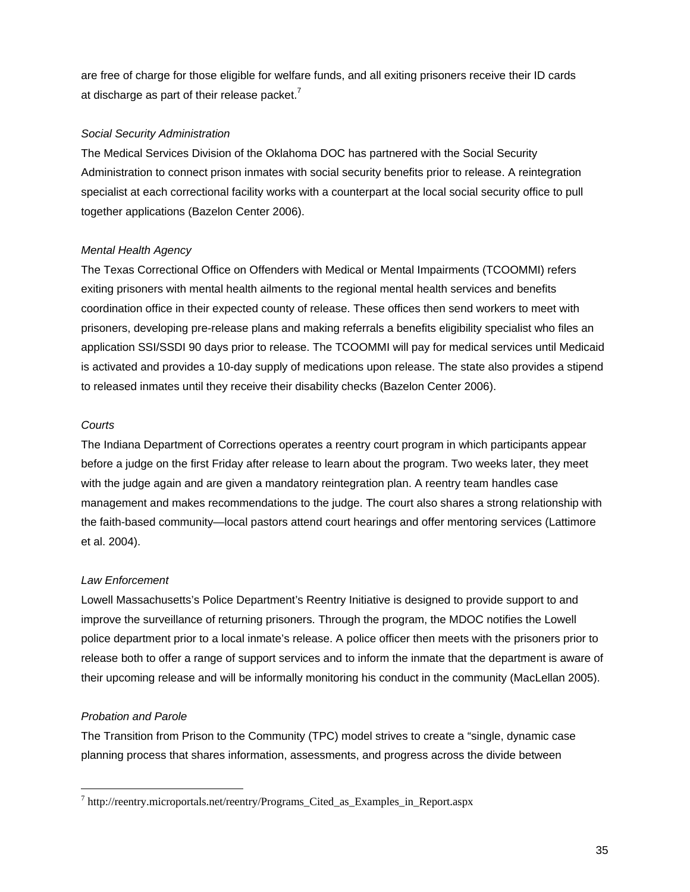are free of charge for those eligible for welfare funds, and all exiting prisoners receive their ID cards at discharge as part of their release packet.[7]

*Social Security Administration*

The Medical Services Division of the Oklahoma DOC has partnered with the Social Security Administration to connect prison inmates with social security benefits prior to release. A reintegration specialist at each correctional facility works with a counterpart at the local social security office to pull together applications (Bazelon Center 2006).

*Mental Health Agency*

The Texas Correctional Office on Offenders with Medical or Mental Impairments (TCOOMMI) refers exiting prisoners with mental health ailments to the regional mental health services and benefits coordination office in their expected county of release. These offices then send workers to meet with prisoners, developing pre-release plans and making referrals a benefits eligibility specialist who files an application SSI/SSDI 90 days prior to release. The TCOOMMI will pay for medical services until Medicaid is activated and provides a 10-day supply of medications upon release. The state also provides a stipend to released inmates until they receive their disability checks (Bazelon Center 2006).

*Courts*

The Indiana Department of Corrections operates a reentry court program in which participants appear before a judge on the first Friday after release to learn about the program. Two weeks later, they meet with the judge again and are given a mandatory reintegration plan. A reentry team handles case management and makes recommendations to the judge. The court also shares a strong relationship with the faith-based community—local pastors attend court hearings and offer mentoring services (Lattimore et al. 2004).

*Law Enforcement*

Lowell Massachusetts's Police Department's Reentry Initiative is designed to provide support to and improve the surveillance of returning prisoners. Through the program, the MDOC notifies the Lowell police department prior to a local inmate's release. A police officer then meets with the prisoners prior to release both to offer a range of support services and to inform the inmate that the department is aware of their upcoming release and will be informally monitoring his conduct in the community (MacLellan 2005).

*Probation and Parole*

The Transition from Prison to the Community (TPC) model strives to create a "single, dynamic case planning process that shares information, assessments, and progress across the divide between

[7] http://reentry.microportals.net/reentry/Programs_Cited_as_Examples_in_Report.aspx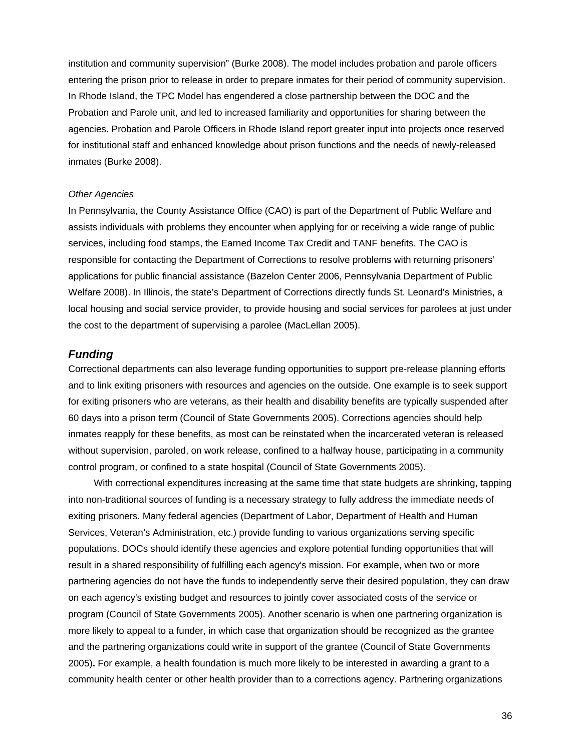institution and community supervision" (Burke 2008). The model includes probation and parole officers entering the prison prior to release in order to prepare inmates for their period of community supervision. In Rhode Island, the TPC Model has engendered a close partnership between the DOC and the Probation and Parole unit, and led to increased familiarity and opportunities for sharing between the agencies. Probation and Parole Officers in Rhode Island report greater input into projects once reserved for institutional staff and enhanced knowledge about prison functions and the needs of newly-released inmates (Burke 2008).

*Other Agencies*

In Pennsylvania, the County Assistance Office (CAO) is part of the Department of Public Welfare and assists individuals with problems they encounter when applying for or receiving a wide range of public services, including food stamps, the Earned Income Tax Credit and TANF benefits. The CAO is responsible for contacting the Department of Corrections to resolve problems with returning prisoners' applications for public financial assistance (Bazelon Center 2006, Pennsylvania Department of Public Welfare 2008). In Illinois, the state's Department of Corrections directly funds St. Leonard's Ministries, a local housing and social service provider, to provide housing and social services for parolees at just under the cost to the department of supervising a parolee (MacLellan 2005).

## ***Funding***

Correctional departments can also leverage funding opportunities to support pre-release planning efforts and to link exiting prisoners with resources and agencies on the outside. One example is to seek support for exiting prisoners who are veterans, as their health and disability benefits are typically suspended after 60 days into a prison term (Council of State Governments 2005). Corrections agencies should help inmates reapply for these benefits, as most can be reinstated when the incarcerated veteran is released without supervision, paroled, on work release, confined to a halfway house, participating in a community control program, or confined to a state hospital (Council of State Governments 2005).

With correctional expenditures increasing at the same time that state budgets are shrinking, tapping into non-traditional sources of funding is a necessary strategy to fully address the immediate needs of exiting prisoners. Many federal agencies (Department of Labor, Department of Health and Human Services, Veteran's Administration, etc.) provide funding to various organizations serving specific populations. DOCs should identify these agencies and explore potential funding opportunities that will result in a shared responsibility of fulfilling each agency's mission. For example, when two or more partnering agencies do not have the funds to independently serve their desired population, they can draw on each agency's existing budget and resources to jointly cover associated costs of the service or program (Council of State Governments 2005). Another scenario is when one partnering organization is more likely to appeal to a funder, in which case that organization should be recognized as the grantee and the partnering organizations could write in support of the grantee (Council of State Governments 2005). For example, a health foundation is much more likely to be interested in awarding a grant to a community health center or other health provider than to a corrections agency. Partnering organizations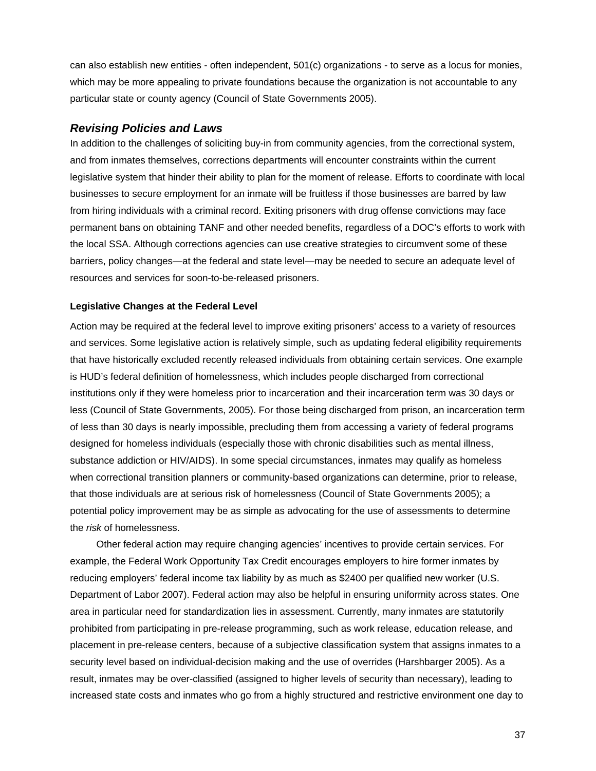can also establish new entities - often independent, 501(c) organizations - to serve as a locus for monies, which may be more appealing to private foundations because the organization is not accountable to any particular state or county agency (Council of State Governments 2005).

## *Revising Policies and Laws*

In addition to the challenges of soliciting buy-in from community agencies, from the correctional system, and from inmates themselves, corrections departments will encounter constraints within the current legislative system that hinder their ability to plan for the moment of release. Efforts to coordinate with local businesses to secure employment for an inmate will be fruitless if those businesses are barred by law from hiring individuals with a criminal record. Exiting prisoners with drug offense convictions may face permanent bans on obtaining TANF and other needed benefits, regardless of a DOC's efforts to work with the local SSA. Although corrections agencies can use creative strategies to circumvent some of these barriers, policy changes—at the federal and state level—may be needed to secure an adequate level of resources and services for soon-to-be-released prisoners.

### Legislative Changes at the Federal Level

Action may be required at the federal level to improve exiting prisoners' access to a variety of resources and services. Some legislative action is relatively simple, such as updating federal eligibility requirements that have historically excluded recently released individuals from obtaining certain services. One example is HUD's federal definition of homelessness, which includes people discharged from correctional institutions only if they were homeless prior to incarceration and their incarceration term was 30 days or less (Council of State Governments, 2005). For those being discharged from prison, an incarceration term of less than 30 days is nearly impossible, precluding them from accessing a variety of federal programs designed for homeless individuals (especially those with chronic disabilities such as mental illness, substance addiction or HIV/AIDS). In some special circumstances, inmates may qualify as homeless when correctional transition planners or community-based organizations can determine, prior to release, that those individuals are at serious risk of homelessness (Council of State Governments 2005); a potential policy improvement may be as simple as advocating for the use of assessments to determine the *risk* of homelessness.

Other federal action may require changing agencies' incentives to provide certain services. For example, the Federal Work Opportunity Tax Credit encourages employers to hire former inmates by reducing employers' federal income tax liability by as much as $2400 per qualified new worker (U.S. Department of Labor 2007). Federal action may also be helpful in ensuring uniformity across states. One area in particular need for standardization lies in assessment. Currently, many inmates are statutorily prohibited from participating in pre-release programming, such as work release, education release, and placement in pre-release centers, because of a subjective classification system that assigns inmates to a security level based on individual-decision making and the use of overrides (Harshbarger 2005). As a result, inmates may be over-classified (assigned to higher levels of security than necessary), leading to increased state costs and inmates who go from a highly structured and restrictive environment one day to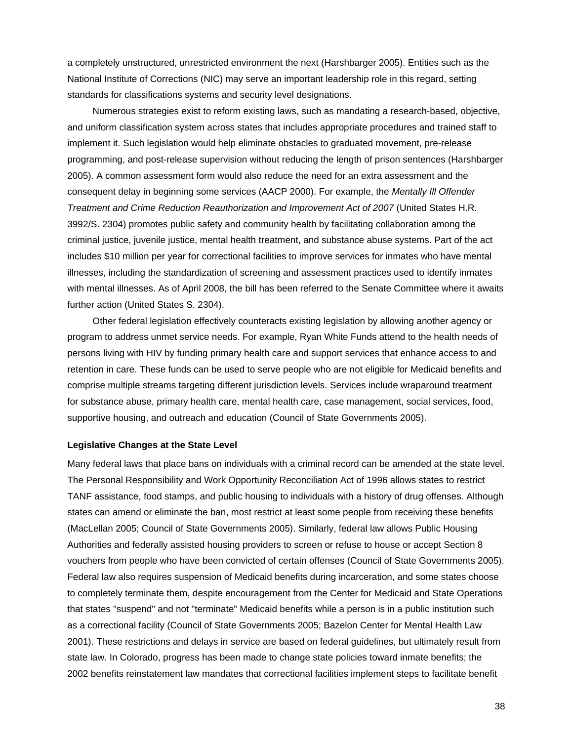a completely unstructured, unrestricted environment the next (Harshbarger 2005). Entities such as the National Institute of Corrections (NIC) may serve an important leadership role in this regard, setting standards for classifications systems and security level designations.

Numerous strategies exist to reform existing laws, such as mandating a research-based, objective, and uniform classification system across states that includes appropriate procedures and trained staff to implement it. Such legislation would help eliminate obstacles to graduated movement, pre-release programming, and post-release supervision without reducing the length of prison sentences (Harshbarger 2005). A common assessment form would also reduce the need for an extra assessment and the consequent delay in beginning some services (AACP 2000). For example, the *Mentally Ill Offender Treatment and Crime Reduction Reauthorization and Improvement Act of 2007* (United States H.R. 3992/S. 2304) promotes public safety and community health by facilitating collaboration among the criminal justice, juvenile justice, mental health treatment, and substance abuse systems. Part of the act includes $10 million per year for correctional facilities to improve services for inmates who have mental illnesses, including the standardization of screening and assessment practices used to identify inmates with mental illnesses. As of April 2008, the bill has been referred to the Senate Committee where it awaits further action (United States S. 2304).

Other federal legislation effectively counteracts existing legislation by allowing another agency or program to address unmet service needs. For example, Ryan White Funds attend to the health needs of persons living with HIV by funding primary health care and support services that enhance access to and retention in care. These funds can be used to serve people who are not eligible for Medicaid benefits and comprise multiple streams targeting different jurisdiction levels. Services include wraparound treatment for substance abuse, primary health care, mental health care, case management, social services, food, supportive housing, and outreach and education (Council of State Governments 2005).

**Legislative Changes at the State Level**

Many federal laws that place bans on individuals with a criminal record can be amended at the state level. The Personal Responsibility and Work Opportunity Reconciliation Act of 1996 allows states to restrict TANF assistance, food stamps, and public housing to individuals with a history of drug offenses. Although states can amend or eliminate the ban, most restrict at least some people from receiving these benefits (MacLellan 2005; Council of State Governments 2005). Similarly, federal law allows Public Housing Authorities and federally assisted housing providers to screen or refuse to house or accept Section 8 vouchers from people who have been convicted of certain offenses (Council of State Governments 2005). Federal law also requires suspension of Medicaid benefits during incarceration, and some states choose to completely terminate them, despite encouragement from the Center for Medicaid and State Operations that states "suspend" and not "terminate" Medicaid benefits while a person is in a public institution such as a correctional facility (Council of State Governments 2005; Bazelon Center for Mental Health Law 2001). These restrictions and delays in service are based on federal guidelines, but ultimately result from state law. In Colorado, progress has been made to change state policies toward inmate benefits; the 2002 benefits reinstatement law mandates that correctional facilities implement steps to facilitate benefit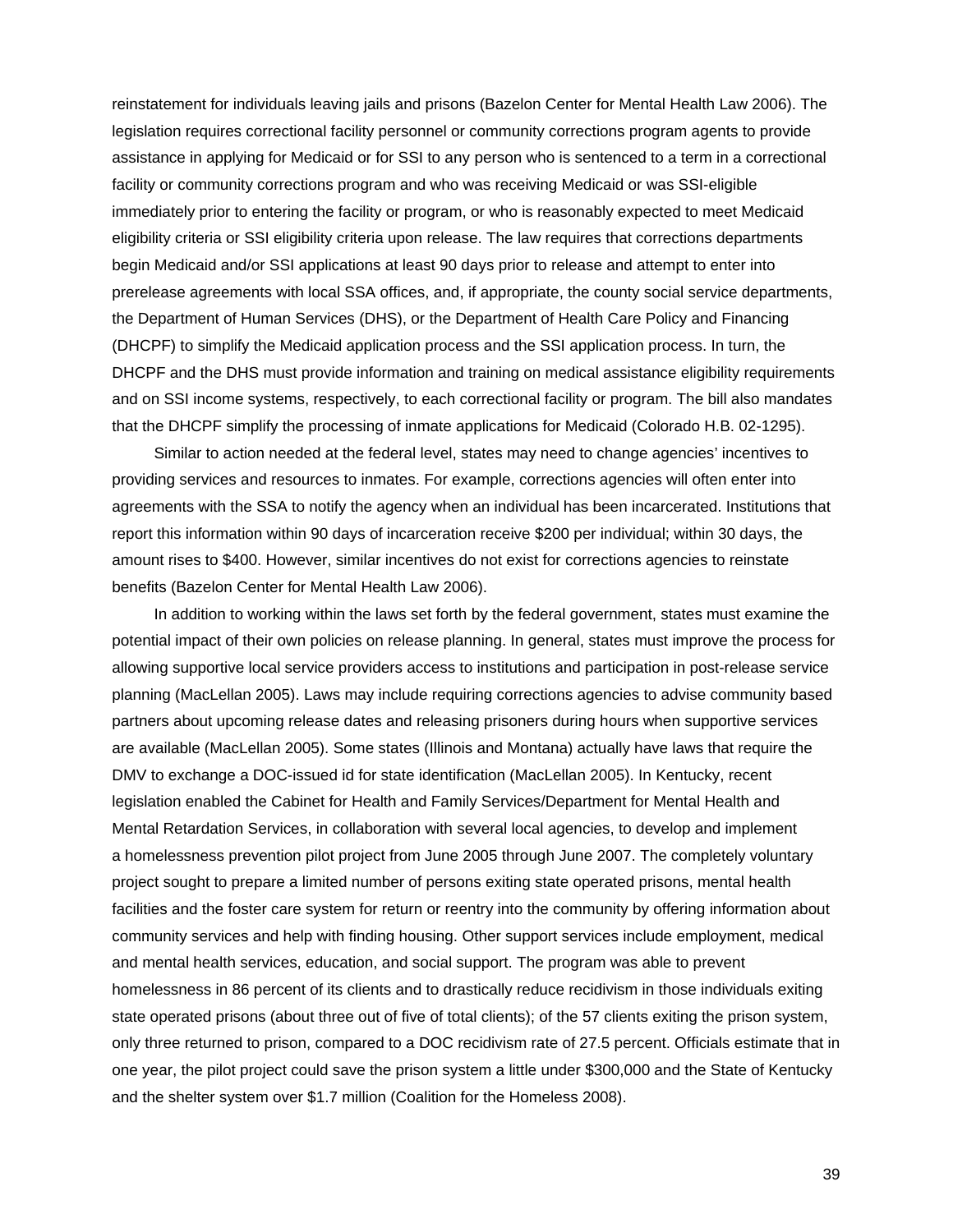reinstatement for individuals leaving jails and prisons (Bazelon Center for Mental Health Law 2006). The legislation requires correctional facility personnel or community corrections program agents to provide assistance in applying for Medicaid or for SSI to any person who is sentenced to a term in a correctional facility or community corrections program and who was receiving Medicaid or was SSI-eligible immediately prior to entering the facility or program, or who is reasonably expected to meet Medicaid eligibility criteria or SSI eligibility criteria upon release. The law requires that corrections departments begin Medicaid and/or SSI applications at least 90 days prior to release and attempt to enter into prerelease agreements with local SSA offices, and, if appropriate, the county social service departments, the Department of Human Services (DHS), or the Department of Health Care Policy and Financing (DHCPF) to simplify the Medicaid application process and the SSI application process. In turn, the DHCPF and the DHS must provide information and training on medical assistance eligibility requirements and on SSI income systems, respectively, to each correctional facility or program. The bill also mandates that the DHCPF simplify the processing of inmate applications for Medicaid (Colorado H.B. 02-1295).

Similar to action needed at the federal level, states may need to change agencies' incentives to providing services and resources to inmates. For example, corrections agencies will often enter into agreements with the SSA to notify the agency when an individual has been incarcerated. Institutions that report this information within 90 days of incarceration receive $200 per individual; within 30 days, the amount rises to $400. However, similar incentives do not exist for corrections agencies to reinstate benefits (Bazelon Center for Mental Health Law 2006).

In addition to working within the laws set forth by the federal government, states must examine the potential impact of their own policies on release planning. In general, states must improve the process for allowing supportive local service providers access to institutions and participation in post-release service planning (MacLellan 2005). Laws may include requiring corrections agencies to advise community based partners about upcoming release dates and releasing prisoners during hours when supportive services are available (MacLellan 2005). Some states (Illinois and Montana) actually have laws that require the DMV to exchange a DOC-issued id for state identification (MacLellan 2005). In Kentucky, recent legislation enabled the Cabinet for Health and Family Services/Department for Mental Health and Mental Retardation Services, in collaboration with several local agencies, to develop and implement a homelessness prevention pilot project from June 2005 through June 2007. The completely voluntary project sought to prepare a limited number of persons exiting state operated prisons, mental health facilities and the foster care system for return or reentry into the community by offering information about community services and help with finding housing. Other support services include employment, medical and mental health services, education, and social support. The program was able to prevent homelessness in 86 percent of its clients and to drastically reduce recidivism in those individuals exiting state operated prisons (about three out of five of total clients); of the 57 clients exiting the prison system, only three returned to prison, compared to a DOC recidivism rate of 27.5 percent. Officials estimate that in one year, the pilot project could save the prison system a little under $300,000 and the State of Kentucky and the shelter system over $1.7 million (Coalition for the Homeless 2008).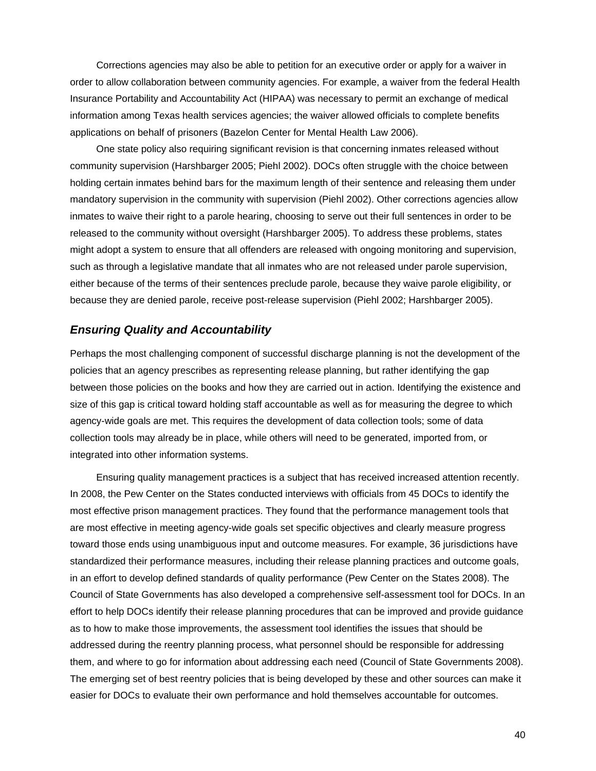Corrections agencies may also be able to petition for an executive order or apply for a waiver in order to allow collaboration between community agencies. For example, a waiver from the federal Health Insurance Portability and Accountability Act (HIPAA) was necessary to permit an exchange of medical information among Texas health services agencies; the waiver allowed officials to complete benefits applications on behalf of prisoners (Bazelon Center for Mental Health Law 2006).

One state policy also requiring significant revision is that concerning inmates released without community supervision (Harshbarger 2005; Piehl 2002). DOCs often struggle with the choice between holding certain inmates behind bars for the maximum length of their sentence and releasing them under mandatory supervision in the community with supervision (Piehl 2002). Other corrections agencies allow inmates to waive their right to a parole hearing, choosing to serve out their full sentences in order to be released to the community without oversight (Harshbarger 2005). To address these problems, states might adopt a system to ensure that all offenders are released with ongoing monitoring and supervision, such as through a legislative mandate that all inmates who are not released under parole supervision, either because of the terms of their sentences preclude parole, because they waive parole eligibility, or because they are denied parole, receive post-release supervision (Piehl 2002; Harshbarger 2005).

### *Ensuring Quality and Accountability*

Perhaps the most challenging component of successful discharge planning is not the development of the policies that an agency prescribes as representing release planning, but rather identifying the gap between those policies on the books and how they are carried out in action. Identifying the existence and size of this gap is critical toward holding staff accountable as well as for measuring the degree to which agency-wide goals are met. This requires the development of data collection tools; some of data collection tools may already be in place, while others will need to be generated, imported from, or integrated into other information systems.

Ensuring quality management practices is a subject that has received increased attention recently. In 2008, the Pew Center on the States conducted interviews with officials from 45 DOCs to identify the most effective prison management practices. They found that the performance management tools that are most effective in meeting agency-wide goals set specific objectives and clearly measure progress toward those ends using unambiguous input and outcome measures. For example, 36 jurisdictions have standardized their performance measures, including their release planning practices and outcome goals, in an effort to develop defined standards of quality performance (Pew Center on the States 2008). The Council of State Governments has also developed a comprehensive self-assessment tool for DOCs. In an effort to help DOCs identify their release planning procedures that can be improved and provide guidance as to how to make those improvements, the assessment tool identifies the issues that should be addressed during the reentry planning process, what personnel should be responsible for addressing them, and where to go for information about addressing each need (Council of State Governments 2008). The emerging set of best reentry policies that is being developed by these and other sources can make it easier for DOCs to evaluate their own performance and hold themselves accountable for outcomes.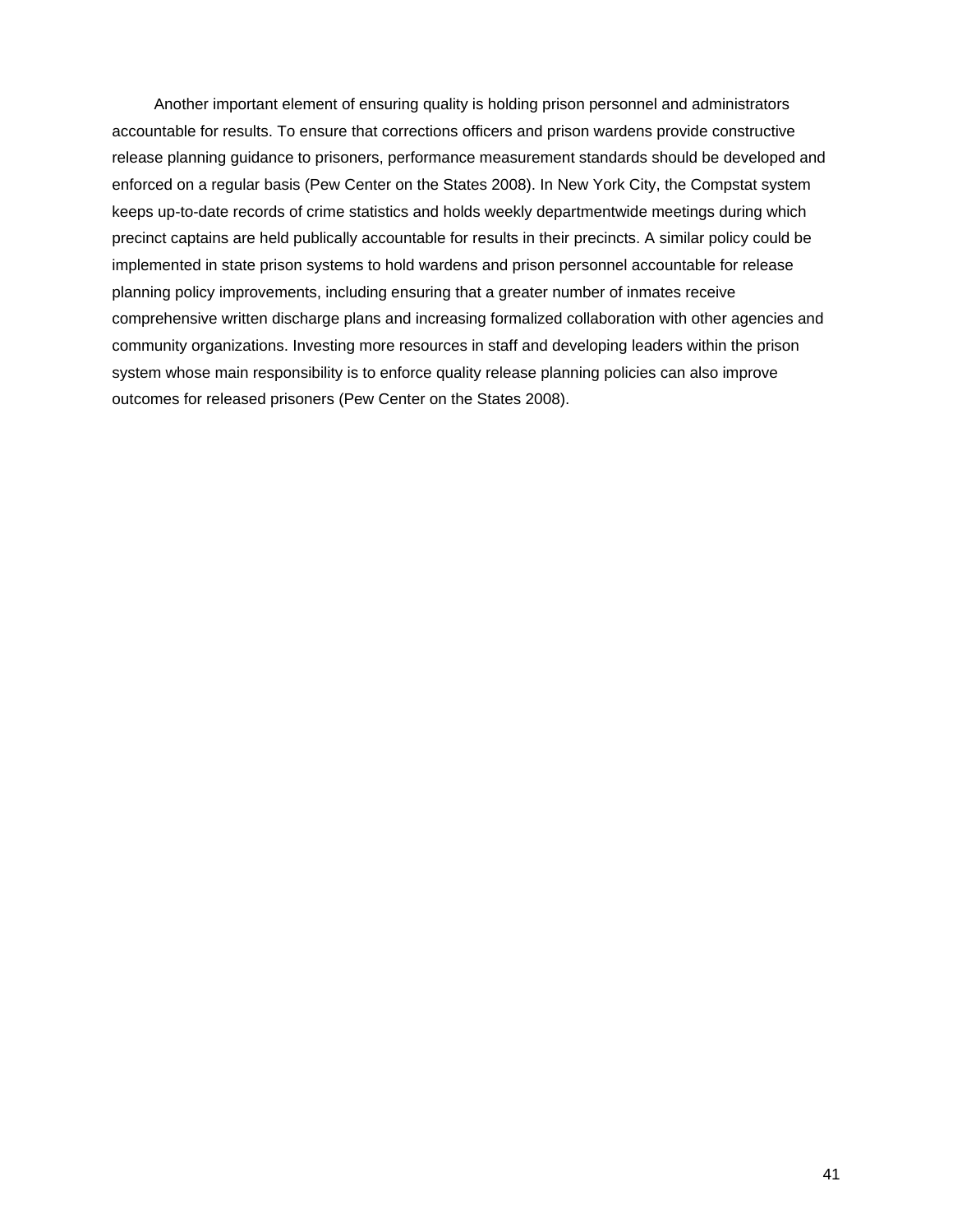Another important element of ensuring quality is holding prison personnel and administrators accountable for results. To ensure that corrections officers and prison wardens provide constructive release planning guidance to prisoners, performance measurement standards should be developed and enforced on a regular basis (Pew Center on the States 2008). In New York City, the Compstat system keeps up-to-date records of crime statistics and holds weekly departmentwide meetings during which precinct captains are held publically accountable for results in their precincts. A similar policy could be implemented in state prison systems to hold wardens and prison personnel accountable for release planning policy improvements, including ensuring that a greater number of inmates receive comprehensive written discharge plans and increasing formalized collaboration with other agencies and community organizations. Investing more resources in staff and developing leaders within the prison system whose main responsibility is to enforce quality release planning policies can also improve outcomes for released prisoners (Pew Center on the States 2008).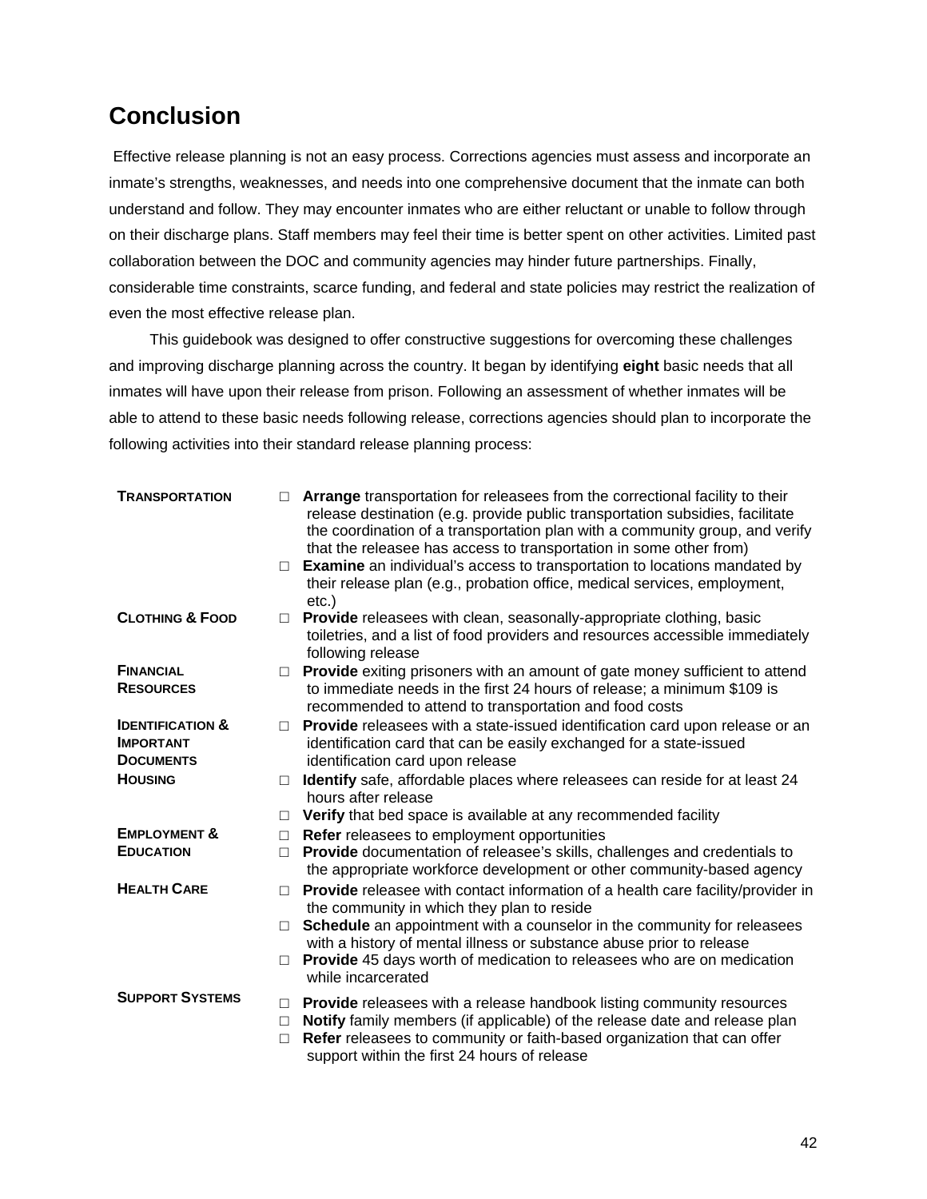## Conclusion

Effective release planning is not an easy process. Corrections agencies must assess and incorporate an inmate's strengths, weaknesses, and needs into one comprehensive document that the inmate can both understand and follow. They may encounter inmates who are either reluctant or unable to follow through on their discharge plans. Staff members may feel their time is better spent on other activities. Limited past collaboration between the DOC and community agencies may hinder future partnerships. Finally, considerable time constraints, scarce funding, and federal and state policies may restrict the realization of even the most effective release plan.

This guidebook was designed to offer constructive suggestions for overcoming these challenges and improving discharge planning across the country. It began by identifying **eight** basic needs that all inmates will have upon their release from prison. Following an assessment of whether inmates will be able to attend to these basic needs following release, corrections agencies should plan to incorporate the following activities into their standard release planning process:

| | |
|---|---|
| **TRANSPORTATION** | □ **Arrange** transportation for releasees from the correctional facility to their release destination (e.g. provide public transportation subsidies, facilitate the coordination of a transportation plan with a community group, and verify that the releasee has access to transportation in some other from)<br>□ **Examine** an individual's access to transportation to locations mandated by their release plan (e.g., probation office, medical services, employment, etc.) |
| **CLOTHING & FOOD** | □ **Provide** releasees with clean, seasonally-appropriate clothing, basic toiletries, and a list of food providers and resources accessible immediately following release |
| **FINANCIAL RESOURCES** | □ **Provide** exiting prisoners with an amount of gate money sufficient to attend to immediate needs in the first 24 hours of release; a minimum $109 is recommended to attend to transportation and food costs |
| **IDENTIFICATION & IMPORTANT DOCUMENTS** | □ **Provide** releasees with a state-issued identification card upon release or an identification card that can be easily exchanged for a state-issued identification card upon release |
| **HOUSING** | □ **Identify** safe, affordable places where releasees can reside for at least 24 hours after release<br>□ **Verify** that bed space is available at any recommended facility |
| **EMPLOYMENT & EDUCATION** | □ **Refer** releasees to employment opportunities<br>□ **Provide** documentation of releasee's skills, challenges and credentials to the appropriate workforce development or other community-based agency |
| **HEALTH CARE** | □ **Provide** releasee with contact information of a health care facility/provider in the community in which they plan to reside<br>□ **Schedule** an appointment with a counselor in the community for releasees with a history of mental illness or substance abuse prior to release<br>□ **Provide** 45 days worth of medication to releasees who are on medication while incarcerated |
| **SUPPORT SYSTEMS** | □ **Provide** releasees with a release handbook listing community resources<br>□ **Notify** family members (if applicable) of the release date and release plan<br>□ **Refer** releasees to community or faith-based organization that can offer support within the first 24 hours of release |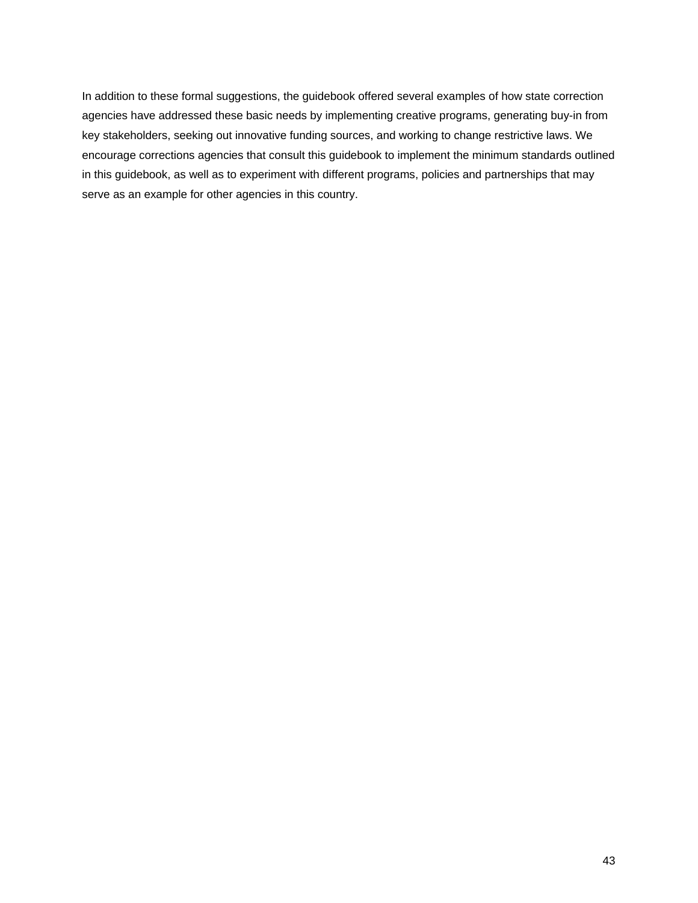In addition to these formal suggestions, the guidebook offered several examples of how state correction agencies have addressed these basic needs by implementing creative programs, generating buy-in from key stakeholders, seeking out innovative funding sources, and working to change restrictive laws. We encourage corrections agencies that consult this guidebook to implement the minimum standards outlined in this guidebook, as well as to experiment with different programs, policies and partnerships that may serve as an example for other agencies in this country.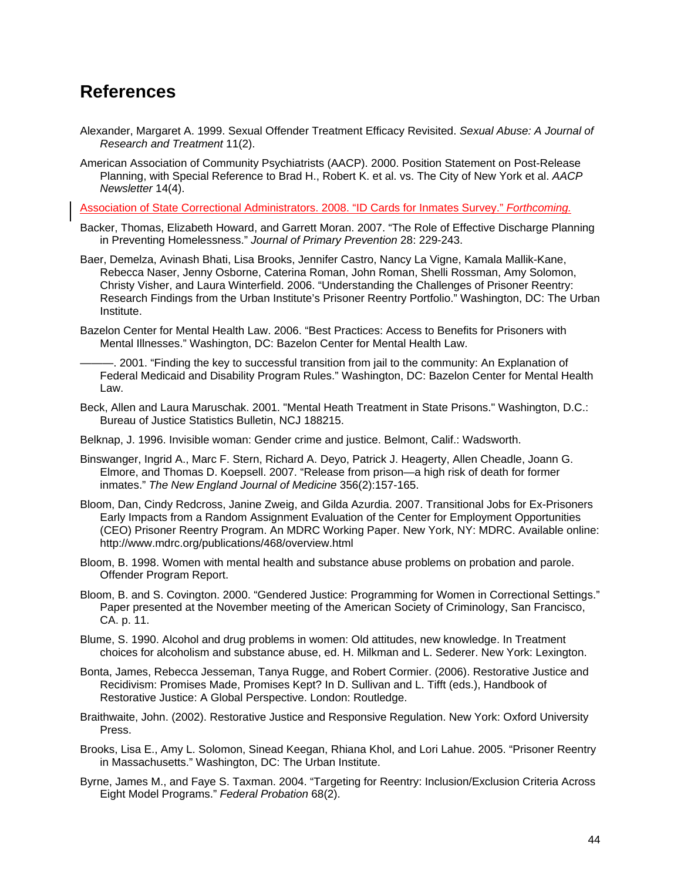# References

Alexander, Margaret A. 1999. Sexual Offender Treatment Efficacy Revisited. *Sexual Abuse: A Journal of Research and Treatment* 11(2).

American Association of Community Psychiatrists (AACP). 2000. Position Statement on Post-Release Planning, with Special Reference to Brad H., Robert K. et al. vs. The City of New York et al. *AACP Newsletter* 14(4).

Association of State Correctional Administrators. 2008. "ID Cards for Inmates Survey." *Forthcoming.*

Backer, Thomas, Elizabeth Howard, and Garrett Moran. 2007. "The Role of Effective Discharge Planning in Preventing Homelessness." *Journal of Primary Prevention* 28: 229-243.

Baer, Demelza, Avinash Bhati, Lisa Brooks, Jennifer Castro, Nancy La Vigne, Kamala Mallik-Kane, Rebecca Naser, Jenny Osborne, Caterina Roman, John Roman, Shelli Rossman, Amy Solomon, Christy Visher, and Laura Winterfield. 2006. "Understanding the Challenges of Prisoner Reentry: Research Findings from the Urban Institute's Prisoner Reentry Portfolio." Washington, DC: The Urban Institute.

Bazelon Center for Mental Health Law. 2006. "Best Practices: Access to Benefits for Prisoners with Mental Illnesses." Washington, DC: Bazelon Center for Mental Health Law.

———. 2001. "Finding the key to successful transition from jail to the community: An Explanation of Federal Medicaid and Disability Program Rules." Washington, DC: Bazelon Center for Mental Health Law.

Beck, Allen and Laura Maruschak. 2001. "Mental Heath Treatment in State Prisons." Washington, D.C.: Bureau of Justice Statistics Bulletin, NCJ 188215.

Belknap, J. 1996. Invisible woman: Gender crime and justice. Belmont, Calif.: Wadsworth.

Binswanger, Ingrid A., Marc F. Stern, Richard A. Deyo, Patrick J. Heagerty, Allen Cheadle, Joann G. Elmore, and Thomas D. Koepsell. 2007. "Release from prison—a high risk of death for former inmates." *The New England Journal of Medicine* 356(2):157-165.

Bloom, Dan, Cindy Redcross, Janine Zweig, and Gilda Azurdia. 2007. Transitional Jobs for Ex-Prisoners Early Impacts from a Random Assignment Evaluation of the Center for Employment Opportunities (CEO) Prisoner Reentry Program. An MDRC Working Paper. New York, NY: MDRC. Available online: http://www.mdrc.org/publications/468/overview.html

Bloom, B. 1998. Women with mental health and substance abuse problems on probation and parole. Offender Program Report.

Bloom, B. and S. Covington. 2000. "Gendered Justice: Programming for Women in Correctional Settings." Paper presented at the November meeting of the American Society of Criminology, San Francisco, CA. p. 11.

Blume, S. 1990. Alcohol and drug problems in women: Old attitudes, new knowledge. In Treatment choices for alcoholism and substance abuse, ed. H. Milkman and L. Sederer. New York: Lexington.

Bonta, James, Rebecca Jesseman, Tanya Rugge, and Robert Cormier. (2006). Restorative Justice and Recidivism: Promises Made, Promises Kept? In D. Sullivan and L. Tifft (eds.), Handbook of Restorative Justice: A Global Perspective. London: Routledge.

Braithwaite, John. (2002). Restorative Justice and Responsive Regulation. New York: Oxford University Press.

Brooks, Lisa E., Amy L. Solomon, Sinead Keegan, Rhiana Khol, and Lori Lahue. 2005. "Prisoner Reentry in Massachusetts." Washington, DC: The Urban Institute.

Byrne, James M., and Faye S. Taxman. 2004. "Targeting for Reentry: Inclusion/Exclusion Criteria Across Eight Model Programs." *Federal Probation* 68(2).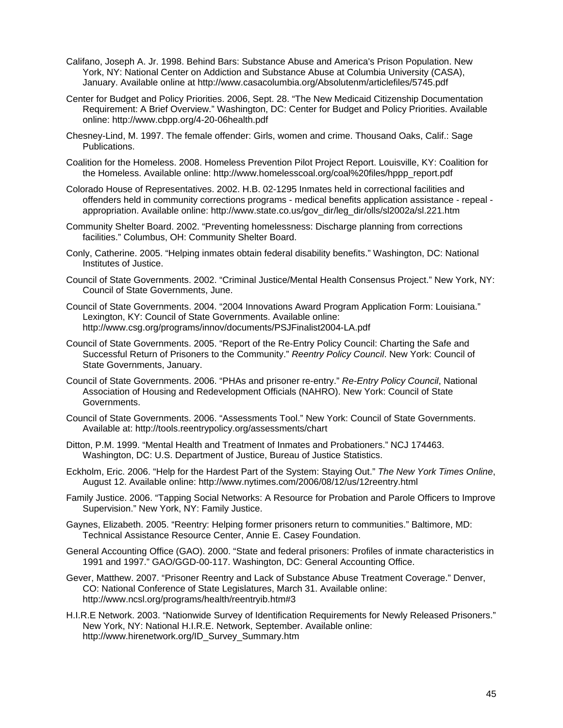Califano, Joseph A. Jr. 1998. Behind Bars: Substance Abuse and America's Prison Population. New York, NY: National Center on Addiction and Substance Abuse at Columbia University (CASA), January. Available online at http://www.casacolumbia.org/Absolutenm/articlefiles/5745.pdf

Center for Budget and Policy Priorities. 2006, Sept. 28. "The New Medicaid Citizenship Documentation Requirement: A Brief Overview." Washington, DC: Center for Budget and Policy Priorities. Available online: http://www.cbpp.org/4-20-06health.pdf

Chesney-Lind, M. 1997. The female offender: Girls, women and crime. Thousand Oaks, Calif.: Sage Publications.

Coalition for the Homeless. 2008. Homeless Prevention Pilot Project Report. Louisville, KY: Coalition for the Homeless. Available online: http://www.homelesscoal.org/coal%20files/hppp_report.pdf

Colorado House of Representatives. 2002. H.B. 02-1295 Inmates held in correctional facilities and offenders held in community corrections programs - medical benefits application assistance - repeal - appropriation. Available online: http://www.state.co.us/gov_dir/leg_dir/olls/sl2002a/sl.221.htm

Community Shelter Board. 2002. "Preventing homelessness: Discharge planning from corrections facilities." Columbus, OH: Community Shelter Board.

Conly, Catherine. 2005. "Helping inmates obtain federal disability benefits." Washington, DC: National Institutes of Justice.

Council of State Governments. 2002. "Criminal Justice/Mental Health Consensus Project." New York, NY: Council of State Governments, June.

Council of State Governments. 2004. "2004 Innovations Award Program Application Form: Louisiana." Lexington, KY: Council of State Governments. Available online: http://www.csg.org/programs/innov/documents/PSJFinalist2004-LA.pdf

Council of State Governments. 2005. "Report of the Re-Entry Policy Council: Charting the Safe and Successful Return of Prisoners to the Community." *Reentry Policy Council*. New York: Council of State Governments, January.

Council of State Governments. 2006. "PHAs and prisoner re-entry." *Re-Entry Policy Council*, National Association of Housing and Redevelopment Officials (NAHRO). New York: Council of State Governments.

Council of State Governments. 2006. "Assessments Tool." New York: Council of State Governments. Available at: http://tools.reentrypolicy.org/assessments/chart

Ditton, P.M. 1999. "Mental Health and Treatment of Inmates and Probationers." NCJ 174463. Washington, DC: U.S. Department of Justice, Bureau of Justice Statistics.

Eckholm, Eric. 2006. "Help for the Hardest Part of the System: Staying Out." *The New York Times Online*, August 12. Available online: http://www.nytimes.com/2006/08/12/us/12reentry.html

Family Justice. 2006. "Tapping Social Networks: A Resource for Probation and Parole Officers to Improve Supervision." New York, NY: Family Justice.

Gaynes, Elizabeth. 2005. "Reentry: Helping former prisoners return to communities." Baltimore, MD: Technical Assistance Resource Center, Annie E. Casey Foundation.

General Accounting Office (GAO). 2000. "State and federal prisoners: Profiles of inmate characteristics in 1991 and 1997." GAO/GGD-00-117. Washington, DC: General Accounting Office.

Gever, Matthew. 2007. "Prisoner Reentry and Lack of Substance Abuse Treatment Coverage." Denver, CO: National Conference of State Legislatures, March 31. Available online: http://www.ncsl.org/programs/health/reentryib.htm#3

H.I.R.E Network. 2003. "Nationwide Survey of Identification Requirements for Newly Released Prisoners." New York, NY: National H.I.R.E. Network, September. Available online: http://www.hirenetwork.org/ID_Survey_Summary.htm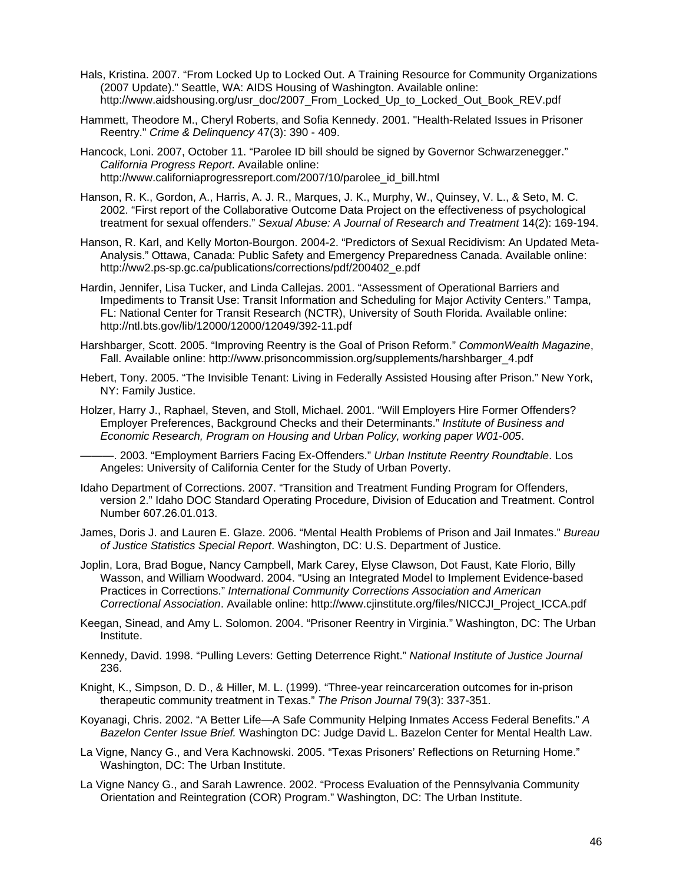Hals, Kristina. 2007. “From Locked Up to Locked Out. A Training Resource for Community Organizations (2007 Update).” Seattle, WA: AIDS Housing of Washington. Available online: http://www.aidshousing.org/usr_doc/2007_From_Locked_Up_to_Locked_Out_Book_REV.pdf

Hammett, Theodore M., Cheryl Roberts, and Sofia Kennedy. 2001. "Health-Related Issues in Prisoner Reentry." *Crime & Delinquency* 47(3): 390 - 409.

Hancock, Loni. 2007, October 11. “Parolee ID bill should be signed by Governor Schwarzenegger.” *California Progress Report*. Available online: http://www.californiaprogressreport.com/2007/10/parolee_id_bill.html

Hanson, R. K., Gordon, A., Harris, A. J. R., Marques, J. K., Murphy, W., Quinsey, V. L., & Seto, M. C. 2002. “First report of the Collaborative Outcome Data Project on the effectiveness of psychological treatment for sexual offenders.” *Sexual Abuse: A Journal of Research and Treatment* 14(2): 169-194.

Hanson, R. Karl, and Kelly Morton-Bourgon. 2004-2. “Predictors of Sexual Recidivism: An Updated Meta-Analysis.” Ottawa, Canada: Public Safety and Emergency Preparedness Canada. Available online: http://ww2.ps-sp.gc.ca/publications/corrections/pdf/200402_e.pdf

Hardin, Jennifer, Lisa Tucker, and Linda Callejas. 2001. “Assessment of Operational Barriers and Impediments to Transit Use: Transit Information and Scheduling for Major Activity Centers.” Tampa, FL: National Center for Transit Research (NCTR), University of South Florida. Available online: http://ntl.bts.gov/lib/12000/12000/12049/392-11.pdf

Harshbarger, Scott. 2005. “Improving Reentry is the Goal of Prison Reform.” *CommonWealth Magazine*, Fall. Available online: http://www.prisoncommission.org/supplements/harshbarger_4.pdf

Hebert, Tony. 2005. “The Invisible Tenant: Living in Federally Assisted Housing after Prison.” New York, NY: Family Justice.

Holzer, Harry J., Raphael, Steven, and Stoll, Michael. 2001. “Will Employers Hire Former Offenders? Employer Preferences, Background Checks and their Determinants.” *Institute of Business and Economic Research, Program on Housing and Urban Policy, working paper W01-005*.

———. 2003. “Employment Barriers Facing Ex-Offenders.” *Urban Institute Reentry Roundtable*. Los Angeles: University of California Center for the Study of Urban Poverty.

Idaho Department of Corrections. 2007. “Transition and Treatment Funding Program for Offenders, version 2.” Idaho DOC Standard Operating Procedure, Division of Education and Treatment. Control Number 607.26.01.013.

James, Doris J. and Lauren E. Glaze. 2006. “Mental Health Problems of Prison and Jail Inmates.” *Bureau of Justice Statistics Special Report*. Washington, DC: U.S. Department of Justice.

Joplin, Lora, Brad Bogue, Nancy Campbell, Mark Carey, Elyse Clawson, Dot Faust, Kate Florio, Billy Wasson, and William Woodward. 2004. “Using an Integrated Model to Implement Evidence-based Practices in Corrections.” *International Community Corrections Association and American Correctional Association*. Available online: http://www.cjinstitute.org/files/NICCJI_Project_ICCA.pdf

Keegan, Sinead, and Amy L. Solomon. 2004. “Prisoner Reentry in Virginia.” Washington, DC: The Urban Institute.

Kennedy, David. 1998. “Pulling Levers: Getting Deterrence Right.” *National Institute of Justice Journal* 236.

Knight, K., Simpson, D. D., & Hiller, M. L. (1999). “Three-year reincarceration outcomes for in-prison therapeutic community treatment in Texas.” *The Prison Journal* 79(3): 337-351.

Koyanagi, Chris. 2002. “A Better Life—A Safe Community Helping Inmates Access Federal Benefits.” *A Bazelon Center Issue Brief.* Washington DC: Judge David L. Bazelon Center for Mental Health Law.

La Vigne, Nancy G., and Vera Kachnowski. 2005. “Texas Prisoners’ Reflections on Returning Home.” Washington, DC: The Urban Institute.

La Vigne Nancy G., and Sarah Lawrence. 2002. “Process Evaluation of the Pennsylvania Community Orientation and Reintegration (COR) Program.” Washington, DC: The Urban Institute.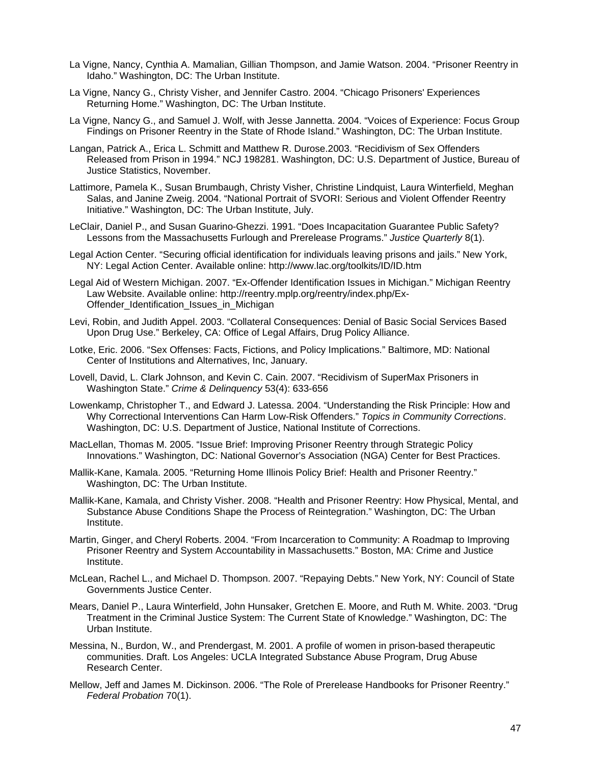La Vigne, Nancy, Cynthia A. Mamalian, Gillian Thompson, and Jamie Watson. 2004. “Prisoner Reentry in Idaho.” Washington, DC: The Urban Institute.

La Vigne, Nancy G., Christy Visher, and Jennifer Castro. 2004. “Chicago Prisoners' Experiences Returning Home.” Washington, DC: The Urban Institute.

La Vigne, Nancy G., and Samuel J. Wolf, with Jesse Jannetta. 2004. “Voices of Experience: Focus Group Findings on Prisoner Reentry in the State of Rhode Island.” Washington, DC: The Urban Institute.

Langan, Patrick A., Erica L. Schmitt and Matthew R. Durose.2003. “Recidivism of Sex Offenders Released from Prison in 1994.” NCJ 198281. Washington, DC: U.S. Department of Justice, Bureau of Justice Statistics, November.

Lattimore, Pamela K., Susan Brumbaugh, Christy Visher, Christine Lindquist, Laura Winterfield, Meghan Salas, and Janine Zweig. 2004. “National Portrait of SVORI: Serious and Violent Offender Reentry Initiative.” Washington, DC: The Urban Institute, July.

LeClair, Daniel P., and Susan Guarino-Ghezzi. 1991. “Does Incapacitation Guarantee Public Safety? Lessons from the Massachusetts Furlough and Prerelease Programs.” *Justice Quarterly* 8(1).

Legal Action Center. “Securing official identification for individuals leaving prisons and jails.” New York, NY: Legal Action Center. Available online: http://www.lac.org/toolkits/ID/ID.htm

Legal Aid of Western Michigan. 2007. “Ex-Offender Identification Issues in Michigan.” Michigan Reentry Law Website. Available online: http://reentry.mplp.org/reentry/index.php/Ex-Offender_Identification_Issues_in_Michigan

Levi, Robin, and Judith Appel. 2003. “Collateral Consequences: Denial of Basic Social Services Based Upon Drug Use.” Berkeley, CA: Office of Legal Affairs, Drug Policy Alliance.

Lotke, Eric. 2006. “Sex Offenses: Facts, Fictions, and Policy Implications.” Baltimore, MD: National Center of Institutions and Alternatives, Inc, January.

Lovell, David, L. Clark Johnson, and Kevin C. Cain. 2007. “Recidivism of SuperMax Prisoners in Washington State.” *Crime & Delinquency* 53(4): 633-656

Lowenkamp, Christopher T., and Edward J. Latessa. 2004. “Understanding the Risk Principle: How and Why Correctional Interventions Can Harm Low-Risk Offenders.” *Topics in Community Corrections*. Washington, DC: U.S. Department of Justice, National Institute of Corrections.

MacLellan, Thomas M. 2005. “Issue Brief: Improving Prisoner Reentry through Strategic Policy Innovations.” Washington, DC: National Governor’s Association (NGA) Center for Best Practices.

Mallik-Kane, Kamala. 2005. “Returning Home Illinois Policy Brief: Health and Prisoner Reentry.” Washington, DC: The Urban Institute.

Mallik-Kane, Kamala, and Christy Visher. 2008. “Health and Prisoner Reentry: How Physical, Mental, and Substance Abuse Conditions Shape the Process of Reintegration.” Washington, DC: The Urban Institute.

Martin, Ginger, and Cheryl Roberts. 2004. “From Incarceration to Community: A Roadmap to Improving Prisoner Reentry and System Accountability in Massachusetts.” Boston, MA: Crime and Justice Institute.

McLean, Rachel L., and Michael D. Thompson. 2007. “Repaying Debts.” New York, NY: Council of State Governments Justice Center.

Mears, Daniel P., Laura Winterfield, John Hunsaker, Gretchen E. Moore, and Ruth M. White. 2003. “Drug Treatment in the Criminal Justice System: The Current State of Knowledge.” Washington, DC: The Urban Institute.

Messina, N., Burdon, W., and Prendergast, M. 2001. A profile of women in prison-based therapeutic communities. Draft. Los Angeles: UCLA Integrated Substance Abuse Program, Drug Abuse Research Center.

Mellow, Jeff and James M. Dickinson. 2006. “The Role of Prerelease Handbooks for Prisoner Reentry.” *Federal Probation* 70(1).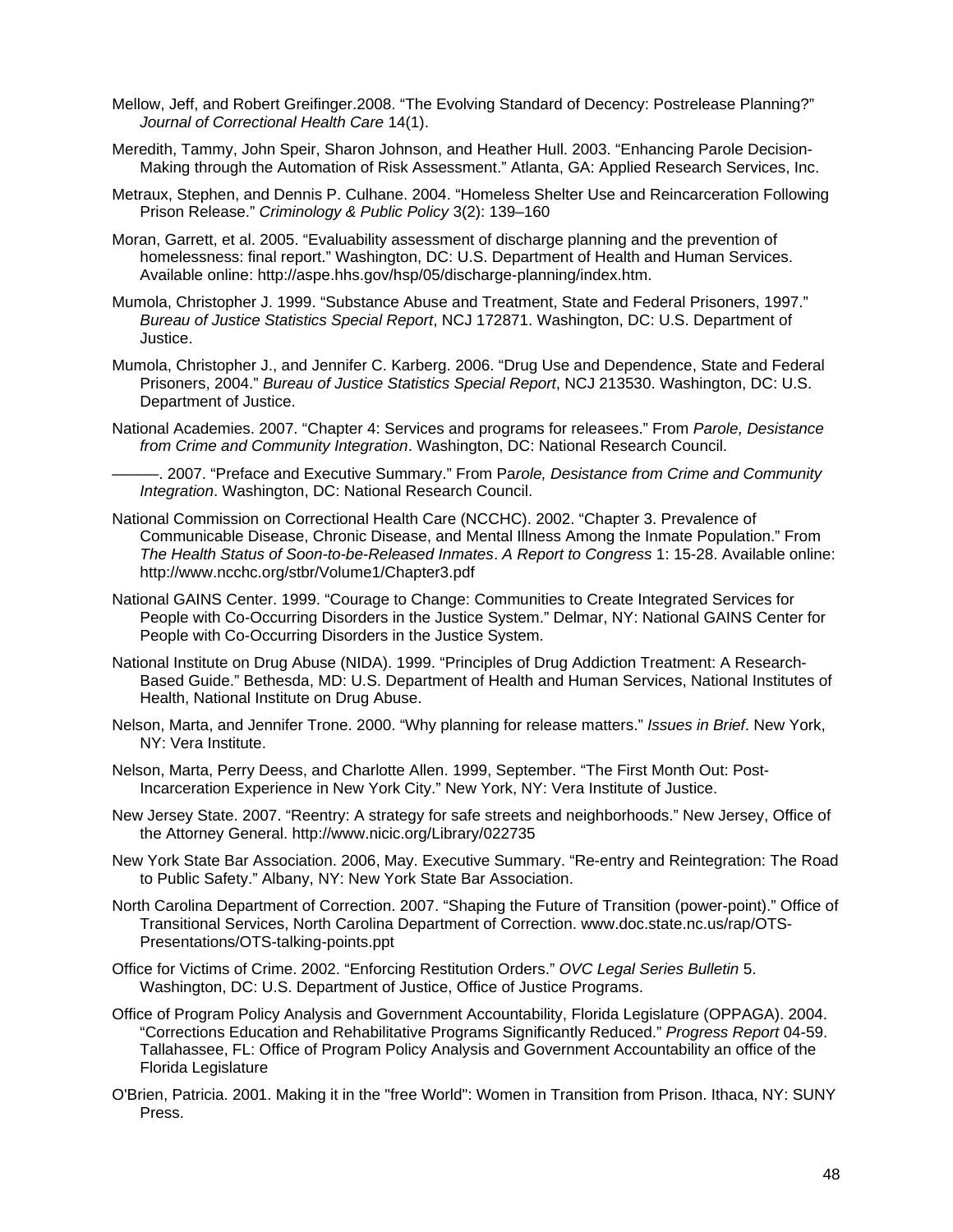Mellow, Jeff, and Robert Greifinger.2008. "The Evolving Standard of Decency: Postrelease Planning?" *Journal of Correctional Health Care* 14(1).

Meredith, Tammy, John Speir, Sharon Johnson, and Heather Hull. 2003. "Enhancing Parole Decision-Making through the Automation of Risk Assessment." Atlanta, GA: Applied Research Services, Inc.

Metraux, Stephen, and Dennis P. Culhane. 2004. "Homeless Shelter Use and Reincarceration Following Prison Release." *Criminology & Public Policy* 3(2): 139–160

Moran, Garrett, et al. 2005. "Evaluability assessment of discharge planning and the prevention of homelessness: final report." Washington, DC: U.S. Department of Health and Human Services. Available online: http://aspe.hhs.gov/hsp/05/discharge-planning/index.htm.

Mumola, Christopher J. 1999. "Substance Abuse and Treatment, State and Federal Prisoners, 1997." *Bureau of Justice Statistics Special Report*, NCJ 172871. Washington, DC: U.S. Department of Justice.

Mumola, Christopher J., and Jennifer C. Karberg. 2006. "Drug Use and Dependence, State and Federal Prisoners, 2004." *Bureau of Justice Statistics Special Report*, NCJ 213530. Washington, DC: U.S. Department of Justice.

National Academies. 2007. "Chapter 4: Services and programs for releasees." From *Parole, Desistance from Crime and Community Integration*. Washington, DC: National Research Council.

———. 2007. "Preface and Executive Summary." From Pa*role, Desistance from Crime and Community Integration*. Washington, DC: National Research Council.

National Commission on Correctional Health Care (NCCHC). 2002. "Chapter 3. Prevalence of Communicable Disease, Chronic Disease, and Mental Illness Among the Inmate Population." From *The Health Status of Soon-to-be-Released Inmates*. *A Report to Congress* 1: 15-28. Available online: http://www.ncchc.org/stbr/Volume1/Chapter3.pdf

National GAINS Center. 1999. "Courage to Change: Communities to Create Integrated Services for People with Co-Occurring Disorders in the Justice System." Delmar, NY: National GAINS Center for People with Co-Occurring Disorders in the Justice System.

National Institute on Drug Abuse (NIDA). 1999. "Principles of Drug Addiction Treatment: A Research-Based Guide." Bethesda, MD: U.S. Department of Health and Human Services, National Institutes of Health, National Institute on Drug Abuse.

Nelson, Marta, and Jennifer Trone. 2000. "Why planning for release matters." *Issues in Brief*. New York, NY: Vera Institute.

Nelson, Marta, Perry Deess, and Charlotte Allen. 1999, September. "The First Month Out: Post-Incarceration Experience in New York City." New York, NY: Vera Institute of Justice.

New Jersey State. 2007. "Reentry: A strategy for safe streets and neighborhoods." New Jersey, Office of the Attorney General. http://www.nicic.org/Library/022735

New York State Bar Association. 2006, May. Executive Summary. "Re-entry and Reintegration: The Road to Public Safety." Albany, NY: New York State Bar Association.

North Carolina Department of Correction. 2007. "Shaping the Future of Transition (power-point)." Office of Transitional Services, North Carolina Department of Correction. www.doc.state.nc.us/rap/OTS-Presentations/OTS-talking-points.ppt

Office for Victims of Crime. 2002. "Enforcing Restitution Orders." *OVC Legal Series Bulletin* 5. Washington, DC: U.S. Department of Justice, Office of Justice Programs.

Office of Program Policy Analysis and Government Accountability, Florida Legislature (OPPAGA). 2004. "Corrections Education and Rehabilitative Programs Significantly Reduced." *Progress Report* 04-59. Tallahassee, FL: Office of Program Policy Analysis and Government Accountability an office of the Florida Legislature

O'Brien, Patricia. 2001. Making it in the "free World": Women in Transition from Prison. Ithaca, NY: SUNY Press.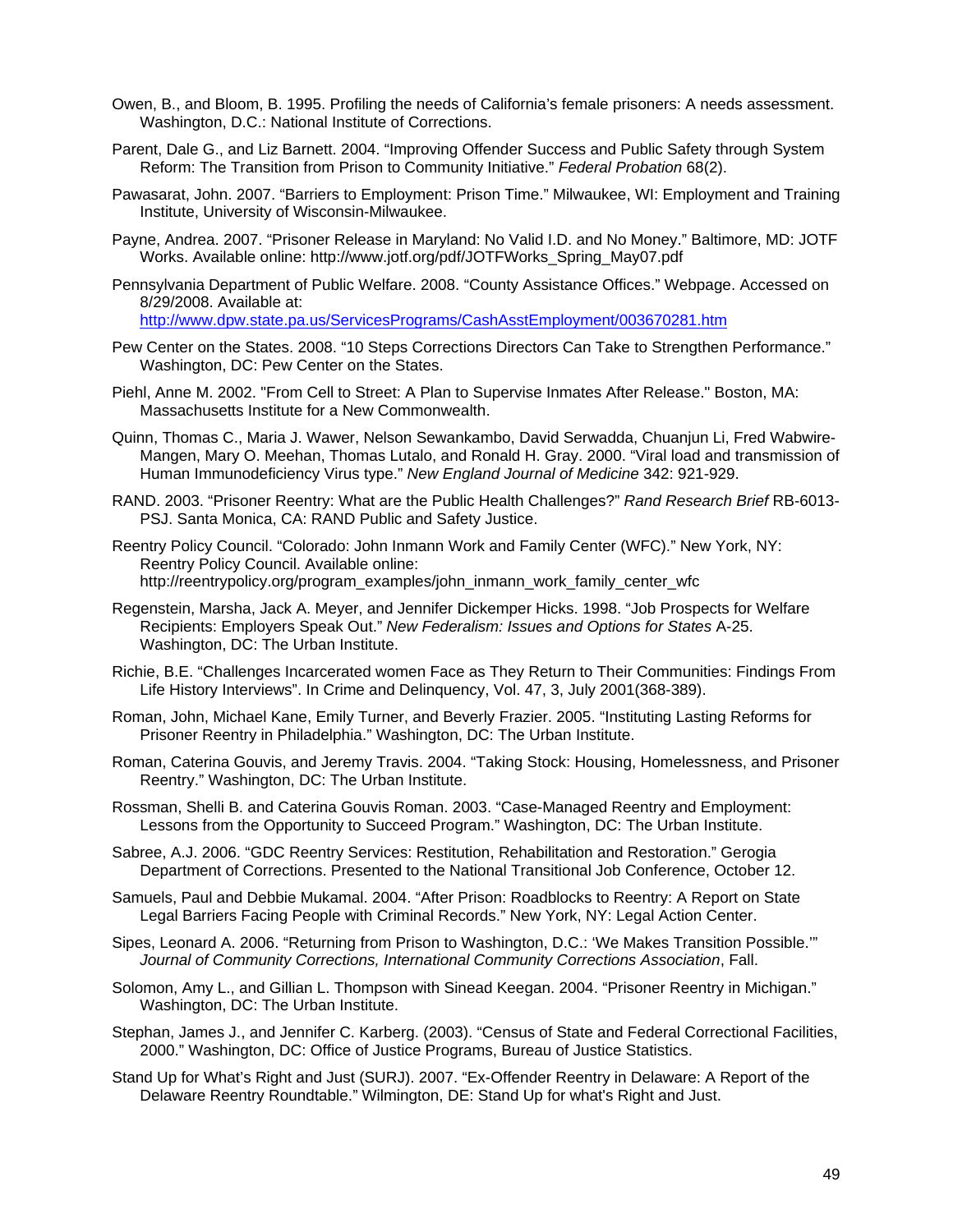Owen, B., and Bloom, B. 1995. Profiling the needs of California's female prisoners: A needs assessment. Washington, D.C.: National Institute of Corrections.

Parent, Dale G., and Liz Barnett. 2004. "Improving Offender Success and Public Safety through System Reform: The Transition from Prison to Community Initiative." *Federal Probation* 68(2).

Pawasarat, John. 2007. "Barriers to Employment: Prison Time." Milwaukee, WI: Employment and Training Institute, University of Wisconsin-Milwaukee.

Payne, Andrea. 2007. "Prisoner Release in Maryland: No Valid I.D. and No Money." Baltimore, MD: JOTF Works. Available online: http://www.jotf.org/pdf/JOTFWorks_Spring_May07.pdf

Pennsylvania Department of Public Welfare. 2008. "County Assistance Offices." Webpage. Accessed on 8/29/2008. Available at: http://www.dpw.state.pa.us/ServicesPrograms/CashAsstEmployment/003670281.htm

Pew Center on the States. 2008. "10 Steps Corrections Directors Can Take to Strengthen Performance." Washington, DC: Pew Center on the States.

Piehl, Anne M. 2002. "From Cell to Street: A Plan to Supervise Inmates After Release." Boston, MA: Massachusetts Institute for a New Commonwealth.

Quinn, Thomas C., Maria J. Wawer, Nelson Sewankambo, David Serwadda, Chuanjun Li, Fred Wabwire-Mangen, Mary O. Meehan, Thomas Lutalo, and Ronald H. Gray. 2000. "Viral load and transmission of Human Immunodeficiency Virus type." *New England Journal of Medicine* 342: 921-929.

RAND. 2003. "Prisoner Reentry: What are the Public Health Challenges?" *Rand Research Brief* RB-6013-PSJ. Santa Monica, CA: RAND Public and Safety Justice.

Reentry Policy Council. "Colorado: John Inmann Work and Family Center (WFC)." New York, NY: Reentry Policy Council. Available online: http://reentrypolicy.org/program_examples/john_inmann_work_family_center_wfc

Regenstein, Marsha, Jack A. Meyer, and Jennifer Dickemper Hicks. 1998. "Job Prospects for Welfare Recipients: Employers Speak Out." *New Federalism: Issues and Options for States* A-25. Washington, DC: The Urban Institute.

Richie, B.E. "Challenges Incarcerated women Face as They Return to Their Communities: Findings From Life History Interviews". In Crime and Delinquency, Vol. 47, 3, July 2001(368-389).

Roman, John, Michael Kane, Emily Turner, and Beverly Frazier. 2005. "Instituting Lasting Reforms for Prisoner Reentry in Philadelphia." Washington, DC: The Urban Institute.

Roman, Caterina Gouvis, and Jeremy Travis. 2004. "Taking Stock: Housing, Homelessness, and Prisoner Reentry." Washington, DC: The Urban Institute.

Rossman, Shelli B. and Caterina Gouvis Roman. 2003. "Case-Managed Reentry and Employment: Lessons from the Opportunity to Succeed Program." Washington, DC: The Urban Institute.

Sabree, A.J. 2006. "GDC Reentry Services: Restitution, Rehabilitation and Restoration." Gerogia Department of Corrections. Presented to the National Transitional Job Conference, October 12.

Samuels, Paul and Debbie Mukamal. 2004. "After Prison: Roadblocks to Reentry: A Report on State Legal Barriers Facing People with Criminal Records." New York, NY: Legal Action Center.

Sipes, Leonard A. 2006. "Returning from Prison to Washington, D.C.: 'We Makes Transition Possible.'" *Journal of Community Corrections, International Community Corrections Association*, Fall.

Solomon, Amy L., and Gillian L. Thompson with Sinead Keegan. 2004. "Prisoner Reentry in Michigan." Washington, DC: The Urban Institute.

Stephan, James J., and Jennifer C. Karberg. (2003). "Census of State and Federal Correctional Facilities, 2000." Washington, DC: Office of Justice Programs, Bureau of Justice Statistics.

Stand Up for What's Right and Just (SURJ). 2007. "Ex-Offender Reentry in Delaware: A Report of the Delaware Reentry Roundtable." Wilmington, DE: Stand Up for what's Right and Just.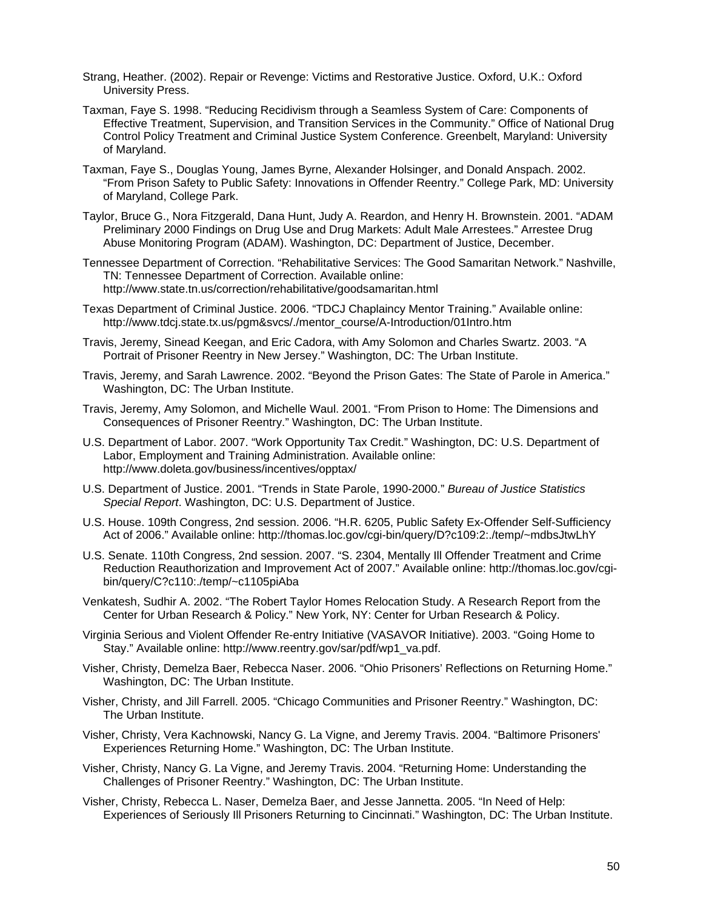Strang, Heather. (2002). Repair or Revenge: Victims and Restorative Justice. Oxford, U.K.: Oxford University Press.

Taxman, Faye S. 1998. "Reducing Recidivism through a Seamless System of Care: Components of Effective Treatment, Supervision, and Transition Services in the Community." Office of National Drug Control Policy Treatment and Criminal Justice System Conference. Greenbelt, Maryland: University of Maryland.

Taxman, Faye S., Douglas Young, James Byrne, Alexander Holsinger, and Donald Anspach. 2002. "From Prison Safety to Public Safety: Innovations in Offender Reentry." College Park, MD: University of Maryland, College Park.

Taylor, Bruce G., Nora Fitzgerald, Dana Hunt, Judy A. Reardon, and Henry H. Brownstein. 2001. "ADAM Preliminary 2000 Findings on Drug Use and Drug Markets: Adult Male Arrestees." Arrestee Drug Abuse Monitoring Program (ADAM). Washington, DC: Department of Justice, December.

Tennessee Department of Correction. "Rehabilitative Services: The Good Samaritan Network." Nashville, TN: Tennessee Department of Correction. Available online: http://www.state.tn.us/correction/rehabilitative/goodsamaritan.html

Texas Department of Criminal Justice. 2006. "TDCJ Chaplaincy Mentor Training." Available online: http://www.tdcj.state.tx.us/pgm&svcs/./mentor_course/A-Introduction/01Intro.htm

Travis, Jeremy, Sinead Keegan, and Eric Cadora, with Amy Solomon and Charles Swartz. 2003. "A Portrait of Prisoner Reentry in New Jersey." Washington, DC: The Urban Institute.

Travis, Jeremy, and Sarah Lawrence. 2002. "Beyond the Prison Gates: The State of Parole in America." Washington, DC: The Urban Institute.

Travis, Jeremy, Amy Solomon, and Michelle Waul. 2001. "From Prison to Home: The Dimensions and Consequences of Prisoner Reentry." Washington, DC: The Urban Institute.

U.S. Department of Labor. 2007. "Work Opportunity Tax Credit." Washington, DC: U.S. Department of Labor, Employment and Training Administration. Available online: http://www.doleta.gov/business/incentives/opptax/

U.S. Department of Justice. 2001. "Trends in State Parole, 1990-2000." *Bureau of Justice Statistics Special Report*. Washington, DC: U.S. Department of Justice.

U.S. House. 109th Congress, 2nd session. 2006. "H.R. 6205, Public Safety Ex-Offender Self-Sufficiency Act of 2006." Available online: http://thomas.loc.gov/cgi-bin/query/D?c109:2:./temp/~mdbsJtwLhY

U.S. Senate. 110th Congress, 2nd session. 2007. "S. 2304, Mentally Ill Offender Treatment and Crime Reduction Reauthorization and Improvement Act of 2007." Available online: http://thomas.loc.gov/cgi-bin/query/C?c110:./temp/~c1105piAba

Venkatesh, Sudhir A. 2002. "The Robert Taylor Homes Relocation Study. A Research Report from the Center for Urban Research & Policy." New York, NY: Center for Urban Research & Policy.

Virginia Serious and Violent Offender Re-entry Initiative (VASAVOR Initiative). 2003. "Going Home to Stay." Available online: http://www.reentry.gov/sar/pdf/wp1_va.pdf.

Visher, Christy, Demelza Baer, Rebecca Naser. 2006. "Ohio Prisoners' Reflections on Returning Home." Washington, DC: The Urban Institute.

Visher, Christy, and Jill Farrell. 2005. "Chicago Communities and Prisoner Reentry." Washington, DC: The Urban Institute.

Visher, Christy, Vera Kachnowski, Nancy G. La Vigne, and Jeremy Travis. 2004. "Baltimore Prisoners' Experiences Returning Home." Washington, DC: The Urban Institute.

Visher, Christy, Nancy G. La Vigne, and Jeremy Travis. 2004. "Returning Home: Understanding the Challenges of Prisoner Reentry." Washington, DC: The Urban Institute.

Visher, Christy, Rebecca L. Naser, Demelza Baer, and Jesse Jannetta. 2005. "In Need of Help: Experiences of Seriously Ill Prisoners Returning to Cincinnati." Washington, DC: The Urban Institute.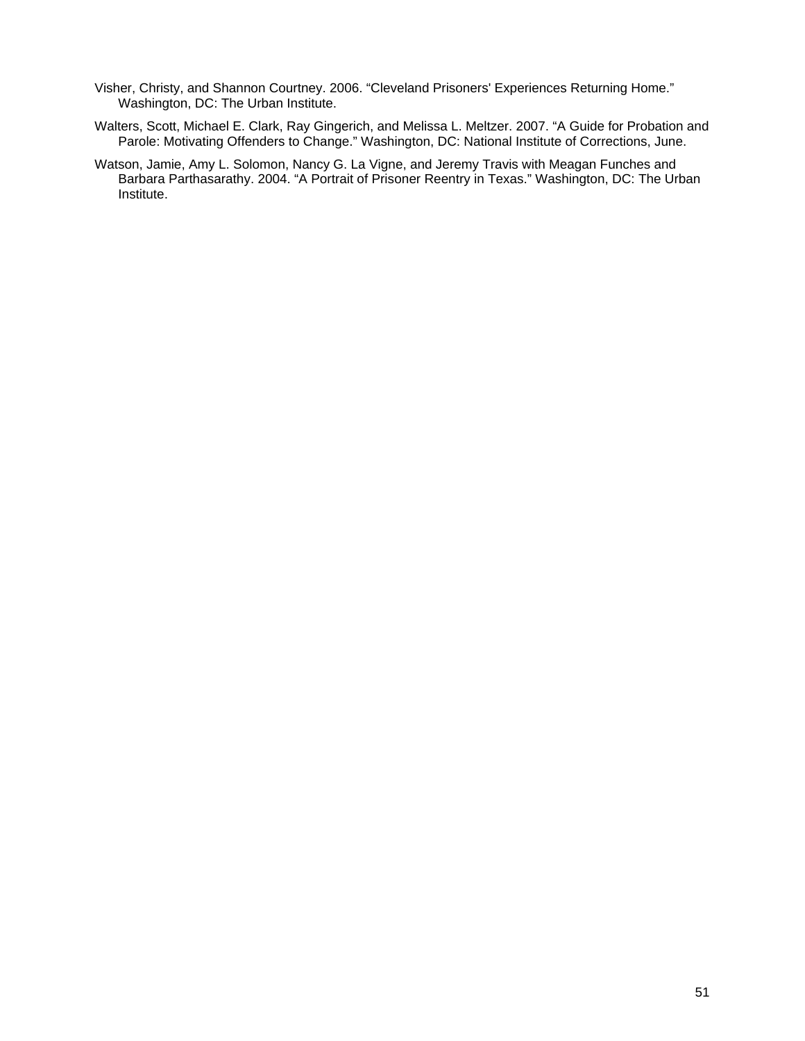Visher, Christy, and Shannon Courtney. 2006. "Cleveland Prisoners' Experiences Returning Home." Washington, DC: The Urban Institute.

Walters, Scott, Michael E. Clark, Ray Gingerich, and Melissa L. Meltzer. 2007. "A Guide for Probation and Parole: Motivating Offenders to Change." Washington, DC: National Institute of Corrections, June.

Watson, Jamie, Amy L. Solomon, Nancy G. La Vigne, and Jeremy Travis with Meagan Funches and Barbara Parthasarathy. 2004. "A Portrait of Prisoner Reentry in Texas." Washington, DC: The Urban Institute.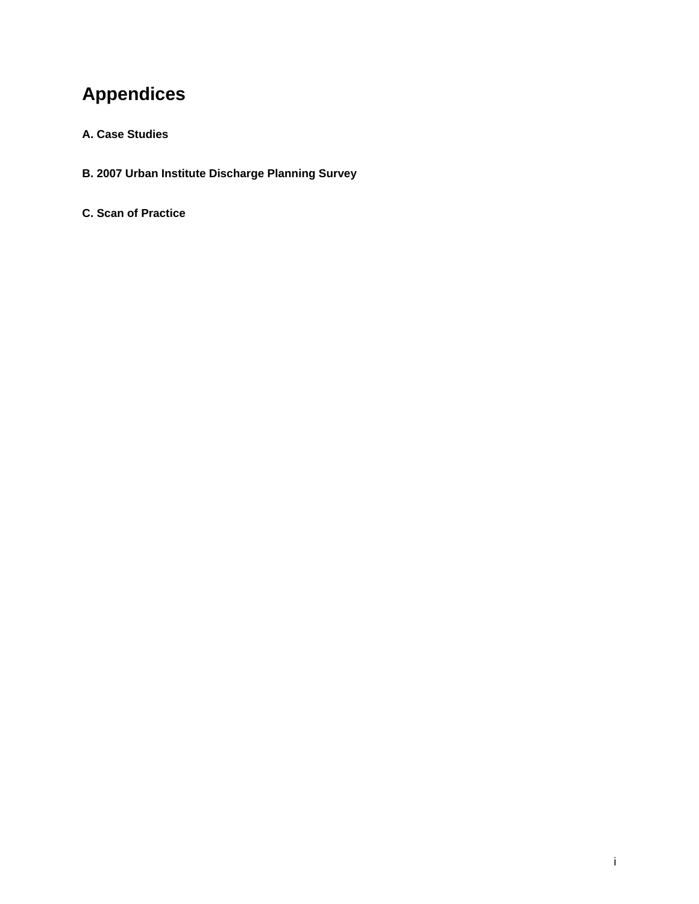# Appendices

**A. Case Studies**

**B. 2007 Urban Institute Discharge Planning Survey**

**C. Scan of Practice**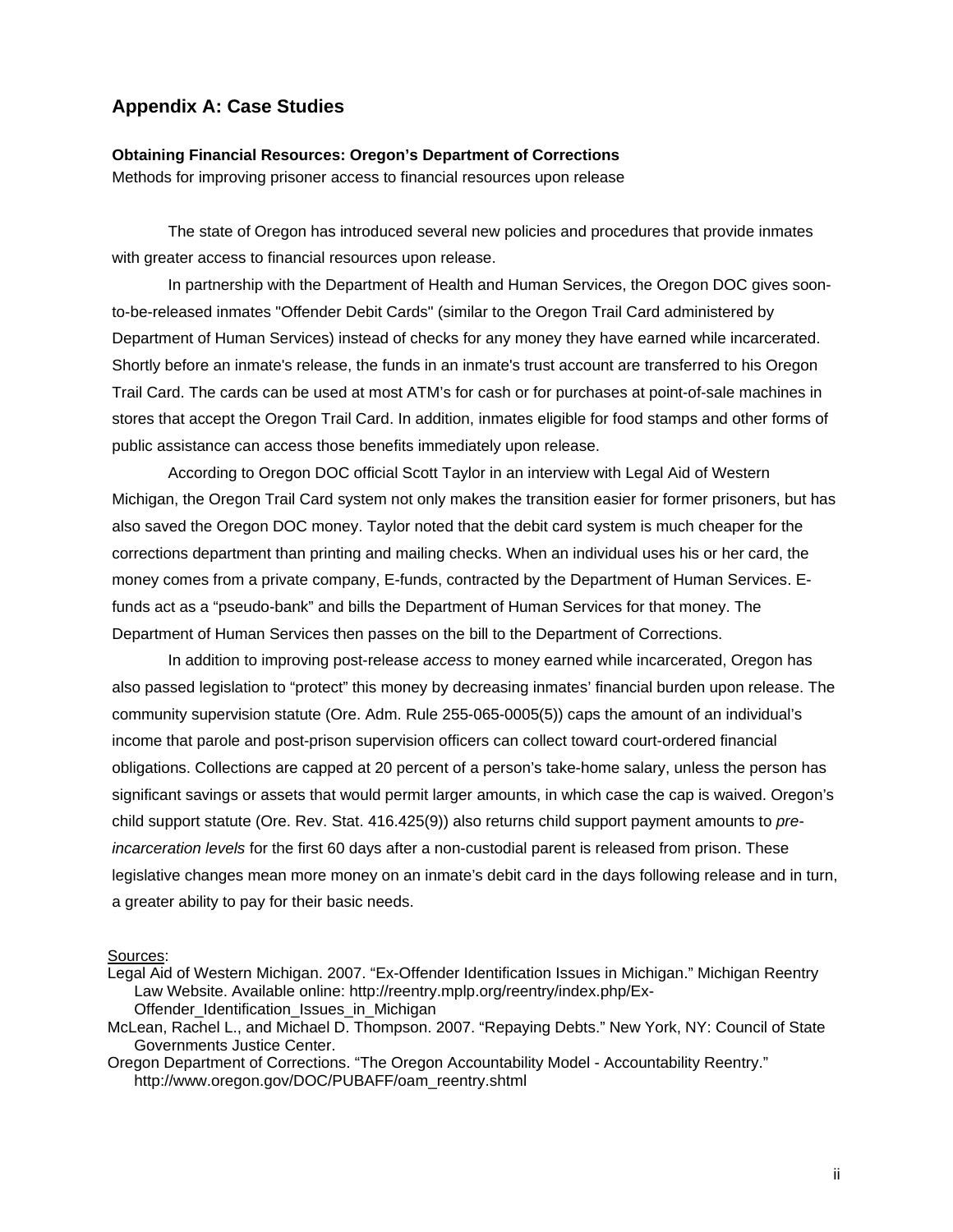## Appendix A: Case Studies

**Obtaining Financial Resources: Oregon's Department of Corrections**

Methods for improving prisoner access to financial resources upon release

The state of Oregon has introduced several new policies and procedures that provide inmates with greater access to financial resources upon release.

In partnership with the Department of Health and Human Services, the Oregon DOC gives soon-to-be-released inmates "Offender Debit Cards" (similar to the Oregon Trail Card administered by Department of Human Services) instead of checks for any money they have earned while incarcerated. Shortly before an inmate's release, the funds in an inmate's trust account are transferred to his Oregon Trail Card. The cards can be used at most ATM's for cash or for purchases at point-of-sale machines in stores that accept the Oregon Trail Card. In addition, inmates eligible for food stamps and other forms of public assistance can access those benefits immediately upon release.

According to Oregon DOC official Scott Taylor in an interview with Legal Aid of Western Michigan, the Oregon Trail Card system not only makes the transition easier for former prisoners, but has also saved the Oregon DOC money. Taylor noted that the debit card system is much cheaper for the corrections department than printing and mailing checks. When an individual uses his or her card, the money comes from a private company, E-funds, contracted by the Department of Human Services. E-funds act as a "pseudo-bank" and bills the Department of Human Services for that money. The Department of Human Services then passes on the bill to the Department of Corrections.

In addition to improving post-release *access* to money earned while incarcerated, Oregon has also passed legislation to "protect" this money by decreasing inmates' financial burden upon release. The community supervision statute (Ore. Adm. Rule 255-065-0005(5)) caps the amount of an individual's income that parole and post-prison supervision officers can collect toward court-ordered financial obligations. Collections are capped at 20 percent of a person's take-home salary, unless the person has significant savings or assets that would permit larger amounts, in which case the cap is waived. Oregon's child support statute (Ore. Rev. Stat. 416.425(9)) also returns child support payment amounts to *pre-incarceration levels* for the first 60 days after a non-custodial parent is released from prison. These legislative changes mean more money on an inmate's debit card in the days following release and in turn, a greater ability to pay for their basic needs.

Sources:

Legal Aid of Western Michigan. 2007. "Ex-Offender Identification Issues in Michigan." Michigan Reentry Law Website. Available online: http://reentry.mplp.org/reentry/index.php/Ex-Offender_Identification_Issues_in_Michigan

McLean, Rachel L., and Michael D. Thompson. 2007. "Repaying Debts." New York, NY: Council of State Governments Justice Center.

Oregon Department of Corrections. "The Oregon Accountability Model - Accountability Reentry." http://www.oregon.gov/DOC/PUBAFF/oam_reentry.shtml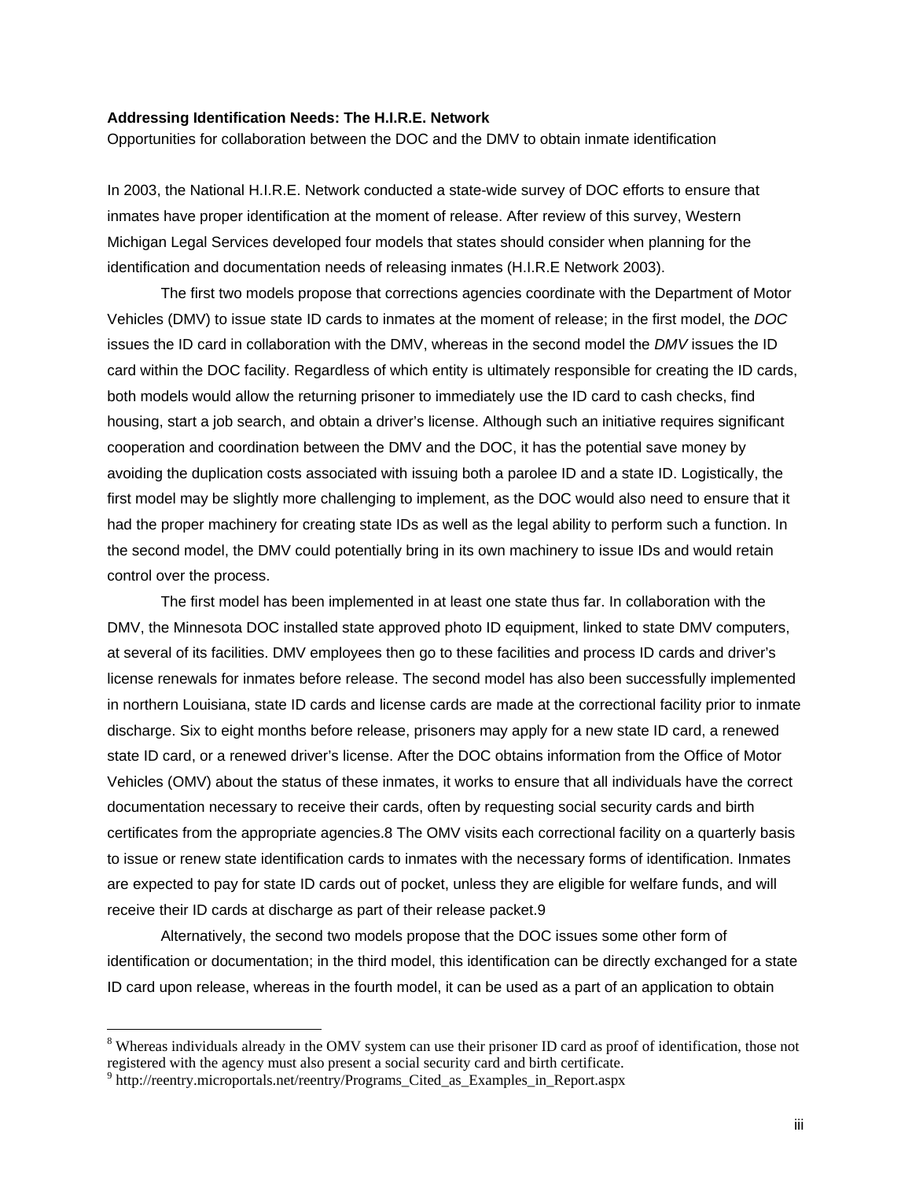**Addressing Identification Needs: The H.I.R.E. Network**

Opportunities for collaboration between the DOC and the DMV to obtain inmate identification

In 2003, the National H.I.R.E. Network conducted a state-wide survey of DOC efforts to ensure that inmates have proper identification at the moment of release. After review of this survey, Western Michigan Legal Services developed four models that states should consider when planning for the identification and documentation needs of releasing inmates (H.I.R.E Network 2003).

The first two models propose that corrections agencies coordinate with the Department of Motor Vehicles (DMV) to issue state ID cards to inmates at the moment of release; in the first model, the *DOC* issues the ID card in collaboration with the DMV, whereas in the second model the *DMV* issues the ID card within the DOC facility. Regardless of which entity is ultimately responsible for creating the ID cards, both models would allow the returning prisoner to immediately use the ID card to cash checks, find housing, start a job search, and obtain a driver's license. Although such an initiative requires significant cooperation and coordination between the DMV and the DOC, it has the potential save money by avoiding the duplication costs associated with issuing both a parolee ID and a state ID. Logistically, the first model may be slightly more challenging to implement, as the DOC would also need to ensure that it had the proper machinery for creating state IDs as well as the legal ability to perform such a function. In the second model, the DMV could potentially bring in its own machinery to issue IDs and would retain control over the process.

The first model has been implemented in at least one state thus far. In collaboration with the DMV, the Minnesota DOC installed state approved photo ID equipment, linked to state DMV computers, at several of its facilities. DMV employees then go to these facilities and process ID cards and driver's license renewals for inmates before release. The second model has also been successfully implemented in northern Louisiana, state ID cards and license cards are made at the correctional facility prior to inmate discharge. Six to eight months before release, prisoners may apply for a new state ID card, a renewed state ID card, or a renewed driver's license. After the DOC obtains information from the Office of Motor Vehicles (OMV) about the status of these inmates, it works to ensure that all individuals have the correct documentation necessary to receive their cards, often by requesting social security cards and birth certificates from the appropriate agencies.8 The OMV visits each correctional facility on a quarterly basis to issue or renew state identification cards to inmates with the necessary forms of identification. Inmates are expected to pay for state ID cards out of pocket, unless they are eligible for welfare funds, and will receive their ID cards at discharge as part of their release packet.9

Alternatively, the second two models propose that the DOC issues some other form of identification or documentation; in the third model, this identification can be directly exchanged for a state ID card upon release, whereas in the fourth model, it can be used as a part of an application to obtain

---

[8] Whereas individuals already in the OMV system can use their prisoner ID card as proof of identification, those not registered with the agency must also present a social security card and birth certificate.

[9] http://reentry.microportals.net/reentry/Programs_Cited_as_Examples_in_Report.aspx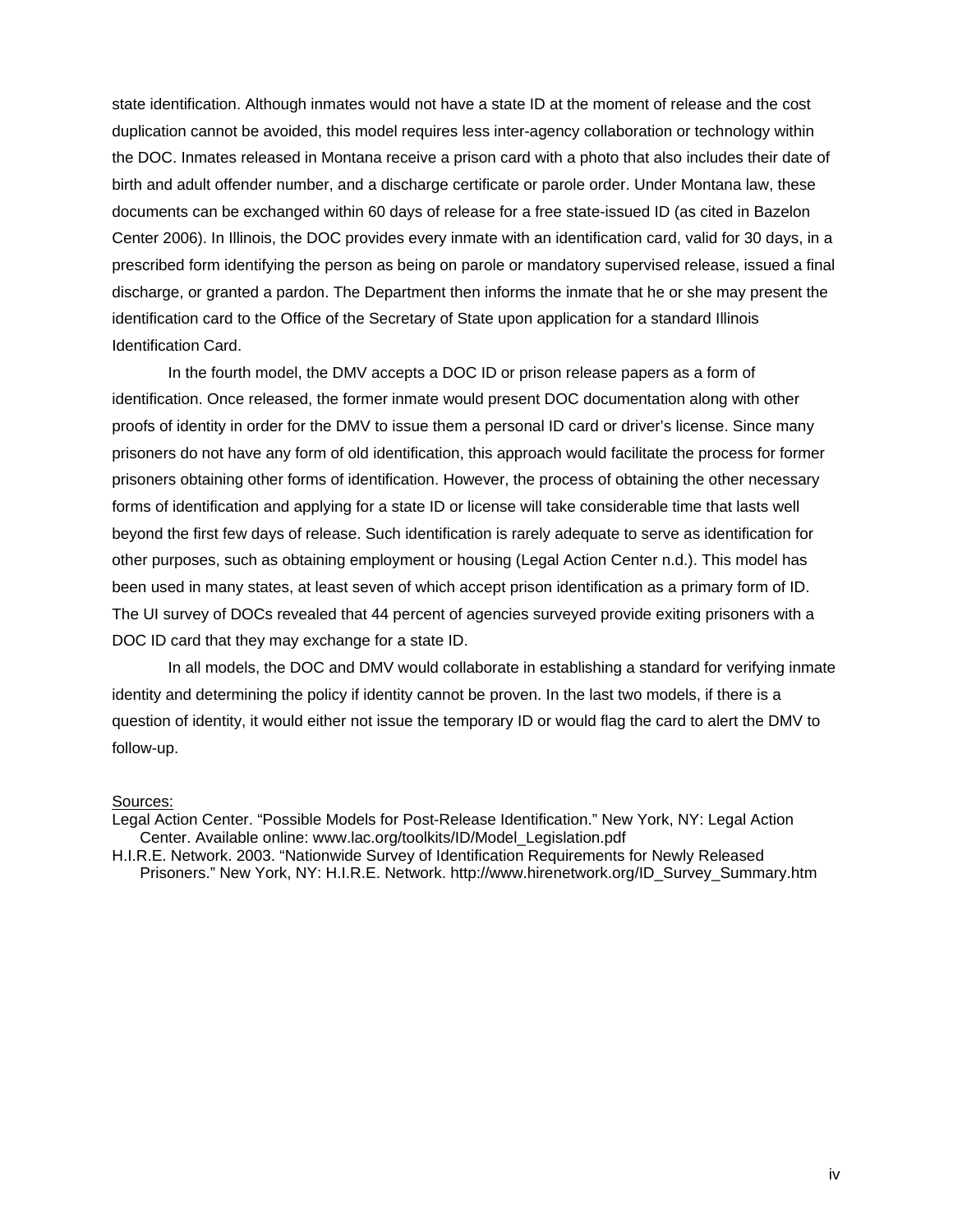state identification. Although inmates would not have a state ID at the moment of release and the cost duplication cannot be avoided, this model requires less inter-agency collaboration or technology within the DOC. Inmates released in Montana receive a prison card with a photo that also includes their date of birth and adult offender number, and a discharge certificate or parole order. Under Montana law, these documents can be exchanged within 60 days of release for a free state-issued ID (as cited in Bazelon Center 2006). In Illinois, the DOC provides every inmate with an identification card, valid for 30 days, in a prescribed form identifying the person as being on parole or mandatory supervised release, issued a final discharge, or granted a pardon. The Department then informs the inmate that he or she may present the identification card to the Office of the Secretary of State upon application for a standard Illinois Identification Card.

In the fourth model, the DMV accepts a DOC ID or prison release papers as a form of identification. Once released, the former inmate would present DOC documentation along with other proofs of identity in order for the DMV to issue them a personal ID card or driver's license. Since many prisoners do not have any form of old identification, this approach would facilitate the process for former prisoners obtaining other forms of identification. However, the process of obtaining the other necessary forms of identification and applying for a state ID or license will take considerable time that lasts well beyond the first few days of release. Such identification is rarely adequate to serve as identification for other purposes, such as obtaining employment or housing (Legal Action Center n.d.). This model has been used in many states, at least seven of which accept prison identification as a primary form of ID. The UI survey of DOCs revealed that 44 percent of agencies surveyed provide exiting prisoners with a DOC ID card that they may exchange for a state ID.

In all models, the DOC and DMV would collaborate in establishing a standard for verifying inmate identity and determining the policy if identity cannot be proven. In the last two models, if there is a question of identity, it would either not issue the temporary ID or would flag the card to alert the DMV to follow-up.

Sources:

Legal Action Center. "Possible Models for Post-Release Identification." New York, NY: Legal Action Center. Available online: www.lac.org/toolkits/ID/Model_Legislation.pdf

H.I.R.E. Network. 2003. "Nationwide Survey of Identification Requirements for Newly Released Prisoners." New York, NY: H.I.R.E. Network. http://www.hirenetwork.org/ID_Survey_Summary.htm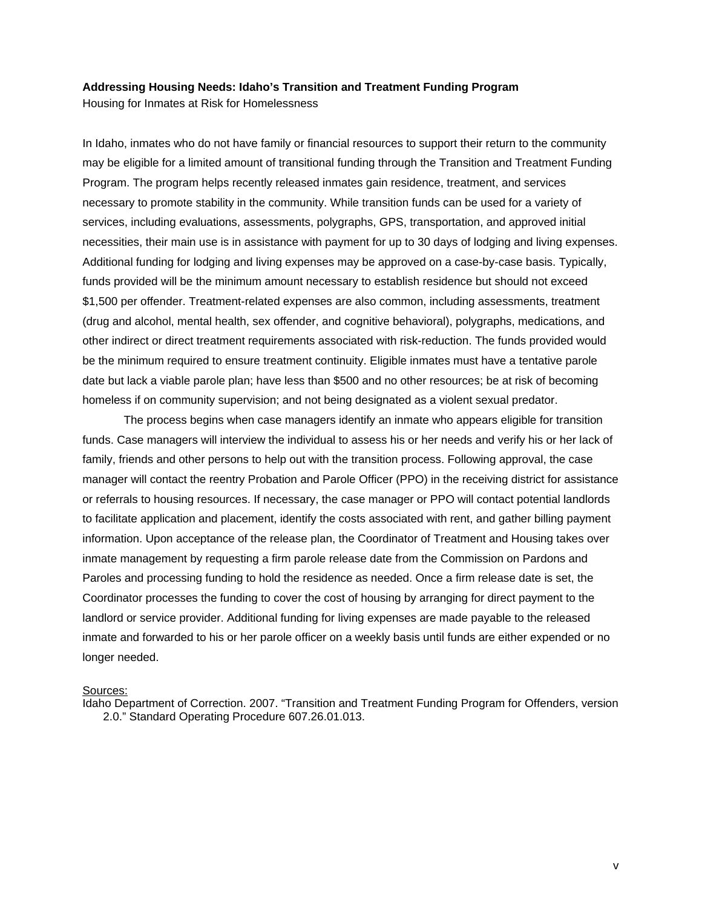**Addressing Housing Needs: Idaho's Transition and Treatment Funding Program**

Housing for Inmates at Risk for Homelessness

In Idaho, inmates who do not have family or financial resources to support their return to the community may be eligible for a limited amount of transitional funding through the Transition and Treatment Funding Program. The program helps recently released inmates gain residence, treatment, and services necessary to promote stability in the community. While transition funds can be used for a variety of services, including evaluations, assessments, polygraphs, GPS, transportation, and approved initial necessities, their main use is in assistance with payment for up to 30 days of lodging and living expenses. Additional funding for lodging and living expenses may be approved on a case-by-case basis. Typically, funds provided will be the minimum amount necessary to establish residence but should not exceed $1,500 per offender. Treatment-related expenses are also common, including assessments, treatment (drug and alcohol, mental health, sex offender, and cognitive behavioral), polygraphs, medications, and other indirect or direct treatment requirements associated with risk-reduction. The funds provided would be the minimum required to ensure treatment continuity. Eligible inmates must have a tentative parole date but lack a viable parole plan; have less than $500 and no other resources; be at risk of becoming homeless if on community supervision; and not being designated as a violent sexual predator.

The process begins when case managers identify an inmate who appears eligible for transition funds. Case managers will interview the individual to assess his or her needs and verify his or her lack of family, friends and other persons to help out with the transition process. Following approval, the case manager will contact the reentry Probation and Parole Officer (PPO) in the receiving district for assistance or referrals to housing resources. If necessary, the case manager or PPO will contact potential landlords to facilitate application and placement, identify the costs associated with rent, and gather billing payment information. Upon acceptance of the release plan, the Coordinator of Treatment and Housing takes over inmate management by requesting a firm parole release date from the Commission on Pardons and Paroles and processing funding to hold the residence as needed. Once a firm release date is set, the Coordinator processes the funding to cover the cost of housing by arranging for direct payment to the landlord or service provider. Additional funding for living expenses are made payable to the released inmate and forwarded to his or her parole officer on a weekly basis until funds are either expended or no longer needed.

Sources:

Idaho Department of Correction. 2007. "Transition and Treatment Funding Program for Offenders, version 2.0." Standard Operating Procedure 607.26.01.013.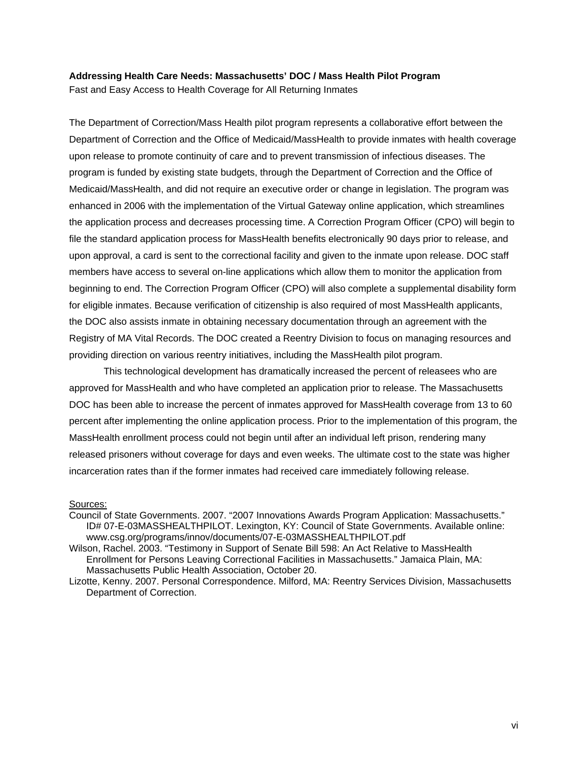**Addressing Health Care Needs: Massachusetts' DOC / Mass Health Pilot Program**

Fast and Easy Access to Health Coverage for All Returning Inmates

The Department of Correction/Mass Health pilot program represents a collaborative effort between the Department of Correction and the Office of Medicaid/MassHealth to provide inmates with health coverage upon release to promote continuity of care and to prevent transmission of infectious diseases. The program is funded by existing state budgets, through the Department of Correction and the Office of Medicaid/MassHealth, and did not require an executive order or change in legislation. The program was enhanced in 2006 with the implementation of the Virtual Gateway online application, which streamlines the application process and decreases processing time. A Correction Program Officer (CPO) will begin to file the standard application process for MassHealth benefits electronically 90 days prior to release, and upon approval, a card is sent to the correctional facility and given to the inmate upon release. DOC staff members have access to several on-line applications which allow them to monitor the application from beginning to end. The Correction Program Officer (CPO) will also complete a supplemental disability form for eligible inmates. Because verification of citizenship is also required of most MassHealth applicants, the DOC also assists inmate in obtaining necessary documentation through an agreement with the Registry of MA Vital Records. The DOC created a Reentry Division to focus on managing resources and providing direction on various reentry initiatives, including the MassHealth pilot program.

This technological development has dramatically increased the percent of releasees who are approved for MassHealth and who have completed an application prior to release. The Massachusetts DOC has been able to increase the percent of inmates approved for MassHealth coverage from 13 to 60 percent after implementing the online application process. Prior to the implementation of this program, the MassHealth enrollment process could not begin until after an individual left prison, rendering many released prisoners without coverage for days and even weeks. The ultimate cost to the state was higher incarceration rates than if the former inmates had received care immediately following release.

Sources:

Council of State Governments. 2007. "2007 Innovations Awards Program Application: Massachusetts." ID# 07-E-03MASSHEALTHPILOT. Lexington, KY: Council of State Governments. Available online: www.csg.org/programs/innov/documents/07-E-03MASSHEALTHPILOT.pdf

Wilson, Rachel. 2003. "Testimony in Support of Senate Bill 598: An Act Relative to MassHealth Enrollment for Persons Leaving Correctional Facilities in Massachusetts." Jamaica Plain, MA: Massachusetts Public Health Association, October 20.

Lizotte, Kenny. 2007. Personal Correspondence. Milford, MA: Reentry Services Division, Massachusetts Department of Correction.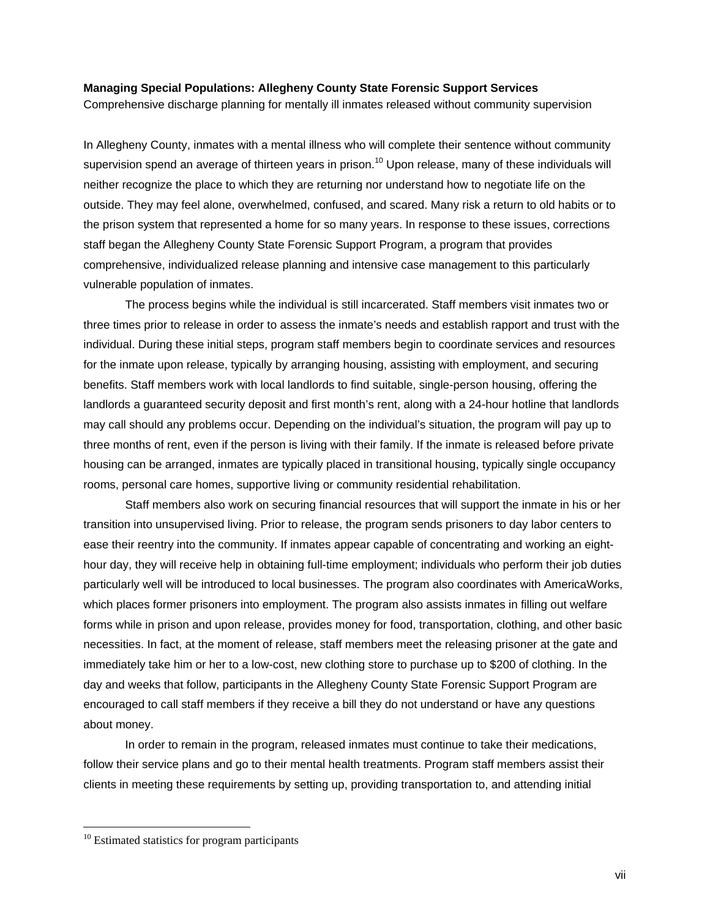**Managing Special Populations: Allegheny County State Forensic Support Services**

Comprehensive discharge planning for mentally ill inmates released without community supervision

In Allegheny County, inmates with a mental illness who will complete their sentence without community supervision spend an average of thirteen years in prison.[10] Upon release, many of these individuals will neither recognize the place to which they are returning nor understand how to negotiate life on the outside. They may feel alone, overwhelmed, confused, and scared. Many risk a return to old habits or to the prison system that represented a home for so many years. In response to these issues, corrections staff began the Allegheny County State Forensic Support Program, a program that provides comprehensive, individualized release planning and intensive case management to this particularly vulnerable population of inmates.

The process begins while the individual is still incarcerated. Staff members visit inmates two or three times prior to release in order to assess the inmate's needs and establish rapport and trust with the individual. During these initial steps, program staff members begin to coordinate services and resources for the inmate upon release, typically by arranging housing, assisting with employment, and securing benefits. Staff members work with local landlords to find suitable, single-person housing, offering the landlords a guaranteed security deposit and first month's rent, along with a 24-hour hotline that landlords may call should any problems occur. Depending on the individual's situation, the program will pay up to three months of rent, even if the person is living with their family. If the inmate is released before private housing can be arranged, inmates are typically placed in transitional housing, typically single occupancy rooms, personal care homes, supportive living or community residential rehabilitation.

Staff members also work on securing financial resources that will support the inmate in his or her transition into unsupervised living. Prior to release, the program sends prisoners to day labor centers to ease their reentry into the community. If inmates appear capable of concentrating and working an eight-hour day, they will receive help in obtaining full-time employment; individuals who perform their job duties particularly well will be introduced to local businesses. The program also coordinates with AmericaWorks, which places former prisoners into employment. The program also assists inmates in filling out welfare forms while in prison and upon release, provides money for food, transportation, clothing, and other basic necessities. In fact, at the moment of release, staff members meet the releasing prisoner at the gate and immediately take him or her to a low-cost, new clothing store to purchase up to $200 of clothing. In the day and weeks that follow, participants in the Allegheny County State Forensic Support Program are encouraged to call staff members if they receive a bill they do not understand or have any questions about money.

In order to remain in the program, released inmates must continue to take their medications, follow their service plans and go to their mental health treatments. Program staff members assist their clients in meeting these requirements by setting up, providing transportation to, and attending initial

[10] Estimated statistics for program participants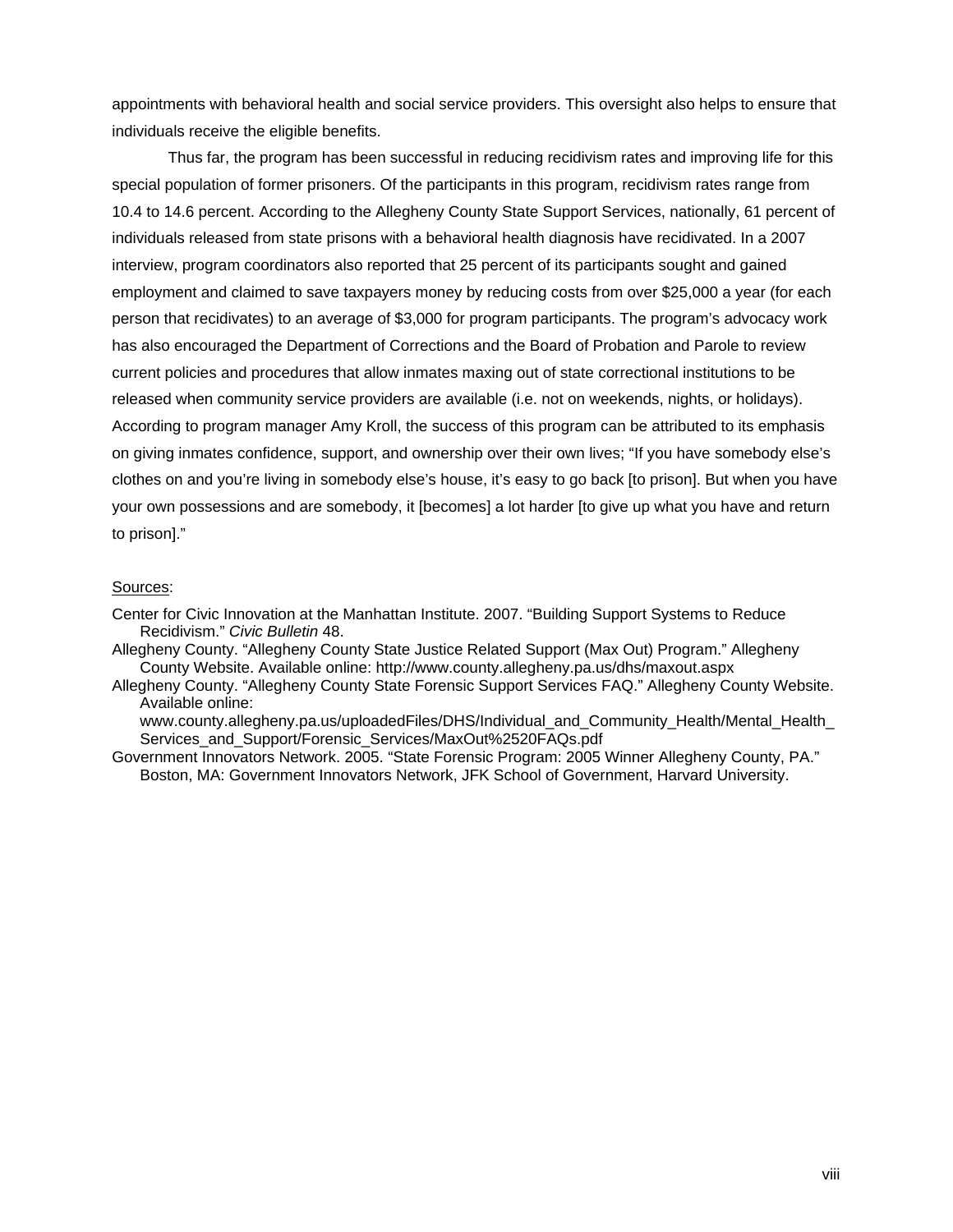appointments with behavioral health and social service providers. This oversight also helps to ensure that individuals receive the eligible benefits.

Thus far, the program has been successful in reducing recidivism rates and improving life for this special population of former prisoners. Of the participants in this program, recidivism rates range from 10.4 to 14.6 percent. According to the Allegheny County State Support Services, nationally, 61 percent of individuals released from state prisons with a behavioral health diagnosis have recidivated. In a 2007 interview, program coordinators also reported that 25 percent of its participants sought and gained employment and claimed to save taxpayers money by reducing costs from over $25,000 a year (for each person that recidivates) to an average of $3,000 for program participants. The program's advocacy work has also encouraged the Department of Corrections and the Board of Probation and Parole to review current policies and procedures that allow inmates maxing out of state correctional institutions to be released when community service providers are available (i.e. not on weekends, nights, or holidays). According to program manager Amy Kroll, the success of this program can be attributed to its emphasis on giving inmates confidence, support, and ownership over their own lives; "If you have somebody else's clothes on and you're living in somebody else's house, it's easy to go back [to prison]. But when you have your own possessions and are somebody, it [becomes] a lot harder [to give up what you have and return to prison]."

Sources:

Center for Civic Innovation at the Manhattan Institute. 2007. "Building Support Systems to Reduce Recidivism." *Civic Bulletin* 48.

Allegheny County. "Allegheny County State Justice Related Support (Max Out) Program." Allegheny County Website. Available online: http://www.county.allegheny.pa.us/dhs/maxout.aspx

Allegheny County. "Allegheny County State Forensic Support Services FAQ." Allegheny County Website. Available online: www.county.allegheny.pa.us/uploadedFiles/DHS/Individual_and_Community_Health/Mental_Health_Services_and_Support/Forensic_Services/MaxOut%2520FAQs.pdf

Government Innovators Network. 2005. "State Forensic Program: 2005 Winner Allegheny County, PA." Boston, MA: Government Innovators Network, JFK School of Government, Harvard University.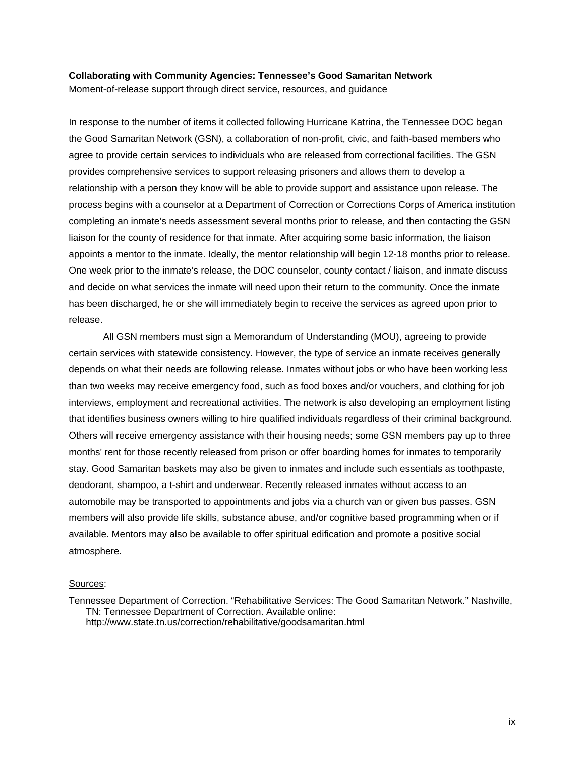**Collaborating with Community Agencies: Tennessee's Good Samaritan Network**

Moment-of-release support through direct service, resources, and guidance

In response to the number of items it collected following Hurricane Katrina, the Tennessee DOC began the Good Samaritan Network (GSN), a collaboration of non-profit, civic, and faith-based members who agree to provide certain services to individuals who are released from correctional facilities. The GSN provides comprehensive services to support releasing prisoners and allows them to develop a relationship with a person they know will be able to provide support and assistance upon release. The process begins with a counselor at a Department of Correction or Corrections Corps of America institution completing an inmate's needs assessment several months prior to release, and then contacting the GSN liaison for the county of residence for that inmate. After acquiring some basic information, the liaison appoints a mentor to the inmate. Ideally, the mentor relationship will begin 12-18 months prior to release. One week prior to the inmate's release, the DOC counselor, county contact / liaison, and inmate discuss and decide on what services the inmate will need upon their return to the community. Once the inmate has been discharged, he or she will immediately begin to receive the services as agreed upon prior to release.

All GSN members must sign a Memorandum of Understanding (MOU), agreeing to provide certain services with statewide consistency. However, the type of service an inmate receives generally depends on what their needs are following release. Inmates without jobs or who have been working less than two weeks may receive emergency food, such as food boxes and/or vouchers, and clothing for job interviews, employment and recreational activities. The network is also developing an employment listing that identifies business owners willing to hire qualified individuals regardless of their criminal background. Others will receive emergency assistance with their housing needs; some GSN members pay up to three months' rent for those recently released from prison or offer boarding homes for inmates to temporarily stay. Good Samaritan baskets may also be given to inmates and include such essentials as toothpaste, deodorant, shampoo, a t-shirt and underwear. Recently released inmates without access to an automobile may be transported to appointments and jobs via a church van or given bus passes. GSN members will also provide life skills, substance abuse, and/or cognitive based programming when or if available. Mentors may also be available to offer spiritual edification and promote a positive social atmosphere.

Sources:

Tennessee Department of Correction. "Rehabilitative Services: The Good Samaritan Network." Nashville, TN: Tennessee Department of Correction. Available online: http://www.state.tn.us/correction/rehabilitative/goodsamaritan.html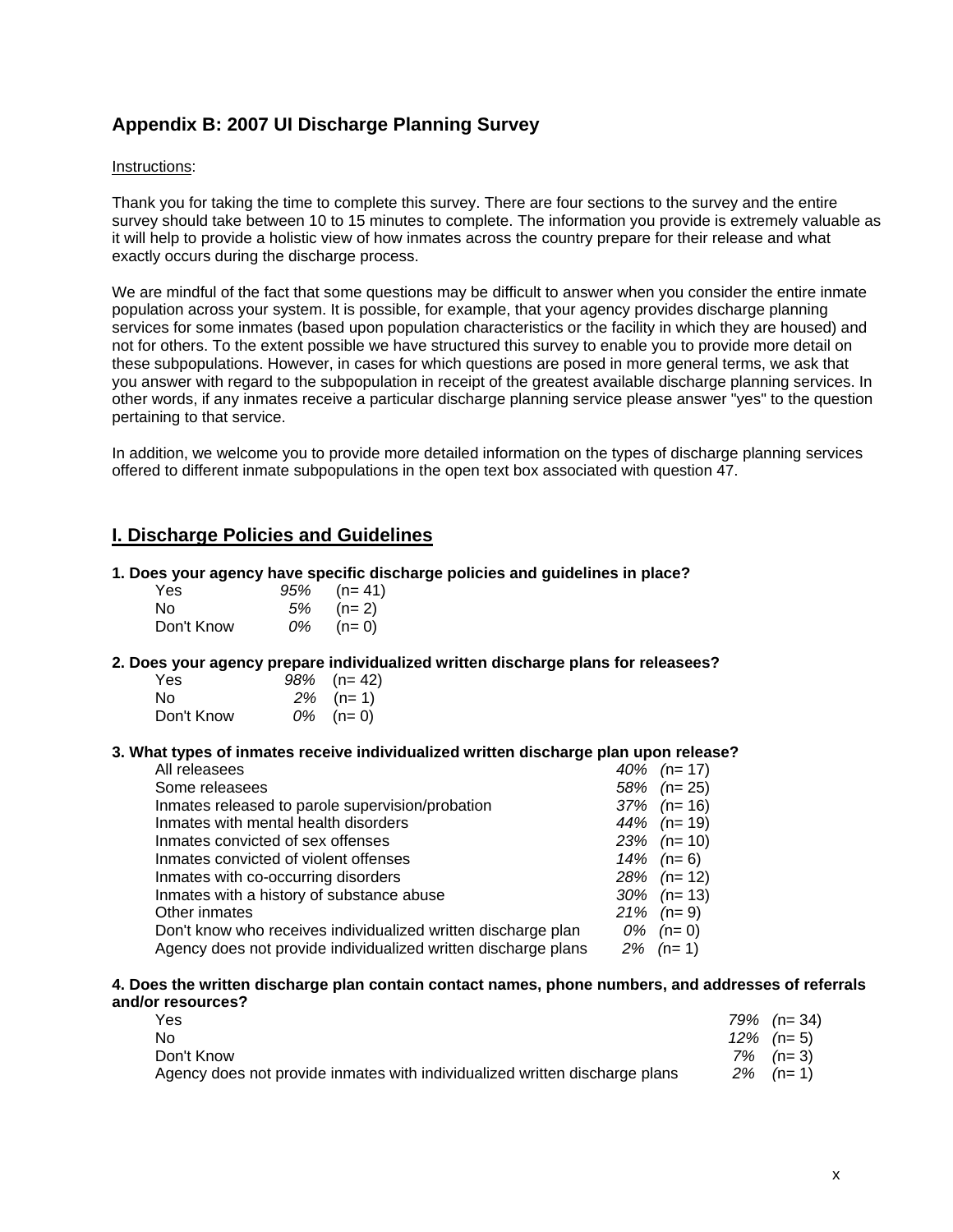## Appendix B: 2007 UI Discharge Planning Survey

Instructions:

Thank you for taking the time to complete this survey. There are four sections to the survey and the entire survey should take between 10 to 15 minutes to complete. The information you provide is extremely valuable as it will help to provide a holistic view of how inmates across the country prepare for their release and what exactly occurs during the discharge process.

We are mindful of the fact that some questions may be difficult to answer when you consider the entire inmate population across your system. It is possible, for example, that your agency provides discharge planning services for some inmates (based upon population characteristics or the facility in which they are housed) and not for others. To the extent possible we have structured this survey to enable you to provide more detail on these subpopulations. However, in cases for which questions are posed in more general terms, we ask that you answer with regard to the subpopulation in receipt of the greatest available discharge planning services. In other words, if any inmates receive a particular discharge planning service please answer "yes" to the question pertaining to that service.

In addition, we welcome you to provide more detailed information on the types of discharge planning services offered to different inmate subpopulations in the open text box associated with question 47.

## I. Discharge Policies and Guidelines

**1. Does your agency have specific discharge policies and guidelines in place?**

| | | |
|---|---|---|
| Yes | *95%* | (n= 41) |
| No | *5%* | (n= 2) |
| Don't Know | *0%* | (n= 0) |

**2. Does your agency prepare individualized written discharge plans for releasees?**

| | | |
|---|---|---|
| Yes | *98%* | (n= 42) |
| No | *2%* | (n= 1) |
| Don't Know | *0%* | (n= 0) |

**3. What types of inmates receive individualized written discharge plan upon release?**

| | | |
|---|---|---|
| All releasees | *40%* | (n= 17) |
| Some releasees | *58%* | (n= 25) |
| Inmates released to parole supervision/probation | *37%* | (n= 16) |
| Inmates with mental health disorders | *44%* | (n= 19) |
| Inmates convicted of sex offenses | *23%* | (n= 10) |
| Inmates convicted of violent offenses | *14%* | (n= 6) |
| Inmates with co-occurring disorders | *28%* | (n= 12) |
| Inmates with a history of substance abuse | *30%* | (n= 13) |
| Other inmates | *21%* | (n= 9) |
| Don't know who receives individualized written discharge plan | *0%* | (n= 0) |
| Agency does not provide individualized written discharge plans | *2%* | (n= 1) |

**4. Does the written discharge plan contain contact names, phone numbers, and addresses of referrals and/or resources?**

| | | |
|---|---|---|
| Yes | *79%* | (n= 34) |
| No | *12%* | (n= 5) |
| Don't Know | *7%* | (n= 3) |
| Agency does not provide inmates with individualized written discharge plans | *2%* | (n= 1) |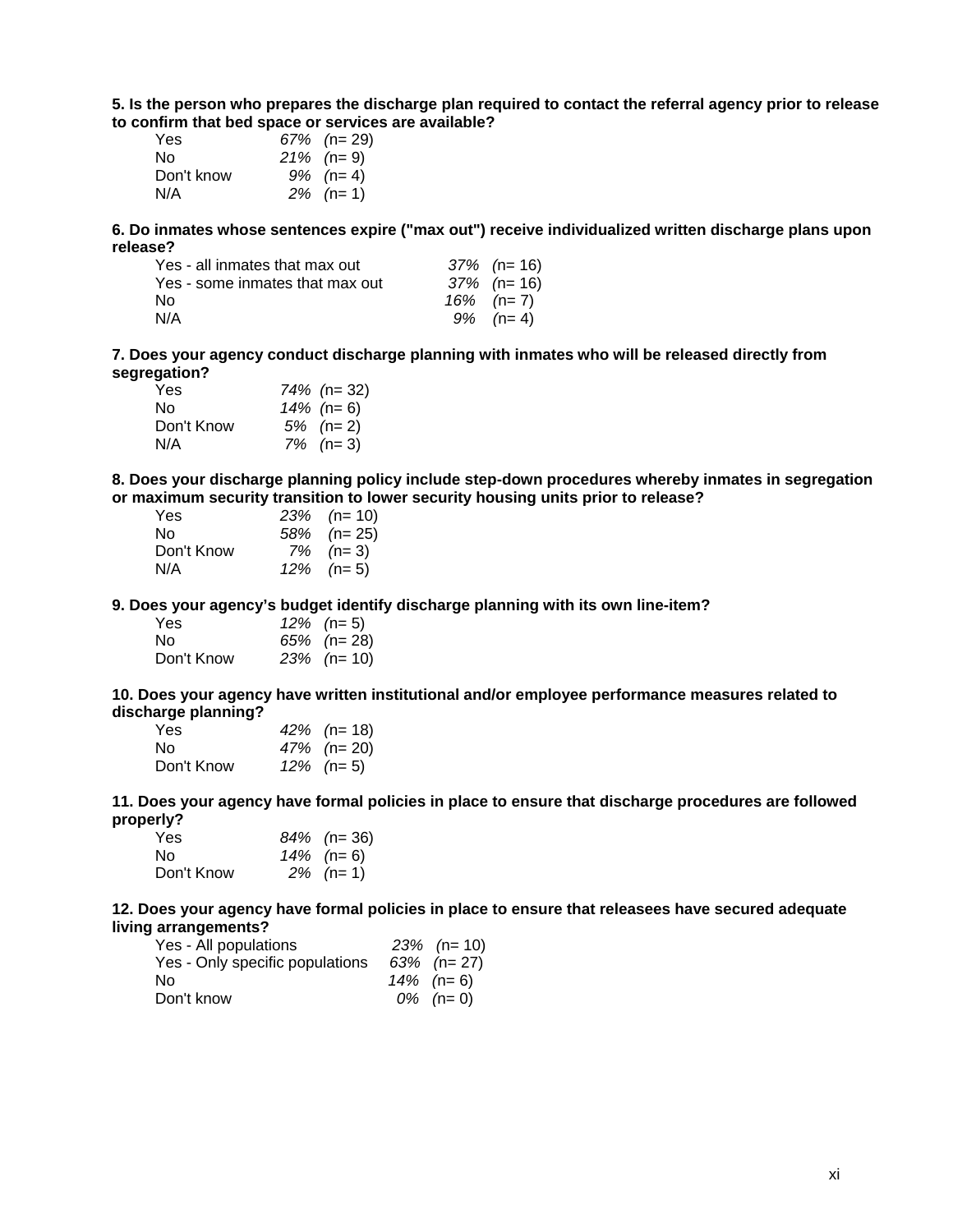**5. Is the person who prepares the discharge plan required to contact the referral agency prior to release to confirm that bed space or services are available?**

| | | |
|---|---|---|
| Yes | *67%* | (n= 29) |
| No | *21%* | (n= 9) |
| Don't know | *9%* | (n= 4) |
| N/A | *2%* | (n= 1) |

**6. Do inmates whose sentences expire ("max out") receive individualized written discharge plans upon release?**

| | | |
|---|---|---|
| Yes - all inmates that max out | *37%* | (n= 16) |
| Yes - some inmates that max out | *37%* | (n= 16) |
| No | *16%* | (n= 7) |
| N/A | *9%* | (n= 4) |

**7. Does your agency conduct discharge planning with inmates who will be released directly from segregation?**

| | | |
|---|---|---|
| Yes | *74%* | (n= 32) |
| No | *14%* | (n= 6) |
| Don't Know | *5%* | (n= 2) |
| N/A | *7%* | (n= 3) |

**8. Does your discharge planning policy include step-down procedures whereby inmates in segregation or maximum security transition to lower security housing units prior to release?**

| | | |
|---|---|---|
| Yes | *23%* | (n= 10) |
| No | *58%* | (n= 25) |
| Don't Know | *7%* | (n= 3) |
| N/A | *12%* | (n= 5) |

**9. Does your agency's budget identify discharge planning with its own line-item?**

| | | |
|---|---|---|
| Yes | *12%* | (n= 5) |
| No | *65%* | (n= 28) |
| Don't Know | *23%* | (n= 10) |

**10. Does your agency have written institutional and/or employee performance measures related to discharge planning?**

| | | |
|---|---|---|
| Yes | *42%* | (n= 18) |
| No | *47%* | (n= 20) |
| Don't Know | *12%* | (n= 5) |

**11. Does your agency have formal policies in place to ensure that discharge procedures are followed properly?**

| | | |
|---|---|---|
| Yes | *84%* | (n= 36) |
| No | *14%* | (n= 6) |
| Don't Know | *2%* | (n= 1) |

**12. Does your agency have formal policies in place to ensure that releasees have secured adequate living arrangements?**

| | | |
|---|---|---|
| Yes - All populations | *23%* | (n= 10) |
| Yes - Only specific populations | *63%* | (n= 27) |
| No | *14%* | (n= 6) |
| Don't know | *0%* | (n= 0) |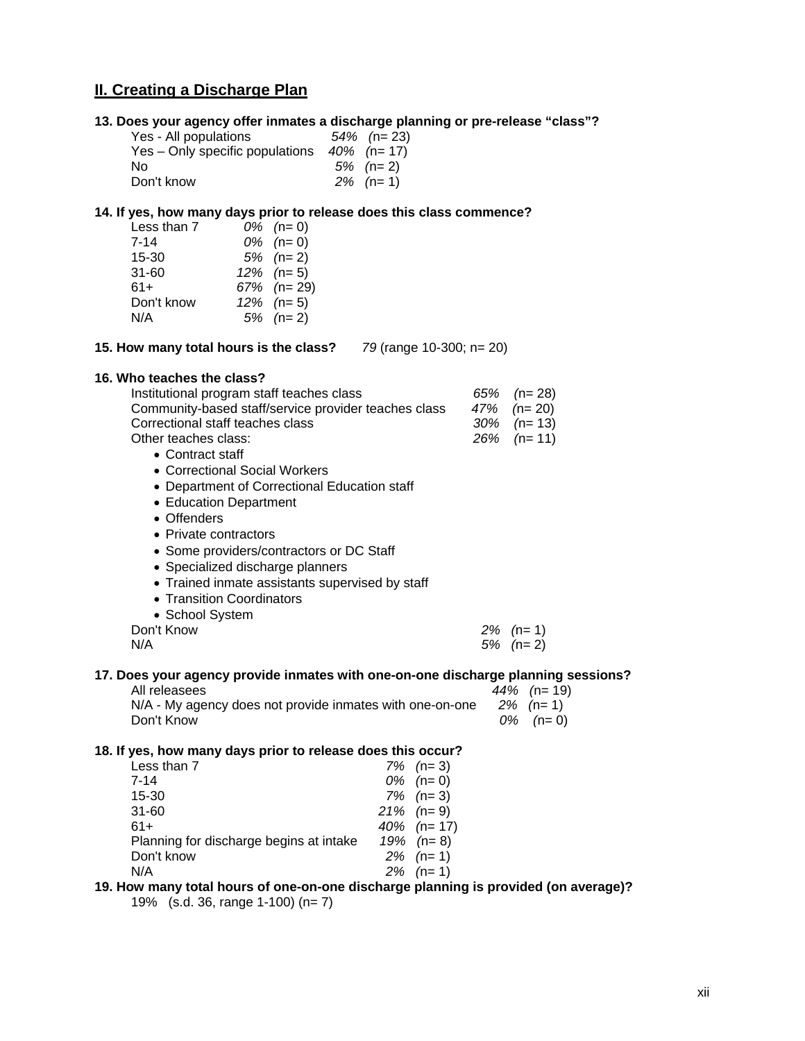## II. Creating a Discharge Plan

**13. Does your agency offer inmates a discharge planning or pre-release "class"?**

| | | |
|---|---|---|
| Yes - All populations | *54%* | (n= 23) |
| Yes – Only specific populations | *40%* | (n= 17) |
| No | *5%* | (n= 2) |
| Don't know | *2%* | (n= 1) |

**14. If yes, how many days prior to release does this class commence?**

| | | |
|---|---|---|
| Less than 7 | *0%* | (n= 0) |
| 7-14 | *0%* | (n= 0) |
| 15-30 | *5%* | (n= 2) |
| 31-60 | *12%* | (n= 5) |
| 61+ | *67%* | (n= 29) |
| Don't know | *12%* | (n= 5) |
| N/A | *5%* | (n= 2) |

**15. How many total hours is the class?** *79* (range 10-300; n= 20)

**16. Who teaches the class?**

| | | |
|---|---|---|
| Institutional program staff teaches class | *65%* | (n= 28) |
| Community-based staff/service provider teaches class | *47%* | (n= 20) |
| Correctional staff teaches class | *30%* | (n= 13) |
| Other teaches class: | *26%* | (n= 11) |

- Contract staff
- Correctional Social Workers
- Department of Correctional Education staff
- Education Department
- Offenders
- Private contractors
- Some providers/contractors or DC Staff
- Specialized discharge planners
- Trained inmate assistants supervised by staff
- Transition Coordinators
- School System

| | | |
|---|---|---|
| Don't Know | *2%* | (n= 1) |
| N/A | *5%* | (n= 2) |

**17. Does your agency provide inmates with one-on-one discharge planning sessions?**

| | | |
|---|---|---|
| All releasees | *44%* | (n= 19) |
| N/A - My agency does not provide inmates with one-on-one | *2%* | (n= 1) |
| Don't Know | *0%* | (n= 0) |

**18. If yes, how many days prior to release does this occur?**

| | | |
|---|---|---|
| Less than 7 | *7%* | (n= 3) |
| 7-14 | *0%* | (n= 0) |
| 15-30 | *7%* | (n= 3) |
| 31-60 | *21%* | (n= 9) |
| 61+ | *40%* | (n= 17) |
| Planning for discharge begins at intake | *19%* | (n= 8) |
| Don't know | *2%* | (n= 1) |
| N/A | *2%* | (n= 1) |

**19. How many total hours of one-on-one discharge planning is provided (on average)?**

19% (s.d. 36, range 1-100) (n= 7)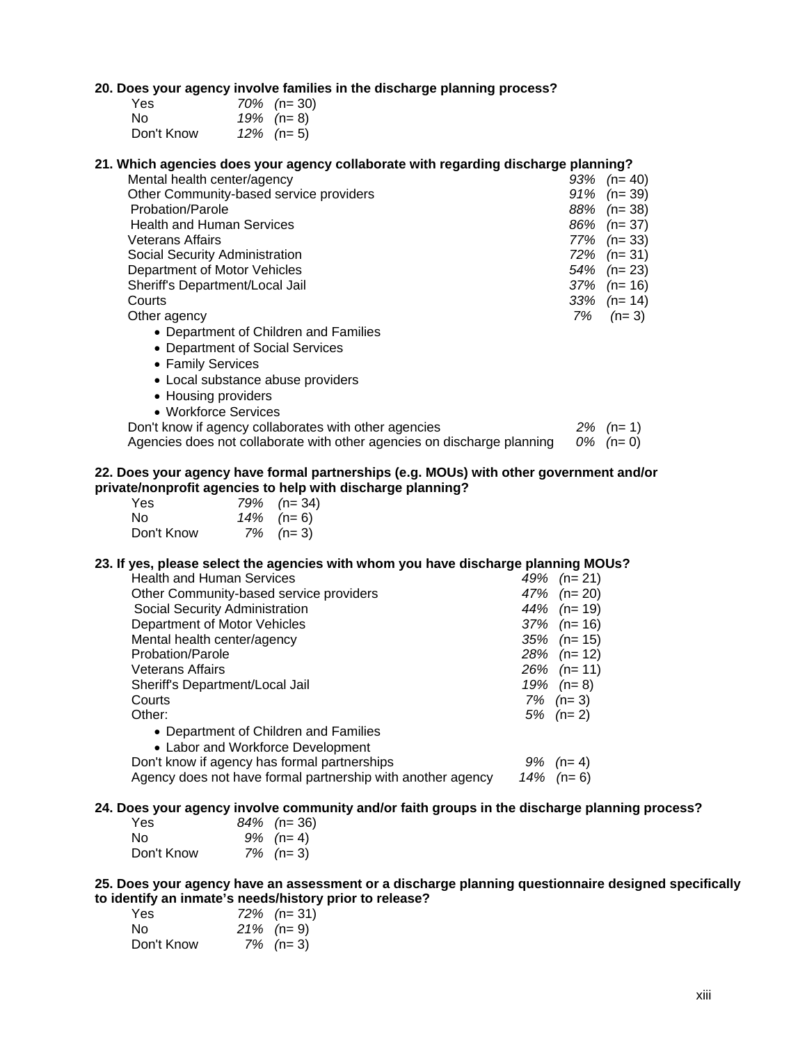**20. Does your agency involve families in the discharge planning process?**

| | | |
|---|---|---|
| Yes | *70%* | (n= 30) |
| No | *19%* | (n= 8) |
| Don't Know | *12%* | (n= 5) |

**21. Which agencies does your agency collaborate with regarding discharge planning?**

| | | |
|---|---|---|
| Mental health center/agency | *93%* | (n= 40) |
| Other Community-based service providers | *91%* | (n= 39) |
| Probation/Parole | *88%* | (n= 38) |
| Health and Human Services | *86%* | (n= 37) |
| Veterans Affairs | *77%* | (n= 33) |
| Social Security Administration | *72%* | (n= 31) |
| Department of Motor Vehicles | *54%* | (n= 23) |
| Sheriff's Department/Local Jail | *37%* | (n= 16) |
| Courts | *33%* | (n= 14) |
| Other agency | *7%* | (n= 3) |

- Department of Children and Families
- Department of Social Services
- Family Services
- Local substance abuse providers
- Housing providers
- Workforce Services

| | | |
|---|---|---|
| Don't know if agency collaborates with other agencies | *2%* | (n= 1) |
| Agencies does not collaborate with other agencies on discharge planning | *0%* | (n= 0) |

**22. Does your agency have formal partnerships (e.g. MOUs) with other government and/or private/nonprofit agencies to help with discharge planning?**

| | | |
|---|---|---|
| Yes | *79%* | (n= 34) |
| No | *14%* | (n= 6) |
| Don't Know | *7%* | (n= 3) |

**23. If yes, please select the agencies with whom you have discharge planning MOUs?**

| | | |
|---|---|---|
| Health and Human Services | *49%* | (n= 21) |
| Other Community-based service providers | *47%* | (n= 20) |
| Social Security Administration | *44%* | (n= 19) |
| Department of Motor Vehicles | *37%* | (n= 16) |
| Mental health center/agency | *35%* | (n= 15) |
| Probation/Parole | *28%* | (n= 12) |
| Veterans Affairs | *26%* | (n= 11) |
| Sheriff's Department/Local Jail | *19%* | (n= 8) |
| Courts | *7%* | (n= 3) |
| Other: | *5%* | (n= 2) |

- Department of Children and Families
- Labor and Workforce Development

| | | |
|---|---|---|
| Don't know if agency has formal partnerships | *9%* | (n= 4) |
| Agency does not have formal partnership with another agency | *14%* | (n= 6) |

**24. Does your agency involve community and/or faith groups in the discharge planning process?**

| | | |
|---|---|---|
| Yes | *84%* | (n= 36) |
| No | *9%* | (n= 4) |
| Don't Know | *7%* | (n= 3) |

**25. Does your agency have an assessment or a discharge planning questionnaire designed specifically to identify an inmate's needs/history prior to release?**

| | | |
|---|---|---|
| Yes | *72%* | (n= 31) |
| No | *21%* | (n= 9) |
| Don't Know | *7%* | (n= 3) |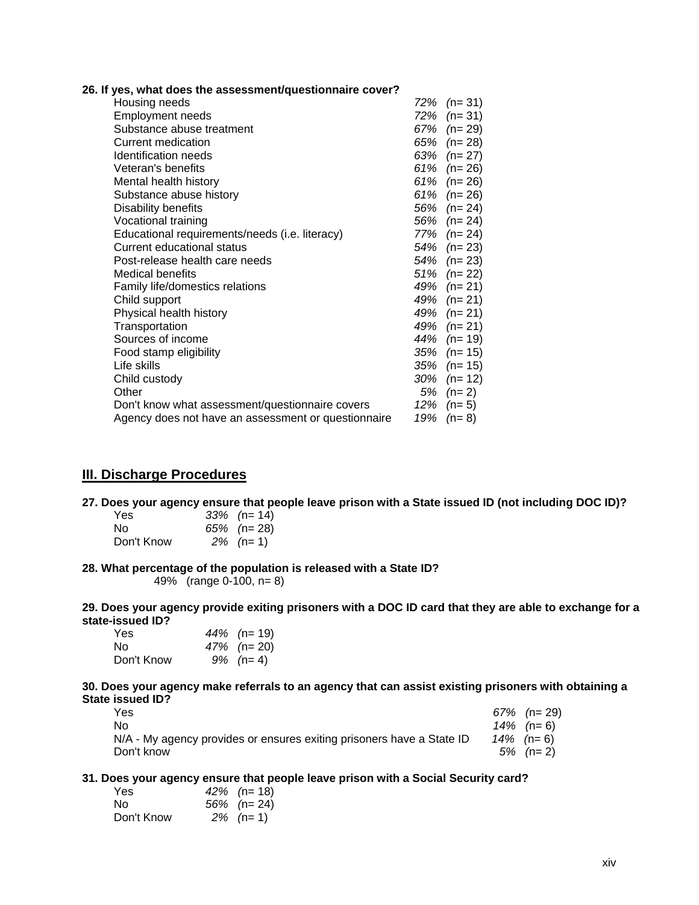**26. If yes, what does the assessment/questionnaire cover?**

| | | |
|---|---|---|
| Housing needs | *72%* | *(*n= 31) |
| Employment needs | *72%* | *(*n= 31) |
| Substance abuse treatment | *67%* | *(*n= 29) |
| Current medication | *65%* | *(*n= 28) |
| Identification needs | *63%* | *(*n= 27) |
| Veteran's benefits | *61%* | *(*n= 26) |
| Mental health history | *61%* | *(*n= 26) |
| Substance abuse history | *61%* | *(*n= 26) |
| Disability benefits | *56%* | *(*n= 24) |
| Vocational training | *56%* | *(*n= 24) |
| Educational requirements/needs (i.e. literacy) | *77%* | *(*n= 24) |
| Current educational status | *54%* | *(*n= 23) |
| Post-release health care needs | *54%* | *(*n= 23) |
| Medical benefits | *51%* | *(*n= 22) |
| Family life/domestics relations | *49%* | *(*n= 21) |
| Child support | *49%* | *(*n= 21) |
| Physical health history | *49%* | *(*n= 21) |
| Transportation | *49%* | *(*n= 21) |
| Sources of income | *44%* | *(*n= 19) |
| Food stamp eligibility | *35%* | *(*n= 15) |
| Life skills | *35%* | *(*n= 15) |
| Child custody | *30%* | *(*n= 12) |
| Other | *5%* | *(*n= 2) |
| Don't know what assessment/questionnaire covers | *12%* | *(*n= 5) |
| Agency does not have an assessment or questionnaire | *19%* | *(*n= 8) |

## III. Discharge Procedures

**27. Does your agency ensure that people leave prison with a State issued ID (not including DOC ID)?**

| | | |
|---|---|---|
| Yes | *33%* | *(*n= 14) |
| No | *65%* | (n= 28) |
| Don't Know | *2%* | *(*n= 1) |

**28. What percentage of the population is released with a State ID?**

49% (range 0-100, n= 8)

**29. Does your agency provide exiting prisoners with a DOC ID card that they are able to exchange for a state-issued ID?**

| | | |
|---|---|---|
| Yes | *44%* | *(*n= 19) |
| No | *47%* | (n= 20) |
| Don't Know | *9%* | *(*n= 4) |

**30. Does your agency make referrals to an agency that can assist existing prisoners with obtaining a State issued ID?**

| | | |
|---|---|---|
| Yes | *67%* | *(*n= 29) |
| No | *14%* | (n= 6) |
| N/A - My agency provides or ensures exiting prisoners have a State ID | *14%* | (n= 6) |
| Don't know | *5%* | (n= 2) |

**31. Does your agency ensure that people leave prison with a Social Security card?**

| | | |
|---|---|---|
| Yes | *42%* | *(*n= 18) |
| No | *56%* | (n= 24) |
| Don't Know | *2%* | *(*n= 1) |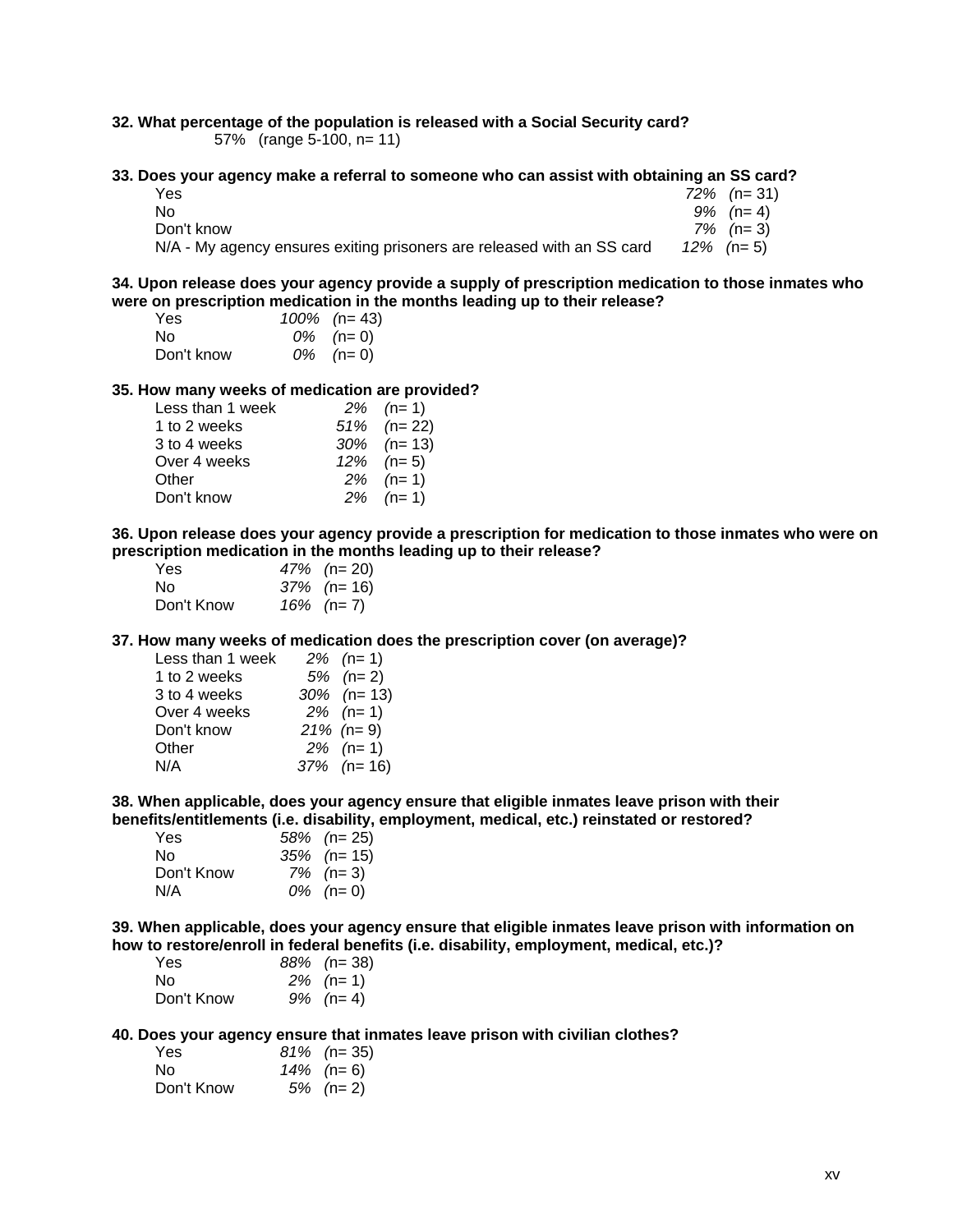**32. What percentage of the population is released with a Social Security card?**

57% (range 5-100, n= 11)

**33. Does your agency make a referral to someone who can assist with obtaining an SS card?**

| | | |
|---|---|---|
| Yes | *72%* | (n= 31) |
| No | *9%* | (n= 4) |
| Don't know | *7%* | (n= 3) |
| N/A - My agency ensures exiting prisoners are released with an SS card | *12%* | (n= 5) |

**34. Upon release does your agency provide a supply of prescription medication to those inmates who were on prescription medication in the months leading up to their release?**

| | | |
|---|---|---|
| Yes | *100%* | (n= 43) |
| No | *0%* | (n= 0) |
| Don't know | *0%* | (n= 0) |

**35. How many weeks of medication are provided?**

| | | |
|---|---|---|
| Less than 1 week | *2%* | (n= 1) |
| 1 to 2 weeks | *51%* | (n= 22) |
| 3 to 4 weeks | *30%* | (n= 13) |
| Over 4 weeks | *12%* | (n= 5) |
| Other | *2%* | (n= 1) |
| Don't know | *2%* | (n= 1) |

**36. Upon release does your agency provide a prescription for medication to those inmates who were on prescription medication in the months leading up to their release?**

| | | |
|---|---|---|
| Yes | *47%* | (n= 20) |
| No | *37%* | (n= 16) |
| Don't Know | *16%* | (n= 7) |

**37. How many weeks of medication does the prescription cover (on average)?**

| | | |
|---|---|---|
| Less than 1 week | *2%* | (n= 1) |
| 1 to 2 weeks | *5%* | (n= 2) |
| 3 to 4 weeks | *30%* | (n= 13) |
| Over 4 weeks | *2%* | (n= 1) |
| Don't know | *21%* | (n= 9) |
| Other | *2%* | (n= 1) |
| N/A | *37%* | (n= 16) |

**38. When applicable, does your agency ensure that eligible inmates leave prison with their benefits/entitlements (i.e. disability, employment, medical, etc.) reinstated or restored?**

| | | |
|---|---|---|
| Yes | *58%* | (n= 25) |
| No | *35%* | (n= 15) |
| Don't Know | *7%* | (n= 3) |
| N/A | *0%* | (n= 0) |

**39. When applicable, does your agency ensure that eligible inmates leave prison with information on how to restore/enroll in federal benefits (i.e. disability, employment, medical, etc.)?**

| | | |
|---|---|---|
| Yes | *88%* | (n= 38) |
| No | *2%* | (n= 1) |
| Don't Know | *9%* | (n= 4) |

**40. Does your agency ensure that inmates leave prison with civilian clothes?**

| | | |
|---|---|---|
| Yes | *81%* | (n= 35) |
| No | *14%* | (n= 6) |
| Don't Know | *5%* | (n= 2) |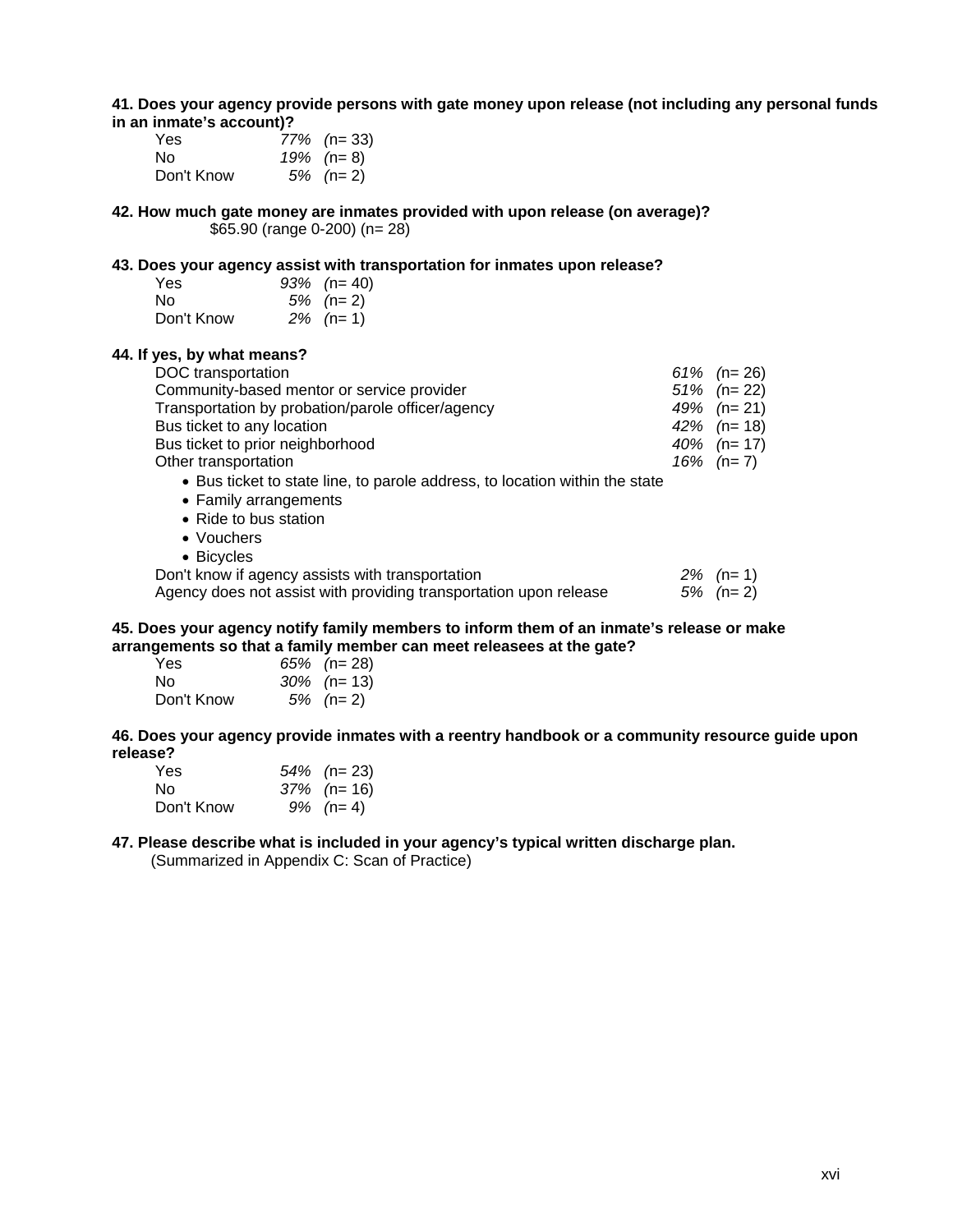**41. Does your agency provide persons with gate money upon release (not including any personal funds in an inmate's account)?**

| | |
|---|---|
| Yes | *77%* (n= 33) |
| No | *19%* (n= 8) |
| Don't Know | *5%* (n= 2) |

**42. How much gate money are inmates provided with upon release (on average)?**

$65.90 (range 0-200) (n= 28)

**43. Does your agency assist with transportation for inmates upon release?**

| | |
|---|---|
| Yes | *93%* (n= 40) |
| No | *5%* (n= 2) |
| Don't Know | *2%* (n= 1) |

**44. If yes, by what means?**

| | |
|---|---|
| DOC transportation | *61%* (n= 26) |
| Community-based mentor or service provider | *51%* (n= 22) |
| Transportation by probation/parole officer/agency | *49%* (n= 21) |
| Bus ticket to any location | *42%* (n= 18) |
| Bus ticket to prior neighborhood | *40%* (n= 17) |
| Other transportation | *16%* (n= 7) |

- Bus ticket to state line, to parole address, to location within the state
- Family arrangements
- Ride to bus station
- Vouchers
- Bicycles

| | |
|---|---|
| Don't know if agency assists with transportation | *2%* (n= 1) |
| Agency does not assist with providing transportation upon release | *5%* (n= 2) |

**45. Does your agency notify family members to inform them of an inmate's release or make arrangements so that a family member can meet releasees at the gate?**

| | |
|---|---|
| Yes | *65%* (n= 28) |
| No | *30%* (n= 13) |
| Don't Know | *5%* (n= 2) |

**46. Does your agency provide inmates with a reentry handbook or a community resource guide upon release?**

| | |
|---|---|
| Yes | *54%* (n= 23) |
| No | *37%* (n= 16) |
| Don't Know | *9%* (n= 4) |

**47. Please describe what is included in your agency's typical written discharge plan.**

(Summarized in Appendix C: Scan of Practice)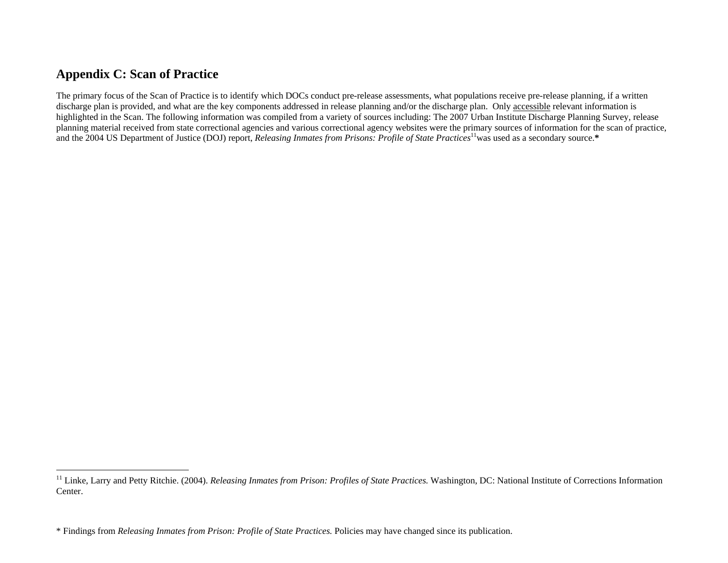## Appendix C: Scan of Practice

The primary focus of the Scan of Practice is to identify which DOCs conduct pre-release assessments, what populations receive pre-release planning, if a written discharge plan is provided, and what are the key components addressed in release planning and/or the discharge plan. Only accessible relevant information is highlighted in the Scan. The following information was compiled from a variety of sources including: The 2007 Urban Institute Discharge Planning Survey, release planning material received from state correctional agencies and various correctional agency websites were the primary sources of information for the scan of practice, and the 2004 US Department of Justice (DOJ) report, *Releasing Inmates from Prisons: Profile of State Practices*[11] was used as a secondary source.**\***

---

[11] Linke, Larry and Petty Ritchie. (2004). *Releasing Inmates from Prison: Profiles of State Practices.* Washington, DC: National Institute of Corrections Information Center.

\* Findings from *Releasing Inmates from Prison: Profile of State Practices.* Policies may have changed since its publication.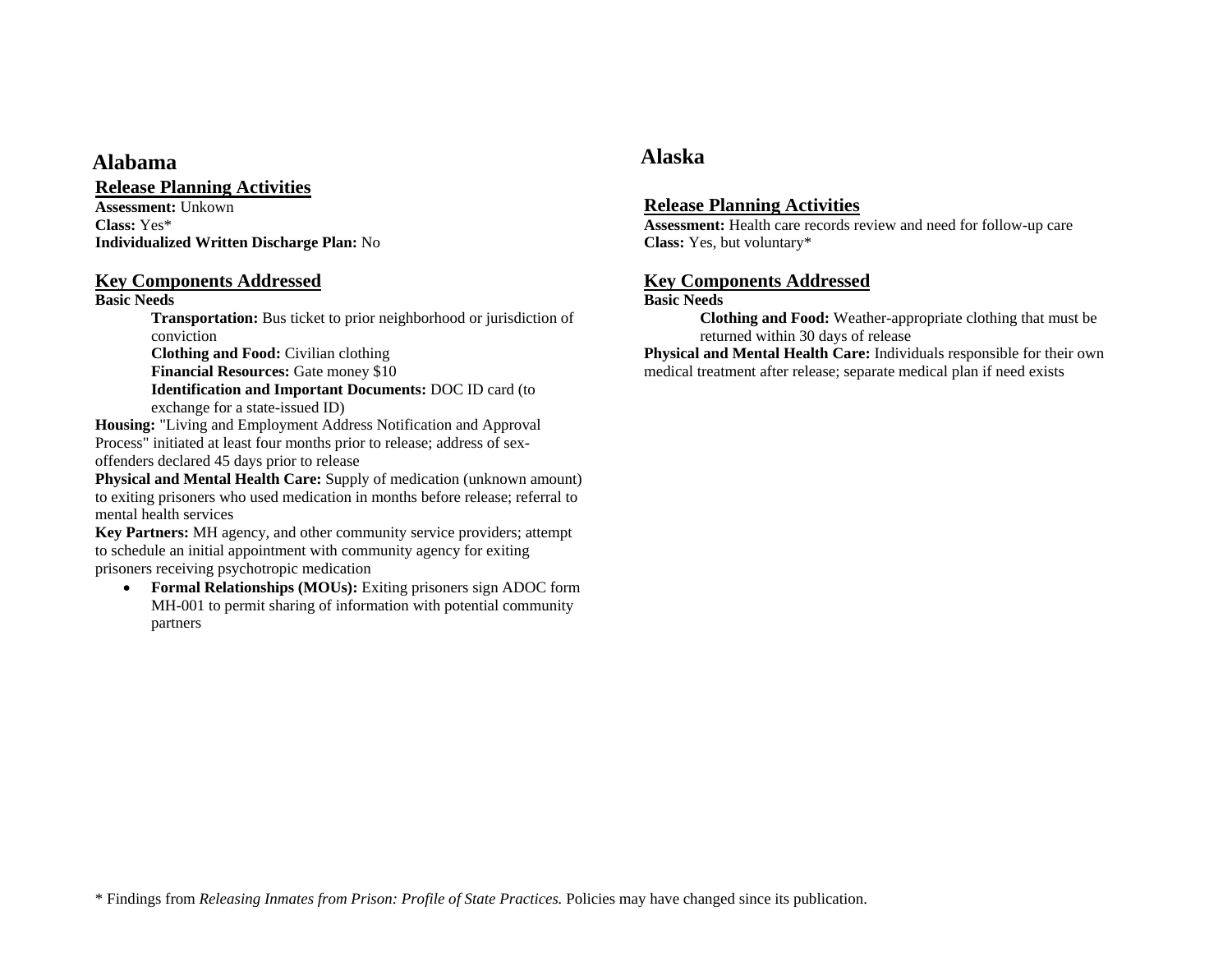## Alabama

### Release Planning Activities

**Assessment:** Unkown
**Class:** Yes*
**Individualized Written Discharge Plan:** No

### Key Components Addressed

**Basic Needs**

> **Transportation:** Bus ticket to prior neighborhood or jurisdiction of conviction
> **Clothing and Food:** Civilian clothing
> **Financial Resources:** Gate money $10
> **Identification and Important Documents:** DOC ID card (to exchange for a state-issued ID)

**Housing:** "Living and Employment Address Notification and Approval Process" initiated at least four months prior to release; address of sex-offenders declared 45 days prior to release

**Physical and Mental Health Care:** Supply of medication (unknown amount) to exiting prisoners who used medication in months before release; referral to mental health services

**Key Partners:** MH agency, and other community service providers; attempt to schedule an initial appointment with community agency for exiting prisoners receiving psychotropic medication

- **Formal Relationships (MOUs):** Exiting prisoners sign ADOC form MH-001 to permit sharing of information with potential community partners

## Alaska

### Release Planning Activities

**Assessment:** Health care records review and need for follow-up care
**Class:** Yes, but voluntary*

### Key Components Addressed

**Basic Needs**

> **Clothing and Food:** Weather-appropriate clothing that must be returned within 30 days of release

**Physical and Mental Health Care:** Individuals responsible for their own medical treatment after release; separate medical plan if need exists

* Findings from *Releasing Inmates from Prison: Profile of State Practices.* Policies may have changed since its publication.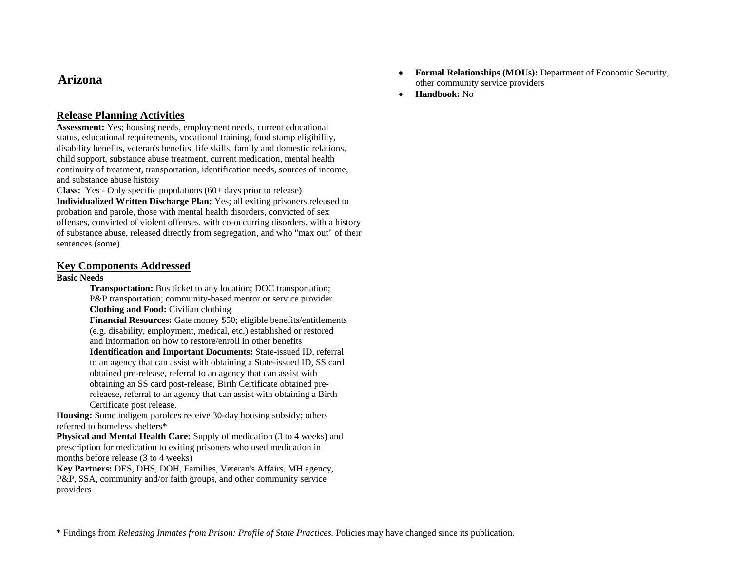# Arizona

## Release Planning Activities

**Assessment:** Yes; housing needs, employment needs, current educational status, educational requirements, vocational training, food stamp eligibility, disability benefits, veteran's benefits, life skills, family and domestic relations, child support, substance abuse treatment, current medication, mental health continuity of treatment, transportation, identification needs, sources of income, and substance abuse history

**Class:** Yes - Only specific populations (60+ days prior to release)

**Individualized Written Discharge Plan:** Yes; all exiting prisoners released to probation and parole, those with mental health disorders, convicted of sex offenses, convicted of violent offenses, with co-occurring disorders, with a history of substance abuse, released directly from segregation, and who "max out" of their sentences (some)

## Key Components Addressed

**Basic Needs**

> **Transportation:** Bus ticket to any location; DOC transportation; P&P transportation; community-based mentor or service provider
>
> **Clothing and Food:** Civilian clothing
>
> **Financial Resources:** Gate money $50; eligible benefits/entitlements (e.g. disability, employment, medical, etc.) established or restored and information on how to restore/enroll in other benefits
>
> **Identification and Important Documents:** State-issued ID, referral to an agency that can assist with obtaining a State-issued ID, SS card obtained pre-release, referral to an agency that can assist with obtaining an SS card post-release, Birth Certificate obtained pre-releaese, referral to an agency that can assist with obtaining a Birth Certificate post release.

**Housing:** Some indigent parolees receive 30-day housing subsidy; others referred to homeless shelters*

**Physical and Mental Health Care:** Supply of medication (3 to 4 weeks) and prescription for medication to exiting prisoners who used medication in months before release (3 to 4 weeks)

**Key Partners:** DES, DHS, DOH, Families, Veteran's Affairs, MH agency, P&P, SSA, community and/or faith groups, and other community service providers

- **Formal Relationships (MOUs):** Department of Economic Security, other community service providers
- **Handbook:** No

* Findings from *Releasing Inmates from Prison: Profile of State Practices.* Policies may have changed since its publication.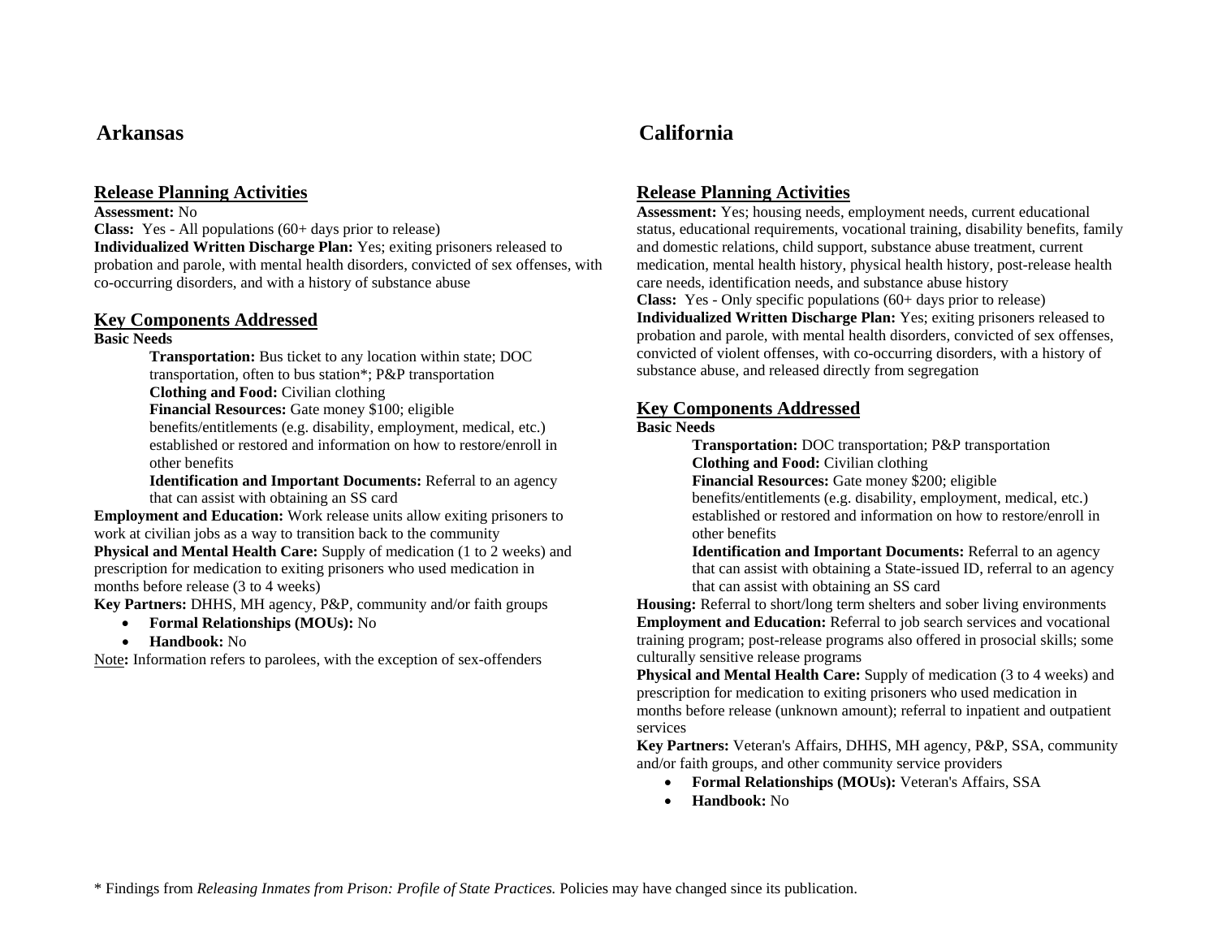# Arkansas

## Release Planning Activities

**Assessment:** No
**Class:** Yes - All populations (60+ days prior to release)
**Individualized Written Discharge Plan:** Yes; exiting prisoners released to probation and parole, with mental health disorders, convicted of sex offenses, with co-occurring disorders, and with a history of substance abuse

## Key Components Addressed

**Basic Needs**

> **Transportation:** Bus ticket to any location within state; DOC transportation, often to bus station*; P&P transportation
> **Clothing and Food:** Civilian clothing
> **Financial Resources:** Gate money $100; eligible benefits/entitlements (e.g. disability, employment, medical, etc.) established or restored and information on how to restore/enroll in other benefits
> **Identification and Important Documents:** Referral to an agency that can assist with obtaining an SS card

**Employment and Education:** Work release units allow exiting prisoners to work at civilian jobs as a way to transition back to the community
**Physical and Mental Health Care:** Supply of medication (1 to 2 weeks) and prescription for medication to exiting prisoners who used medication in months before release (3 to 4 weeks)
**Key Partners:** DHHS, MH agency, P&P, community and/or faith groups

- **Formal Relationships (MOUs):** No
- **Handbook:** No

Note**:** Information refers to parolees, with the exception of sex-offenders

# California

## Release Planning Activities

**Assessment:** Yes; housing needs, employment needs, current educational status, educational requirements, vocational training, disability benefits, family and domestic relations, child support, substance abuse treatment, current medication, mental health history, physical health history, post-release health care needs, identification needs, and substance abuse history
**Class:** Yes - Only specific populations (60+ days prior to release)
**Individualized Written Discharge Plan:** Yes; exiting prisoners released to probation and parole, with mental health disorders, convicted of sex offenses, convicted of violent offenses, with co-occurring disorders, with a history of substance abuse, and released directly from segregation

## Key Components Addressed

**Basic Needs**

> **Transportation:** DOC transportation; P&P transportation
> **Clothing and Food:** Civilian clothing
> **Financial Resources:** Gate money $200; eligible benefits/entitlements (e.g. disability, employment, medical, etc.) established or restored and information on how to restore/enroll in other benefits
> **Identification and Important Documents:** Referral to an agency that can assist with obtaining a State-issued ID, referral to an agency that can assist with obtaining an SS card

**Housing:** Referral to short/long term shelters and sober living environments
**Employment and Education:** Referral to job search services and vocational training program; post-release programs also offered in prosocial skills; some culturally sensitive release programs
**Physical and Mental Health Care:** Supply of medication (3 to 4 weeks) and prescription for medication to exiting prisoners who used medication in months before release (unknown amount); referral to inpatient and outpatient services
**Key Partners:** Veteran's Affairs, DHHS, MH agency, P&P, SSA, community and/or faith groups, and other community service providers

- **Formal Relationships (MOUs):** Veteran's Affairs, SSA
- **Handbook:** No

* Findings from *Releasing Inmates from Prison: Profile of State Practices.* Policies may have changed since its publication.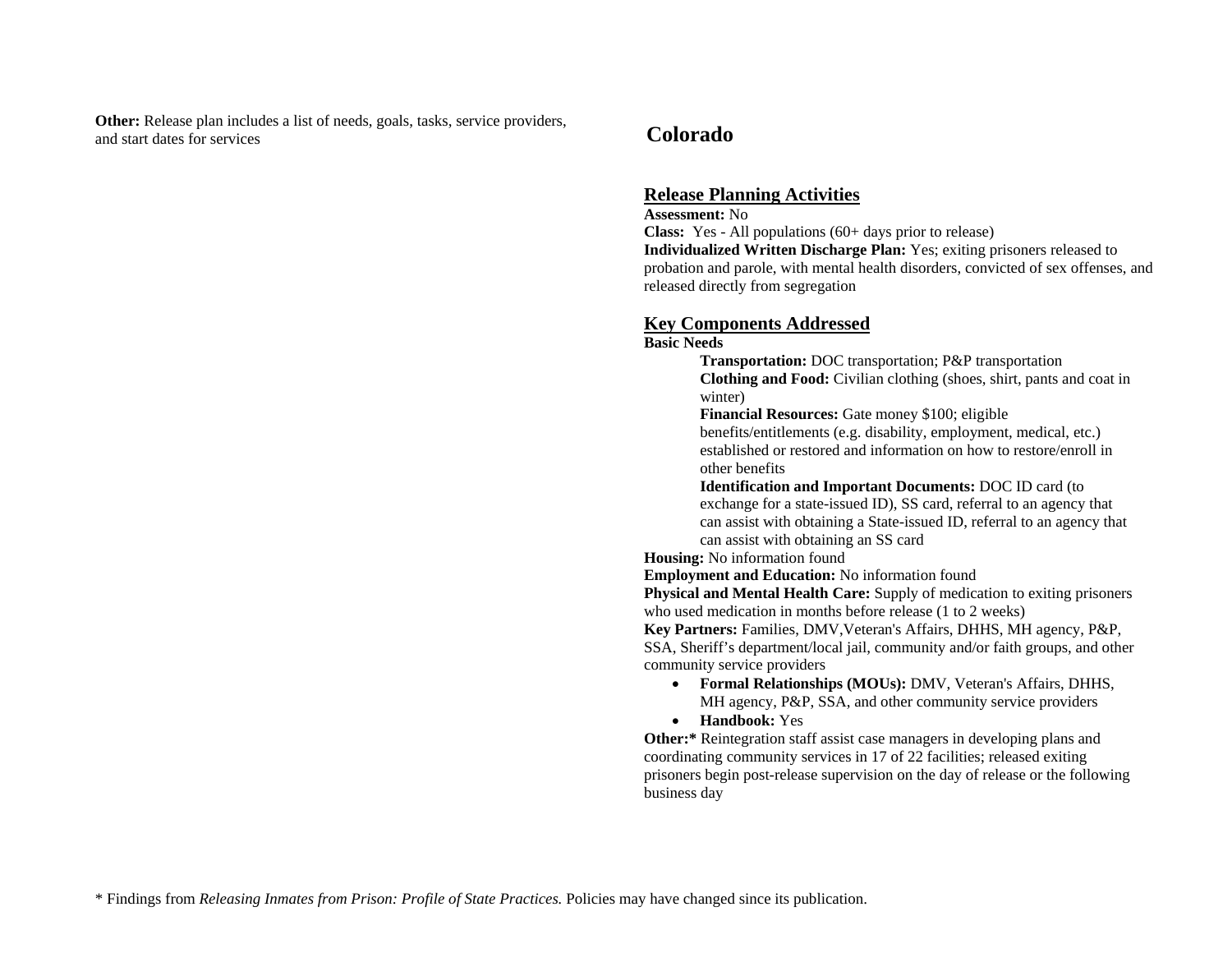**Other:** Release plan includes a list of needs, goals, tasks, service providers, and start dates for services

## Colorado

### Release Planning Activities

**Assessment:** No
**Class:** Yes - All populations (60+ days prior to release)
**Individualized Written Discharge Plan:** Yes; exiting prisoners released to probation and parole, with mental health disorders, convicted of sex offenses, and released directly from segregation

### Key Components Addressed

**Basic Needs**

> **Transportation:** DOC transportation; P&P transportation
> **Clothing and Food:** Civilian clothing (shoes, shirt, pants and coat in winter)
> **Financial Resources:** Gate money $100; eligible benefits/entitlements (e.g. disability, employment, medical, etc.) established or restored and information on how to restore/enroll in other benefits
> **Identification and Important Documents:** DOC ID card (to exchange for a state-issued ID), SS card, referral to an agency that can assist with obtaining a State-issued ID, referral to an agency that can assist with obtaining an SS card

**Housing:** No information found
**Employment and Education:** No information found
**Physical and Mental Health Care:** Supply of medication to exiting prisoners who used medication in months before release (1 to 2 weeks)
**Key Partners:** Families, DMV,Veteran's Affairs, DHHS, MH agency, P&P, SSA, Sheriff's department/local jail, community and/or faith groups, and other community service providers

- **Formal Relationships (MOUs):** DMV, Veteran's Affairs, DHHS, MH agency, P&P, SSA, and other community service providers
- **Handbook:** Yes

**Other:*** Reintegration staff assist case managers in developing plans and coordinating community services in 17 of 22 facilities; released exiting prisoners begin post-release supervision on the day of release or the following business day

* Findings from *Releasing Inmates from Prison: Profile of State Practices.* Policies may have changed since its publication.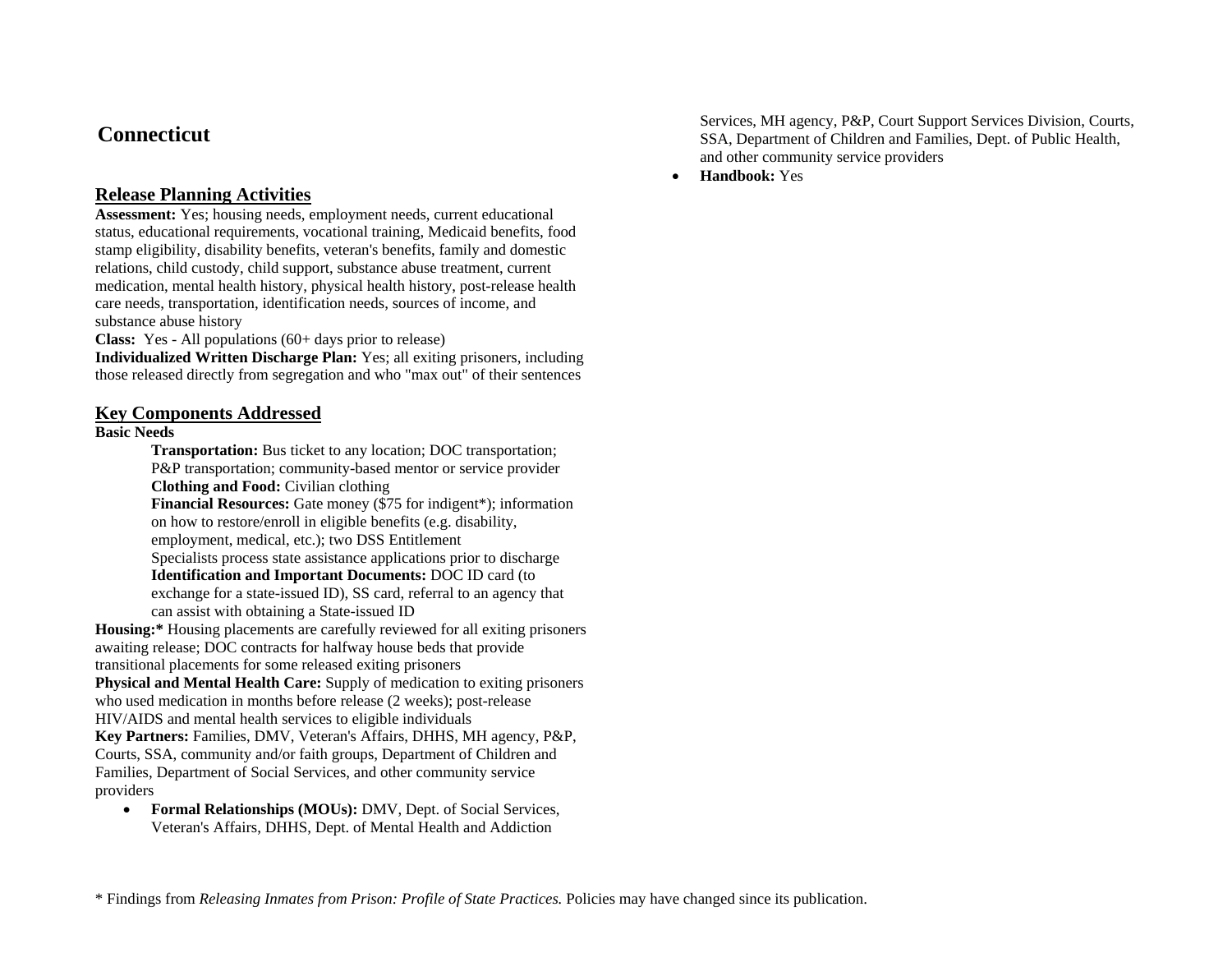# Connecticut

## Release Planning Activities

**Assessment:** Yes; housing needs, employment needs, current educational status, educational requirements, vocational training, Medicaid benefits, food stamp eligibility, disability benefits, veteran's benefits, family and domestic relations, child custody, child support, substance abuse treatment, current medication, mental health history, physical health history, post-release health care needs, transportation, identification needs, sources of income, and substance abuse history

**Class:** Yes - All populations (60+ days prior to release)

**Individualized Written Discharge Plan:** Yes; all exiting prisoners, including those released directly from segregation and who "max out" of their sentences

## Key Components Addressed

**Basic Needs**

> **Transportation:** Bus ticket to any location; DOC transportation; P&P transportation; community-based mentor or service provider
>
> **Clothing and Food:** Civilian clothing
>
> **Financial Resources:** Gate money ($75 for indigent*); information on how to restore/enroll in eligible benefits (e.g. disability, employment, medical, etc.); two DSS Entitlement Specialists process state assistance applications prior to discharge
>
> **Identification and Important Documents:** DOC ID card (to exchange for a state-issued ID), SS card, referral to an agency that can assist with obtaining a State-issued ID

**Housing:*** Housing placements are carefully reviewed for all exiting prisoners awaiting release; DOC contracts for halfway house beds that provide transitional placements for some released exiting prisoners

**Physical and Mental Health Care:** Supply of medication to exiting prisoners who used medication in months before release (2 weeks); post-release HIV/AIDS and mental health services to eligible individuals

**Key Partners:** Families, DMV, Veteran's Affairs, DHHS, MH agency, P&P, Courts, SSA, community and/or faith groups, Department of Children and Families, Department of Social Services, and other community service providers

- **Formal Relationships (MOUs):** DMV, Dept. of Social Services, Veteran's Affairs, DHHS, Dept. of Mental Health and Addiction Services, MH agency, P&P, Court Support Services Division, Courts, SSA, Department of Children and Families, Dept. of Public Health, and other community service providers
- **Handbook:** Yes

\* Findings from *Releasing Inmates from Prison: Profile of State Practices.* Policies may have changed since its publication.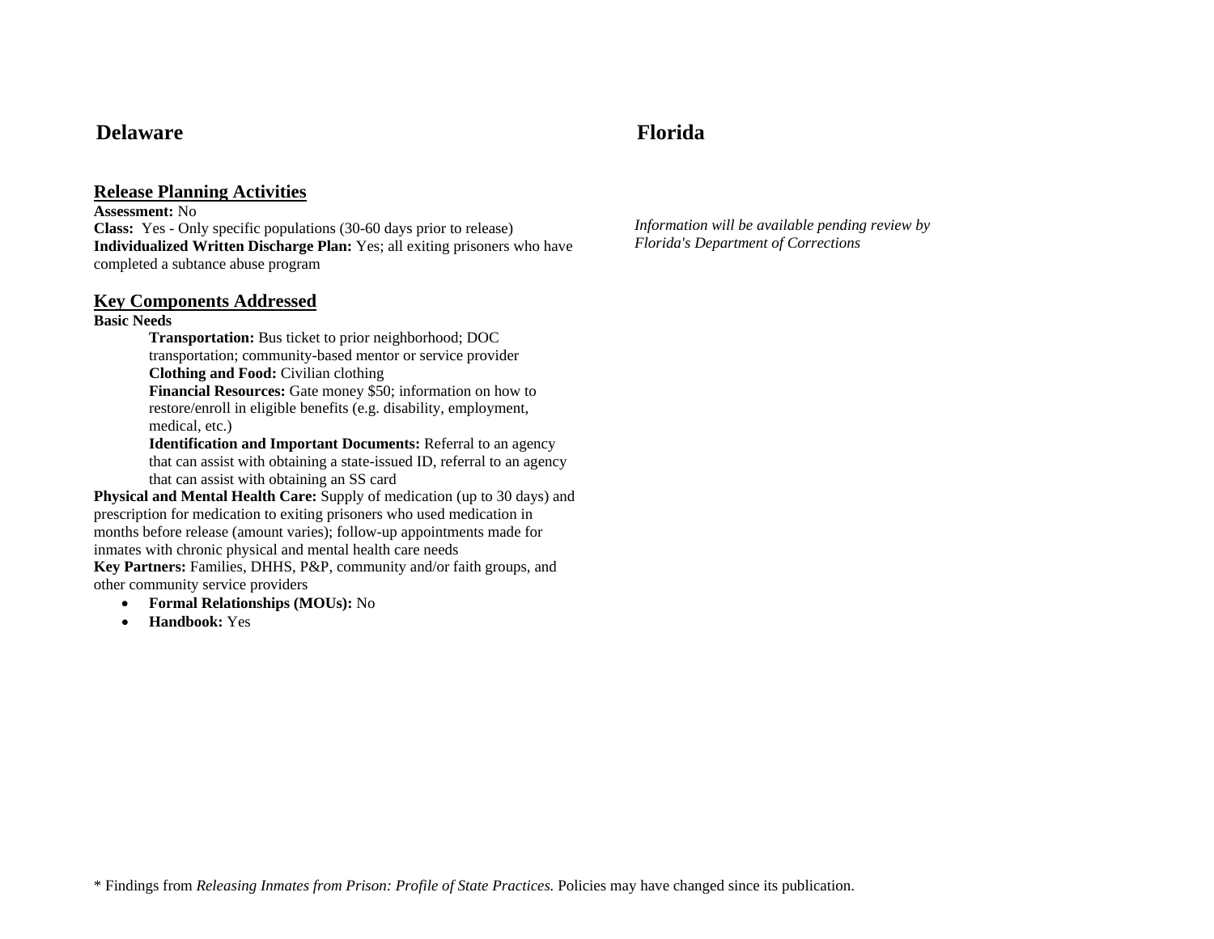## Delaware

### Release Planning Activities

**Assessment:** No
**Class:** Yes - Only specific populations (30-60 days prior to release)
**Individualized Written Discharge Plan:** Yes; all exiting prisoners who have completed a subtance abuse program

### Key Components Addressed

**Basic Needs**

> **Transportation:** Bus ticket to prior neighborhood; DOC transportation; community-based mentor or service provider
> **Clothing and Food:** Civilian clothing
> **Financial Resources:** Gate money $50; information on how to restore/enroll in eligible benefits (e.g. disability, employment, medical, etc.)
> **Identification and Important Documents:** Referral to an agency that can assist with obtaining a state-issued ID, referral to an agency that can assist with obtaining an SS card

**Physical and Mental Health Care:** Supply of medication (up to 30 days) and prescription for medication to exiting prisoners who used medication in months before release (amount varies); follow-up appointments made for inmates with chronic physical and mental health care needs
**Key Partners:** Families, DHHS, P&P, community and/or faith groups, and other community service providers

- **Formal Relationships (MOUs):** No
- **Handbook:** Yes

## Florida

*Information will be available pending review by Florida's Department of Corrections*

\* Findings from *Releasing Inmates from Prison: Profile of State Practices.* Policies may have changed since its publication.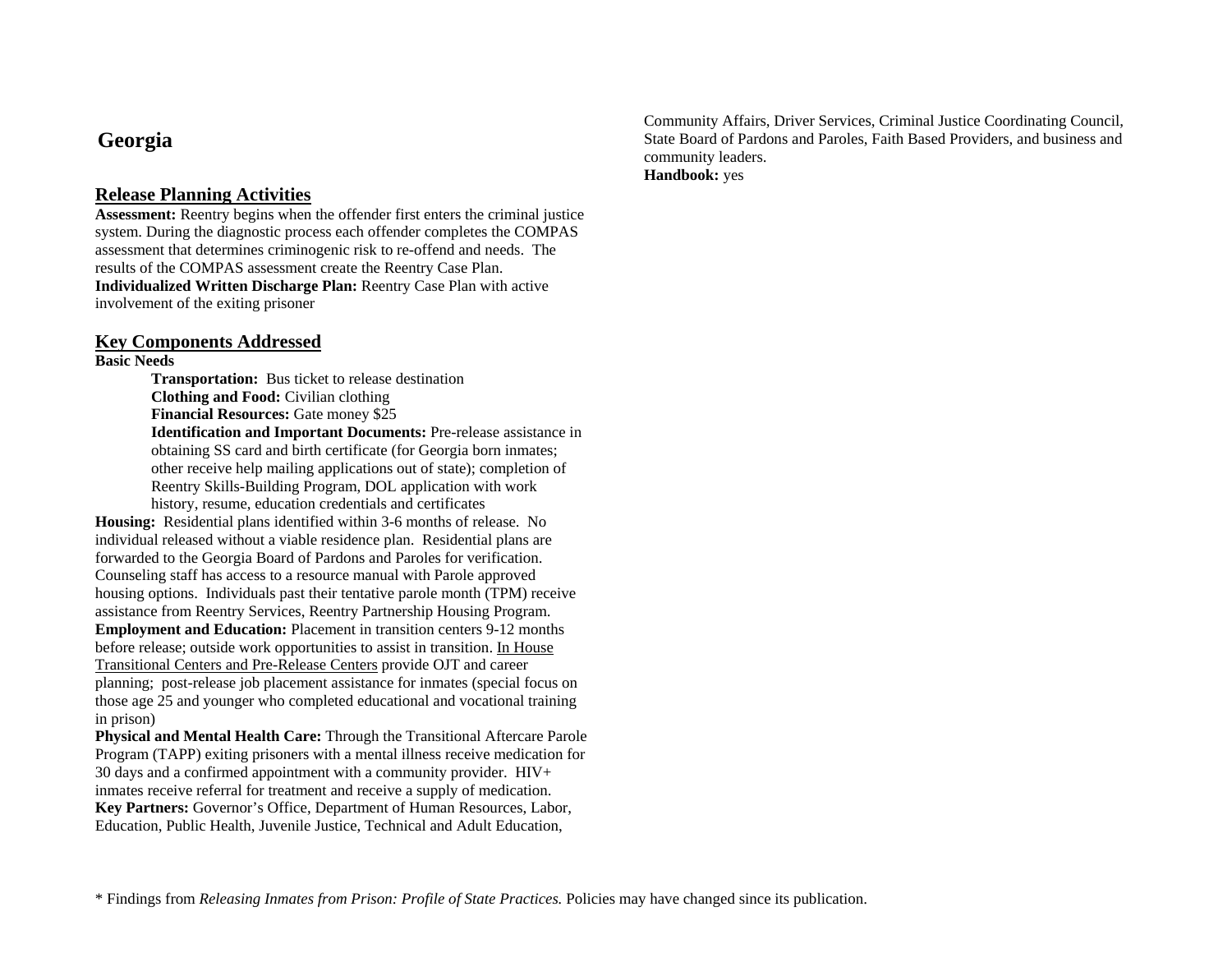# Georgia

## Release Planning Activities

**Assessment:** Reentry begins when the offender first enters the criminal justice system. During the diagnostic process each offender completes the COMPAS assessment that determines criminogenic risk to re-offend and needs. The results of the COMPAS assessment create the Reentry Case Plan.
**Individualized Written Discharge Plan:** Reentry Case Plan with active involvement of the exiting prisoner

## Key Components Addressed

**Basic Needs**

> **Transportation:** Bus ticket to release destination
> **Clothing and Food:** Civilian clothing
> **Financial Resources:** Gate money $25
> **Identification and Important Documents:** Pre-release assistance in obtaining SS card and birth certificate (for Georgia born inmates; other receive help mailing applications out of state); completion of Reentry Skills-Building Program, DOL application with work history, resume, education credentials and certificates

**Housing:** Residential plans identified within 3-6 months of release. No individual released without a viable residence plan. Residential plans are forwarded to the Georgia Board of Pardons and Paroles for verification. Counseling staff has access to a resource manual with Parole approved housing options. Individuals past their tentative parole month (TPM) receive assistance from Reentry Services, Reentry Partnership Housing Program.
**Employment and Education:** Placement in transition centers 9-12 months before release; outside work opportunities to assist in transition. In House Transitional Centers and Pre-Release Centers provide OJT and career planning; post-release job placement assistance for inmates (special focus on those age 25 and younger who completed educational and vocational training in prison)
**Physical and Mental Health Care:** Through the Transitional Aftercare Parole Program (TAPP) exiting prisoners with a mental illness receive medication for 30 days and a confirmed appointment with a community provider. HIV+ inmates receive referral for treatment and receive a supply of medication.
**Key Partners:** Governor's Office, Department of Human Resources, Labor, Education, Public Health, Juvenile Justice, Technical and Adult Education, Community Affairs, Driver Services, Criminal Justice Coordinating Council, State Board of Pardons and Paroles, Faith Based Providers, and business and community leaders.
**Handbook:** yes

* Findings from *Releasing Inmates from Prison: Profile of State Practices.* Policies may have changed since its publication.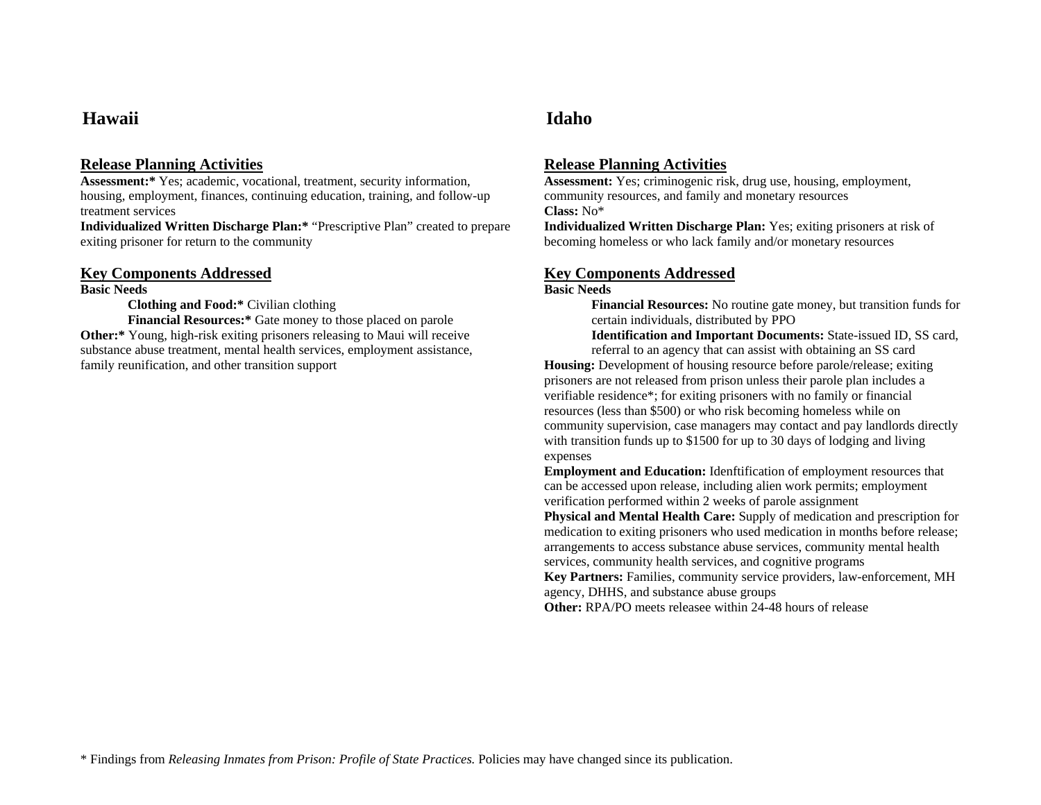## Hawaii

### Release Planning Activities

**Assessment:*** Yes; academic, vocational, treatment, security information, housing, employment, finances, continuing education, training, and follow-up treatment services

**Individualized Written Discharge Plan:*** "Prescriptive Plan" created to prepare exiting prisoner for return to the community

### Key Components Addressed

**Basic Needs**

> **Clothing and Food:*** Civilian clothing
>
> **Financial Resources:*** Gate money to those placed on parole

**Other:*** Young, high-risk exiting prisoners releasing to Maui will receive substance abuse treatment, mental health services, employment assistance, family reunification, and other transition support

## Idaho

### Release Planning Activities

**Assessment:** Yes; criminogenic risk, drug use, housing, employment, community resources, and family and monetary resources

**Class:** No*

**Individualized Written Discharge Plan:** Yes; exiting prisoners at risk of becoming homeless or who lack family and/or monetary resources

### Key Components Addressed

**Basic Needs**

> **Financial Resources:** No routine gate money, but transition funds for certain individuals, distributed by PPO
>
> **Identification and Important Documents:** State-issued ID, SS card, referral to an agency that can assist with obtaining an SS card

**Housing:** Development of housing resource before parole/release; exiting prisoners are not released from prison unless their parole plan includes a verifiable residence*; for exiting prisoners with no family or financial resources (less than $500) or who risk becoming homeless while on community supervision, case managers may contact and pay landlords directly with transition funds up to $1500 for up to 30 days of lodging and living expenses

**Employment and Education:** Idenftification of employment resources that can be accessed upon release, including alien work permits; employment verification performed within 2 weeks of parole assignment

**Physical and Mental Health Care:** Supply of medication and prescription for medication to exiting prisoners who used medication in months before release; arrangements to access substance abuse services, community mental health services, community health services, and cognitive programs

**Key Partners:** Families, community service providers, law-enforcement, MH agency, DHHS, and substance abuse groups

**Other:** RPA/PO meets releasee within 24-48 hours of release

\* Findings from *Releasing Inmates from Prison: Profile of State Practices.* Policies may have changed since its publication.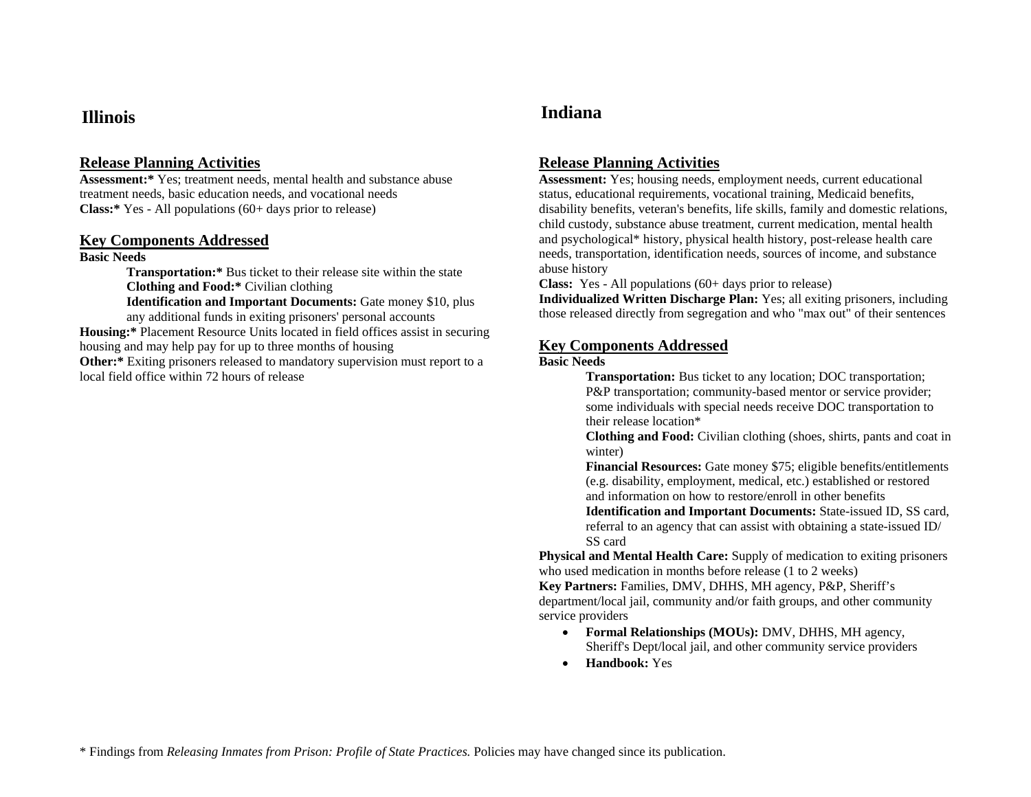## Illinois

### Release Planning Activities

**Assessment:*** Yes; treatment needs, mental health and substance abuse treatment needs, basic education needs, and vocational needs
**Class:*** Yes - All populations (60+ days prior to release)

### Key Components Addressed

**Basic Needs**

> **Transportation:*** Bus ticket to their release site within the state
> **Clothing and Food:*** Civilian clothing
> **Identification and Important Documents:** Gate money $10, plus any additional funds in exiting prisoners' personal accounts

**Housing:*** Placement Resource Units located in field offices assist in securing housing and may help pay for up to three months of housing
**Other:*** Exiting prisoners released to mandatory supervision must report to a local field office within 72 hours of release

## Indiana

### Release Planning Activities

**Assessment:** Yes; housing needs, employment needs, current educational status, educational requirements, vocational training, Medicaid benefits, disability benefits, veteran's benefits, life skills, family and domestic relations, child custody, substance abuse treatment, current medication, mental health and psychological* history, physical health history, post-release health care needs, transportation, identification needs, sources of income, and substance abuse history
**Class:** Yes - All populations (60+ days prior to release)
**Individualized Written Discharge Plan:** Yes; all exiting prisoners, including those released directly from segregation and who "max out" of their sentences

### Key Components Addressed

**Basic Needs**

> **Transportation:** Bus ticket to any location; DOC transportation; P&P transportation; community-based mentor or service provider; some individuals with special needs receive DOC transportation to their release location*
> **Clothing and Food:** Civilian clothing (shoes, shirts, pants and coat in winter)
> **Financial Resources:** Gate money $75; eligible benefits/entitlements (e.g. disability, employment, medical, etc.) established or restored and information on how to restore/enroll in other benefits
> **Identification and Important Documents:** State-issued ID, SS card, referral to an agency that can assist with obtaining a state-issued ID/ SS card

**Physical and Mental Health Care:** Supply of medication to exiting prisoners who used medication in months before release (1 to 2 weeks)
**Key Partners:** Families, DMV, DHHS, MH agency, P&P, Sheriff's department/local jail, community and/or faith groups, and other community service providers

- **Formal Relationships (MOUs):** DMV, DHHS, MH agency, Sheriff's Dept/local jail, and other community service providers
- **Handbook:** Yes

\* Findings from *Releasing Inmates from Prison: Profile of State Practices.* Policies may have changed since its publication.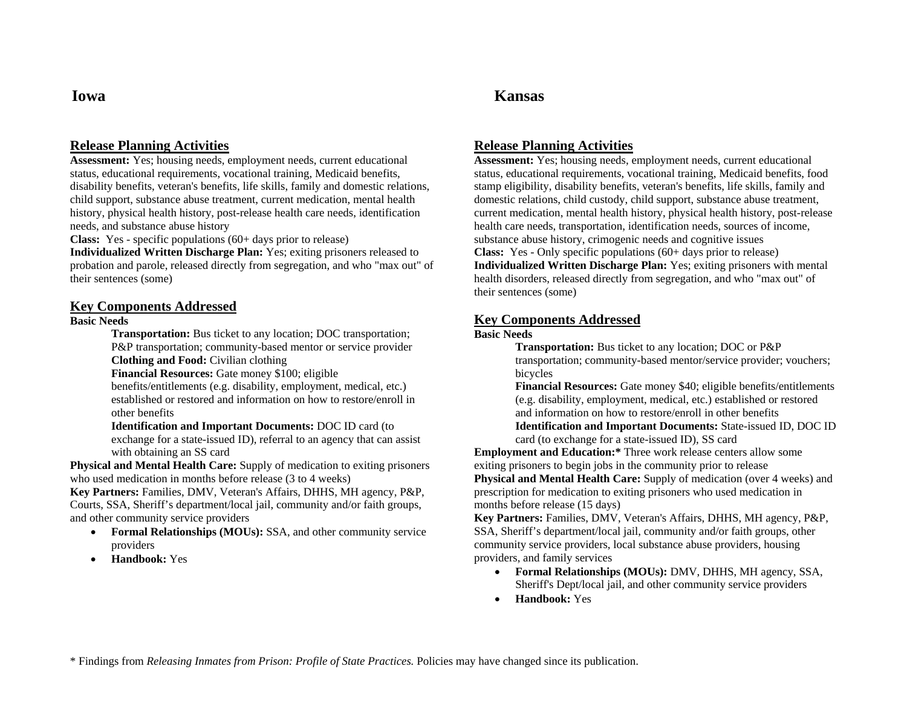# Iowa

## Release Planning Activities

**Assessment:** Yes; housing needs, employment needs, current educational status, educational requirements, vocational training, Medicaid benefits, disability benefits, veteran's benefits, life skills, family and domestic relations, child support, substance abuse treatment, current medication, mental health history, physical health history, post-release health care needs, identification needs, and substance abuse history

**Class:** Yes - specific populations (60+ days prior to release)

**Individualized Written Discharge Plan:** Yes; exiting prisoners released to probation and parole, released directly from segregation, and who "max out" of their sentences (some)

## Key Components Addressed

**Basic Needs**

> **Transportation:** Bus ticket to any location; DOC transportation; P&P transportation; community-based mentor or service provider
>
> **Clothing and Food:** Civilian clothing
>
> **Financial Resources:** Gate money $100; eligible benefits/entitlements (e.g. disability, employment, medical, etc.) established or restored and information on how to restore/enroll in other benefits
>
> **Identification and Important Documents:** DOC ID card (to exchange for a state-issued ID), referral to an agency that can assist with obtaining an SS card

**Physical and Mental Health Care:** Supply of medication to exiting prisoners who used medication in months before release (3 to 4 weeks)

**Key Partners:** Families, DMV, Veteran's Affairs, DHHS, MH agency, P&P, Courts, SSA, Sheriff's department/local jail, community and/or faith groups, and other community service providers

- **Formal Relationships (MOUs):** SSA, and other community service providers
- **Handbook:** Yes

# Kansas

## Release Planning Activities

**Assessment:** Yes; housing needs, employment needs, current educational status, educational requirements, vocational training, Medicaid benefits, food stamp eligibility, disability benefits, veteran's benefits, life skills, family and domestic relations, child custody, child support, substance abuse treatment, current medication, mental health history, physical health history, post-release health care needs, transportation, identification needs, sources of income, substance abuse history, crimogenic needs and cognitive issues

**Class:** Yes - Only specific populations (60+ days prior to release)

**Individualized Written Discharge Plan:** Yes; exiting prisoners with mental health disorders, released directly from segregation, and who "max out" of their sentences (some)

## Key Components Addressed

**Basic Needs**

> **Transportation:** Bus ticket to any location; DOC or P&P transportation; community-based mentor/service provider; vouchers; bicycles
>
> **Financial Resources:** Gate money $40; eligible benefits/entitlements (e.g. disability, employment, medical, etc.) established or restored and information on how to restore/enroll in other benefits
>
> **Identification and Important Documents:** State-issued ID, DOC ID card (to exchange for a state-issued ID), SS card

**Employment and Education:*** Three work release centers allow some exiting prisoners to begin jobs in the community prior to release

**Physical and Mental Health Care:** Supply of medication (over 4 weeks) and prescription for medication to exiting prisoners who used medication in months before release (15 days)

**Key Partners:** Families, DMV, Veteran's Affairs, DHHS, MH agency, P&P, SSA, Sheriff's department/local jail, community and/or faith groups, other community service providers, local substance abuse providers, housing providers, and family services

- **Formal Relationships (MOUs):** DMV, DHHS, MH agency, SSA, Sheriff's Dept/local jail, and other community service providers
- **Handbook:** Yes

* Findings from *Releasing Inmates from Prison: Profile of State Practices.* Policies may have changed since its publication.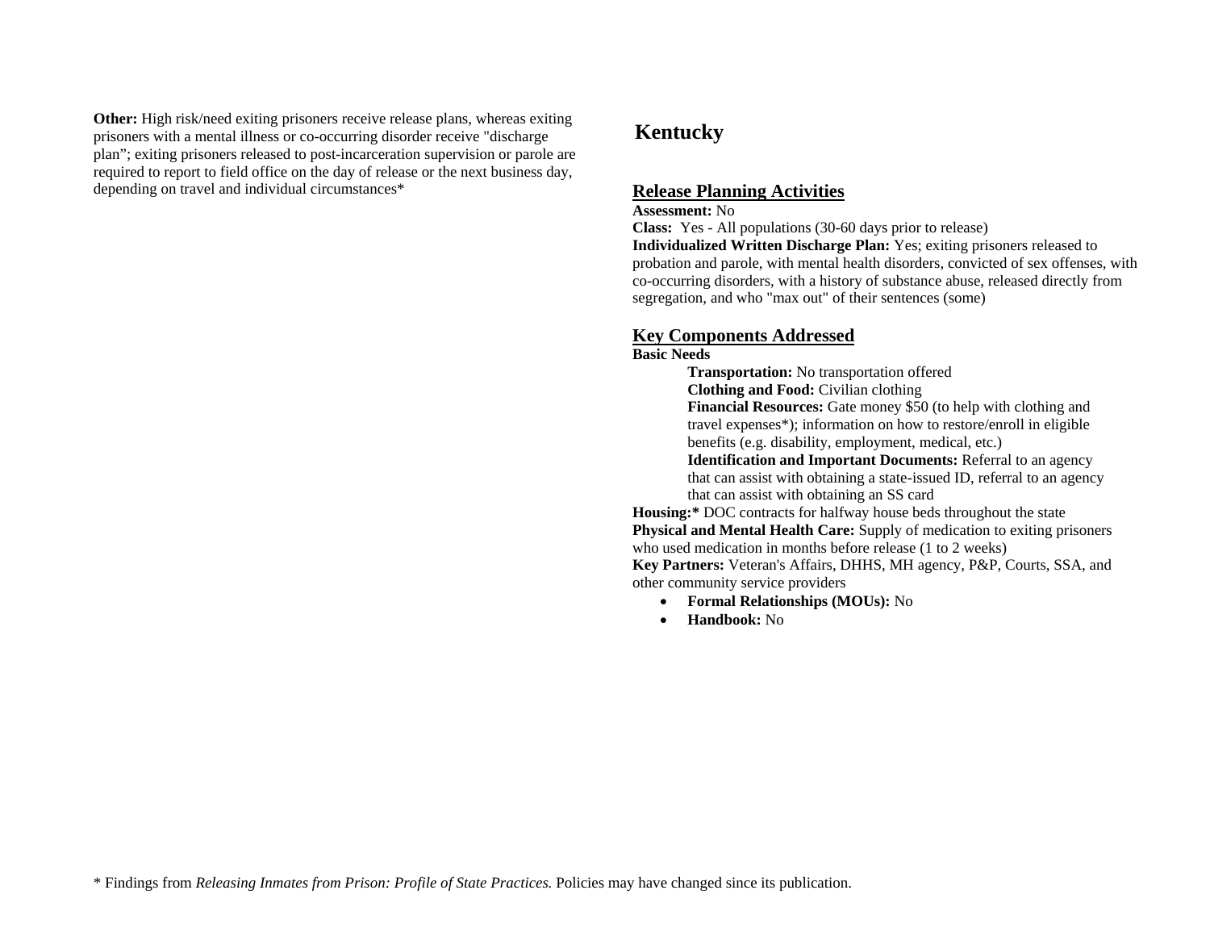**Other:** High risk/need exiting prisoners receive release plans, whereas exiting prisoners with a mental illness or co-occurring disorder receive "discharge plan"; exiting prisoners released to post-incarceration supervision or parole are required to report to field office on the day of release or the next business day, depending on travel and individual circumstances*

# Kentucky

## Release Planning Activities

**Assessment:** No
**Class:** Yes - All populations (30-60 days prior to release)
**Individualized Written Discharge Plan:** Yes; exiting prisoners released to probation and parole, with mental health disorders, convicted of sex offenses, with co-occurring disorders, with a history of substance abuse, released directly from segregation, and who "max out" of their sentences (some)

## Key Components Addressed

**Basic Needs**

**Transportation:** No transportation offered
**Clothing and Food:** Civilian clothing
**Financial Resources:** Gate money $50 (to help with clothing and travel expenses*); information on how to restore/enroll in eligible benefits (e.g. disability, employment, medical, etc.)
**Identification and Important Documents:** Referral to an agency that can assist with obtaining a state-issued ID, referral to an agency that can assist with obtaining an SS card

**Housing:*** DOC contracts for halfway house beds throughout the state
**Physical and Mental Health Care:** Supply of medication to exiting prisoners who used medication in months before release (1 to 2 weeks)
**Key Partners:** Veteran's Affairs, DHHS, MH agency, P&P, Courts, SSA, and other community service providers

- **Formal Relationships (MOUs):** No
- **Handbook:** No

* Findings from *Releasing Inmates from Prison: Profile of State Practices.* Policies may have changed since its publication.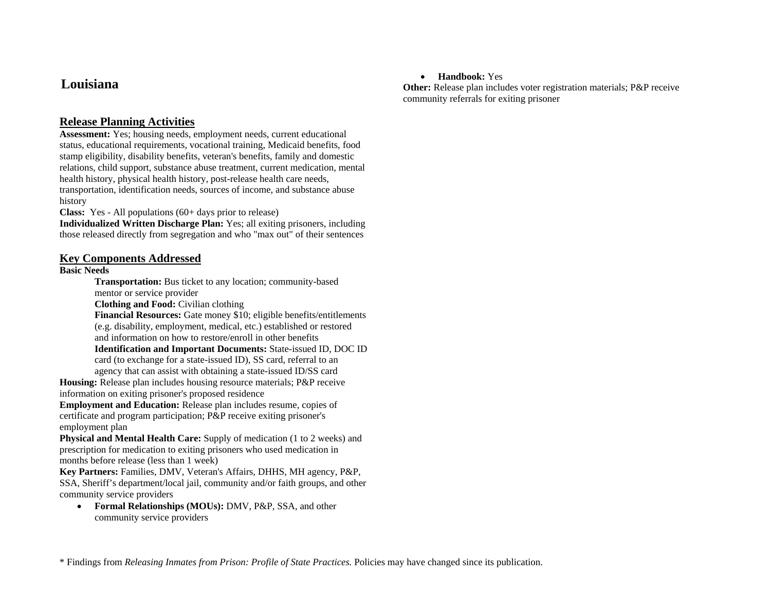# Louisiana

## Release Planning Activities

**Assessment:** Yes; housing needs, employment needs, current educational status, educational requirements, vocational training, Medicaid benefits, food stamp eligibility, disability benefits, veteran's benefits, family and domestic relations, child support, substance abuse treatment, current medication, mental health history, physical health history, post-release health care needs, transportation, identification needs, sources of income, and substance abuse history

**Class:** Yes - All populations (60+ days prior to release)

**Individualized Written Discharge Plan:** Yes; all exiting prisoners, including those released directly from segregation and who "max out" of their sentences

## Key Components Addressed

**Basic Needs**

> **Transportation:** Bus ticket to any location; community-based mentor or service provider
>
> **Clothing and Food:** Civilian clothing
>
> **Financial Resources:** Gate money $10; eligible benefits/entitlements (e.g. disability, employment, medical, etc.) established or restored and information on how to restore/enroll in other benefits
>
> **Identification and Important Documents:** State-issued ID, DOC ID card (to exchange for a state-issued ID), SS card, referral to an agency that can assist with obtaining a state-issued ID/SS card

**Housing:** Release plan includes housing resource materials; P&P receive information on exiting prisoner's proposed residence

**Employment and Education:** Release plan includes resume, copies of certificate and program participation; P&P receive exiting prisoner's employment plan

**Physical and Mental Health Care:** Supply of medication (1 to 2 weeks) and prescription for medication to exiting prisoners who used medication in months before release (less than 1 week)

**Key Partners:** Families, DMV, Veteran's Affairs, DHHS, MH agency, P&P, SSA, Sheriff's department/local jail, community and/or faith groups, and other community service providers

- **Formal Relationships (MOUs):** DMV, P&P, SSA, and other community service providers
- **Handbook:** Yes

**Other:** Release plan includes voter registration materials; P&P receive community referrals for exiting prisoner

\* Findings from *Releasing Inmates from Prison: Profile of State Practices.* Policies may have changed since its publication.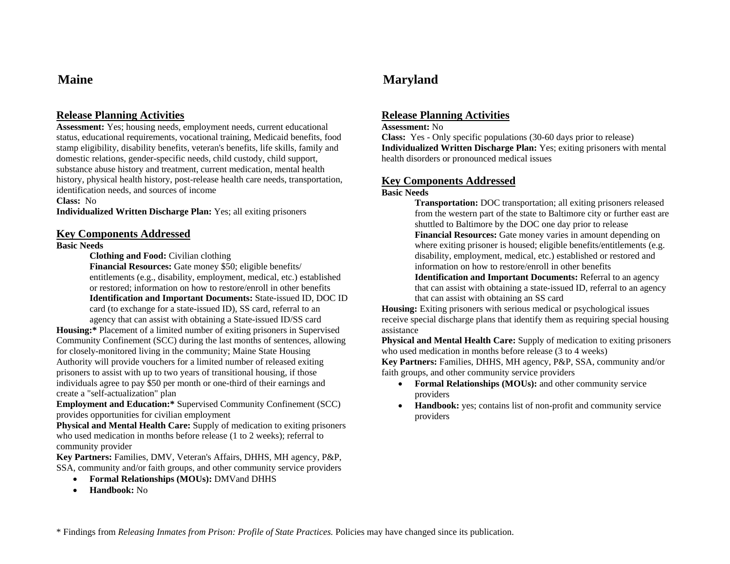# Maine

## Release Planning Activities

**Assessment:** Yes; housing needs, employment needs, current educational status, educational requirements, vocational training, Medicaid benefits, food stamp eligibility, disability benefits, veteran's benefits, life skills, family and domestic relations, gender-specific needs, child custody, child support, substance abuse history and treatment, current medication, mental health history, physical health history, post-release health care needs, transportation, identification needs, and sources of income

**Class:** No

**Individualized Written Discharge Plan:** Yes; all exiting prisoners

## Key Components Addressed

**Basic Needs**

> **Clothing and Food:** Civilian clothing
>
> **Financial Resources:** Gate money $50; eligible benefits/ entitlements (e.g., disability, employment, medical, etc.) established or restored; information on how to restore/enroll in other benefits
>
> **Identification and Important Documents:** State-issued ID, DOC ID card (to exchange for a state-issued ID), SS card, referral to an agency that can assist with obtaining a State-issued ID/SS card

**Housing:*** Placement of a limited number of exiting prisoners in Supervised Community Confinement (SCC) during the last months of sentences, allowing for closely-monitored living in the community; Maine State Housing Authority will provide vouchers for a limited number of released exiting prisoners to assist with up to two years of transitional housing, if those individuals agree to pay $50 per month or one-third of their earnings and create a "self-actualization" plan

**Employment and Education:*** Supervised Community Confinement (SCC) provides opportunities for civilian employment

**Physical and Mental Health Care:** Supply of medication to exiting prisoners who used medication in months before release (1 to 2 weeks); referral to community provider

**Key Partners:** Families, DMV, Veteran's Affairs, DHHS, MH agency, P&P, SSA, community and/or faith groups, and other community service providers

- **Formal Relationships (MOUs):** DMVand DHHS
- **Handbook:** No

# Maryland

## Release Planning Activities

**Assessment:** No

**Class:** Yes - Only specific populations (30-60 days prior to release)

**Individualized Written Discharge Plan:** Yes; exiting prisoners with mental health disorders or pronounced medical issues

## Key Components Addressed

**Basic Needs**

> **Transportation:** DOC transportation; all exiting prisoners released from the western part of the state to Baltimore city or further east are shuttled to Baltimore by the DOC one day prior to release
>
> **Financial Resources:** Gate money varies in amount depending on where exiting prisoner is housed; eligible benefits/entitlements (e.g. disability, employment, medical, etc.) established or restored and information on how to restore/enroll in other benefits
>
> **Identification and Important Documents:** Referral to an agency that can assist with obtaining a state-issued ID, referral to an agency that can assist with obtaining an SS card

**Housing:** Exiting prisoners with serious medical or psychological issues receive special discharge plans that identify them as requiring special housing assistance

**Physical and Mental Health Care:** Supply of medication to exiting prisoners who used medication in months before release (3 to 4 weeks)

**Key Partners:** Families, DHHS, MH agency, P&P, SSA, community and/or faith groups, and other community service providers

- **Formal Relationships (MOUs):** and other community service providers
- **Handbook:** yes; contains list of non-profit and community service providers

\* Findings from *Releasing Inmates from Prison: Profile of State Practices.* Policies may have changed since its publication.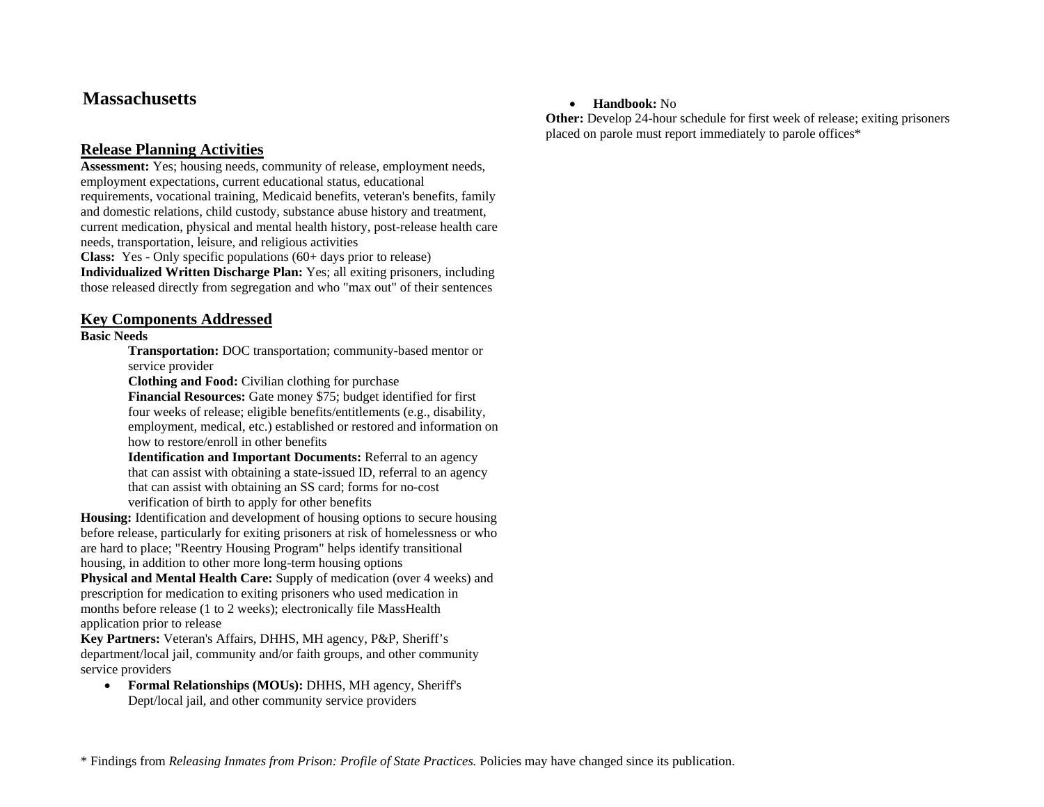# Massachusetts

## Release Planning Activities

**Assessment:** Yes; housing needs, community of release, employment needs, employment expectations, current educational status, educational requirements, vocational training, Medicaid benefits, veteran's benefits, family and domestic relations, child custody, substance abuse history and treatment, current medication, physical and mental health history, post-release health care needs, transportation, leisure, and religious activities

**Class:** Yes - Only specific populations (60+ days prior to release)

**Individualized Written Discharge Plan:** Yes; all exiting prisoners, including those released directly from segregation and who "max out" of their sentences

## Key Components Addressed

**Basic Needs**

> **Transportation:** DOC transportation; community-based mentor or service provider
>
> **Clothing and Food:** Civilian clothing for purchase
>
> **Financial Resources:** Gate money $75; budget identified for first four weeks of release; eligible benefits/entitlements (e.g., disability, employment, medical, etc.) established or restored and information on how to restore/enroll in other benefits
>
> **Identification and Important Documents:** Referral to an agency that can assist with obtaining a state-issued ID, referral to an agency that can assist with obtaining an SS card; forms for no-cost verification of birth to apply for other benefits

**Housing:** Identification and development of housing options to secure housing before release, particularly for exiting prisoners at risk of homelessness or who are hard to place; "Reentry Housing Program" helps identify transitional housing, in addition to other more long-term housing options

**Physical and Mental Health Care:** Supply of medication (over 4 weeks) and prescription for medication to exiting prisoners who used medication in months before release (1 to 2 weeks); electronically file MassHealth application prior to release

**Key Partners:** Veteran's Affairs, DHHS, MH agency, P&P, Sheriff's department/local jail, community and/or faith groups, and other community service providers

- **Formal Relationships (MOUs):** DHHS, MH agency, Sheriff's Dept/local jail, and other community service providers
- **Handbook:** No

**Other:** Develop 24-hour schedule for first week of release; exiting prisoners placed on parole must report immediately to parole offices*

\* Findings from *Releasing Inmates from Prison: Profile of State Practices.* Policies may have changed since its publication.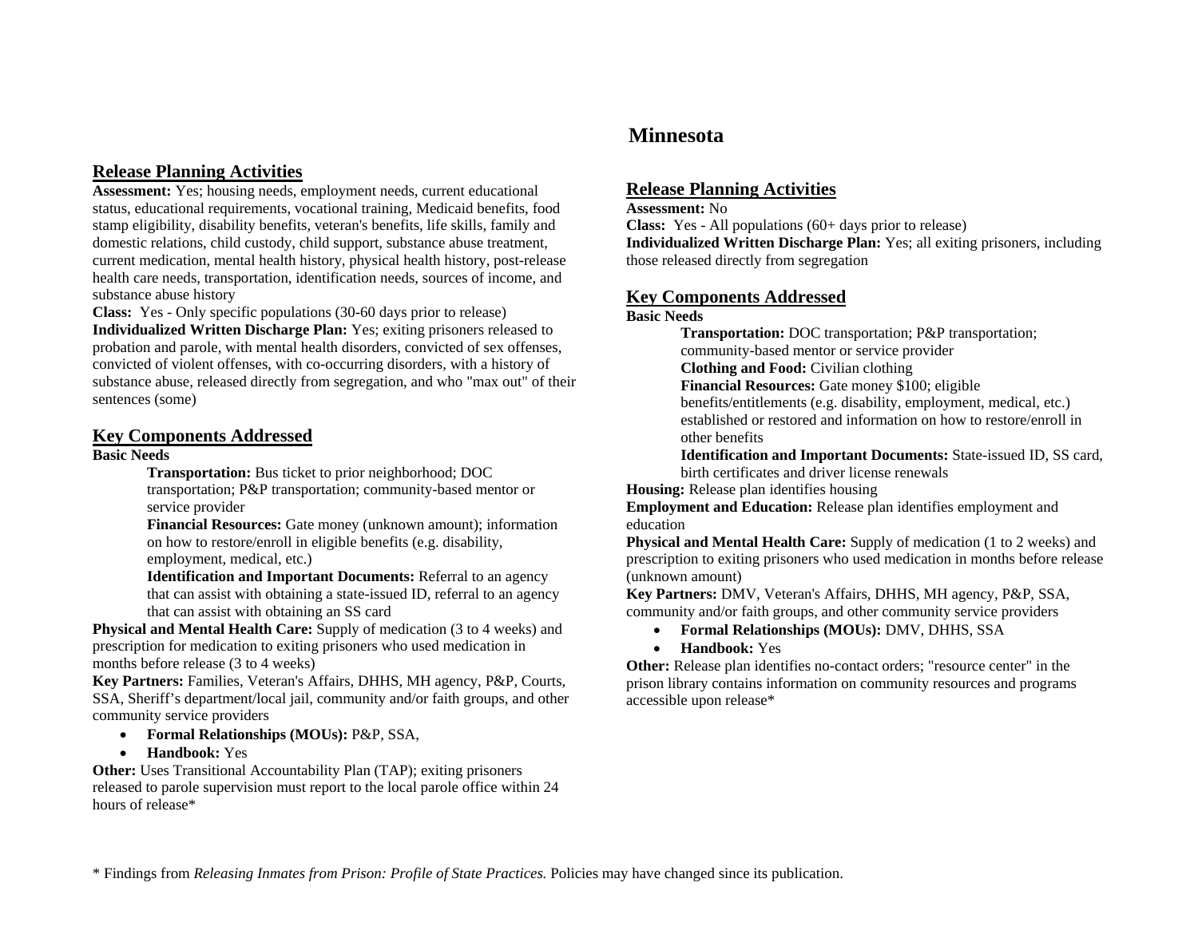## Release Planning Activities

**Assessment:** Yes; housing needs, employment needs, current educational status, educational requirements, vocational training, Medicaid benefits, food stamp eligibility, disability benefits, veteran's benefits, life skills, family and domestic relations, child custody, child support, substance abuse treatment, current medication, mental health history, physical health history, post-release health care needs, transportation, identification needs, sources of income, and substance abuse history
**Class:** Yes - Only specific populations (30-60 days prior to release)
**Individualized Written Discharge Plan:** Yes; exiting prisoners released to probation and parole, with mental health disorders, convicted of sex offenses, convicted of violent offenses, with co-occurring disorders, with a history of substance abuse, released directly from segregation, and who "max out" of their sentences (some)

## Key Components Addressed

**Basic Needs**

> **Transportation:** Bus ticket to prior neighborhood; DOC transportation; P&P transportation; community-based mentor or service provider
> **Financial Resources:** Gate money (unknown amount); information on how to restore/enroll in eligible benefits (e.g. disability, employment, medical, etc.)
> **Identification and Important Documents:** Referral to an agency that can assist with obtaining a state-issued ID, referral to an agency that can assist with obtaining an SS card

**Physical and Mental Health Care:** Supply of medication (3 to 4 weeks) and prescription for medication to exiting prisoners who used medication in months before release (3 to 4 weeks)
**Key Partners:** Families, Veteran's Affairs, DHHS, MH agency, P&P, Courts, SSA, Sheriff's department/local jail, community and/or faith groups, and other community service providers

- **Formal Relationships (MOUs):** P&P, SSA,
- **Handbook:** Yes

**Other:** Uses Transitional Accountability Plan (TAP); exiting prisoners released to parole supervision must report to the local parole office within 24 hours of release*

# Minnesota

## Release Planning Activities

**Assessment:** No
**Class:** Yes - All populations (60+ days prior to release)
**Individualized Written Discharge Plan:** Yes; all exiting prisoners, including those released directly from segregation

## Key Components Addressed

**Basic Needs**

> **Transportation:** DOC transportation; P&P transportation; community-based mentor or service provider
> **Clothing and Food:** Civilian clothing
> **Financial Resources:** Gate money $100; eligible benefits/entitlements (e.g. disability, employment, medical, etc.) established or restored and information on how to restore/enroll in other benefits
> **Identification and Important Documents:** State-issued ID, SS card, birth certificates and driver license renewals

**Housing:** Release plan identifies housing
**Employment and Education:** Release plan identifies employment and education
**Physical and Mental Health Care:** Supply of medication (1 to 2 weeks) and prescription to exiting prisoners who used medication in months before release (unknown amount)
**Key Partners:** DMV, Veteran's Affairs, DHHS, MH agency, P&P, SSA, community and/or faith groups, and other community service providers

- **Formal Relationships (MOUs):** DMV, DHHS, SSA
- **Handbook:** Yes

**Other:** Release plan identifies no-contact orders; "resource center" in the prison library contains information on community resources and programs accessible upon release*

\* Findings from *Releasing Inmates from Prison: Profile of State Practices.* Policies may have changed since its publication.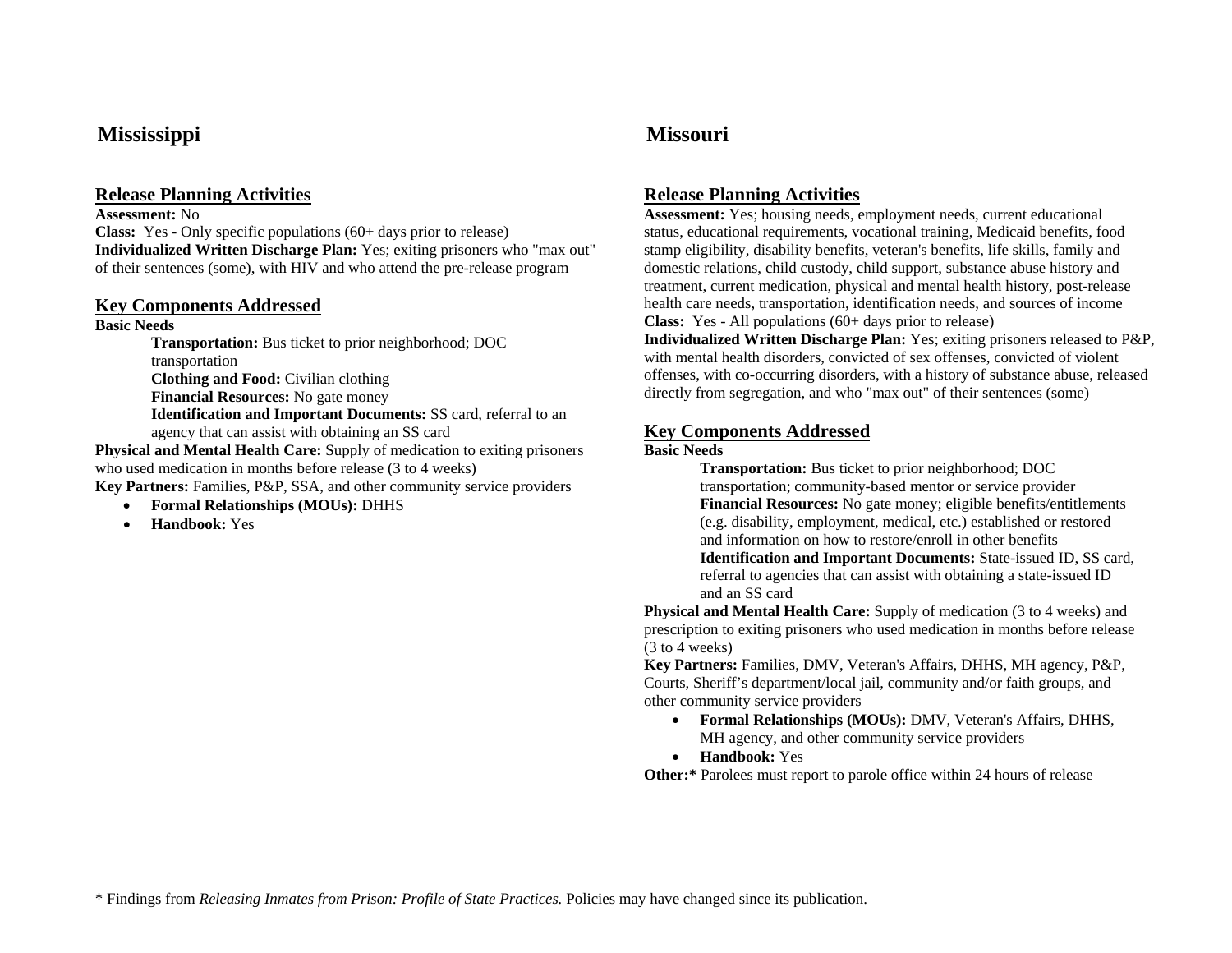## Mississippi

### Release Planning Activities

**Assessment:** No
**Class:** Yes - Only specific populations (60+ days prior to release)
**Individualized Written Discharge Plan:** Yes; exiting prisoners who "max out" of their sentences (some), with HIV and who attend the pre-release program

### Key Components Addressed

**Basic Needs**

**Transportation:** Bus ticket to prior neighborhood; DOC transportation
**Clothing and Food:** Civilian clothing
**Financial Resources:** No gate money
**Identification and Important Documents:** SS card, referral to an agency that can assist with obtaining an SS card

**Physical and Mental Health Care:** Supply of medication to exiting prisoners who used medication in months before release (3 to 4 weeks)
**Key Partners:** Families, P&P, SSA, and other community service providers

- **Formal Relationships (MOUs):** DHHS
- **Handbook:** Yes

## Missouri

### Release Planning Activities

**Assessment:** Yes; housing needs, employment needs, current educational status, educational requirements, vocational training, Medicaid benefits, food stamp eligibility, disability benefits, veteran's benefits, life skills, family and domestic relations, child custody, child support, substance abuse history and treatment, current medication, physical and mental health history, post-release health care needs, transportation, identification needs, and sources of income
**Class:** Yes - All populations (60+ days prior to release)
**Individualized Written Discharge Plan:** Yes; exiting prisoners released to P&P, with mental health disorders, convicted of sex offenses, convicted of violent offenses, with co-occurring disorders, with a history of substance abuse, released directly from segregation, and who "max out" of their sentences (some)

### Key Components Addressed

**Basic Needs**

**Transportation:** Bus ticket to prior neighborhood; DOC transportation; community-based mentor or service provider
**Financial Resources:** No gate money; eligible benefits/entitlements (e.g. disability, employment, medical, etc.) established or restored and information on how to restore/enroll in other benefits
**Identification and Important Documents:** State-issued ID, SS card, referral to agencies that can assist with obtaining a state-issued ID and an SS card

**Physical and Mental Health Care:** Supply of medication (3 to 4 weeks) and prescription to exiting prisoners who used medication in months before release (3 to 4 weeks)
**Key Partners:** Families, DMV, Veteran's Affairs, DHHS, MH agency, P&P, Courts, Sheriff's department/local jail, community and/or faith groups, and other community service providers

- **Formal Relationships (MOUs):** DMV, Veteran's Affairs, DHHS, MH agency, and other community service providers
- **Handbook:** Yes

**Other:*** Parolees must report to parole office within 24 hours of release

\* Findings from *Releasing Inmates from Prison: Profile of State Practices.* Policies may have changed since its publication.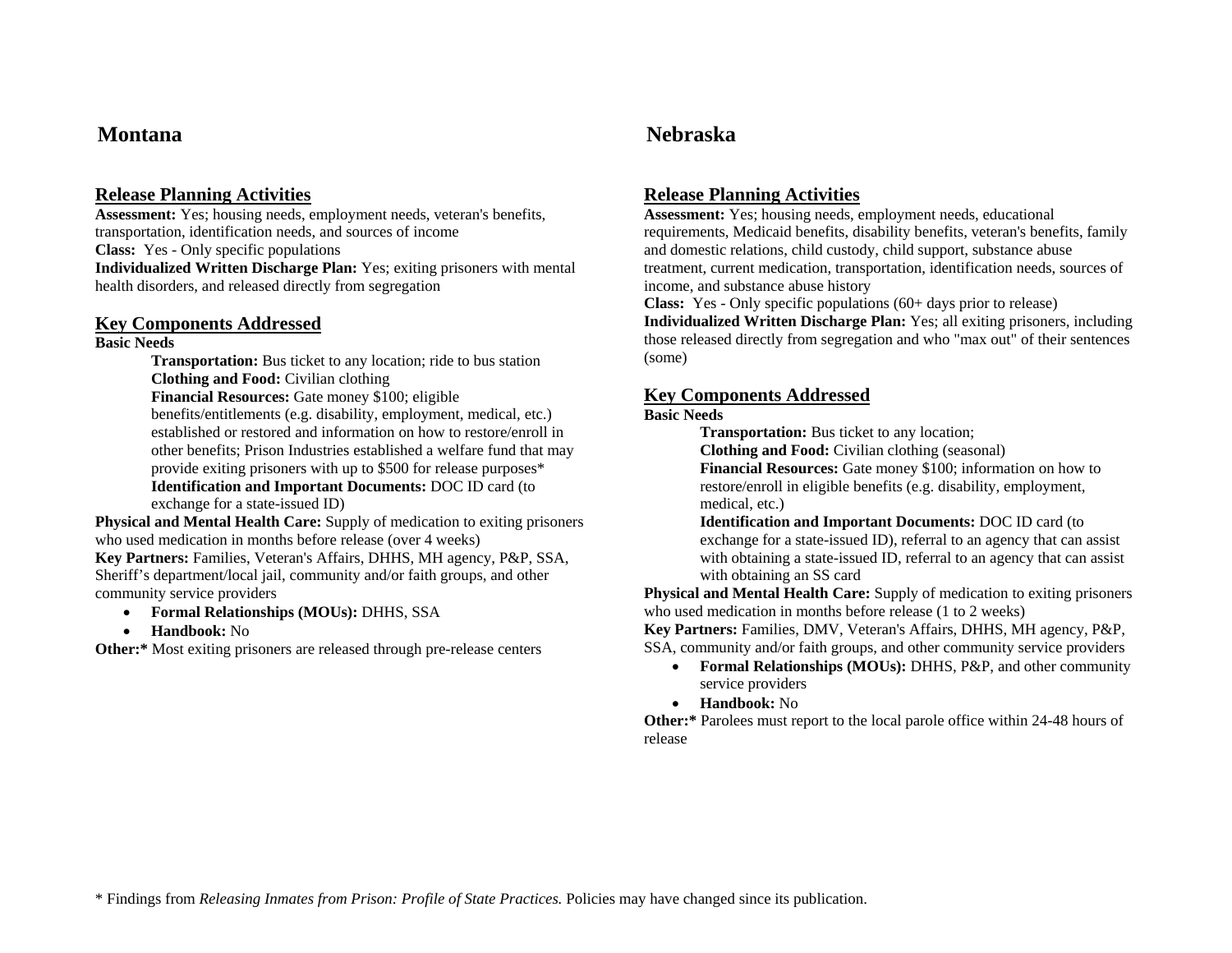## Montana

### Release Planning Activities

**Assessment:** Yes; housing needs, employment needs, veteran's benefits, transportation, identification needs, and sources of income

**Class:** Yes - Only specific populations

**Individualized Written Discharge Plan:** Yes; exiting prisoners with mental health disorders, and released directly from segregation

### Key Components Addressed

**Basic Needs**

> **Transportation:** Bus ticket to any location; ride to bus station
>
> **Clothing and Food:** Civilian clothing
>
> **Financial Resources:** Gate money $100; eligible benefits/entitlements (e.g. disability, employment, medical, etc.) established or restored and information on how to restore/enroll in other benefits; Prison Industries established a welfare fund that may provide exiting prisoners with up to $500 for release purposes*
>
> **Identification and Important Documents:** DOC ID card (to exchange for a state-issued ID)

**Physical and Mental Health Care:** Supply of medication to exiting prisoners who used medication in months before release (over 4 weeks)

**Key Partners:** Families, Veteran's Affairs, DHHS, MH agency, P&P, SSA, Sheriff's department/local jail, community and/or faith groups, and other community service providers

- **Formal Relationships (MOUs):** DHHS, SSA
- **Handbook:** No

**Other:*** Most exiting prisoners are released through pre-release centers

## Nebraska

### Release Planning Activities

**Assessment:** Yes; housing needs, employment needs, educational requirements, Medicaid benefits, disability benefits, veteran's benefits, family and domestic relations, child custody, child support, substance abuse treatment, current medication, transportation, identification needs, sources of income, and substance abuse history

**Class:** Yes - Only specific populations (60+ days prior to release)

**Individualized Written Discharge Plan:** Yes; all exiting prisoners, including those released directly from segregation and who "max out" of their sentences (some)

### Key Components Addressed

**Basic Needs**

> **Transportation:** Bus ticket to any location;
>
> **Clothing and Food:** Civilian clothing (seasonal)
>
> **Financial Resources:** Gate money $100; information on how to restore/enroll in eligible benefits (e.g. disability, employment, medical, etc.)
>
> **Identification and Important Documents:** DOC ID card (to exchange for a state-issued ID), referral to an agency that can assist with obtaining a state-issued ID, referral to an agency that can assist with obtaining an SS card

**Physical and Mental Health Care:** Supply of medication to exiting prisoners who used medication in months before release (1 to 2 weeks)

**Key Partners:** Families, DMV, Veteran's Affairs, DHHS, MH agency, P&P, SSA, community and/or faith groups, and other community service providers

- **Formal Relationships (MOUs):** DHHS, P&P, and other community service providers
- **Handbook:** No

**Other:*** Parolees must report to the local parole office within 24-48 hours of release

\* Findings from *Releasing Inmates from Prison: Profile of State Practices.* Policies may have changed since its publication.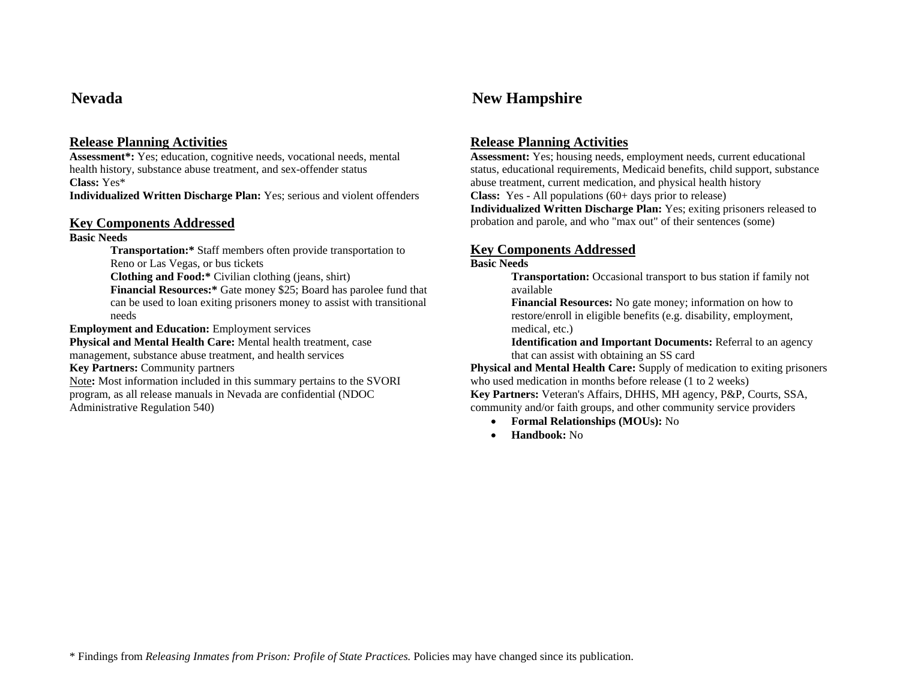## Nevada

### Release Planning Activities

**Assessment*:** Yes; education, cognitive needs, vocational needs, mental health history, substance abuse treatment, and sex-offender status
**Class:** Yes*
**Individualized Written Discharge Plan:** Yes; serious and violent offenders

### Key Components Addressed

**Basic Needs**

> **Transportation:*** Staff members often provide transportation to Reno or Las Vegas, or bus tickets
> **Clothing and Food:*** Civilian clothing (jeans, shirt)
> **Financial Resources:*** Gate money $25; Board has parolee fund that can be used to loan exiting prisoners money to assist with transitional needs

**Employment and Education:** Employment services
**Physical and Mental Health Care:** Mental health treatment, case management, substance abuse treatment, and health services
**Key Partners:** Community partners
Note**:** Most information included in this summary pertains to the SVORI program, as all release manuals in Nevada are confidential (NDOC Administrative Regulation 540)

## New Hampshire

### Release Planning Activities

**Assessment:** Yes; housing needs, employment needs, current educational status, educational requirements, Medicaid benefits, child support, substance abuse treatment, current medication, and physical health history
**Class:** Yes - All populations (60+ days prior to release)
**Individualized Written Discharge Plan:** Yes; exiting prisoners released to probation and parole, and who "max out" of their sentences (some)

### Key Components Addressed

**Basic Needs**

> **Transportation:** Occasional transport to bus station if family not available
> **Financial Resources:** No gate money; information on how to restore/enroll in eligible benefits (e.g. disability, employment, medical, etc.)
> **Identification and Important Documents:** Referral to an agency that can assist with obtaining an SS card

**Physical and Mental Health Care:** Supply of medication to exiting prisoners who used medication in months before release (1 to 2 weeks)
**Key Partners:** Veteran's Affairs, DHHS, MH agency, P&P, Courts, SSA, community and/or faith groups, and other community service providers

- **Formal Relationships (MOUs):** No
- **Handbook:** No

* Findings from *Releasing Inmates from Prison: Profile of State Practices.* Policies may have changed since its publication.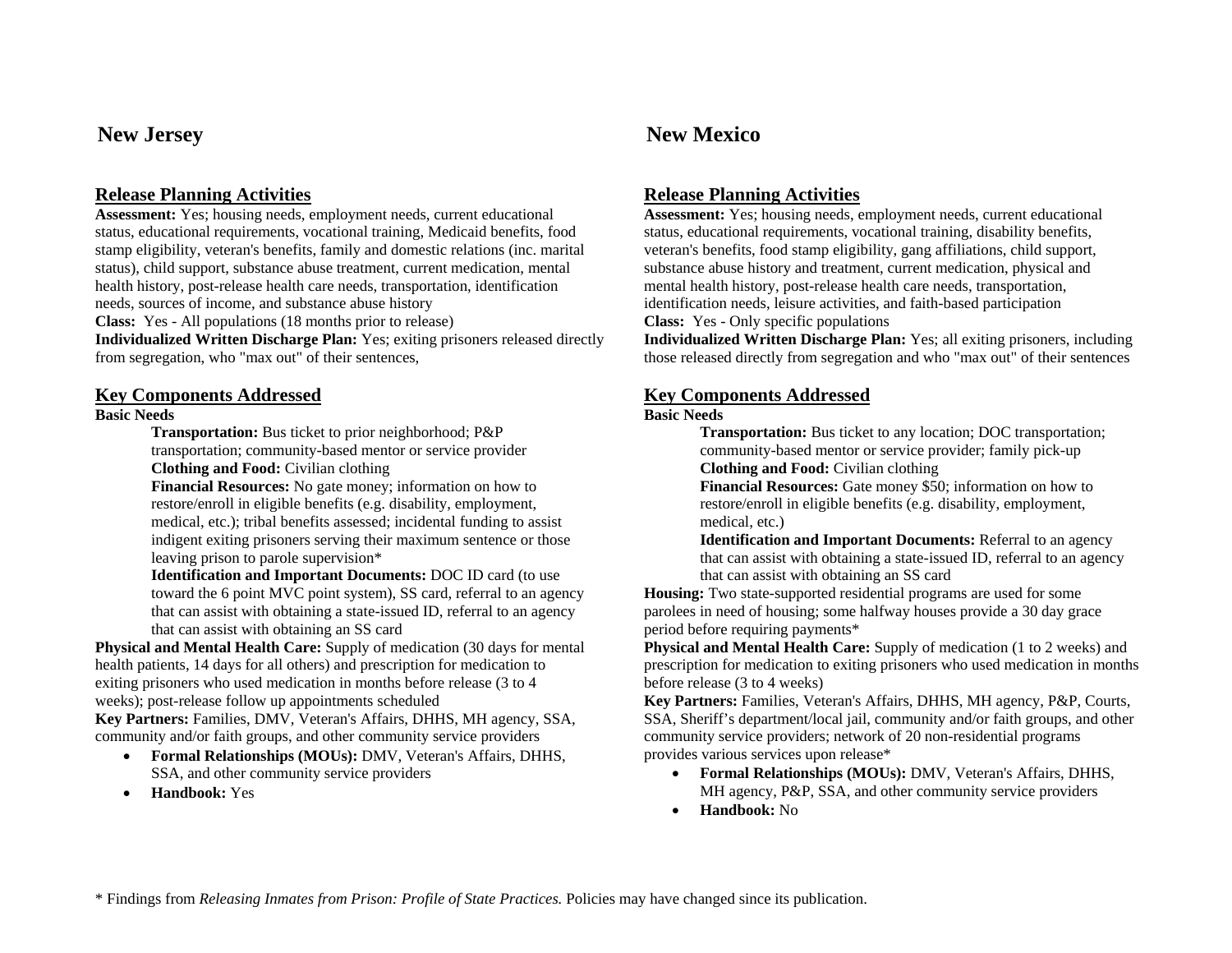## New Jersey

### Release Planning Activities

**Assessment:** Yes; housing needs, employment needs, current educational status, educational requirements, vocational training, Medicaid benefits, food stamp eligibility, veteran's benefits, family and domestic relations (inc. marital status), child support, substance abuse treatment, current medication, mental health history, post-release health care needs, transportation, identification needs, sources of income, and substance abuse history

**Class:** Yes - All populations (18 months prior to release)

**Individualized Written Discharge Plan:** Yes; exiting prisoners released directly from segregation, who "max out" of their sentences,

### Key Components Addressed

**Basic Needs**

> **Transportation:** Bus ticket to prior neighborhood; P&P transportation; community-based mentor or service provider
>
> **Clothing and Food:** Civilian clothing
>
> **Financial Resources:** No gate money; information on how to restore/enroll in eligible benefits (e.g. disability, employment, medical, etc.); tribal benefits assessed; incidental funding to assist indigent exiting prisoners serving their maximum sentence or those leaving prison to parole supervision*
>
> **Identification and Important Documents:** DOC ID card (to use toward the 6 point MVC point system), SS card, referral to an agency that can assist with obtaining a state-issued ID, referral to an agency that can assist with obtaining an SS card

**Physical and Mental Health Care:** Supply of medication (30 days for mental health patients, 14 days for all others) and prescription for medication to exiting prisoners who used medication in months before release (3 to 4 weeks); post-release follow up appointments scheduled

**Key Partners:** Families, DMV, Veteran's Affairs, DHHS, MH agency, SSA, community and/or faith groups, and other community service providers

- **Formal Relationships (MOUs):** DMV, Veteran's Affairs, DHHS, SSA, and other community service providers
- **Handbook:** Yes

## New Mexico

### Release Planning Activities

**Assessment:** Yes; housing needs, employment needs, current educational status, educational requirements, vocational training, disability benefits, veteran's benefits, food stamp eligibility, gang affiliations, child support, substance abuse history and treatment, current medication, physical and mental health history, post-release health care needs, transportation, identification needs, leisure activities, and faith-based participation

**Class:** Yes - Only specific populations

**Individualized Written Discharge Plan:** Yes; all exiting prisoners, including those released directly from segregation and who "max out" of their sentences

### Key Components Addressed

**Basic Needs**

> **Transportation:** Bus ticket to any location; DOC transportation; community-based mentor or service provider; family pick-up
>
> **Clothing and Food:** Civilian clothing
>
> **Financial Resources:** Gate money $50; information on how to restore/enroll in eligible benefits (e.g. disability, employment, medical, etc.)
>
> **Identification and Important Documents:** Referral to an agency that can assist with obtaining a state-issued ID, referral to an agency that can assist with obtaining an SS card

**Housing:** Two state-supported residential programs are used for some parolees in need of housing; some halfway houses provide a 30 day grace period before requiring payments*

**Physical and Mental Health Care:** Supply of medication (1 to 2 weeks) and prescription for medication to exiting prisoners who used medication in months before release (3 to 4 weeks)

**Key Partners:** Families, Veteran's Affairs, DHHS, MH agency, P&P, Courts, SSA, Sheriff's department/local jail, community and/or faith groups, and other community service providers; network of 20 non-residential programs provides various services upon release*

- **Formal Relationships (MOUs):** DMV, Veteran's Affairs, DHHS, MH agency, P&P, SSA, and other community service providers
- **Handbook:** No

\* Findings from *Releasing Inmates from Prison: Profile of State Practices.* Policies may have changed since its publication.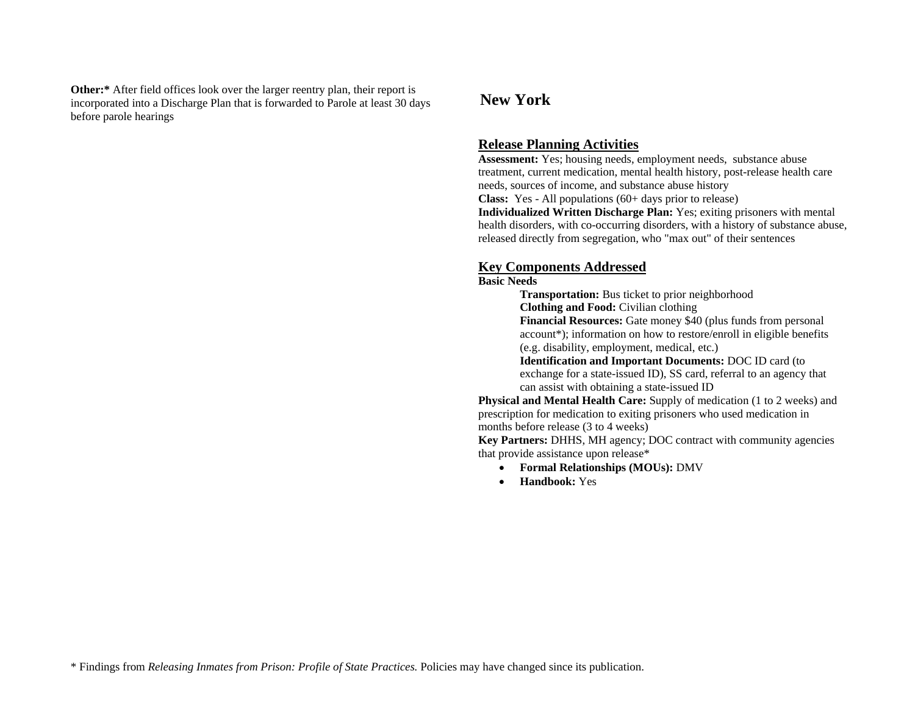**Other:*** After field offices look over the larger reentry plan, their report is incorporated into a Discharge Plan that is forwarded to Parole at least 30 days before parole hearings

## New York

### Release Planning Activities

**Assessment:** Yes; housing needs, employment needs, substance abuse treatment, current medication, mental health history, post-release health care needs, sources of income, and substance abuse history

**Class:** Yes - All populations (60+ days prior to release)

**Individualized Written Discharge Plan:** Yes; exiting prisoners with mental health disorders, with co-occurring disorders, with a history of substance abuse, released directly from segregation, who "max out" of their sentences

### Key Components Addressed

**Basic Needs**

> **Transportation:** Bus ticket to prior neighborhood
>
> **Clothing and Food:** Civilian clothing
>
> **Financial Resources:** Gate money $40 (plus funds from personal account*); information on how to restore/enroll in eligible benefits (e.g. disability, employment, medical, etc.)
>
> **Identification and Important Documents:** DOC ID card (to exchange for a state-issued ID), SS card, referral to an agency that can assist with obtaining a state-issued ID

**Physical and Mental Health Care:** Supply of medication (1 to 2 weeks) and prescription for medication to exiting prisoners who used medication in months before release (3 to 4 weeks)

**Key Partners:** DHHS, MH agency; DOC contract with community agencies that provide assistance upon release*

- **Formal Relationships (MOUs):** DMV
- **Handbook:** Yes

\* Findings from *Releasing Inmates from Prison: Profile of State Practices.* Policies may have changed since its publication.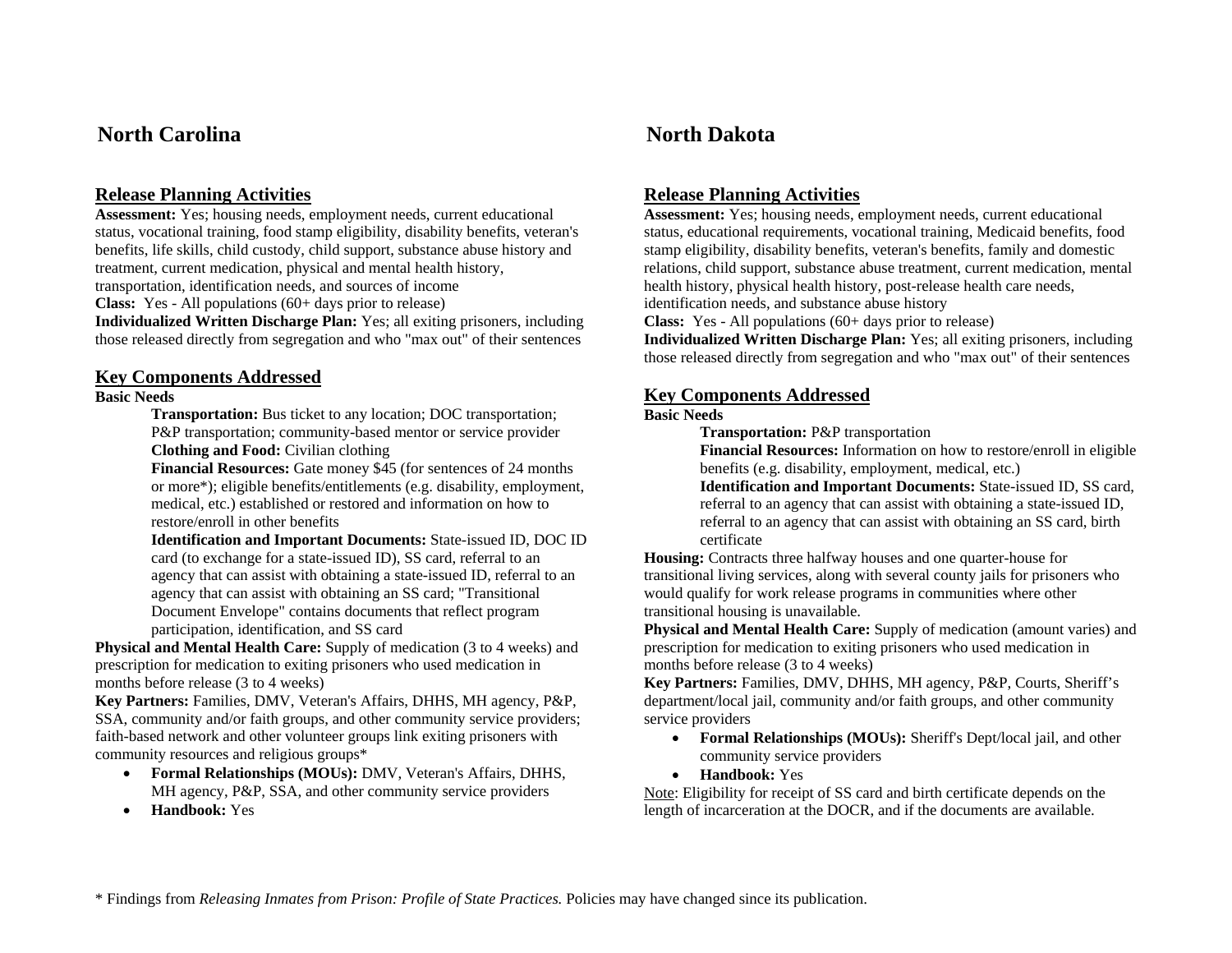## North Carolina

### Release Planning Activities

**Assessment:** Yes; housing needs, employment needs, current educational status, vocational training, food stamp eligibility, disability benefits, veteran's benefits, life skills, child custody, child support, substance abuse history and treatment, current medication, physical and mental health history, transportation, identification needs, and sources of income

**Class:** Yes - All populations (60+ days prior to release)

**Individualized Written Discharge Plan:** Yes; all exiting prisoners, including those released directly from segregation and who "max out" of their sentences

### Key Components Addressed

**Basic Needs**

> **Transportation:** Bus ticket to any location; DOC transportation; P&P transportation; community-based mentor or service provider
>
> **Clothing and Food:** Civilian clothing
>
> **Financial Resources:** Gate money $45 (for sentences of 24 months or more*); eligible benefits/entitlements (e.g. disability, employment, medical, etc.) established or restored and information on how to restore/enroll in other benefits
>
> **Identification and Important Documents:** State-issued ID, DOC ID card (to exchange for a state-issued ID), SS card, referral to an agency that can assist with obtaining a state-issued ID, referral to an agency that can assist with obtaining an SS card; "Transitional Document Envelope" contains documents that reflect program participation, identification, and SS card

**Physical and Mental Health Care:** Supply of medication (3 to 4 weeks) and prescription for medication to exiting prisoners who used medication in months before release (3 to 4 weeks)

**Key Partners:** Families, DMV, Veteran's Affairs, DHHS, MH agency, P&P, SSA, community and/or faith groups, and other community service providers; faith-based network and other volunteer groups link exiting prisoners with community resources and religious groups*

- **Formal Relationships (MOUs):** DMV, Veteran's Affairs, DHHS, MH agency, P&P, SSA, and other community service providers
- **Handbook:** Yes

## North Dakota

### Release Planning Activities

**Assessment:** Yes; housing needs, employment needs, current educational status, educational requirements, vocational training, Medicaid benefits, food stamp eligibility, disability benefits, veteran's benefits, family and domestic relations, child support, substance abuse treatment, current medication, mental health history, physical health history, post-release health care needs, identification needs, and substance abuse history

**Class:** Yes - All populations (60+ days prior to release)

**Individualized Written Discharge Plan:** Yes; all exiting prisoners, including those released directly from segregation and who "max out" of their sentences

### Key Components Addressed

**Basic Needs**

> **Transportation:** P&P transportation
>
> **Financial Resources:** Information on how to restore/enroll in eligible benefits (e.g. disability, employment, medical, etc.)
>
> **Identification and Important Documents:** State-issued ID, SS card, referral to an agency that can assist with obtaining a state-issued ID, referral to an agency that can assist with obtaining an SS card, birth certificate

**Housing:** Contracts three halfway houses and one quarter-house for transitional living services, along with several county jails for prisoners who would qualify for work release programs in communities where other transitional housing is unavailable.

**Physical and Mental Health Care:** Supply of medication (amount varies) and prescription for medication to exiting prisoners who used medication in months before release (3 to 4 weeks)

**Key Partners:** Families, DMV, DHHS, MH agency, P&P, Courts, Sheriff's department/local jail, community and/or faith groups, and other community service providers

- **Formal Relationships (MOUs):** Sheriff's Dept/local jail, and other community service providers
- **Handbook:** Yes

Note: Eligibility for receipt of SS card and birth certificate depends on the length of incarceration at the DOCR, and if the documents are available.

---

\* Findings from *Releasing Inmates from Prison: Profile of State Practices.* Policies may have changed since its publication.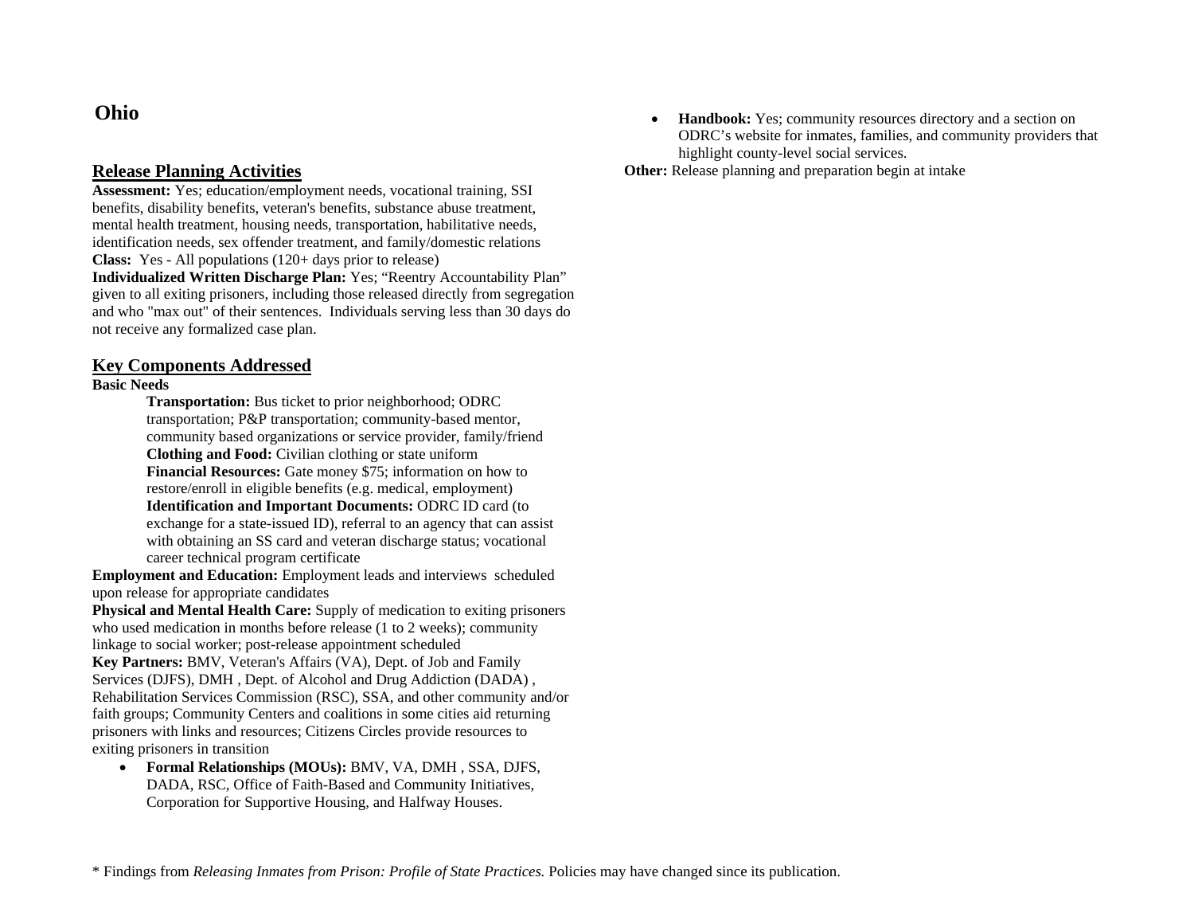# Ohio

## Release Planning Activities

**Assessment:** Yes; education/employment needs, vocational training, SSI benefits, disability benefits, veteran's benefits, substance abuse treatment, mental health treatment, housing needs, transportation, habilitative needs, identification needs, sex offender treatment, and family/domestic relations

**Class:** Yes - All populations (120+ days prior to release)

**Individualized Written Discharge Plan:** Yes; "Reentry Accountability Plan" given to all exiting prisoners, including those released directly from segregation and who "max out" of their sentences. Individuals serving less than 30 days do not receive any formalized case plan.

## Key Components Addressed

**Basic Needs**

> **Transportation:** Bus ticket to prior neighborhood; ODRC transportation; P&P transportation; community-based mentor, community based organizations or service provider, family/friend
>
> **Clothing and Food:** Civilian clothing or state uniform
>
> **Financial Resources:** Gate money $75; information on how to restore/enroll in eligible benefits (e.g. medical, employment)
>
> **Identification and Important Documents:** ODRC ID card (to exchange for a state-issued ID), referral to an agency that can assist with obtaining an SS card and veteran discharge status; vocational career technical program certificate

**Employment and Education:** Employment leads and interviews scheduled upon release for appropriate candidates

**Physical and Mental Health Care:** Supply of medication to exiting prisoners who used medication in months before release (1 to 2 weeks); community linkage to social worker; post-release appointment scheduled

**Key Partners:** BMV, Veteran's Affairs (VA), Dept. of Job and Family Services (DJFS), DMH , Dept. of Alcohol and Drug Addiction (DADA) , Rehabilitation Services Commission (RSC), SSA, and other community and/or faith groups; Community Centers and coalitions in some cities aid returning prisoners with links and resources; Citizens Circles provide resources to exiting prisoners in transition

- **Formal Relationships (MOUs):** BMV, VA, DMH , SSA, DJFS, DADA, RSC, Office of Faith-Based and Community Initiatives, Corporation for Supportive Housing, and Halfway Houses.
- **Handbook:** Yes; community resources directory and a section on ODRC's website for inmates, families, and community providers that highlight county-level social services.

**Other:** Release planning and preparation begin at intake

* Findings from *Releasing Inmates from Prison: Profile of State Practices.* Policies may have changed since its publication.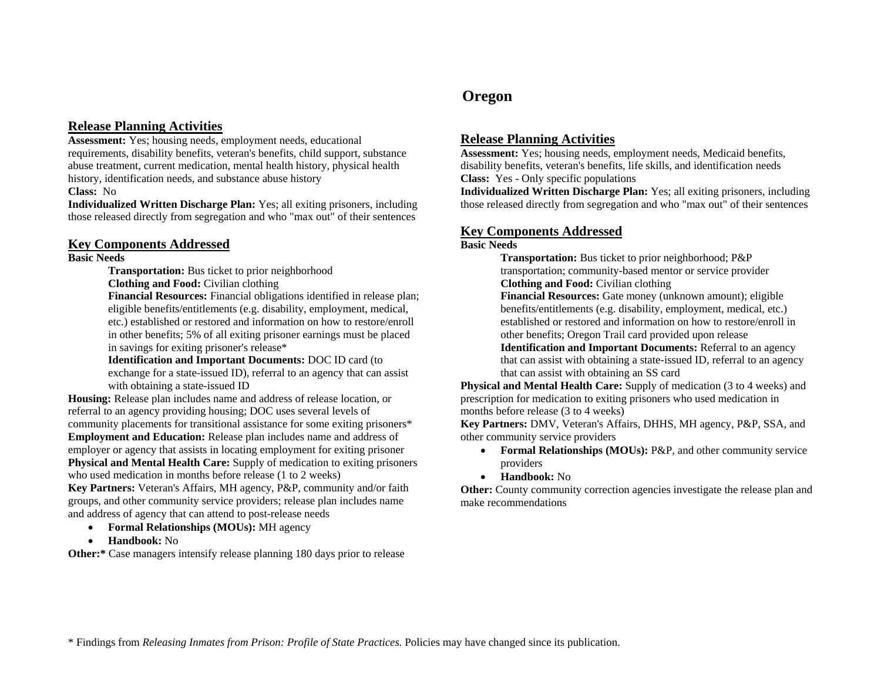## Release Planning Activities

**Assessment:** Yes; housing needs, employment needs, educational requirements, disability benefits, veteran's benefits, child support, substance abuse treatment, current medication, mental health history, physical health history, identification needs, and substance abuse history

**Class:** No

**Individualized Written Discharge Plan:** Yes; all exiting prisoners, including those released directly from segregation and who "max out" of their sentences

## Key Components Addressed

**Basic Needs**

> **Transportation:** Bus ticket to prior neighborhood
>
> **Clothing and Food:** Civilian clothing
>
> **Financial Resources:** Financial obligations identified in release plan; eligible benefits/entitlements (e.g. disability, employment, medical, etc.) established or restored and information on how to restore/enroll in other benefits; 5% of all exiting prisoner earnings must be placed in savings for exiting prisoner's release*
>
> **Identification and Important Documents:** DOC ID card (to exchange for a state-issued ID), referral to an agency that can assist with obtaining a state-issued ID

**Housing:** Release plan includes name and address of release location, or referral to an agency providing housing; DOC uses several levels of community placements for transitional assistance for some exiting prisoners*

**Employment and Education:** Release plan includes name and address of employer or agency that assists in locating employment for exiting prisoner

**Physical and Mental Health Care:** Supply of medication to exiting prisoners who used medication in months before release (1 to 2 weeks)

**Key Partners:** Veteran's Affairs, MH agency, P&P, community and/or faith groups, and other community service providers; release plan includes name and address of agency that can attend to post-release needs

- **Formal Relationships (MOUs):** MH agency
- **Handbook:** No

**Other:*** Case managers intensify release planning 180 days prior to release

# Oregon

## Release Planning Activities

**Assessment:** Yes; housing needs, employment needs, Medicaid benefits, disability benefits, veteran's benefits, life skills, and identification needs

**Class:** Yes - Only specific populations

**Individualized Written Discharge Plan:** Yes; all exiting prisoners, including those released directly from segregation and who "max out" of their sentences

## Key Components Addressed

**Basic Needs**

> **Transportation:** Bus ticket to prior neighborhood; P&P transportation; community-based mentor or service provider
>
> **Clothing and Food:** Civilian clothing
>
> **Financial Resources:** Gate money (unknown amount); eligible benefits/entitlements (e.g. disability, employment, medical, etc.) established or restored and information on how to restore/enroll in other benefits; Oregon Trail card provided upon release
>
> **Identification and Important Documents:** Referral to an agency that can assist with obtaining a state-issued ID, referral to an agency that can assist with obtaining an SS card

**Physical and Mental Health Care:** Supply of medication (3 to 4 weeks) and prescription for medication to exiting prisoners who used medication in months before release (3 to 4 weeks)

**Key Partners:** DMV, Veteran's Affairs, DHHS, MH agency, P&P, SSA, and other community service providers

- **Formal Relationships (MOUs):** P&P, and other community service providers
- **Handbook:** No

**Other:** County community correction agencies investigate the release plan and make recommendations

\* Findings from *Releasing Inmates from Prison: Profile of State Practices.* Policies may have changed since its publication.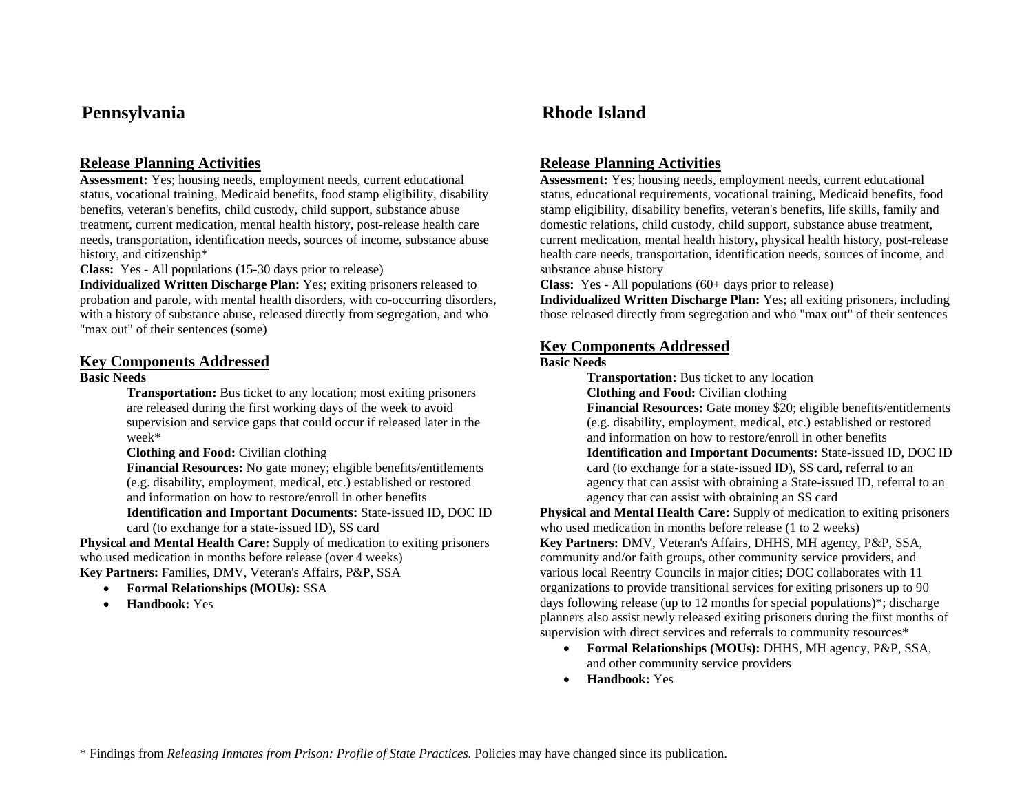## Pennsylvania

### Release Planning Activities

**Assessment:** Yes; housing needs, employment needs, current educational status, vocational training, Medicaid benefits, food stamp eligibility, disability benefits, veteran's benefits, child custody, child support, substance abuse treatment, current medication, mental health history, post-release health care needs, transportation, identification needs, sources of income, substance abuse history, and citizenship*

**Class:** Yes - All populations (15-30 days prior to release)

**Individualized Written Discharge Plan:** Yes; exiting prisoners released to probation and parole, with mental health disorders, with co-occurring disorders, with a history of substance abuse, released directly from segregation, and who "max out" of their sentences (some)

### Key Components Addressed

**Basic Needs**

> **Transportation:** Bus ticket to any location; most exiting prisoners are released during the first working days of the week to avoid supervision and service gaps that could occur if released later in the week*
>
> **Clothing and Food:** Civilian clothing
>
> **Financial Resources:** No gate money; eligible benefits/entitlements (e.g. disability, employment, medical, etc.) established or restored and information on how to restore/enroll in other benefits
>
> **Identification and Important Documents:** State-issued ID, DOC ID card (to exchange for a state-issued ID), SS card

**Physical and Mental Health Care:** Supply of medication to exiting prisoners who used medication in months before release (over 4 weeks)

**Key Partners:** Families, DMV, Veteran's Affairs, P&P, SSA

- **Formal Relationships (MOUs):** SSA
- **Handbook:** Yes

## Rhode Island

### Release Planning Activities

**Assessment:** Yes; housing needs, employment needs, current educational status, educational requirements, vocational training, Medicaid benefits, food stamp eligibility, disability benefits, veteran's benefits, life skills, family and domestic relations, child custody, child support, substance abuse treatment, current medication, mental health history, physical health history, post-release health care needs, transportation, identification needs, sources of income, and substance abuse history

**Class:** Yes - All populations (60+ days prior to release)

**Individualized Written Discharge Plan:** Yes; all exiting prisoners, including those released directly from segregation and who "max out" of their sentences

### Key Components Addressed

**Basic Needs**

> **Transportation:** Bus ticket to any location
>
> **Clothing and Food:** Civilian clothing
>
> **Financial Resources:** Gate money $20; eligible benefits/entitlements (e.g. disability, employment, medical, etc.) established or restored and information on how to restore/enroll in other benefits
>
> **Identification and Important Documents:** State-issued ID, DOC ID card (to exchange for a state-issued ID), SS card, referral to an agency that can assist with obtaining a State-issued ID, referral to an agency that can assist with obtaining an SS card

**Physical and Mental Health Care:** Supply of medication to exiting prisoners who used medication in months before release (1 to 2 weeks)

**Key Partners:** DMV, Veteran's Affairs, DHHS, MH agency, P&P, SSA, community and/or faith groups, other community service providers, and various local Reentry Councils in major cities; DOC collaborates with 11 organizations to provide transitional services for exiting prisoners up to 90 days following release (up to 12 months for special populations)*; discharge planners also assist newly released exiting prisoners during the first months of supervision with direct services and referrals to community resources*

- **Formal Relationships (MOUs):** DHHS, MH agency, P&P, SSA, and other community service providers
- **Handbook:** Yes

* Findings from *Releasing Inmates from Prison: Profile of State Practices.* Policies may have changed since its publication.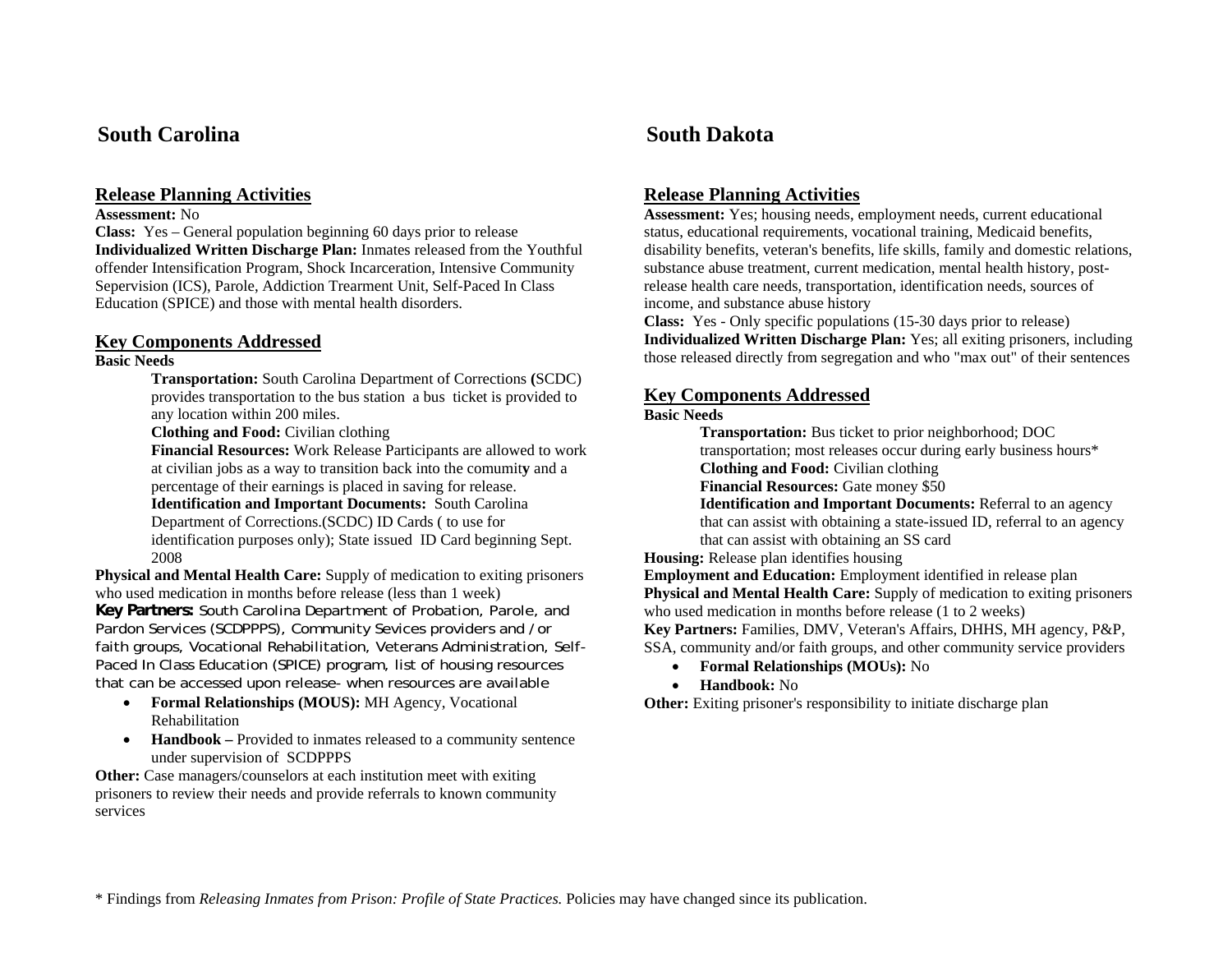# South Carolina

## Release Planning Activities

**Assessment:** No

**Class:** Yes – General population beginning 60 days prior to release

**Individualized Written Discharge Plan:** Inmates released from the Youthful offender Intensification Program, Shock Incarceration, Intensive Community Sepervision (ICS), Parole, Addiction Trearment Unit, Self-Paced In Class Education (SPICE) and those with mental health disorders.

## Key Components Addressed

**Basic Needs**

**Transportation:** South Carolina Department of Corrections **(**SCDC) provides transportation to the bus station a bus ticket is provided to any location within 200 miles.

**Clothing and Food:** Civilian clothing

**Financial Resources:** Work Release Participants are allowed to work at civilian jobs as a way to transition back into the comumit**y** and a percentage of their earnings is placed in saving for release.

**Identification and Important Documents:** South Carolina Department of Corrections.(SCDC) ID Cards ( to use for identification purposes only); State issued ID Card beginning Sept. 2008

**Physical and Mental Health Care:** Supply of medication to exiting prisoners who used medication in months before release (less than 1 week)

**Key Partners:** South Carolina Department of Probation, Parole, and Pardon Services (SCDPPPS), Community Sevices providers and /or faith groups, Vocational Rehabilitation, Veterans Administration, Self-Paced In Class Education (SPICE) program, list of housing resources that can be accessed upon release- when resources are available

- **Formal Relationships (MOUS):** MH Agency, Vocational Rehabilitation
- **Handbook –** Provided to inmates released to a community sentence under supervision of SCDPPPS

**Other:** Case managers/counselors at each institution meet with exiting prisoners to review their needs and provide referrals to known community services

# South Dakota

## Release Planning Activities

**Assessment:** Yes; housing needs, employment needs, current educational status, educational requirements, vocational training, Medicaid benefits, disability benefits, veteran's benefits, life skills, family and domestic relations, substance abuse treatment, current medication, mental health history, post-release health care needs, transportation, identification needs, sources of income, and substance abuse history

**Class:** Yes - Only specific populations (15-30 days prior to release)

**Individualized Written Discharge Plan:** Yes; all exiting prisoners, including those released directly from segregation and who "max out" of their sentences

## Key Components Addressed

**Basic Needs**

**Transportation:** Bus ticket to prior neighborhood; DOC transportation; most releases occur during early business hours*

**Clothing and Food:** Civilian clothing

**Financial Resources:** Gate money $50

**Identification and Important Documents:** Referral to an agency that can assist with obtaining a state-issued ID, referral to an agency that can assist with obtaining an SS card

**Housing:** Release plan identifies housing

**Employment and Education:** Employment identified in release plan

**Physical and Mental Health Care:** Supply of medication to exiting prisoners who used medication in months before release (1 to 2 weeks)

**Key Partners:** Families, DMV, Veteran's Affairs, DHHS, MH agency, P&P, SSA, community and/or faith groups, and other community service providers

- **Formal Relationships (MOUs):** No
- **Handbook:** No

**Other:** Exiting prisoner's responsibility to initiate discharge plan

\* Findings from *Releasing Inmates from Prison: Profile of State Practices.* Policies may have changed since its publication.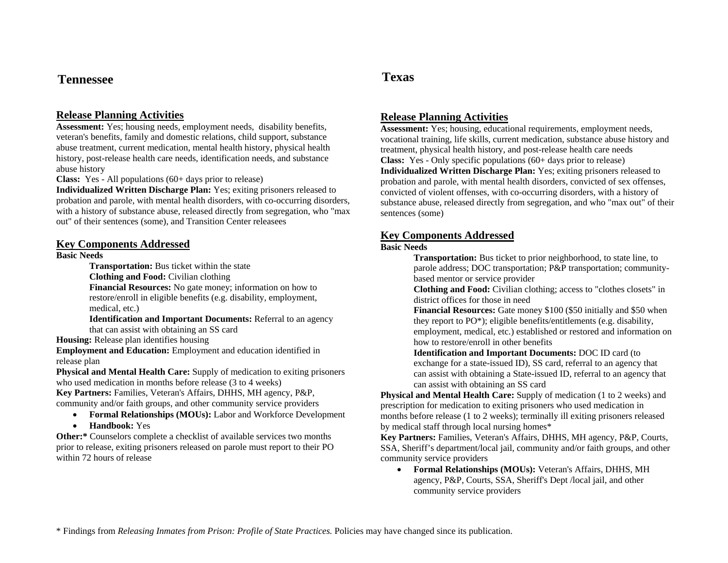## Tennessee

### Release Planning Activities

**Assessment:** Yes; housing needs, employment needs, disability benefits, veteran's benefits, family and domestic relations, child support, substance abuse treatment, current medication, mental health history, physical health history, post-release health care needs, identification needs, and substance abuse history

**Class:** Yes - All populations (60+ days prior to release)

**Individualized Written Discharge Plan:** Yes; exiting prisoners released to probation and parole, with mental health disorders, with co-occurring disorders, with a history of substance abuse, released directly from segregation, who "max out" of their sentences (some), and Transition Center releasees

### Key Components Addressed

**Basic Needs**

**Transportation:** Bus ticket within the state

**Clothing and Food:** Civilian clothing

**Financial Resources:** No gate money; information on how to restore/enroll in eligible benefits (e.g. disability, employment, medical, etc.)

**Identification and Important Documents:** Referral to an agency that can assist with obtaining an SS card

**Housing:** Release plan identifies housing

**Employment and Education:** Employment and education identified in release plan

**Physical and Mental Health Care:** Supply of medication to exiting prisoners who used medication in months before release (3 to 4 weeks)

**Key Partners:** Families, Veteran's Affairs, DHHS, MH agency, P&P, community and/or faith groups, and other community service providers

- **Formal Relationships (MOUs):** Labor and Workforce Development
- **Handbook:** Yes

**Other:*** Counselors complete a checklist of available services two months prior to release, exiting prisoners released on parole must report to their PO within 72 hours of release

## Texas

### Release Planning Activities

**Assessment:** Yes; housing, educational requirements, employment needs, vocational training, life skills, current medication, substance abuse history and treatment, physical health history, and post-release health care needs

**Class:** Yes - Only specific populations (60+ days prior to release)

**Individualized Written Discharge Plan:** Yes; exiting prisoners released to probation and parole, with mental health disorders, convicted of sex offenses, convicted of violent offenses, with co-occurring disorders, with a history of substance abuse, released directly from segregation, and who "max out" of their sentences (some)

### Key Components Addressed

**Basic Needs**

**Transportation:** Bus ticket to prior neighborhood, to state line, to parole address; DOC transportation; P&P transportation; community-based mentor or service provider

**Clothing and Food:** Civilian clothing; access to "clothes closets" in district offices for those in need

**Financial Resources:** Gate money $100 ($50 initially and $50 when they report to PO*); eligible benefits/entitlements (e.g. disability, employment, medical, etc.) established or restored and information on how to restore/enroll in other benefits

**Identification and Important Documents:** DOC ID card (to exchange for a state-issued ID), SS card, referral to an agency that can assist with obtaining a State-issued ID, referral to an agency that can assist with obtaining an SS card

**Physical and Mental Health Care:** Supply of medication (1 to 2 weeks) and prescription for medication to exiting prisoners who used medication in months before release (1 to 2 weeks); terminally ill exiting prisoners released by medical staff through local nursing homes*

**Key Partners:** Families, Veteran's Affairs, DHHS, MH agency, P&P, Courts, SSA, Sheriff's department/local jail, community and/or faith groups, and other community service providers

- **Formal Relationships (MOUs):** Veteran's Affairs, DHHS, MH agency, P&P, Courts, SSA, Sheriff's Dept /local jail, and other community service providers

\* Findings from *Releasing Inmates from Prison: Profile of State Practices.* Policies may have changed since its publication.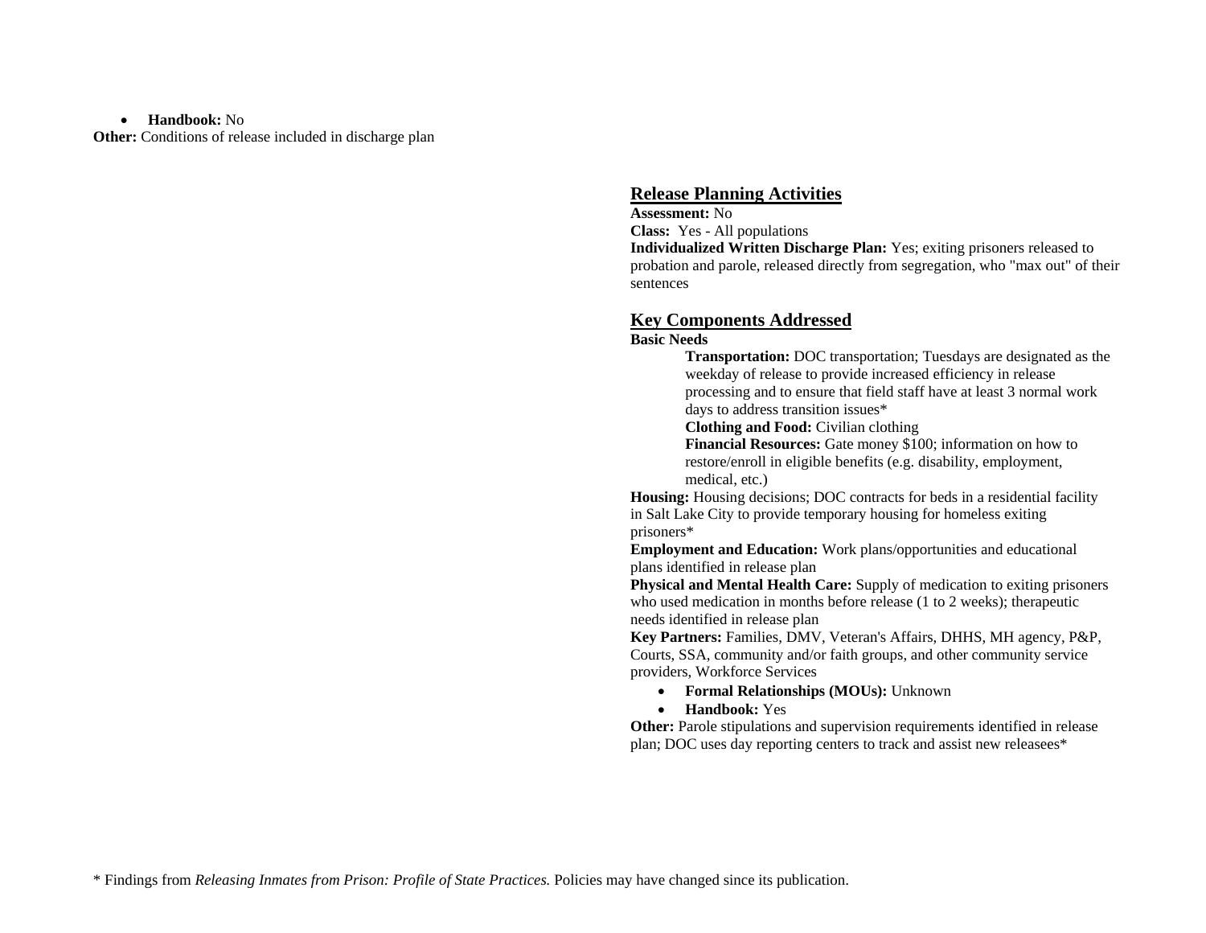- **Handbook:** No

**Other:** Conditions of release included in discharge plan

## Release Planning Activities

**Assessment:** No
**Class:** Yes - All populations
**Individualized Written Discharge Plan:** Yes; exiting prisoners released to probation and parole, released directly from segregation, who "max out" of their sentences

## Key Components Addressed

**Basic Needs**

> **Transportation:** DOC transportation; Tuesdays are designated as the weekday of release to provide increased efficiency in release processing and to ensure that field staff have at least 3 normal work days to address transition issues*
> **Clothing and Food:** Civilian clothing
> **Financial Resources:** Gate money $100; information on how to restore/enroll in eligible benefits (e.g. disability, employment, medical, etc.)

**Housing:** Housing decisions; DOC contracts for beds in a residential facility in Salt Lake City to provide temporary housing for homeless exiting prisoners*
**Employment and Education:** Work plans/opportunities and educational plans identified in release plan
**Physical and Mental Health Care:** Supply of medication to exiting prisoners who used medication in months before release (1 to 2 weeks); therapeutic needs identified in release plan
**Key Partners:** Families, DMV, Veteran's Affairs, DHHS, MH agency, P&P, Courts, SSA, community and/or faith groups, and other community service providers, Workforce Services

- **Formal Relationships (MOUs):** Unknown
- **Handbook:** Yes

**Other:** Parole stipulations and supervision requirements identified in release plan; DOC uses day reporting centers to track and assist new releasees*

* Findings from *Releasing Inmates from Prison: Profile of State Practices.* Policies may have changed since its publication.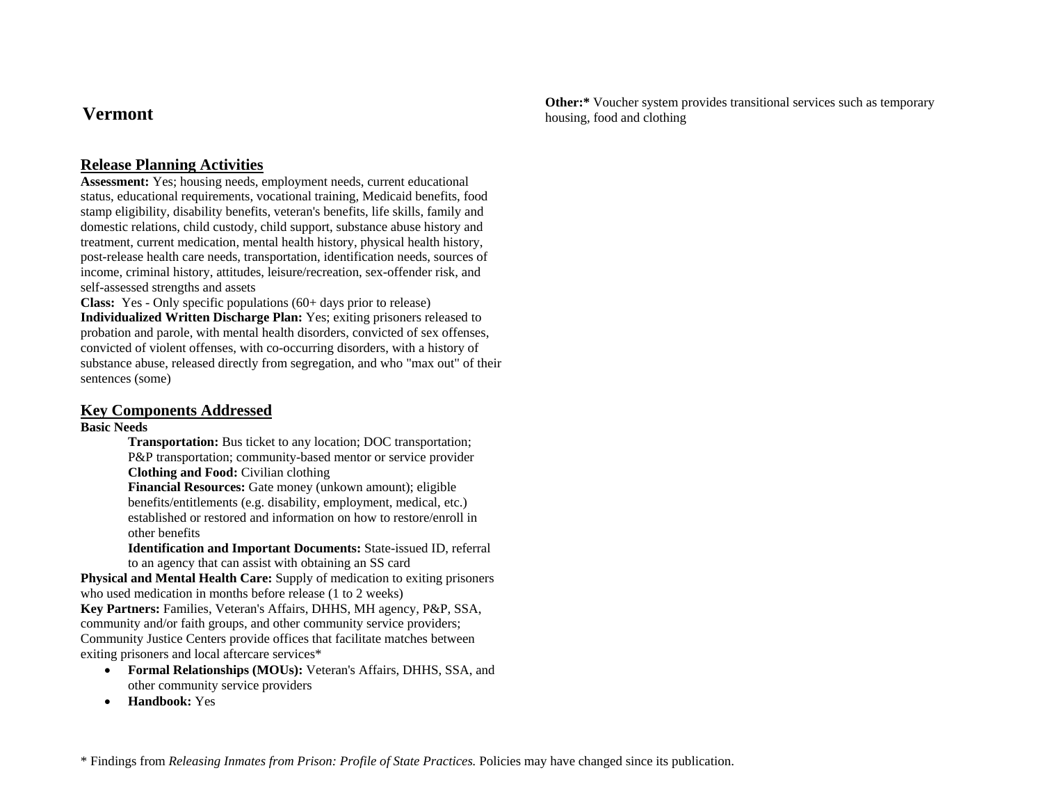# Vermont

## Release Planning Activities

**Assessment:** Yes; housing needs, employment needs, current educational status, educational requirements, vocational training, Medicaid benefits, food stamp eligibility, disability benefits, veteran's benefits, life skills, family and domestic relations, child custody, child support, substance abuse history and treatment, current medication, mental health history, physical health history, post-release health care needs, transportation, identification needs, sources of income, criminal history, attitudes, leisure/recreation, sex-offender risk, and self-assessed strengths and assets

**Class:** Yes - Only specific populations (60+ days prior to release)

**Individualized Written Discharge Plan:** Yes; exiting prisoners released to probation and parole, with mental health disorders, convicted of sex offenses, convicted of violent offenses, with co-occurring disorders, with a history of substance abuse, released directly from segregation, and who "max out" of their sentences (some)

## Key Components Addressed

**Basic Needs**

> **Transportation:** Bus ticket to any location; DOC transportation; P&P transportation; community-based mentor or service provider
>
> **Clothing and Food:** Civilian clothing
>
> **Financial Resources:** Gate money (unkown amount); eligible benefits/entitlements (e.g. disability, employment, medical, etc.) established or restored and information on how to restore/enroll in other benefits
>
> **Identification and Important Documents:** State-issued ID, referral to an agency that can assist with obtaining an SS card

**Physical and Mental Health Care:** Supply of medication to exiting prisoners who used medication in months before release (1 to 2 weeks)

**Key Partners:** Families, Veteran's Affairs, DHHS, MH agency, P&P, SSA, community and/or faith groups, and other community service providers; Community Justice Centers provide offices that facilitate matches between exiting prisoners and local aftercare services*

- **Formal Relationships (MOUs):** Veteran's Affairs, DHHS, SSA, and other community service providers
- **Handbook:** Yes

**Other:*** Voucher system provides transitional services such as temporary housing, food and clothing

\* Findings from *Releasing Inmates from Prison: Profile of State Practices.* Policies may have changed since its publication.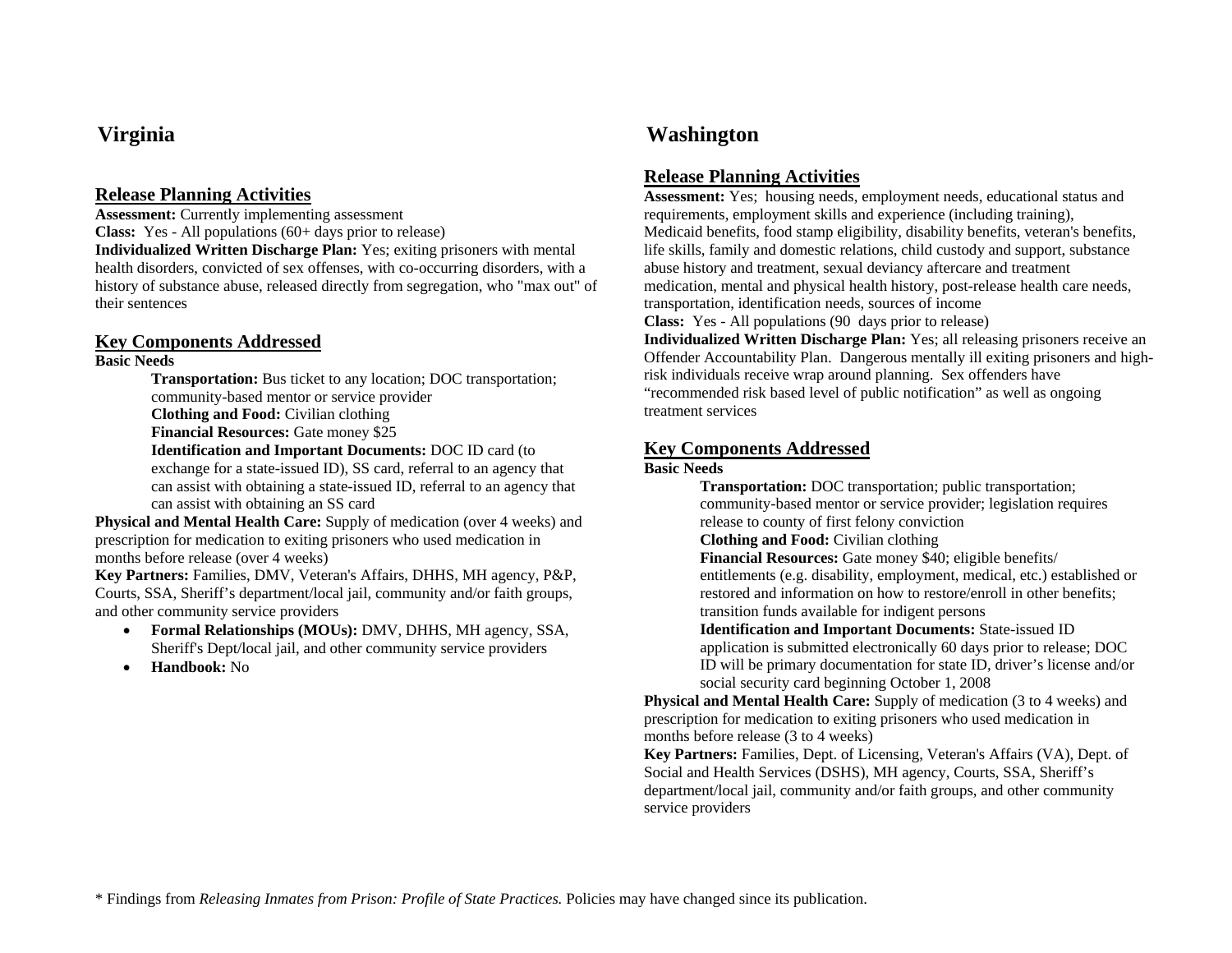## Virginia

### Release Planning Activities

**Assessment:** Currently implementing assessment
**Class:** Yes - All populations (60+ days prior to release)
**Individualized Written Discharge Plan:** Yes; exiting prisoners with mental health disorders, convicted of sex offenses, with co-occurring disorders, with a history of substance abuse, released directly from segregation, who "max out" of their sentences

### Key Components Addressed

**Basic Needs**

> **Transportation:** Bus ticket to any location; DOC transportation; community-based mentor or service provider
> **Clothing and Food:** Civilian clothing
> **Financial Resources:** Gate money $25
> **Identification and Important Documents:** DOC ID card (to exchange for a state-issued ID), SS card, referral to an agency that can assist with obtaining a state-issued ID, referral to an agency that can assist with obtaining an SS card

**Physical and Mental Health Care:** Supply of medication (over 4 weeks) and prescription for medication to exiting prisoners who used medication in months before release (over 4 weeks)
**Key Partners:** Families, DMV, Veteran's Affairs, DHHS, MH agency, P&P, Courts, SSA, Sheriff's department/local jail, community and/or faith groups, and other community service providers

- **Formal Relationships (MOUs):** DMV, DHHS, MH agency, SSA, Sheriff's Dept/local jail, and other community service providers
- **Handbook:** No

## Washington

### Release Planning Activities

**Assessment:** Yes; housing needs, employment needs, educational status and requirements, employment skills and experience (including training), Medicaid benefits, food stamp eligibility, disability benefits, veteran's benefits, life skills, family and domestic relations, child custody and support, substance abuse history and treatment, sexual deviancy aftercare and treatment medication, mental and physical health history, post-release health care needs, transportation, identification needs, sources of income
**Class:** Yes - All populations (90 days prior to release)
**Individualized Written Discharge Plan:** Yes; all releasing prisoners receive an Offender Accountability Plan. Dangerous mentally ill exiting prisoners and high-risk individuals receive wrap around planning. Sex offenders have "recommended risk based level of public notification" as well as ongoing treatment services

### Key Components Addressed

**Basic Needs**

> **Transportation:** DOC transportation; public transportation; community-based mentor or service provider; legislation requires release to county of first felony conviction
> **Clothing and Food:** Civilian clothing
> **Financial Resources:** Gate money $40; eligible benefits/ entitlements (e.g. disability, employment, medical, etc.) established or restored and information on how to restore/enroll in other benefits; transition funds available for indigent persons
> **Identification and Important Documents:** State-issued ID application is submitted electronically 60 days prior to release; DOC ID will be primary documentation for state ID, driver's license and/or social security card beginning October 1, 2008

**Physical and Mental Health Care:** Supply of medication (3 to 4 weeks) and prescription for medication to exiting prisoners who used medication in months before release (3 to 4 weeks)
**Key Partners:** Families, Dept. of Licensing, Veteran's Affairs (VA), Dept. of Social and Health Services (DSHS), MH agency, Courts, SSA, Sheriff's department/local jail, community and/or faith groups, and other community service providers

\* Findings from *Releasing Inmates from Prison: Profile of State Practices.* Policies may have changed since its publication.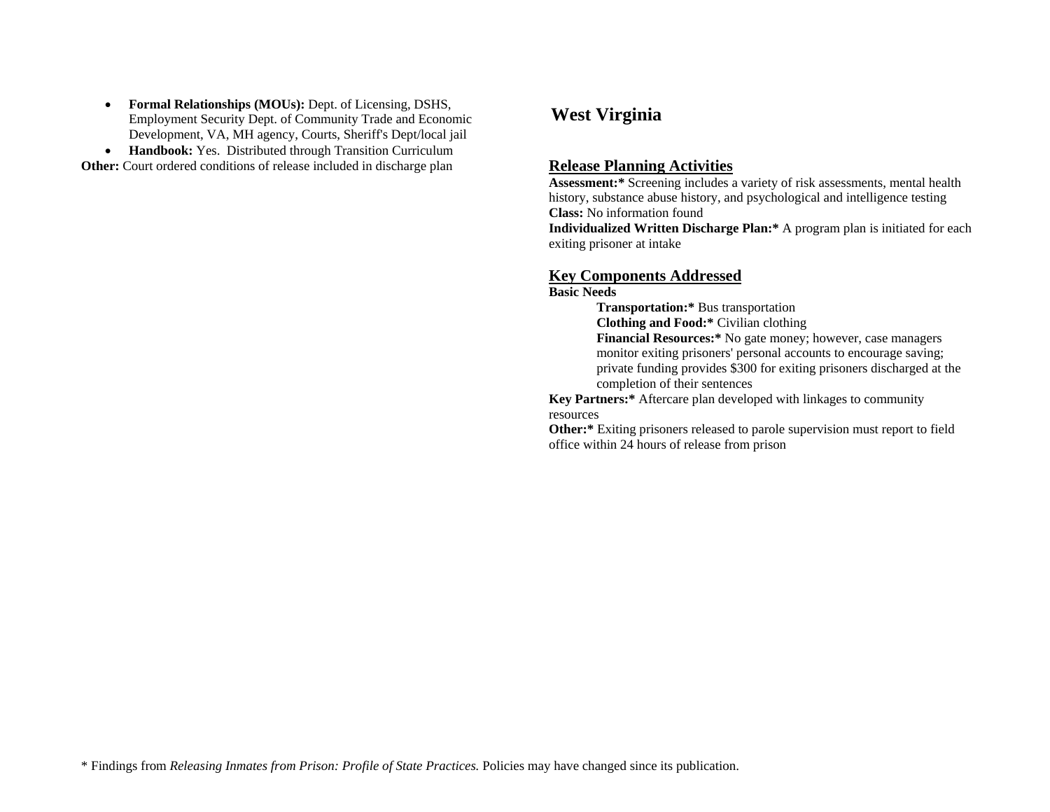- **Formal Relationships (MOUs):** Dept. of Licensing, DSHS, Employment Security Dept. of Community Trade and Economic Development, VA, MH agency, Courts, Sheriff's Dept/local jail
- **Handbook:** Yes. Distributed through Transition Curriculum

**Other:** Court ordered conditions of release included in discharge plan

## West Virginia

### Release Planning Activities

**Assessment:*** Screening includes a variety of risk assessments, mental health history, substance abuse history, and psychological and intelligence testing
**Class:** No information found
**Individualized Written Discharge Plan:*** A program plan is initiated for each exiting prisoner at intake

### Key Components Addressed

**Basic Needs**

> **Transportation:*** Bus transportation
> **Clothing and Food:*** Civilian clothing
> **Financial Resources:*** No gate money; however, case managers monitor exiting prisoners' personal accounts to encourage saving; private funding provides $300 for exiting prisoners discharged at the completion of their sentences

**Key Partners:*** Aftercare plan developed with linkages to community resources
**Other:*** Exiting prisoners released to parole supervision must report to field office within 24 hours of release from prison

\* Findings from *Releasing Inmates from Prison: Profile of State Practices.* Policies may have changed since its publication.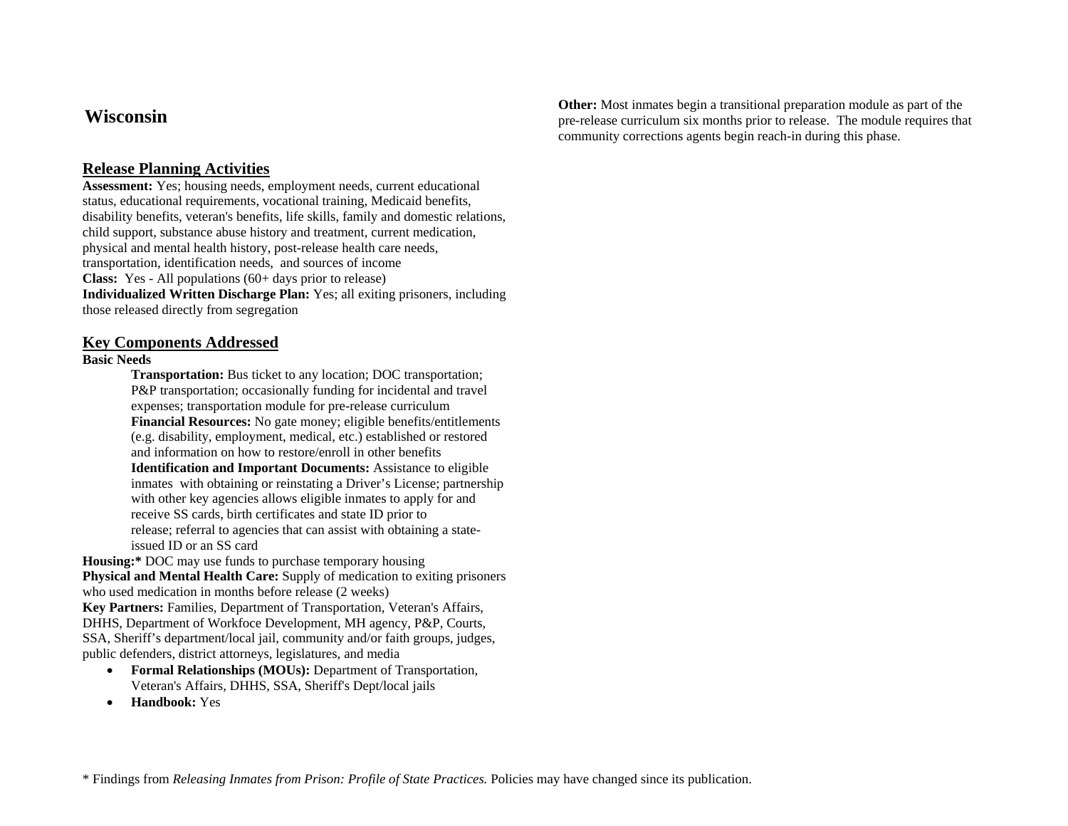# Wisconsin

## Release Planning Activities

**Assessment:** Yes; housing needs, employment needs, current educational status, educational requirements, vocational training, Medicaid benefits, disability benefits, veteran's benefits, life skills, family and domestic relations, child support, substance abuse history and treatment, current medication, physical and mental health history, post-release health care needs, transportation, identification needs, and sources of income
**Class:** Yes - All populations (60+ days prior to release)
**Individualized Written Discharge Plan:** Yes; all exiting prisoners, including those released directly from segregation

## Key Components Addressed

**Basic Needs**

> **Transportation:** Bus ticket to any location; DOC transportation; P&P transportation; occasionally funding for incidental and travel expenses; transportation module for pre-release curriculum
> **Financial Resources:** No gate money; eligible benefits/entitlements (e.g. disability, employment, medical, etc.) established or restored and information on how to restore/enroll in other benefits
> **Identification and Important Documents:** Assistance to eligible inmates with obtaining or reinstating a Driver's License; partnership with other key agencies allows eligible inmates to apply for and receive SS cards, birth certificates and state ID prior to release; referral to agencies that can assist with obtaining a state-issued ID or an SS card

**Housing:*** DOC may use funds to purchase temporary housing
**Physical and Mental Health Care:** Supply of medication to exiting prisoners who used medication in months before release (2 weeks)
**Key Partners:** Families, Department of Transportation, Veteran's Affairs, DHHS, Department of Workfoce Development, MH agency, P&P, Courts, SSA, Sheriff's department/local jail, community and/or faith groups, judges, public defenders, district attorneys, legislatures, and media

- **Formal Relationships (MOUs):** Department of Transportation, Veteran's Affairs, DHHS, SSA, Sheriff's Dept/local jails
- **Handbook:** Yes

**Other:** Most inmates begin a transitional preparation module as part of the pre-release curriculum six months prior to release. The module requires that community corrections agents begin reach-in during this phase.

\* Findings from *Releasing Inmates from Prison: Profile of State Practices.* Policies may have changed since its publication.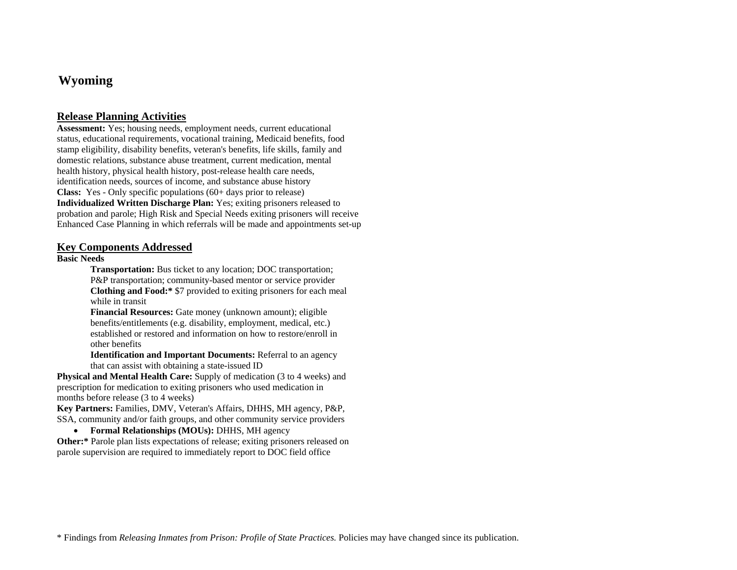# Wyoming

## Release Planning Activities

**Assessment:** Yes; housing needs, employment needs, current educational status, educational requirements, vocational training, Medicaid benefits, food stamp eligibility, disability benefits, veteran's benefits, life skills, family and domestic relations, substance abuse treatment, current medication, mental health history, physical health history, post-release health care needs, identification needs, sources of income, and substance abuse history
**Class:** Yes - Only specific populations (60+ days prior to release)
**Individualized Written Discharge Plan:** Yes; exiting prisoners released to probation and parole; High Risk and Special Needs exiting prisoners will receive Enhanced Case Planning in which referrals will be made and appointments set-up

## Key Components Addressed

**Basic Needs**

> **Transportation:** Bus ticket to any location; DOC transportation; P&P transportation; community-based mentor or service provider
> **Clothing and Food:*** $7 provided to exiting prisoners for each meal while in transit
> **Financial Resources:** Gate money (unknown amount); eligible benefits/entitlements (e.g. disability, employment, medical, etc.) established or restored and information on how to restore/enroll in other benefits
> **Identification and Important Documents:** Referral to an agency that can assist with obtaining a state-issued ID

**Physical and Mental Health Care:** Supply of medication (3 to 4 weeks) and prescription for medication to exiting prisoners who used medication in months before release (3 to 4 weeks)
**Key Partners:** Families, DMV, Veteran's Affairs, DHHS, MH agency, P&P, SSA, community and/or faith groups, and other community service providers

- **Formal Relationships (MOUs):** DHHS, MH agency

**Other:*** Parole plan lists expectations of release; exiting prisoners released on parole supervision are required to immediately report to DOC field office

\* Findings from *Releasing Inmates from Prison: Profile of State Practices.* Policies may have changed since its publication.